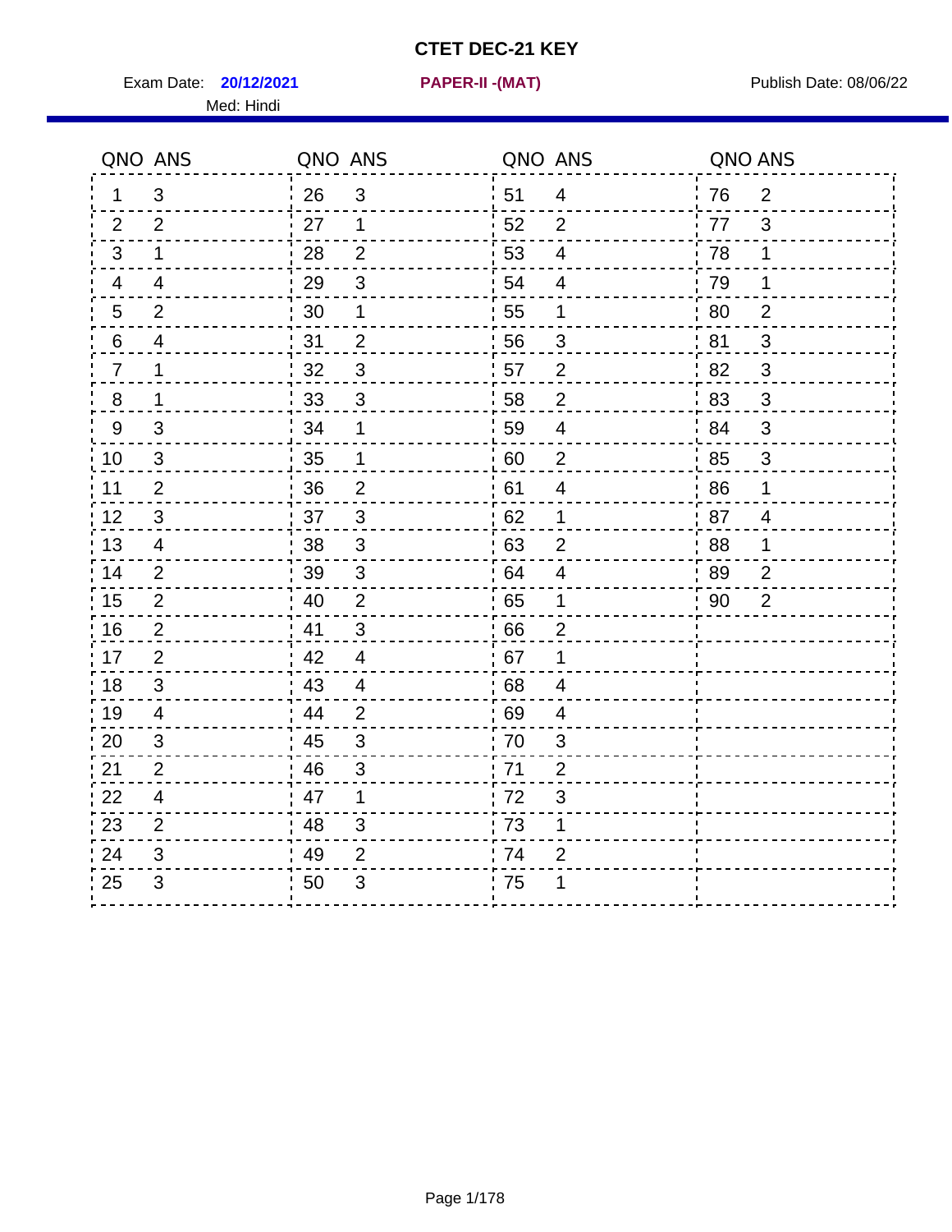# CTET DEC-21 KEY

Exam Date: **20/12/2021** **PAPER-II -(MAT)** Publish Date: 08/06/22

Med: Hindi

| QNO | ANS | QNO | ANS | QNO | ANS | QNO | ANS |
|---|---|---|---|---|---|---|---|
| 1 | 3 | 26 | 3 | 51 | 4 | 76 | 2 |
| 2 | 2 | 27 | 1 | 52 | 2 | 77 | 3 |
| 3 | 1 | 28 | 2 | 53 | 4 | 78 | 1 |
| 4 | 4 | 29 | 3 | 54 | 4 | 79 | 1 |
| 5 | 2 | 30 | 1 | 55 | 1 | 80 | 2 |
| 6 | 4 | 31 | 2 | 56 | 3 | 81 | 3 |
| 7 | 1 | 32 | 3 | 57 | 2 | 82 | 3 |
| 8 | 1 | 33 | 3 | 58 | 2 | 83 | 3 |
| 9 | 3 | 34 | 1 | 59 | 4 | 84 | 3 |
| 10 | 3 | 35 | 1 | 60 | 2 | 85 | 3 |
| 11 | 2 | 36 | 2 | 61 | 4 | 86 | 1 |
| 12 | 3 | 37 | 3 | 62 | 1 | 87 | 4 |
| 13 | 4 | 38 | 3 | 63 | 2 | 88 | 1 |
| 14 | 2 | 39 | 3 | 64 | 4 | 89 | 2 |
| 15 | 2 | 40 | 2 | 65 | 1 | 90 | 2 |
| 16 | 2 | 41 | 3 | 66 | 2 | | |
| 17 | 2 | 42 | 4 | 67 | 1 | | |
| 18 | 3 | 43 | 4 | 68 | 4 | | |
| 19 | 4 | 44 | 2 | 69 | 4 | | |
| 20 | 3 | 45 | 3 | 70 | 3 | | |
| 21 | 2 | 46 | 3 | 71 | 2 | | |
| 22 | 4 | 47 | 1 | 72 | 3 | | |
| 23 | 2 | 48 | 3 | 73 | 1 | | |
| 24 | 3 | 49 | 2 | 74 | 2 | | |
| 25 | 3 | 50 | 3 | 75 | 1 | | |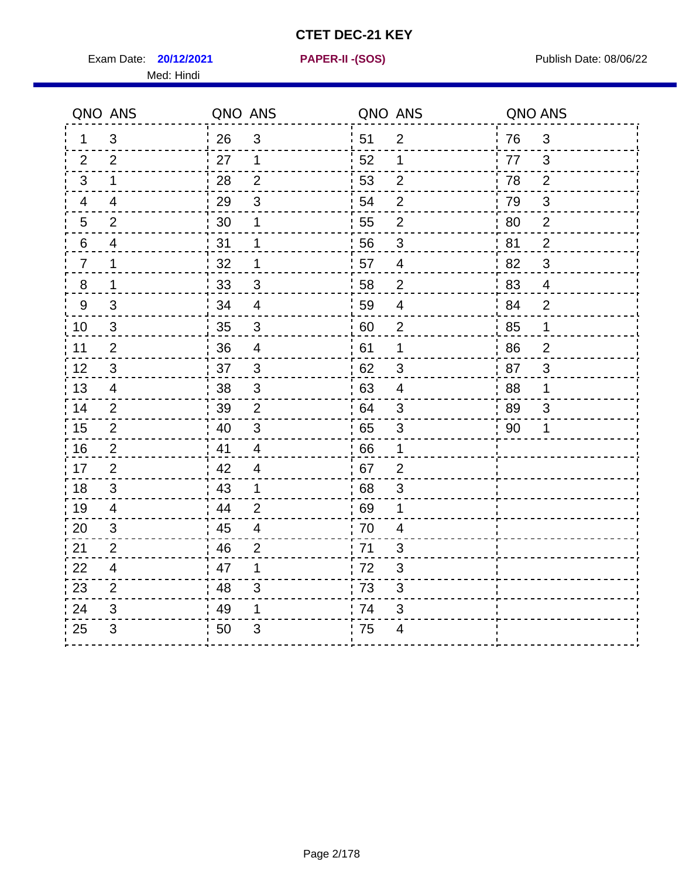# CTET DEC-21 KEY

Exam Date: **20/12/2021** **PAPER-II -(SOS)** Publish Date: 08/06/22

Med: Hindi

| QNO | ANS | QNO | ANS | QNO | ANS | QNO | ANS |
|---|---|---|---|---|---|---|---|
| 1 | 3 | 26 | 3 | 51 | 2 | 76 | 3 |
| 2 | 2 | 27 | 1 | 52 | 1 | 77 | 3 |
| 3 | 1 | 28 | 2 | 53 | 2 | 78 | 2 |
| 4 | 4 | 29 | 3 | 54 | 2 | 79 | 3 |
| 5 | 2 | 30 | 1 | 55 | 2 | 80 | 2 |
| 6 | 4 | 31 | 1 | 56 | 3 | 81 | 2 |
| 7 | 1 | 32 | 1 | 57 | 4 | 82 | 3 |
| 8 | 1 | 33 | 3 | 58 | 2 | 83 | 4 |
| 9 | 3 | 34 | 4 | 59 | 4 | 84 | 2 |
| 10 | 3 | 35 | 3 | 60 | 2 | 85 | 1 |
| 11 | 2 | 36 | 4 | 61 | 1 | 86 | 2 |
| 12 | 3 | 37 | 3 | 62 | 3 | 87 | 3 |
| 13 | 4 | 38 | 3 | 63 | 4 | 88 | 1 |
| 14 | 2 | 39 | 2 | 64 | 3 | 89 | 3 |
| 15 | 2 | 40 | 3 | 65 | 3 | 90 | 1 |
| 16 | 2 | 41 | 4 | 66 | 1 | | |
| 17 | 2 | 42 | 4 | 67 | 2 | | |
| 18 | 3 | 43 | 1 | 68 | 3 | | |
| 19 | 4 | 44 | 2 | 69 | 1 | | |
| 20 | 3 | 45 | 4 | 70 | 4 | | |
| 21 | 2 | 46 | 2 | 71 | 3 | | |
| 22 | 4 | 47 | 1 | 72 | 3 | | |
| 23 | 2 | 48 | 3 | 73 | 3 | | |
| 24 | 3 | 49 | 1 | 74 | 3 | | |
| 25 | 3 | 50 | 3 | 75 | 4 | | |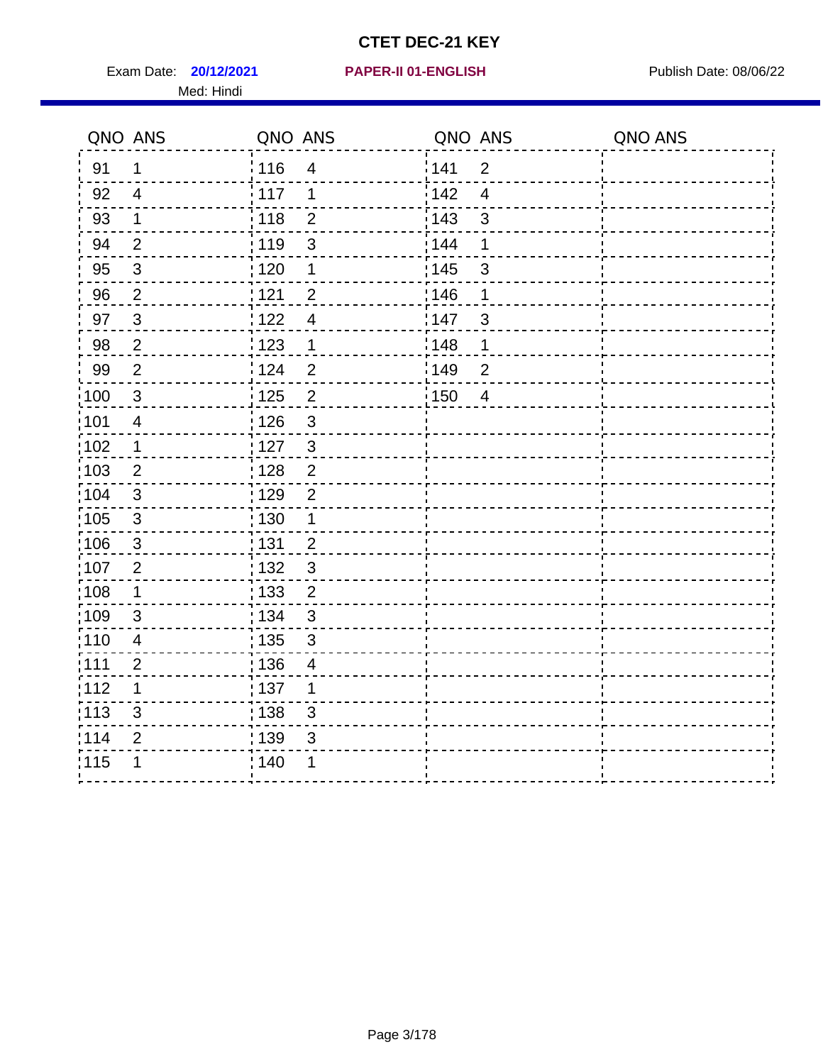# CTET DEC-21 KEY

Exam Date: **20/12/2021** **PAPER-II 01-ENGLISH** Publish Date: 08/06/22

Med: Hindi

| QNO | ANS | QNO | ANS | QNO | ANS | QNO | ANS |
|---|---|---|---|---|---|---|---|
| 91 | 1 | 116 | 4 | 141 | 2 | | |
| 92 | 4 | 117 | 1 | 142 | 4 | | |
| 93 | 1 | 118 | 2 | 143 | 3 | | |
| 94 | 2 | 119 | 3 | 144 | 1 | | |
| 95 | 3 | 120 | 1 | 145 | 3 | | |
| 96 | 2 | 121 | 2 | 146 | 1 | | |
| 97 | 3 | 122 | 4 | 147 | 3 | | |
| 98 | 2 | 123 | 1 | 148 | 1 | | |
| 99 | 2 | 124 | 2 | 149 | 2 | | |
| 100 | 3 | 125 | 2 | 150 | 4 | | |
| 101 | 4 | 126 | 3 | | | | |
| 102 | 1 | 127 | 3 | | | | |
| 103 | 2 | 128 | 2 | | | | |
| 104 | 3 | 129 | 2 | | | | |
| 105 | 3 | 130 | 1 | | | | |
| 106 | 3 | 131 | 2 | | | | |
| 107 | 2 | 132 | 3 | | | | |
| 108 | 1 | 133 | 2 | | | | |
| 109 | 3 | 134 | 3 | | | | |
| 110 | 4 | 135 | 3 | | | | |
| 111 | 2 | 136 | 4 | | | | |
| 112 | 1 | 137 | 1 | | | | |
| 113 | 3 | 138 | 3 | | | | |
| 114 | 2 | 139 | 3 | | | | |
| 115 | 1 | 140 | 1 | | | | |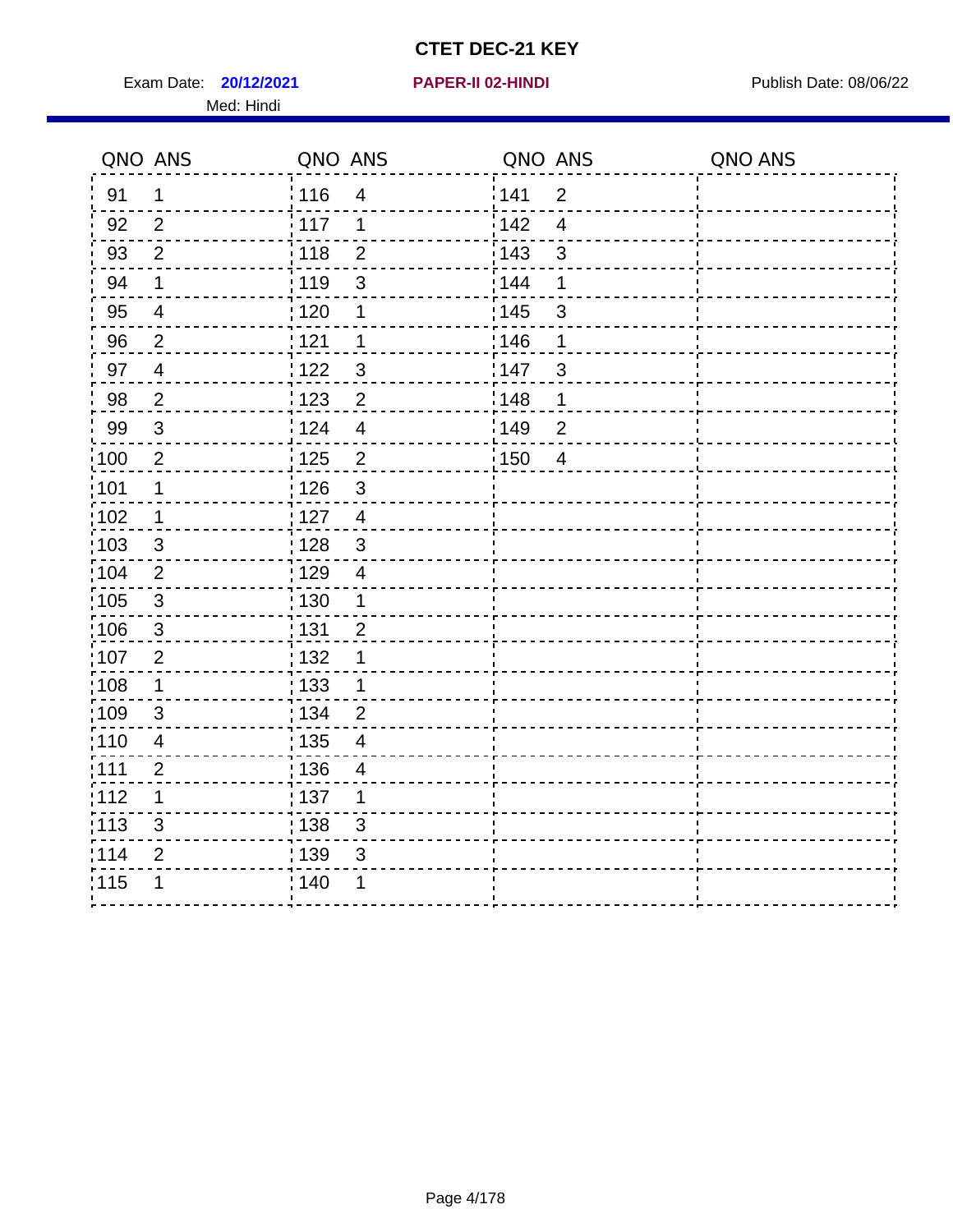# CTET DEC-21 KEY

Exam Date: **20/12/2021** **PAPER-II 02-HINDI** Publish Date: 08/06/22

Med: Hindi

| QNO | ANS | QNO | ANS | QNO | ANS | QNO | ANS |
|---|---|---|---|---|---|---|---|
| 91 | 1 | 116 | 4 | 141 | 2 | | |
| 92 | 2 | 117 | 1 | 142 | 4 | | |
| 93 | 2 | 118 | 2 | 143 | 3 | | |
| 94 | 1 | 119 | 3 | 144 | 1 | | |
| 95 | 4 | 120 | 1 | 145 | 3 | | |
| 96 | 2 | 121 | 1 | 146 | 1 | | |
| 97 | 4 | 122 | 3 | 147 | 3 | | |
| 98 | 2 | 123 | 2 | 148 | 1 | | |
| 99 | 3 | 124 | 4 | 149 | 2 | | |
| 100 | 2 | 125 | 2 | 150 | 4 | | |
| 101 | 1 | 126 | 3 | | | | |
| 102 | 1 | 127 | 4 | | | | |
| 103 | 3 | 128 | 3 | | | | |
| 104 | 2 | 129 | 4 | | | | |
| 105 | 3 | 130 | 1 | | | | |
| 106 | 3 | 131 | 2 | | | | |
| 107 | 2 | 132 | 1 | | | | |
| 108 | 1 | 133 | 1 | | | | |
| 109 | 3 | 134 | 2 | | | | |
| 110 | 4 | 135 | 4 | | | | |
| 111 | 2 | 136 | 4 | | | | |
| 112 | 1 | 137 | 1 | | | | |
| 113 | 3 | 138 | 3 | | | | |
| 114 | 2 | 139 | 3 | | | | |
| 115 | 1 | 140 | 1 | | | | |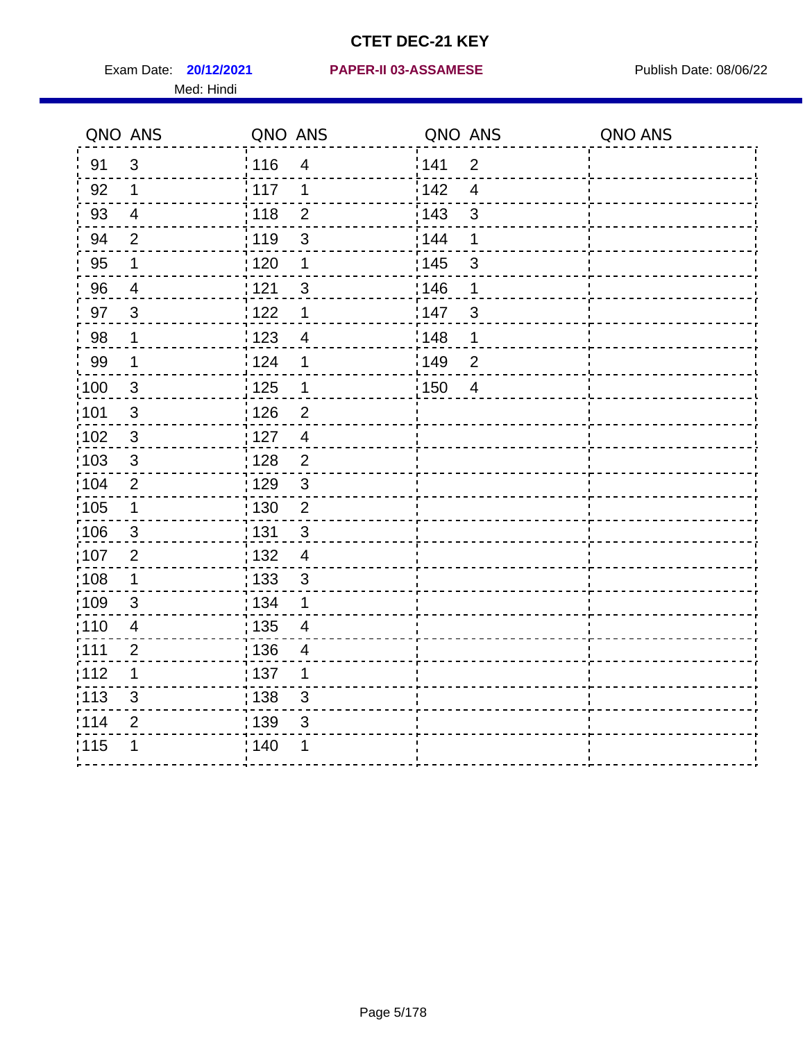# CTET DEC-21 KEY

Exam Date: **20/12/2021** **PAPER-II 03-ASSAMESE** Publish Date: 08/06/22

Med: Hindi

| QNO | ANS | QNO | ANS | QNO | ANS | QNO | ANS |
|---|---|---|---|---|---|---|---|
| 91 | 3 | 116 | 4 | 141 | 2 | | |
| 92 | 1 | 117 | 1 | 142 | 4 | | |
| 93 | 4 | 118 | 2 | 143 | 3 | | |
| 94 | 2 | 119 | 3 | 144 | 1 | | |
| 95 | 1 | 120 | 1 | 145 | 3 | | |
| 96 | 4 | 121 | 3 | 146 | 1 | | |
| 97 | 3 | 122 | 1 | 147 | 3 | | |
| 98 | 1 | 123 | 4 | 148 | 1 | | |
| 99 | 1 | 124 | 1 | 149 | 2 | | |
| 100 | 3 | 125 | 1 | 150 | 4 | | |
| 101 | 3 | 126 | 2 | | | | |
| 102 | 3 | 127 | 4 | | | | |
| 103 | 3 | 128 | 2 | | | | |
| 104 | 2 | 129 | 3 | | | | |
| 105 | 1 | 130 | 2 | | | | |
| 106 | 3 | 131 | 3 | | | | |
| 107 | 2 | 132 | 4 | | | | |
| 108 | 1 | 133 | 3 | | | | |
| 109 | 3 | 134 | 1 | | | | |
| 110 | 4 | 135 | 4 | | | | |
| 111 | 2 | 136 | 4 | | | | |
| 112 | 1 | 137 | 1 | | | | |
| 113 | 3 | 138 | 3 | | | | |
| 114 | 2 | 139 | 3 | | | | |
| 115 | 1 | 140 | 1 | | | | |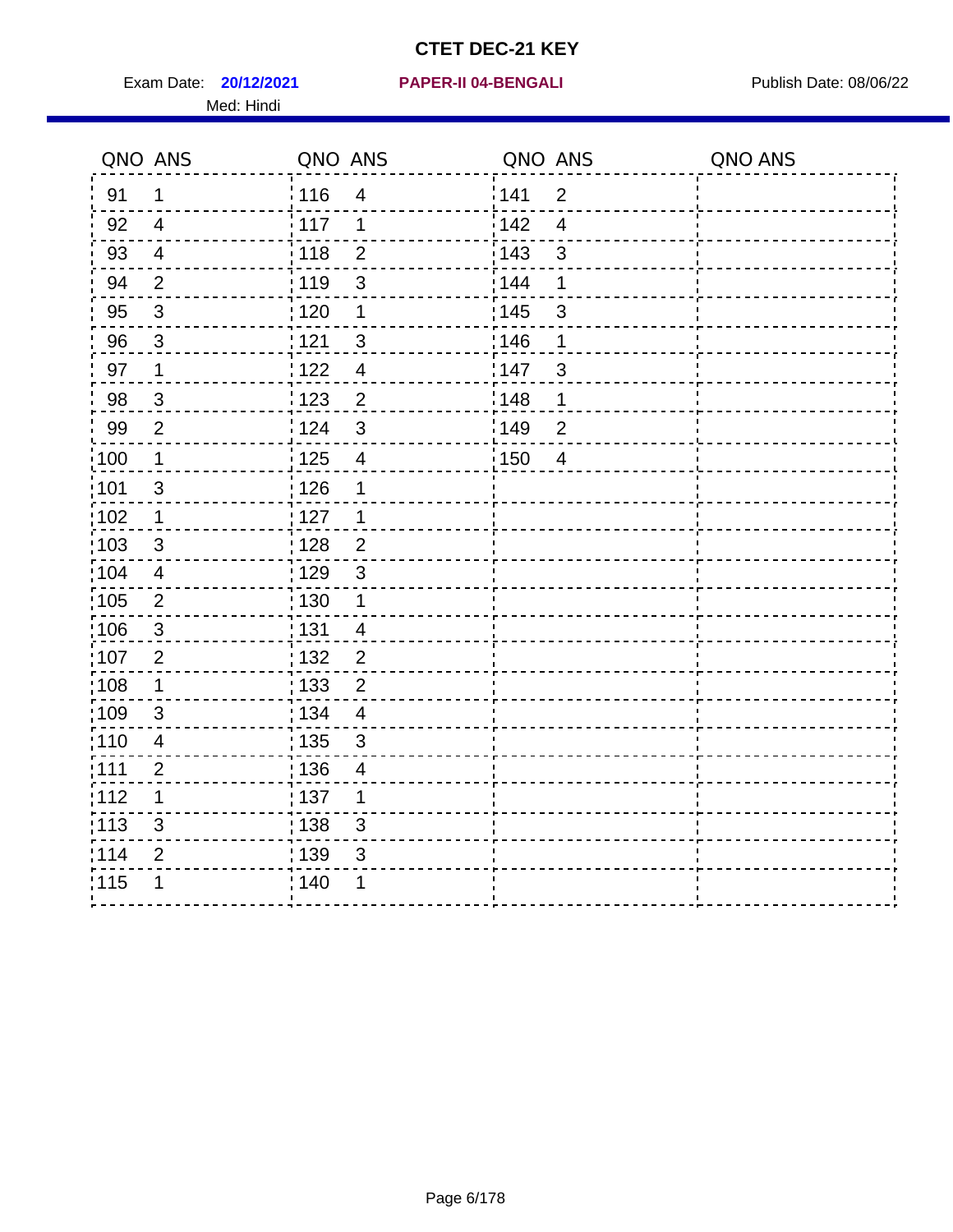# CTET DEC-21 KEY

Exam Date: **20/12/2021** **PAPER-II 04-BENGALI** Publish Date: 08/06/22

Med: Hindi

| QNO | ANS | QNO | ANS | QNO | ANS | QNO | ANS |
|---|---|---|---|---|---|---|---|
| 91 | 1 | 116 | 4 | 141 | 2 | | |
| 92 | 4 | 117 | 1 | 142 | 4 | | |
| 93 | 4 | 118 | 2 | 143 | 3 | | |
| 94 | 2 | 119 | 3 | 144 | 1 | | |
| 95 | 3 | 120 | 1 | 145 | 3 | | |
| 96 | 3 | 121 | 3 | 146 | 1 | | |
| 97 | 1 | 122 | 4 | 147 | 3 | | |
| 98 | 3 | 123 | 2 | 148 | 1 | | |
| 99 | 2 | 124 | 3 | 149 | 2 | | |
| 100 | 1 | 125 | 4 | 150 | 4 | | |
| 101 | 3 | 126 | 1 | | | | |
| 102 | 1 | 127 | 1 | | | | |
| 103 | 3 | 128 | 2 | | | | |
| 104 | 4 | 129 | 3 | | | | |
| 105 | 2 | 130 | 1 | | | | |
| 106 | 3 | 131 | 4 | | | | |
| 107 | 2 | 132 | 2 | | | | |
| 108 | 1 | 133 | 2 | | | | |
| 109 | 3 | 134 | 4 | | | | |
| 110 | 4 | 135 | 3 | | | | |
| 111 | 2 | 136 | 4 | | | | |
| 112 | 1 | 137 | 1 | | | | |
| 113 | 3 | 138 | 3 | | | | |
| 114 | 2 | 139 | 3 | | | | |
| 115 | 1 | 140 | 1 | | | | |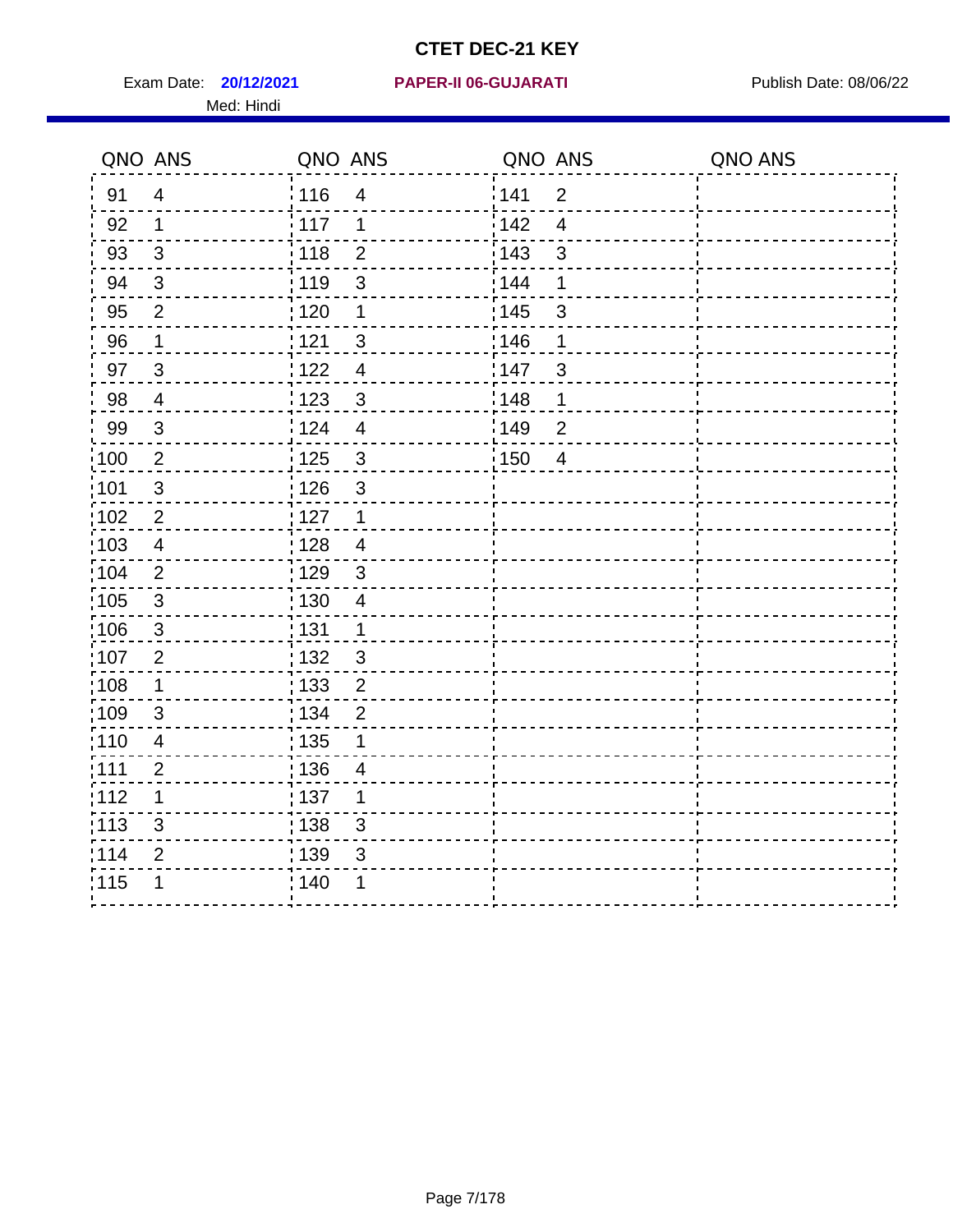# CTET DEC-21 KEY

Exam Date: **20/12/2021** **PAPER-II 06-GUJARATI** Publish Date: 08/06/22

Med: Hindi

| QNO | ANS | QNO | ANS | QNO | ANS | QNO | ANS |
|---|---|---|---|---|---|---|---|
| 91 | 4 | 116 | 4 | 141 | 2 | | |
| 92 | 1 | 117 | 1 | 142 | 4 | | |
| 93 | 3 | 118 | 2 | 143 | 3 | | |
| 94 | 3 | 119 | 3 | 144 | 1 | | |
| 95 | 2 | 120 | 1 | 145 | 3 | | |
| 96 | 1 | 121 | 3 | 146 | 1 | | |
| 97 | 3 | 122 | 4 | 147 | 3 | | |
| 98 | 4 | 123 | 3 | 148 | 1 | | |
| 99 | 3 | 124 | 4 | 149 | 2 | | |
| 100 | 2 | 125 | 3 | 150 | 4 | | |
| 101 | 3 | 126 | 3 | | | | |
| 102 | 2 | 127 | 1 | | | | |
| 103 | 4 | 128 | 4 | | | | |
| 104 | 2 | 129 | 3 | | | | |
| 105 | 3 | 130 | 4 | | | | |
| 106 | 3 | 131 | 1 | | | | |
| 107 | 2 | 132 | 3 | | | | |
| 108 | 1 | 133 | 2 | | | | |
| 109 | 3 | 134 | 2 | | | | |
| 110 | 4 | 135 | 1 | | | | |
| 111 | 2 | 136 | 4 | | | | |
| 112 | 1 | 137 | 1 | | | | |
| 113 | 3 | 138 | 3 | | | | |
| 114 | 2 | 139 | 3 | | | | |
| 115 | 1 | 140 | 1 | | | | |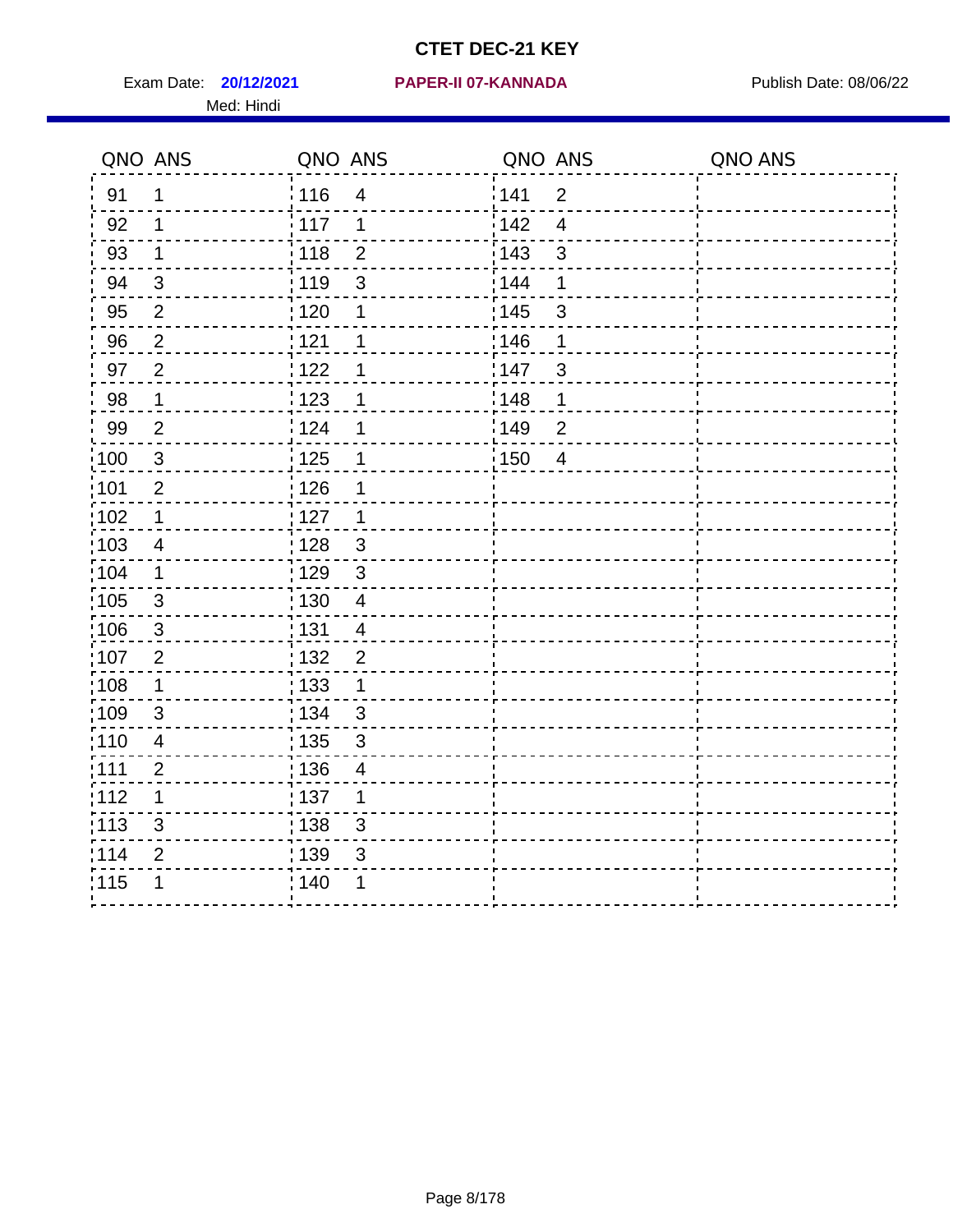# CTET DEC-21 KEY

Exam Date: **20/12/2021** **PAPER-II 07-KANNADA** Publish Date: 08/06/22

Med: Hindi

| QNO | ANS | QNO | ANS | QNO | ANS | QNO | ANS |
|---|---|---|---|---|---|---|---|
| 91 | 1 | 116 | 4 | 141 | 2 | | |
| 92 | 1 | 117 | 1 | 142 | 4 | | |
| 93 | 1 | 118 | 2 | 143 | 3 | | |
| 94 | 3 | 119 | 3 | 144 | 1 | | |
| 95 | 2 | 120 | 1 | 145 | 3 | | |
| 96 | 2 | 121 | 1 | 146 | 1 | | |
| 97 | 2 | 122 | 1 | 147 | 3 | | |
| 98 | 1 | 123 | 1 | 148 | 1 | | |
| 99 | 2 | 124 | 1 | 149 | 2 | | |
| 100 | 3 | 125 | 1 | 150 | 4 | | |
| 101 | 2 | 126 | 1 | | | | |
| 102 | 1 | 127 | 1 | | | | |
| 103 | 4 | 128 | 3 | | | | |
| 104 | 1 | 129 | 3 | | | | |
| 105 | 3 | 130 | 4 | | | | |
| 106 | 3 | 131 | 4 | | | | |
| 107 | 2 | 132 | 2 | | | | |
| 108 | 1 | 133 | 1 | | | | |
| 109 | 3 | 134 | 3 | | | | |
| 110 | 4 | 135 | 3 | | | | |
| 111 | 2 | 136 | 4 | | | | |
| 112 | 1 | 137 | 1 | | | | |
| 113 | 3 | 138 | 3 | | | | |
| 114 | 2 | 139 | 3 | | | | |
| 115 | 1 | 140 | 1 | | | | |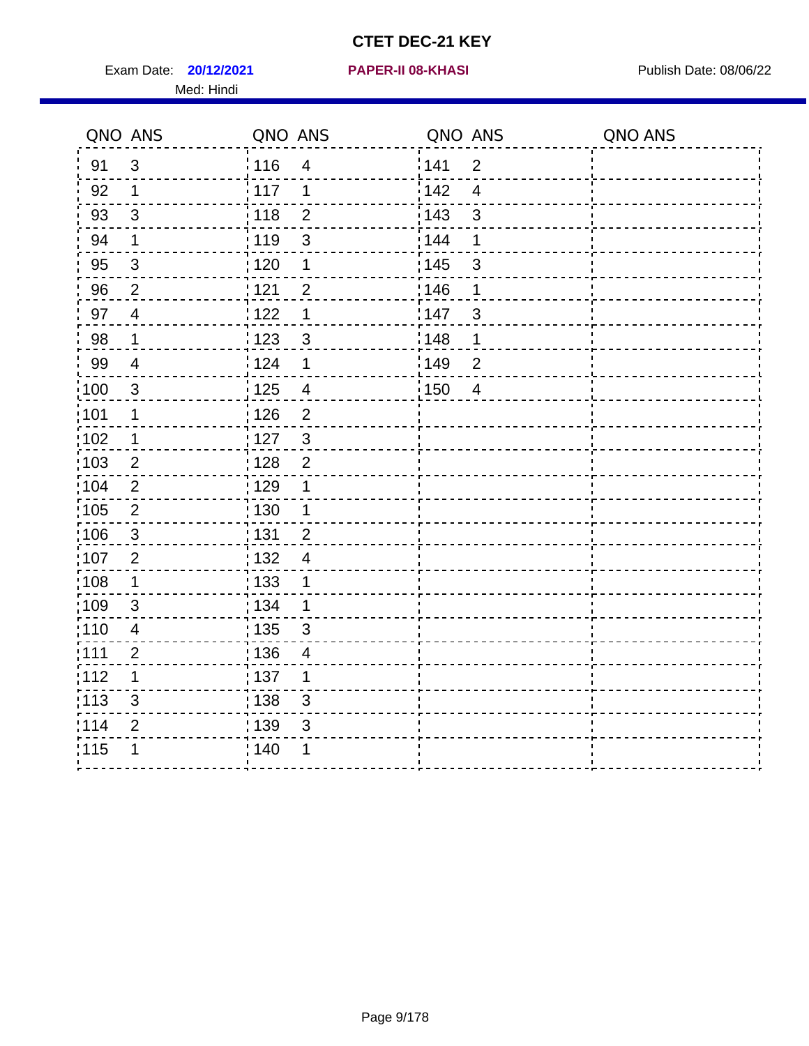# CTET DEC-21 KEY

Exam Date: **20/12/2021** **PAPER-II 08-KHASI** Publish Date: 08/06/22

Med: Hindi

| QNO | ANS | QNO | ANS | QNO | ANS | QNO | ANS |
|---|---|---|---|---|---|---|---|
| 91 | 3 | 116 | 4 | 141 | 2 | | |
| 92 | 1 | 117 | 1 | 142 | 4 | | |
| 93 | 3 | 118 | 2 | 143 | 3 | | |
| 94 | 1 | 119 | 3 | 144 | 1 | | |
| 95 | 3 | 120 | 1 | 145 | 3 | | |
| 96 | 2 | 121 | 2 | 146 | 1 | | |
| 97 | 4 | 122 | 1 | 147 | 3 | | |
| 98 | 1 | 123 | 3 | 148 | 1 | | |
| 99 | 4 | 124 | 1 | 149 | 2 | | |
| 100 | 3 | 125 | 4 | 150 | 4 | | |
| 101 | 1 | 126 | 2 | | | | |
| 102 | 1 | 127 | 3 | | | | |
| 103 | 2 | 128 | 2 | | | | |
| 104 | 2 | 129 | 1 | | | | |
| 105 | 2 | 130 | 1 | | | | |
| 106 | 3 | 131 | 2 | | | | |
| 107 | 2 | 132 | 4 | | | | |
| 108 | 1 | 133 | 1 | | | | |
| 109 | 3 | 134 | 1 | | | | |
| 110 | 4 | 135 | 3 | | | | |
| 111 | 2 | 136 | 4 | | | | |
| 112 | 1 | 137 | 1 | | | | |
| 113 | 3 | 138 | 3 | | | | |
| 114 | 2 | 139 | 3 | | | | |
| 115 | 1 | 140 | 1 | | | | |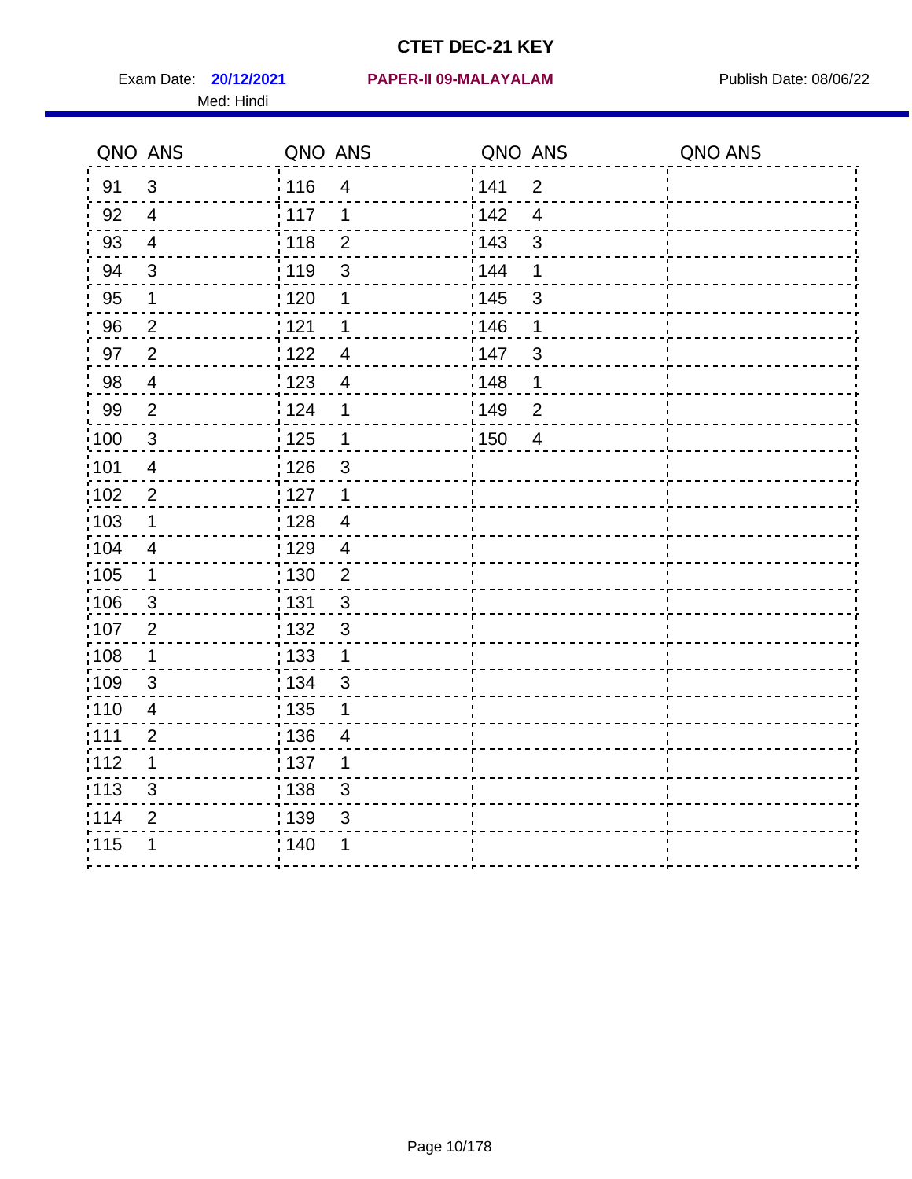# CTET DEC-21 KEY

Exam Date: **20/12/2021** **PAPER-II 09-MALAYALAM** Publish Date: 08/06/22

Med: Hindi

| QNO | ANS | QNO | ANS | QNO | ANS | QNO | ANS |
|---|---|---|---|---|---|---|---|
| 91 | 3 | 116 | 4 | 141 | 2 | | |
| 92 | 4 | 117 | 1 | 142 | 4 | | |
| 93 | 4 | 118 | 2 | 143 | 3 | | |
| 94 | 3 | 119 | 3 | 144 | 1 | | |
| 95 | 1 | 120 | 1 | 145 | 3 | | |
| 96 | 2 | 121 | 1 | 146 | 1 | | |
| 97 | 2 | 122 | 4 | 147 | 3 | | |
| 98 | 4 | 123 | 4 | 148 | 1 | | |
| 99 | 2 | 124 | 1 | 149 | 2 | | |
| 100 | 3 | 125 | 1 | 150 | 4 | | |
| 101 | 4 | 126 | 3 | | | | |
| 102 | 2 | 127 | 1 | | | | |
| 103 | 1 | 128 | 4 | | | | |
| 104 | 4 | 129 | 4 | | | | |
| 105 | 1 | 130 | 2 | | | | |
| 106 | 3 | 131 | 3 | | | | |
| 107 | 2 | 132 | 3 | | | | |
| 108 | 1 | 133 | 1 | | | | |
| 109 | 3 | 134 | 3 | | | | |
| 110 | 4 | 135 | 1 | | | | |
| 111 | 2 | 136 | 4 | | | | |
| 112 | 1 | 137 | 1 | | | | |
| 113 | 3 | 138 | 3 | | | | |
| 114 | 2 | 139 | 3 | | | | |
| 115 | 1 | 140 | 1 | | | | |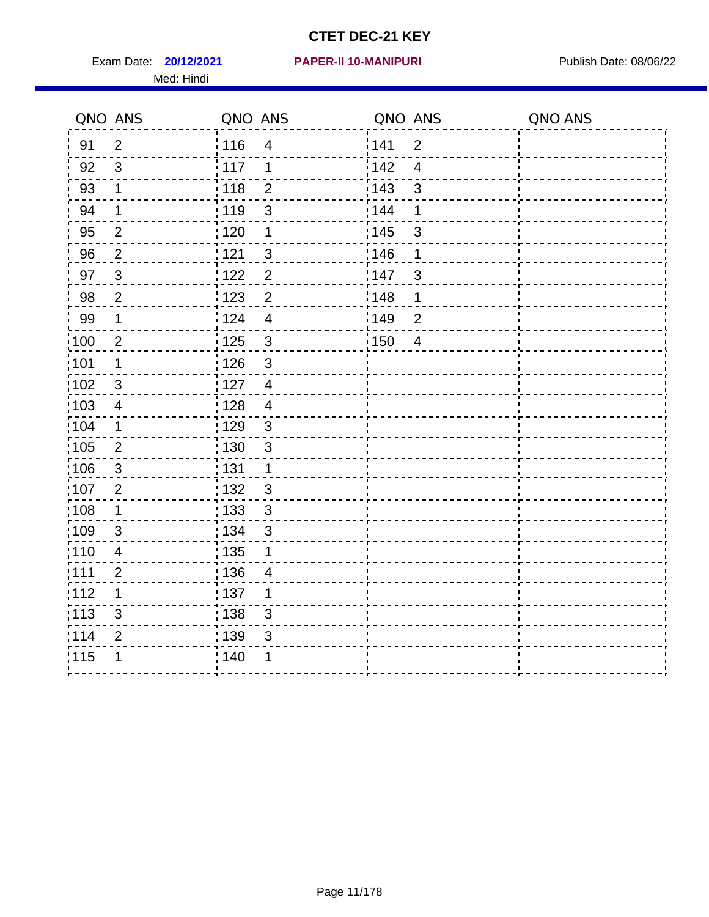# CTET DEC-21 KEY

Exam Date: **20/12/2021** **PAPER-II 10-MANIPURI** Publish Date: 08/06/22

Med: Hindi

| QNO | ANS | QNO | ANS | QNO | ANS | QNO | ANS |
|---|---|---|---|---|---|---|---|
| 91 | 2 | 116 | 4 | 141 | 2 | | |
| 92 | 3 | 117 | 1 | 142 | 4 | | |
| 93 | 1 | 118 | 2 | 143 | 3 | | |
| 94 | 1 | 119 | 3 | 144 | 1 | | |
| 95 | 2 | 120 | 1 | 145 | 3 | | |
| 96 | 2 | 121 | 3 | 146 | 1 | | |
| 97 | 3 | 122 | 2 | 147 | 3 | | |
| 98 | 2 | 123 | 2 | 148 | 1 | | |
| 99 | 1 | 124 | 4 | 149 | 2 | | |
| 100 | 2 | 125 | 3 | 150 | 4 | | |
| 101 | 1 | 126 | 3 | | | | |
| 102 | 3 | 127 | 4 | | | | |
| 103 | 4 | 128 | 4 | | | | |
| 104 | 1 | 129 | 3 | | | | |
| 105 | 2 | 130 | 3 | | | | |
| 106 | 3 | 131 | 1 | | | | |
| 107 | 2 | 132 | 3 | | | | |
| 108 | 1 | 133 | 3 | | | | |
| 109 | 3 | 134 | 3 | | | | |
| 110 | 4 | 135 | 1 | | | | |
| 111 | 2 | 136 | 4 | | | | |
| 112 | 1 | 137 | 1 | | | | |
| 113 | 3 | 138 | 3 | | | | |
| 114 | 2 | 139 | 3 | | | | |
| 115 | 1 | 140 | 1 | | | | |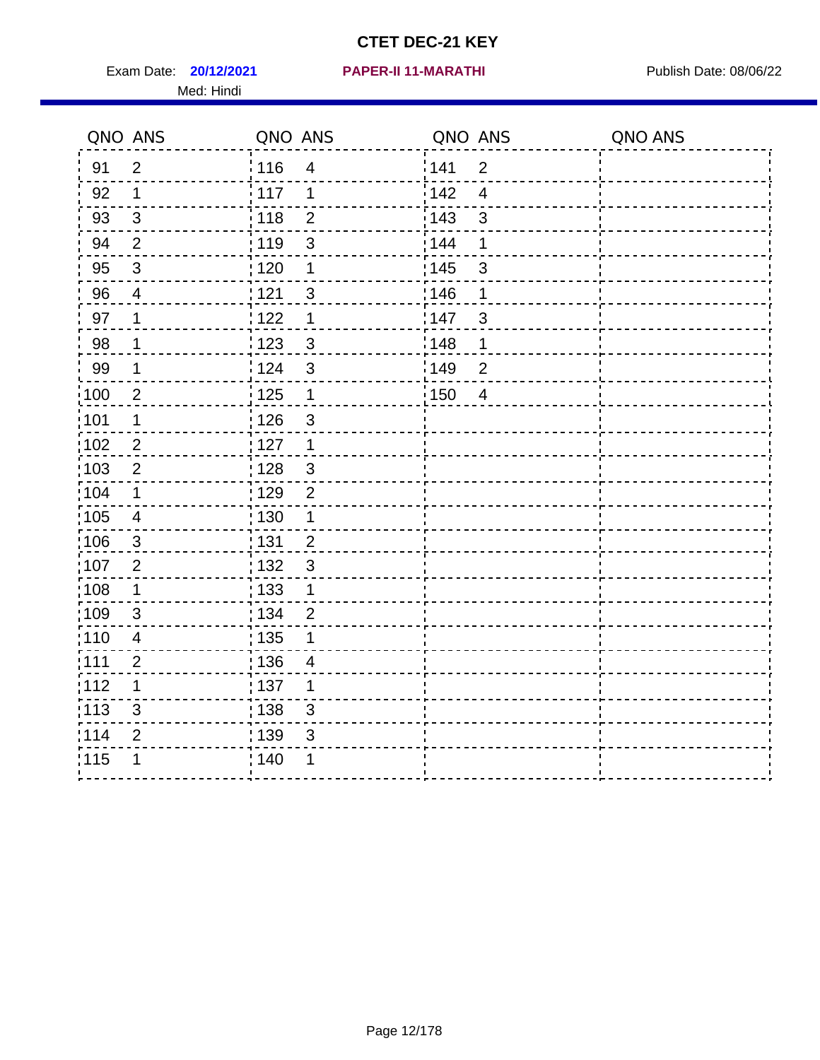# CTET DEC-21 KEY

Exam Date: **20/12/2021** **PAPER-II 11-MARATHI** Publish Date: 08/06/22

Med: Hindi

| QNO | ANS | QNO | ANS | QNO | ANS | QNO | ANS |
|---|---|---|---|---|---|---|---|
| 91 | 2 | 116 | 4 | 141 | 2 | | |
| 92 | 1 | 117 | 1 | 142 | 4 | | |
| 93 | 3 | 118 | 2 | 143 | 3 | | |
| 94 | 2 | 119 | 3 | 144 | 1 | | |
| 95 | 3 | 120 | 1 | 145 | 3 | | |
| 96 | 4 | 121 | 3 | 146 | 1 | | |
| 97 | 1 | 122 | 1 | 147 | 3 | | |
| 98 | 1 | 123 | 3 | 148 | 1 | | |
| 99 | 1 | 124 | 3 | 149 | 2 | | |
| 100 | 2 | 125 | 1 | 150 | 4 | | |
| 101 | 1 | 126 | 3 | | | | |
| 102 | 2 | 127 | 1 | | | | |
| 103 | 2 | 128 | 3 | | | | |
| 104 | 1 | 129 | 2 | | | | |
| 105 | 4 | 130 | 1 | | | | |
| 106 | 3 | 131 | 2 | | | | |
| 107 | 2 | 132 | 3 | | | | |
| 108 | 1 | 133 | 1 | | | | |
| 109 | 3 | 134 | 2 | | | | |
| 110 | 4 | 135 | 1 | | | | |
| 111 | 2 | 136 | 4 | | | | |
| 112 | 1 | 137 | 1 | | | | |
| 113 | 3 | 138 | 3 | | | | |
| 114 | 2 | 139 | 3 | | | | |
| 115 | 1 | 140 | 1 | | | | |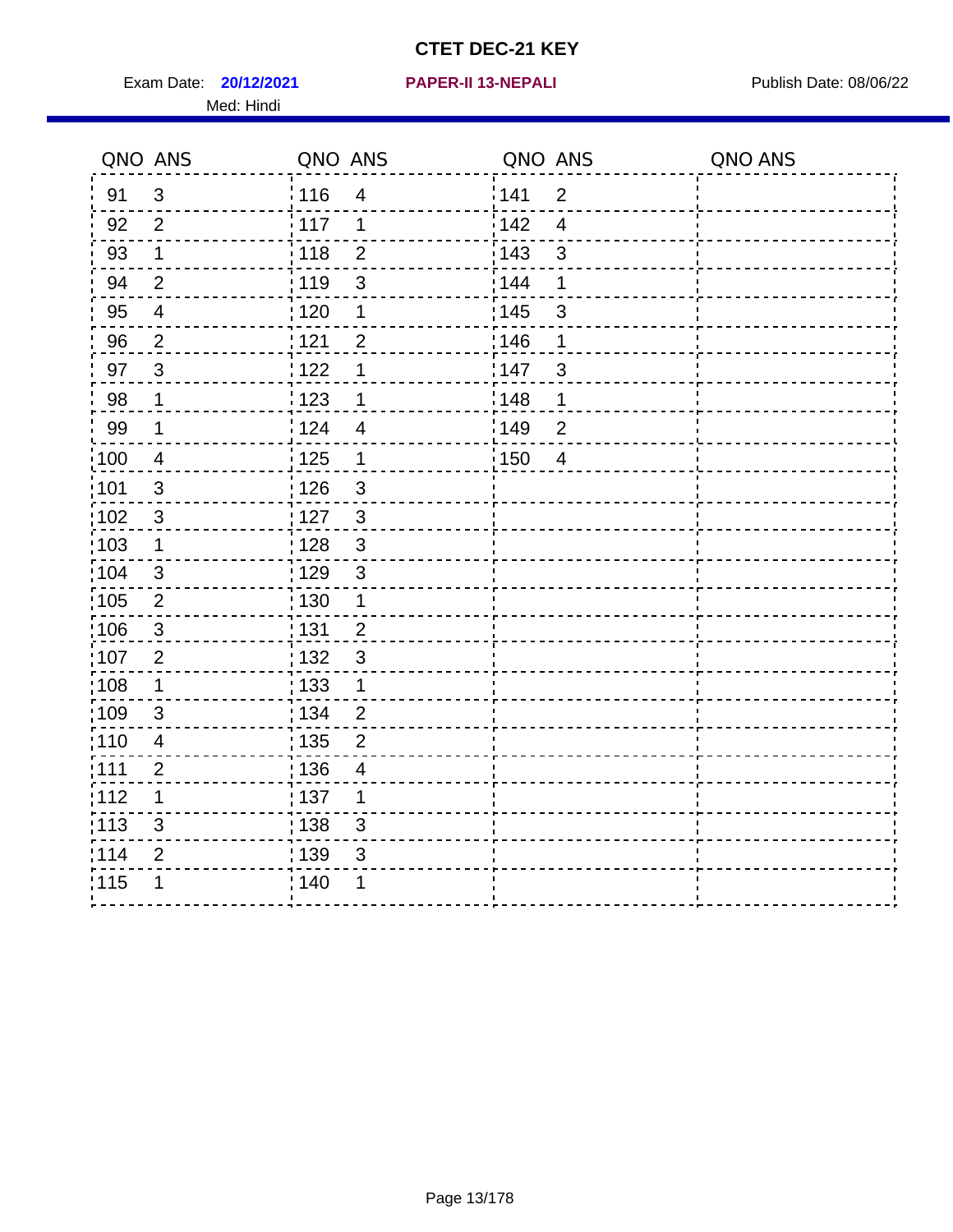# CTET DEC-21 KEY

Exam Date: **20/12/2021** **PAPER-II 13-NEPALI** Publish Date: 08/06/22

Med: Hindi

| QNO | ANS | QNO | ANS | QNO | ANS | QNO | ANS |
|---|---|---|---|---|---|---|---|
| 91 | 3 | 116 | 4 | 141 | 2 | | |
| 92 | 2 | 117 | 1 | 142 | 4 | | |
| 93 | 1 | 118 | 2 | 143 | 3 | | |
| 94 | 2 | 119 | 3 | 144 | 1 | | |
| 95 | 4 | 120 | 1 | 145 | 3 | | |
| 96 | 2 | 121 | 2 | 146 | 1 | | |
| 97 | 3 | 122 | 1 | 147 | 3 | | |
| 98 | 1 | 123 | 1 | 148 | 1 | | |
| 99 | 1 | 124 | 4 | 149 | 2 | | |
| 100 | 4 | 125 | 1 | 150 | 4 | | |
| 101 | 3 | 126 | 3 | | | | |
| 102 | 3 | 127 | 3 | | | | |
| 103 | 1 | 128 | 3 | | | | |
| 104 | 3 | 129 | 3 | | | | |
| 105 | 2 | 130 | 1 | | | | |
| 106 | 3 | 131 | 2 | | | | |
| 107 | 2 | 132 | 3 | | | | |
| 108 | 1 | 133 | 1 | | | | |
| 109 | 3 | 134 | 2 | | | | |
| 110 | 4 | 135 | 2 | | | | |
| 111 | 2 | 136 | 4 | | | | |
| 112 | 1 | 137 | 1 | | | | |
| 113 | 3 | 138 | 3 | | | | |
| 114 | 2 | 139 | 3 | | | | |
| 115 | 1 | 140 | 1 | | | | |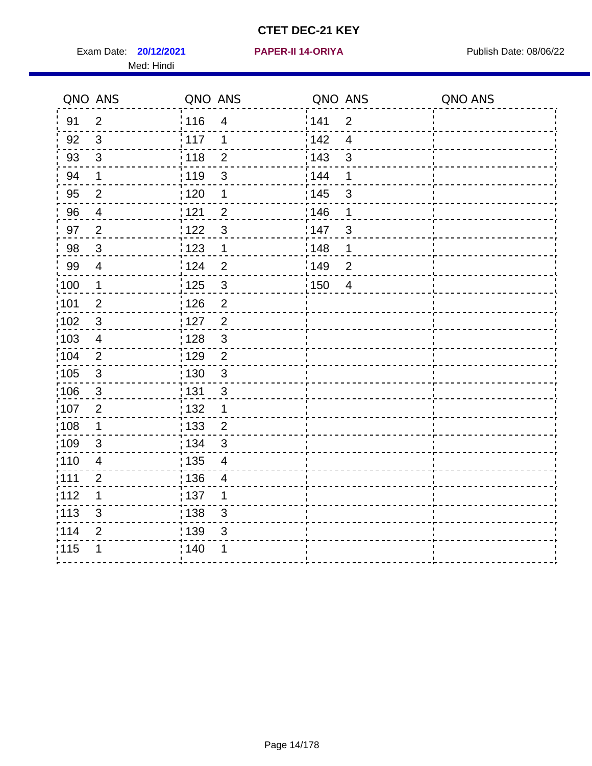# CTET DEC-21 KEY

Exam Date: **20/12/2021** **PAPER-II 14-ORIYA** Publish Date: 08/06/22

Med: Hindi

| QNO | ANS | QNO | ANS | QNO | ANS | QNO | ANS |
|---|---|---|---|---|---|---|---|
| 91 | 2 | 116 | 4 | 141 | 2 | | |
| 92 | 3 | 117 | 1 | 142 | 4 | | |
| 93 | 3 | 118 | 2 | 143 | 3 | | |
| 94 | 1 | 119 | 3 | 144 | 1 | | |
| 95 | 2 | 120 | 1 | 145 | 3 | | |
| 96 | 4 | 121 | 2 | 146 | 1 | | |
| 97 | 2 | 122 | 3 | 147 | 3 | | |
| 98 | 3 | 123 | 1 | 148 | 1 | | |
| 99 | 4 | 124 | 2 | 149 | 2 | | |
| 100 | 1 | 125 | 3 | 150 | 4 | | |
| 101 | 2 | 126 | 2 | | | | |
| 102 | 3 | 127 | 2 | | | | |
| 103 | 4 | 128 | 3 | | | | |
| 104 | 2 | 129 | 2 | | | | |
| 105 | 3 | 130 | 3 | | | | |
| 106 | 3 | 131 | 3 | | | | |
| 107 | 2 | 132 | 1 | | | | |
| 108 | 1 | 133 | 2 | | | | |
| 109 | 3 | 134 | 3 | | | | |
| 110 | 4 | 135 | 4 | | | | |
| 111 | 2 | 136 | 4 | | | | |
| 112 | 1 | 137 | 1 | | | | |
| 113 | 3 | 138 | 3 | | | | |
| 114 | 2 | 139 | 3 | | | | |
| 115 | 1 | 140 | 1 | | | | |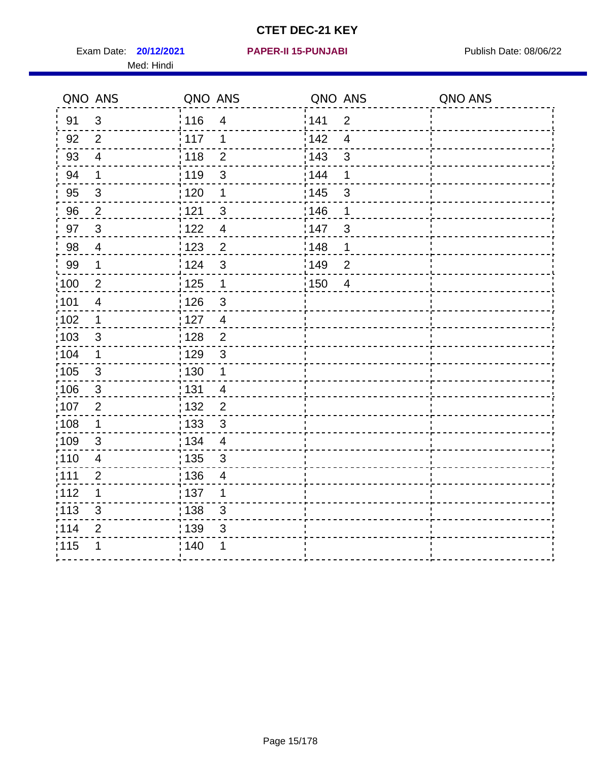# CTET DEC-21 KEY

Exam Date: **20/12/2021** **PAPER-II 15-PUNJABI** Publish Date: 08/06/22

Med: Hindi

| QNO | ANS | QNO | ANS | QNO | ANS | QNO | ANS |
|---|---|---|---|---|---|---|---|
| 91 | 3 | 116 | 4 | 141 | 2 | | |
| 92 | 2 | 117 | 1 | 142 | 4 | | |
| 93 | 4 | 118 | 2 | 143 | 3 | | |
| 94 | 1 | 119 | 3 | 144 | 1 | | |
| 95 | 3 | 120 | 1 | 145 | 3 | | |
| 96 | 2 | 121 | 3 | 146 | 1 | | |
| 97 | 3 | 122 | 4 | 147 | 3 | | |
| 98 | 4 | 123 | 2 | 148 | 1 | | |
| 99 | 1 | 124 | 3 | 149 | 2 | | |
| 100 | 2 | 125 | 1 | 150 | 4 | | |
| 101 | 4 | 126 | 3 | | | | |
| 102 | 1 | 127 | 4 | | | | |
| 103 | 3 | 128 | 2 | | | | |
| 104 | 1 | 129 | 3 | | | | |
| 105 | 3 | 130 | 1 | | | | |
| 106 | 3 | 131 | 4 | | | | |
| 107 | 2 | 132 | 2 | | | | |
| 108 | 1 | 133 | 3 | | | | |
| 109 | 3 | 134 | 4 | | | | |
| 110 | 4 | 135 | 3 | | | | |
| 111 | 2 | 136 | 4 | | | | |
| 112 | 1 | 137 | 1 | | | | |
| 113 | 3 | 138 | 3 | | | | |
| 114 | 2 | 139 | 3 | | | | |
| 115 | 1 | 140 | 1 | | | | |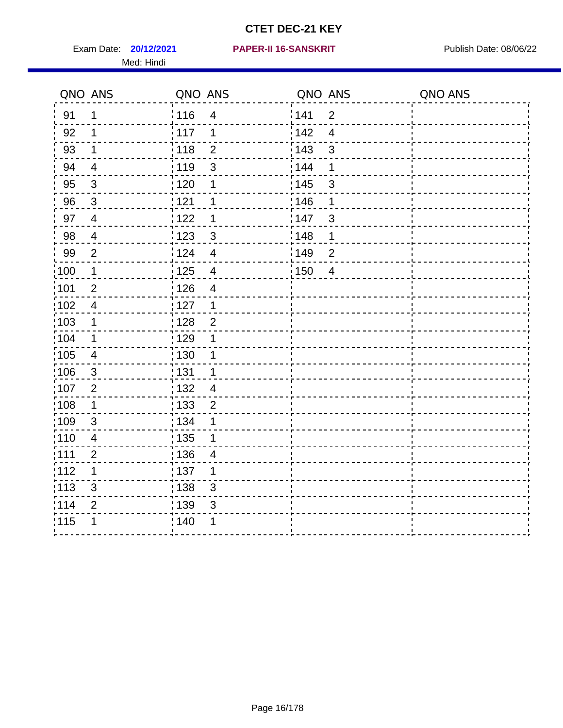# CTET DEC-21 KEY

Exam Date: **20/12/2021** **PAPER-II 16-SANSKRIT** Publish Date: 08/06/22

Med: Hindi

| QNO | ANS | QNO | ANS | QNO | ANS | QNO | ANS |
|---|---|---|---|---|---|---|---|
| 91 | 1 | 116 | 4 | 141 | 2 | | |
| 92 | 1 | 117 | 1 | 142 | 4 | | |
| 93 | 1 | 118 | 2 | 143 | 3 | | |
| 94 | 4 | 119 | 3 | 144 | 1 | | |
| 95 | 3 | 120 | 1 | 145 | 3 | | |
| 96 | 3 | 121 | 1 | 146 | 1 | | |
| 97 | 4 | 122 | 1 | 147 | 3 | | |
| 98 | 4 | 123 | 3 | 148 | 1 | | |
| 99 | 2 | 124 | 4 | 149 | 2 | | |
| 100 | 1 | 125 | 4 | 150 | 4 | | |
| 101 | 2 | 126 | 4 | | | | |
| 102 | 4 | 127 | 1 | | | | |
| 103 | 1 | 128 | 2 | | | | |
| 104 | 1 | 129 | 1 | | | | |
| 105 | 4 | 130 | 1 | | | | |
| 106 | 3 | 131 | 1 | | | | |
| 107 | 2 | 132 | 4 | | | | |
| 108 | 1 | 133 | 2 | | | | |
| 109 | 3 | 134 | 1 | | | | |
| 110 | 4 | 135 | 1 | | | | |
| 111 | 2 | 136 | 4 | | | | |
| 112 | 1 | 137 | 1 | | | | |
| 113 | 3 | 138 | 3 | | | | |
| 114 | 2 | 139 | 3 | | | | |
| 115 | 1 | 140 | 1 | | | | |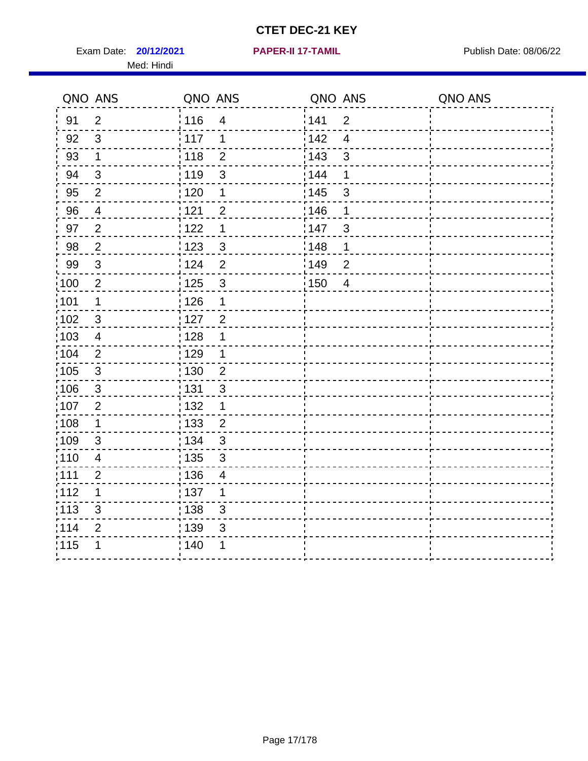# CTET DEC-21 KEY

Exam Date: **20/12/2021** **PAPER-II 17-TAMIL** Publish Date: 08/06/22

Med: Hindi

| QNO | ANS | QNO | ANS | QNO | ANS | QNO | ANS |
|---|---|---|---|---|---|---|---|
| 91 | 2 | 116 | 4 | 141 | 2 | | |
| 92 | 3 | 117 | 1 | 142 | 4 | | |
| 93 | 1 | 118 | 2 | 143 | 3 | | |
| 94 | 3 | 119 | 3 | 144 | 1 | | |
| 95 | 2 | 120 | 1 | 145 | 3 | | |
| 96 | 4 | 121 | 2 | 146 | 1 | | |
| 97 | 2 | 122 | 1 | 147 | 3 | | |
| 98 | 2 | 123 | 3 | 148 | 1 | | |
| 99 | 3 | 124 | 2 | 149 | 2 | | |
| 100 | 2 | 125 | 3 | 150 | 4 | | |
| 101 | 1 | 126 | 1 | | | | |
| 102 | 3 | 127 | 2 | | | | |
| 103 | 4 | 128 | 1 | | | | |
| 104 | 2 | 129 | 1 | | | | |
| 105 | 3 | 130 | 2 | | | | |
| 106 | 3 | 131 | 3 | | | | |
| 107 | 2 | 132 | 1 | | | | |
| 108 | 1 | 133 | 2 | | | | |
| 109 | 3 | 134 | 3 | | | | |
| 110 | 4 | 135 | 3 | | | | |
| 111 | 2 | 136 | 4 | | | | |
| 112 | 1 | 137 | 1 | | | | |
| 113 | 3 | 138 | 3 | | | | |
| 114 | 2 | 139 | 3 | | | | |
| 115 | 1 | 140 | 1 | | | | |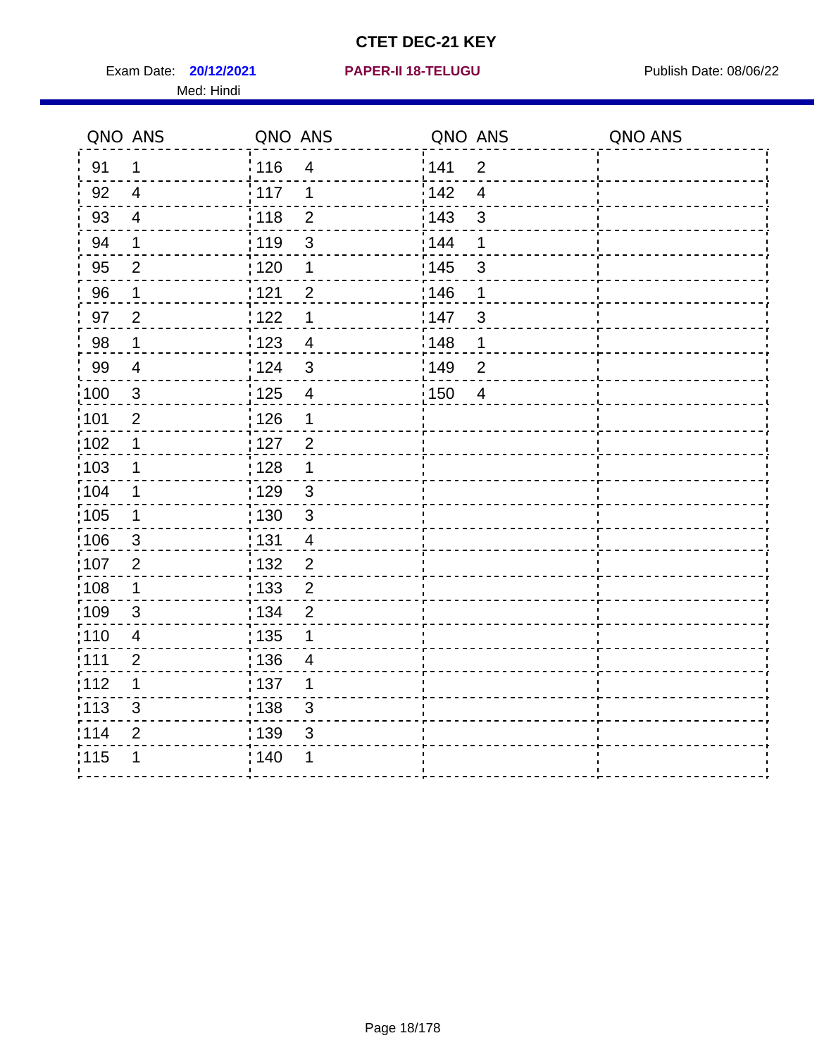# CTET DEC-21 KEY

Exam Date: **20/12/2021** **PAPER-II 18-TELUGU** Publish Date: 08/06/22

Med: Hindi

| QNO | ANS | QNO | ANS | QNO | ANS | QNO | ANS |
|---|---|---|---|---|---|---|---|
| 91 | 1 | 116 | 4 | 141 | 2 | | |
| 92 | 4 | 117 | 1 | 142 | 4 | | |
| 93 | 4 | 118 | 2 | 143 | 3 | | |
| 94 | 1 | 119 | 3 | 144 | 1 | | |
| 95 | 2 | 120 | 1 | 145 | 3 | | |
| 96 | 1 | 121 | 2 | 146 | 1 | | |
| 97 | 2 | 122 | 1 | 147 | 3 | | |
| 98 | 1 | 123 | 4 | 148 | 1 | | |
| 99 | 4 | 124 | 3 | 149 | 2 | | |
| 100 | 3 | 125 | 4 | 150 | 4 | | |
| 101 | 2 | 126 | 1 | | | | |
| 102 | 1 | 127 | 2 | | | | |
| 103 | 1 | 128 | 1 | | | | |
| 104 | 1 | 129 | 3 | | | | |
| 105 | 1 | 130 | 3 | | | | |
| 106 | 3 | 131 | 4 | | | | |
| 107 | 2 | 132 | 2 | | | | |
| 108 | 1 | 133 | 2 | | | | |
| 109 | 3 | 134 | 2 | | | | |
| 110 | 4 | 135 | 1 | | | | |
| 111 | 2 | 136 | 4 | | | | |
| 112 | 1 | 137 | 1 | | | | |
| 113 | 3 | 138 | 3 | | | | |
| 114 | 2 | 139 | 3 | | | | |
| 115 | 1 | 140 | 1 | | | | |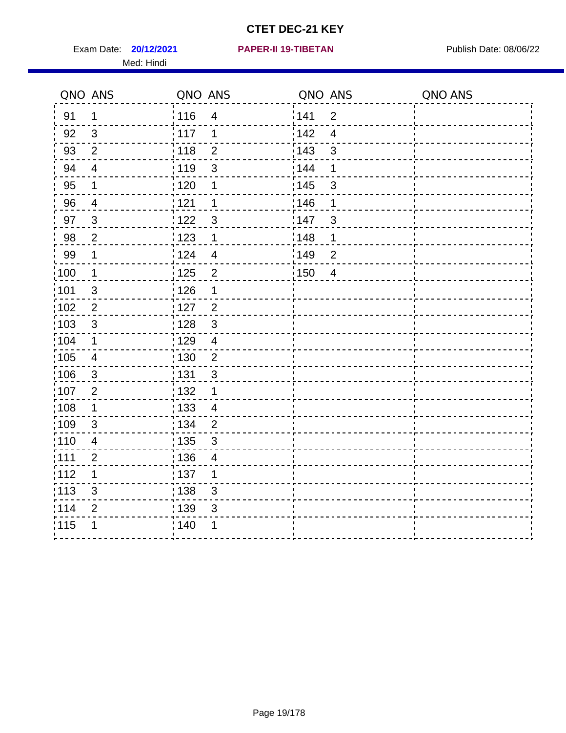# CTET DEC-21 KEY

Exam Date: **20/12/2021** **PAPER-II 19-TIBETAN** Publish Date: 08/06/22

Med: Hindi

| QNO | ANS | QNO | ANS | QNO | ANS | QNO | ANS |
|---|---|---|---|---|---|---|---|
| 91 | 1 | 116 | 4 | 141 | 2 | | |
| 92 | 3 | 117 | 1 | 142 | 4 | | |
| 93 | 2 | 118 | 2 | 143 | 3 | | |
| 94 | 4 | 119 | 3 | 144 | 1 | | |
| 95 | 1 | 120 | 1 | 145 | 3 | | |
| 96 | 4 | 121 | 1 | 146 | 1 | | |
| 97 | 3 | 122 | 3 | 147 | 3 | | |
| 98 | 2 | 123 | 1 | 148 | 1 | | |
| 99 | 1 | 124 | 4 | 149 | 2 | | |
| 100 | 1 | 125 | 2 | 150 | 4 | | |
| 101 | 3 | 126 | 1 | | | | |
| 102 | 2 | 127 | 2 | | | | |
| 103 | 3 | 128 | 3 | | | | |
| 104 | 1 | 129 | 4 | | | | |
| 105 | 4 | 130 | 2 | | | | |
| 106 | 3 | 131 | 3 | | | | |
| 107 | 2 | 132 | 1 | | | | |
| 108 | 1 | 133 | 4 | | | | |
| 109 | 3 | 134 | 2 | | | | |
| 110 | 4 | 135 | 3 | | | | |
| 111 | 2 | 136 | 4 | | | | |
| 112 | 1 | 137 | 1 | | | | |
| 113 | 3 | 138 | 3 | | | | |
| 114 | 2 | 139 | 3 | | | | |
| 115 | 1 | 140 | 1 | | | | |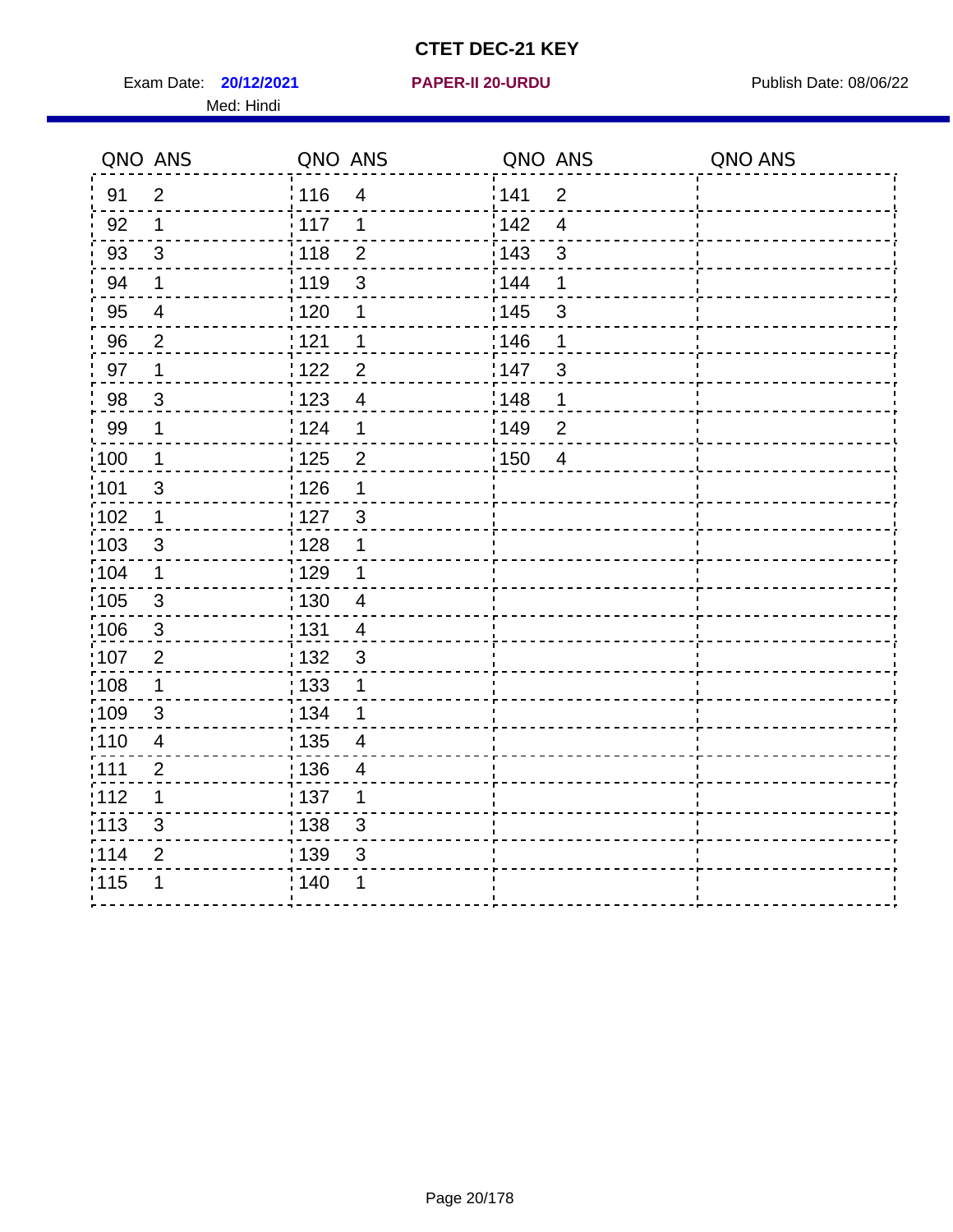# CTET DEC-21 KEY

Exam Date: **20/12/2021** **PAPER-II 20-URDU** Publish Date: 08/06/22

Med: Hindi

| QNO | ANS | QNO | ANS | QNO | ANS | QNO | ANS |
|---|---|---|---|---|---|---|---|
| 91 | 2 | 116 | 4 | 141 | 2 | | |
| 92 | 1 | 117 | 1 | 142 | 4 | | |
| 93 | 3 | 118 | 2 | 143 | 3 | | |
| 94 | 1 | 119 | 3 | 144 | 1 | | |
| 95 | 4 | 120 | 1 | 145 | 3 | | |
| 96 | 2 | 121 | 1 | 146 | 1 | | |
| 97 | 1 | 122 | 2 | 147 | 3 | | |
| 98 | 3 | 123 | 4 | 148 | 1 | | |
| 99 | 1 | 124 | 1 | 149 | 2 | | |
| 100 | 1 | 125 | 2 | 150 | 4 | | |
| 101 | 3 | 126 | 1 | | | | |
| 102 | 1 | 127 | 3 | | | | |
| 103 | 3 | 128 | 1 | | | | |
| 104 | 1 | 129 | 1 | | | | |
| 105 | 3 | 130 | 4 | | | | |
| 106 | 3 | 131 | 4 | | | | |
| 107 | 2 | 132 | 3 | | | | |
| 108 | 1 | 133 | 1 | | | | |
| 109 | 3 | 134 | 1 | | | | |
| 110 | 4 | 135 | 4 | | | | |
| 111 | 2 | 136 | 4 | | | | |
| 112 | 1 | 137 | 1 | | | | |
| 113 | 3 | 138 | 3 | | | | |
| 114 | 2 | 139 | 3 | | | | |
| 115 | 1 | 140 | 1 | | | | |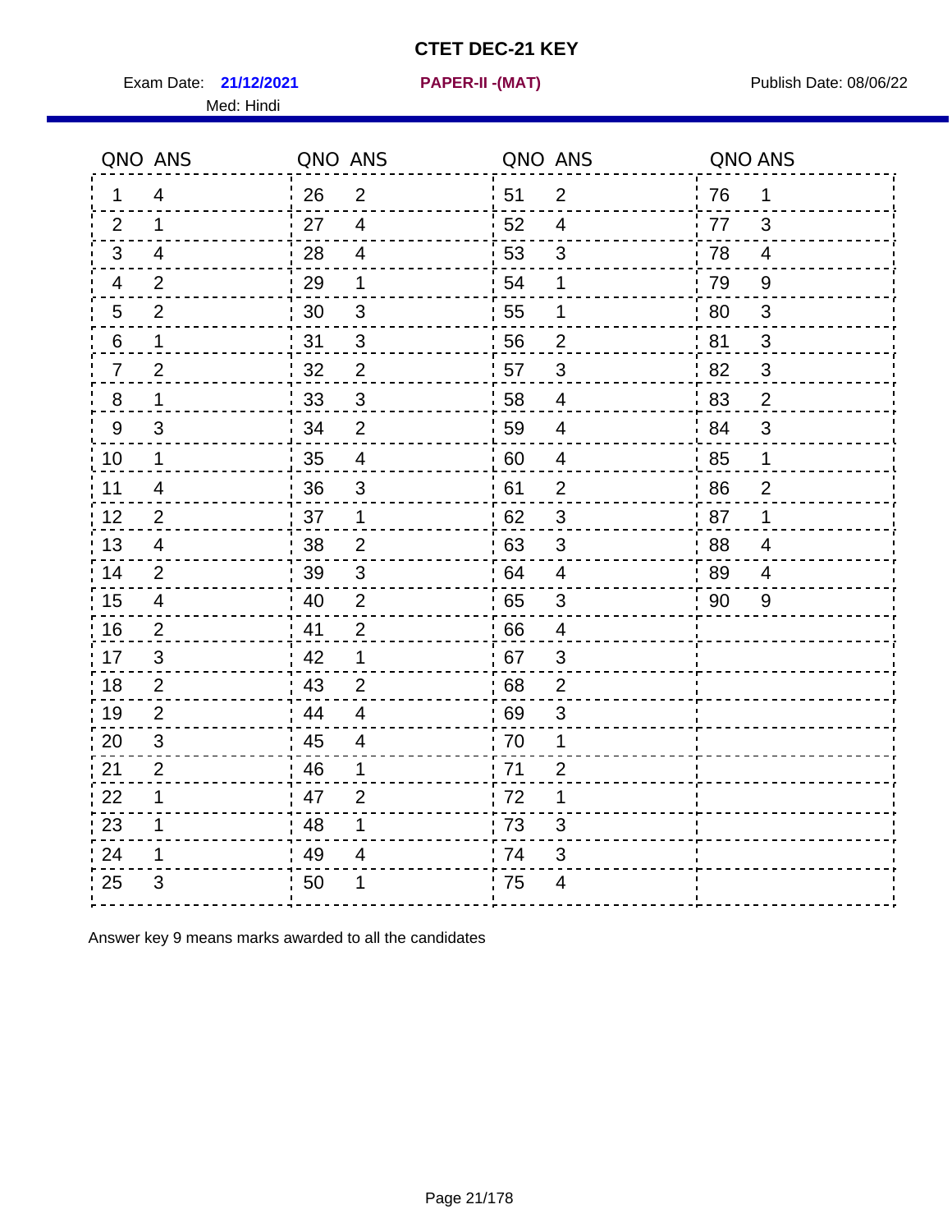# CTET DEC-21 KEY

Exam Date: **21/12/2021** **PAPER-II -(MAT)** Publish Date: 08/06/22

Med: Hindi

| QNO | ANS | QNO | ANS | QNO | ANS | QNO | ANS |
|---|---|---|---|---|---|---|---|
| 1 | 4 | 26 | 2 | 51 | 2 | 76 | 1 |
| 2 | 1 | 27 | 4 | 52 | 4 | 77 | 3 |
| 3 | 4 | 28 | 4 | 53 | 3 | 78 | 4 |
| 4 | 2 | 29 | 1 | 54 | 1 | 79 | 9 |
| 5 | 2 | 30 | 3 | 55 | 1 | 80 | 3 |
| 6 | 1 | 31 | 3 | 56 | 2 | 81 | 3 |
| 7 | 2 | 32 | 2 | 57 | 3 | 82 | 3 |
| 8 | 1 | 33 | 3 | 58 | 4 | 83 | 2 |
| 9 | 3 | 34 | 2 | 59 | 4 | 84 | 3 |
| 10 | 1 | 35 | 4 | 60 | 4 | 85 | 1 |
| 11 | 4 | 36 | 3 | 61 | 2 | 86 | 2 |
| 12 | 2 | 37 | 1 | 62 | 3 | 87 | 1 |
| 13 | 4 | 38 | 2 | 63 | 3 | 88 | 4 |
| 14 | 2 | 39 | 3 | 64 | 4 | 89 | 4 |
| 15 | 4 | 40 | 2 | 65 | 3 | 90 | 9 |
| 16 | 2 | 41 | 2 | 66 | 4 | | |
| 17 | 3 | 42 | 1 | 67 | 3 | | |
| 18 | 2 | 43 | 2 | 68 | 2 | | |
| 19 | 2 | 44 | 4 | 69 | 3 | | |
| 20 | 3 | 45 | 4 | 70 | 1 | | |
| 21 | 2 | 46 | 1 | 71 | 2 | | |
| 22 | 1 | 47 | 2 | 72 | 1 | | |
| 23 | 1 | 48 | 1 | 73 | 3 | | |
| 24 | 1 | 49 | 4 | 74 | 3 | | |
| 25 | 3 | 50 | 1 | 75 | 4 | | |

Answer key 9 means marks awarded to all the candidates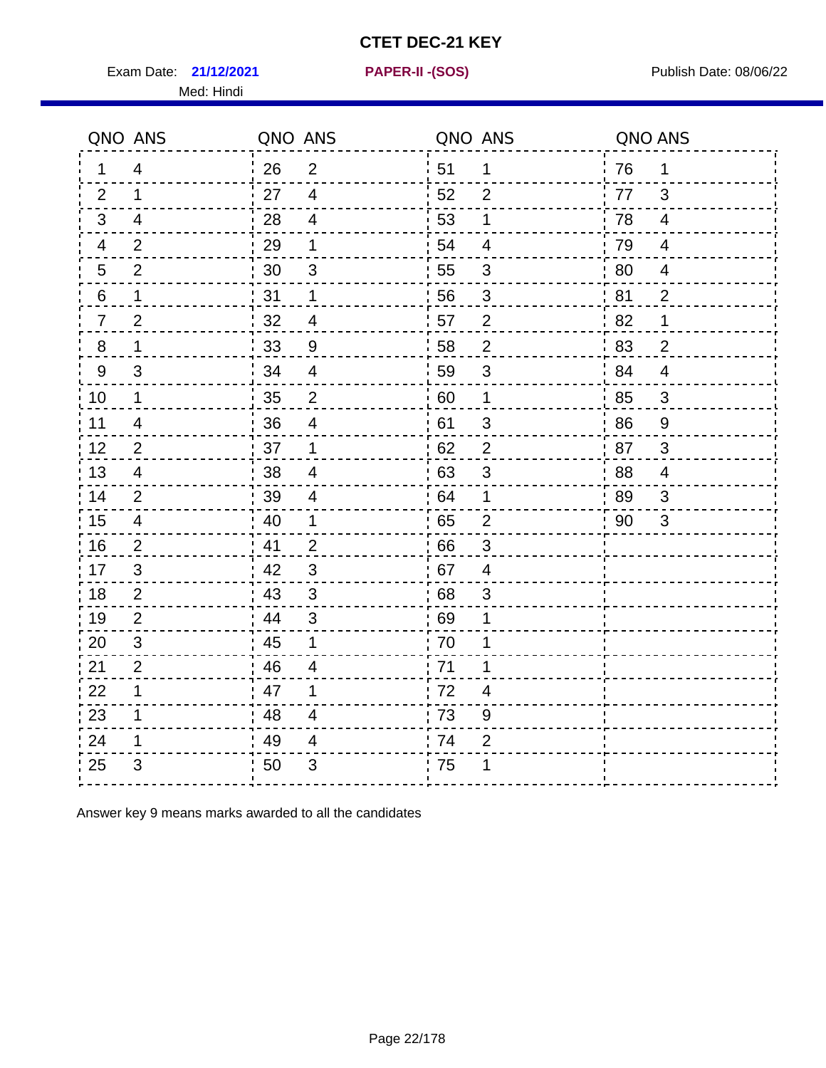# CTET DEC-21 KEY

Exam Date: **21/12/2021** **PAPER-II -(SOS)** Publish Date: 08/06/22

Med: Hindi

| QNO | ANS | QNO | ANS | QNO | ANS | QNO | ANS |
|---|---|---|---|---|---|---|---|
| 1 | 4 | 26 | 2 | 51 | 1 | 76 | 1 |
| 2 | 1 | 27 | 4 | 52 | 2 | 77 | 3 |
| 3 | 4 | 28 | 4 | 53 | 1 | 78 | 4 |
| 4 | 2 | 29 | 1 | 54 | 4 | 79 | 4 |
| 5 | 2 | 30 | 3 | 55 | 3 | 80 | 4 |
| 6 | 1 | 31 | 1 | 56 | 3 | 81 | 2 |
| 7 | 2 | 32 | 4 | 57 | 2 | 82 | 1 |
| 8 | 1 | 33 | 9 | 58 | 2 | 83 | 2 |
| 9 | 3 | 34 | 4 | 59 | 3 | 84 | 4 |
| 10 | 1 | 35 | 2 | 60 | 1 | 85 | 3 |
| 11 | 4 | 36 | 4 | 61 | 3 | 86 | 9 |
| 12 | 2 | 37 | 1 | 62 | 2 | 87 | 3 |
| 13 | 4 | 38 | 4 | 63 | 3 | 88 | 4 |
| 14 | 2 | 39 | 4 | 64 | 1 | 89 | 3 |
| 15 | 4 | 40 | 1 | 65 | 2 | 90 | 3 |
| 16 | 2 | 41 | 2 | 66 | 3 | | |
| 17 | 3 | 42 | 3 | 67 | 4 | | |
| 18 | 2 | 43 | 3 | 68 | 3 | | |
| 19 | 2 | 44 | 3 | 69 | 1 | | |
| 20 | 3 | 45 | 1 | 70 | 1 | | |
| 21 | 2 | 46 | 4 | 71 | 1 | | |
| 22 | 1 | 47 | 1 | 72 | 4 | | |
| 23 | 1 | 48 | 4 | 73 | 9 | | |
| 24 | 1 | 49 | 4 | 74 | 2 | | |
| 25 | 3 | 50 | 3 | 75 | 1 | | |

Answer key 9 means marks awarded to all the candidates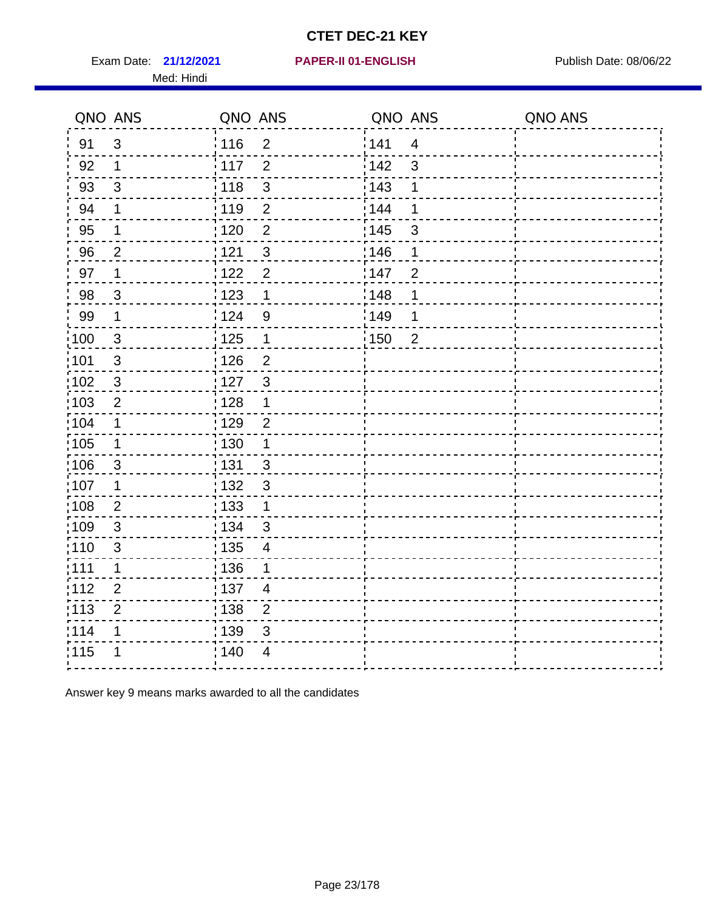# CTET DEC-21 KEY

Exam Date: **21/12/2021** **PAPER-II 01-ENGLISH** Publish Date: 08/06/22

Med: Hindi

| QNO | ANS | QNO | ANS | QNO | ANS | QNO | ANS |
|---|---|---|---|---|---|---|---|
| 91 | 3 | 116 | 2 | 141 | 4 | | |
| 92 | 1 | 117 | 2 | 142 | 3 | | |
| 93 | 3 | 118 | 3 | 143 | 1 | | |
| 94 | 1 | 119 | 2 | 144 | 1 | | |
| 95 | 1 | 120 | 2 | 145 | 3 | | |
| 96 | 2 | 121 | 3 | 146 | 1 | | |
| 97 | 1 | 122 | 2 | 147 | 2 | | |
| 98 | 3 | 123 | 1 | 148 | 1 | | |
| 99 | 1 | 124 | 9 | 149 | 1 | | |
| 100 | 3 | 125 | 1 | 150 | 2 | | |
| 101 | 3 | 126 | 2 | | | | |
| 102 | 3 | 127 | 3 | | | | |
| 103 | 2 | 128 | 1 | | | | |
| 104 | 1 | 129 | 2 | | | | |
| 105 | 1 | 130 | 1 | | | | |
| 106 | 3 | 131 | 3 | | | | |
| 107 | 1 | 132 | 3 | | | | |
| 108 | 2 | 133 | 1 | | | | |
| 109 | 3 | 134 | 3 | | | | |
| 110 | 3 | 135 | 4 | | | | |
| 111 | 1 | 136 | 1 | | | | |
| 112 | 2 | 137 | 4 | | | | |
| 113 | 2 | 138 | 2 | | | | |
| 114 | 1 | 139 | 3 | | | | |
| 115 | 1 | 140 | 4 | | | | |

Answer key 9 means marks awarded to all the candidates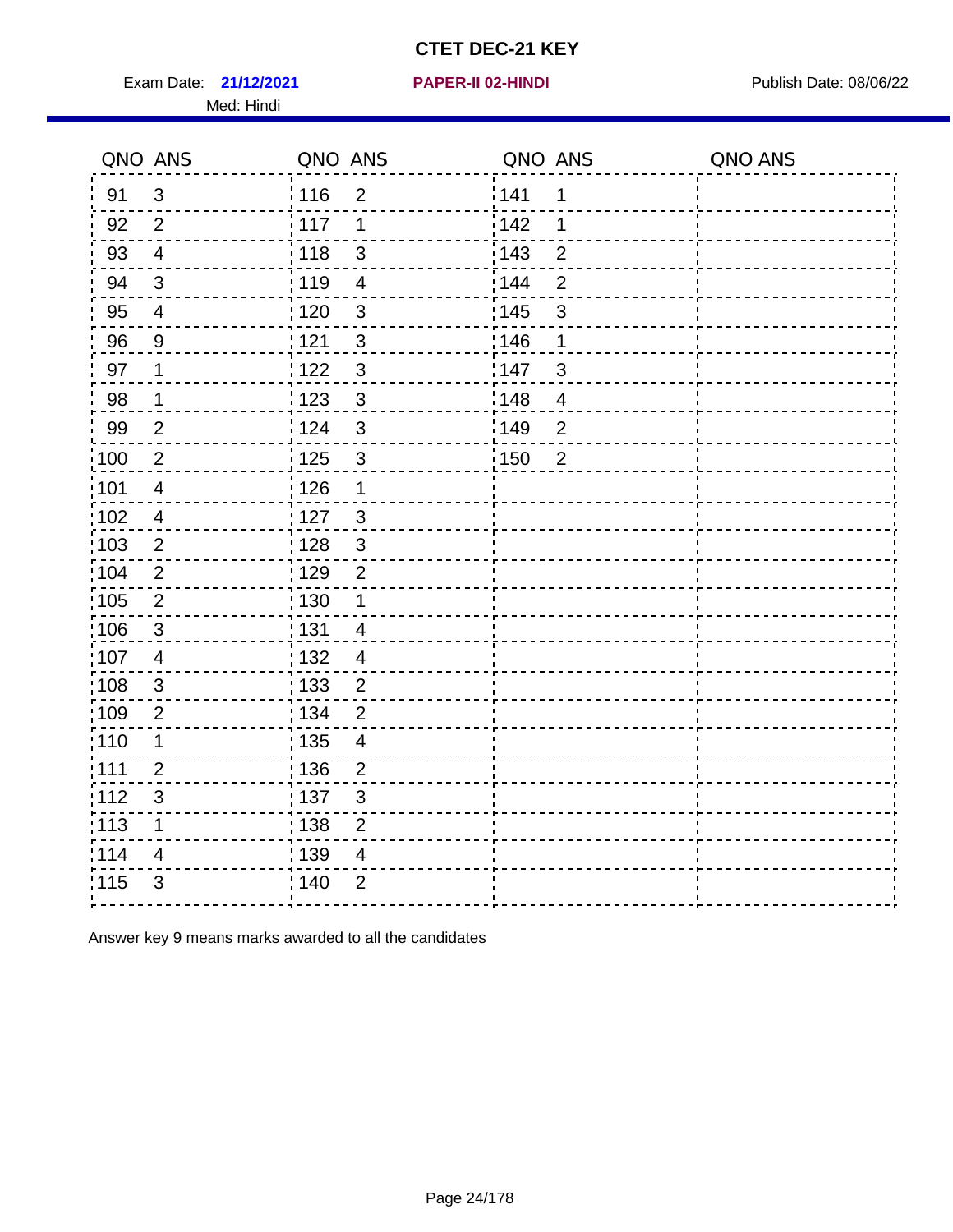# CTET DEC-21 KEY

Exam Date: **21/12/2021** **PAPER-II 02-HINDI** Publish Date: 08/06/22

Med: Hindi

| QNO | ANS | QNO | ANS | QNO | ANS | QNO | ANS |
|---|---|---|---|---|---|---|---|
| 91 | 3 | 116 | 2 | 141 | 1 | | |
| 92 | 2 | 117 | 1 | 142 | 1 | | |
| 93 | 4 | 118 | 3 | 143 | 2 | | |
| 94 | 3 | 119 | 4 | 144 | 2 | | |
| 95 | 4 | 120 | 3 | 145 | 3 | | |
| 96 | 9 | 121 | 3 | 146 | 1 | | |
| 97 | 1 | 122 | 3 | 147 | 3 | | |
| 98 | 1 | 123 | 3 | 148 | 4 | | |
| 99 | 2 | 124 | 3 | 149 | 2 | | |
| 100 | 2 | 125 | 3 | 150 | 2 | | |
| 101 | 4 | 126 | 1 | | | | |
| 102 | 4 | 127 | 3 | | | | |
| 103 | 2 | 128 | 3 | | | | |
| 104 | 2 | 129 | 2 | | | | |
| 105 | 2 | 130 | 1 | | | | |
| 106 | 3 | 131 | 4 | | | | |
| 107 | 4 | 132 | 4 | | | | |
| 108 | 3 | 133 | 2 | | | | |
| 109 | 2 | 134 | 2 | | | | |
| 110 | 1 | 135 | 4 | | | | |
| 111 | 2 | 136 | 2 | | | | |
| 112 | 3 | 137 | 3 | | | | |
| 113 | 1 | 138 | 2 | | | | |
| 114 | 4 | 139 | 4 | | | | |
| 115 | 3 | 140 | 2 | | | | |

Answer key 9 means marks awarded to all the candidates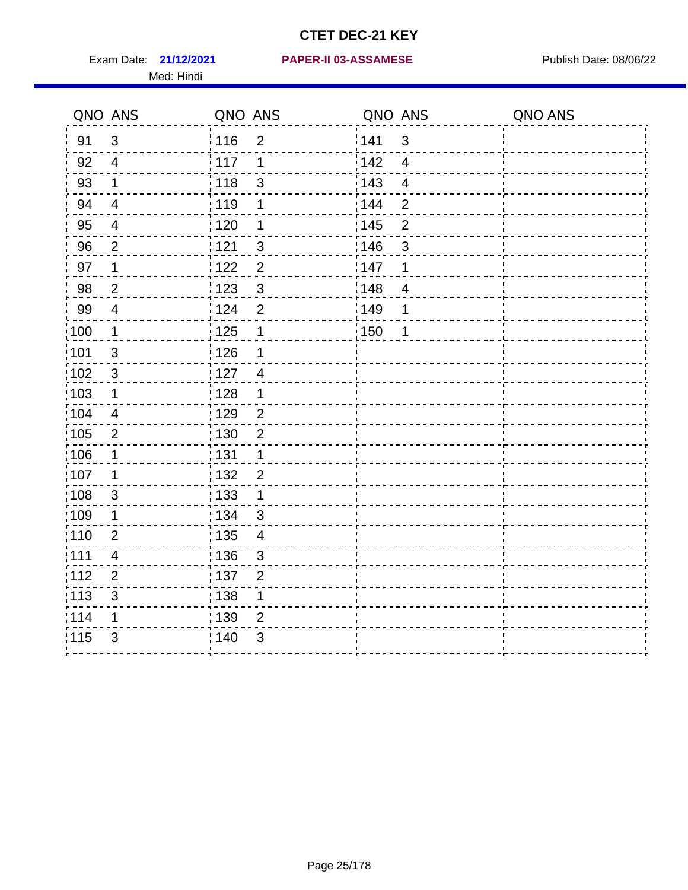# CTET DEC-21 KEY

Exam Date: **21/12/2021** **PAPER-II 03-ASSAMESE** Publish Date: 08/06/22

Med: Hindi

| QNO | ANS | QNO | ANS | QNO | ANS | QNO | ANS |
|---|---|---|---|---|---|---|---|
| 91 | 3 | 116 | 2 | 141 | 3 | | |
| 92 | 4 | 117 | 1 | 142 | 4 | | |
| 93 | 1 | 118 | 3 | 143 | 4 | | |
| 94 | 4 | 119 | 1 | 144 | 2 | | |
| 95 | 4 | 120 | 1 | 145 | 2 | | |
| 96 | 2 | 121 | 3 | 146 | 3 | | |
| 97 | 1 | 122 | 2 | 147 | 1 | | |
| 98 | 2 | 123 | 3 | 148 | 4 | | |
| 99 | 4 | 124 | 2 | 149 | 1 | | |
| 100 | 1 | 125 | 1 | 150 | 1 | | |
| 101 | 3 | 126 | 1 | | | | |
| 102 | 3 | 127 | 4 | | | | |
| 103 | 1 | 128 | 1 | | | | |
| 104 | 4 | 129 | 2 | | | | |
| 105 | 2 | 130 | 2 | | | | |
| 106 | 1 | 131 | 1 | | | | |
| 107 | 1 | 132 | 2 | | | | |
| 108 | 3 | 133 | 1 | | | | |
| 109 | 1 | 134 | 3 | | | | |
| 110 | 2 | 135 | 4 | | | | |
| 111 | 4 | 136 | 3 | | | | |
| 112 | 2 | 137 | 2 | | | | |
| 113 | 3 | 138 | 1 | | | | |
| 114 | 1 | 139 | 2 | | | | |
| 115 | 3 | 140 | 3 | | | | |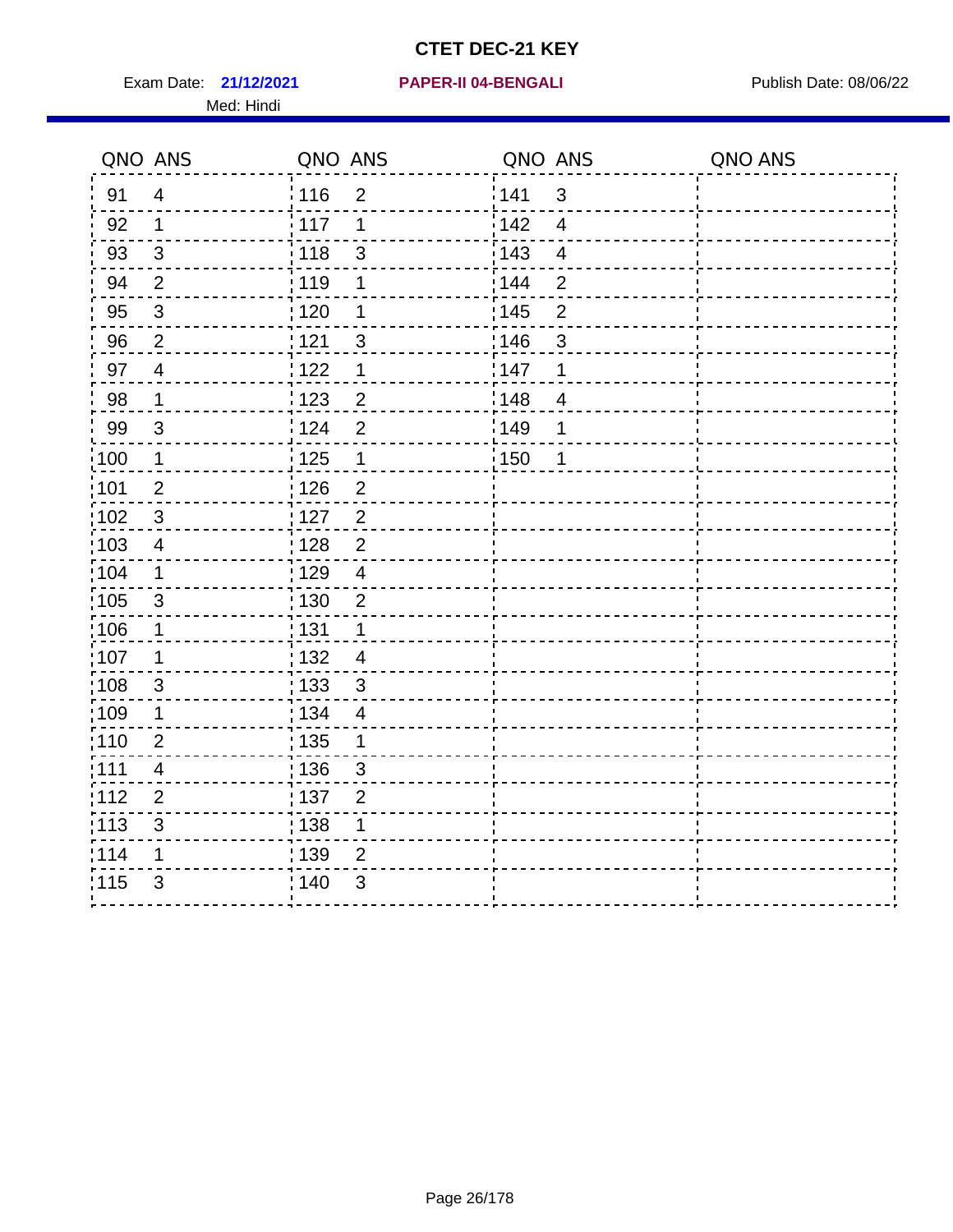# CTET DEC-21 KEY

Exam Date: **21/12/2021** **PAPER-II 04-BENGALI** Publish Date: 08/06/22

Med: Hindi

| QNO | ANS | QNO | ANS | QNO | ANS | QNO | ANS |
|---|---|---|---|---|---|---|---|
| 91 | 4 | 116 | 2 | 141 | 3 | | |
| 92 | 1 | 117 | 1 | 142 | 4 | | |
| 93 | 3 | 118 | 3 | 143 | 4 | | |
| 94 | 2 | 119 | 1 | 144 | 2 | | |
| 95 | 3 | 120 | 1 | 145 | 2 | | |
| 96 | 2 | 121 | 3 | 146 | 3 | | |
| 97 | 4 | 122 | 1 | 147 | 1 | | |
| 98 | 1 | 123 | 2 | 148 | 4 | | |
| 99 | 3 | 124 | 2 | 149 | 1 | | |
| 100 | 1 | 125 | 1 | 150 | 1 | | |
| 101 | 2 | 126 | 2 | | | | |
| 102 | 3 | 127 | 2 | | | | |
| 103 | 4 | 128 | 2 | | | | |
| 104 | 1 | 129 | 4 | | | | |
| 105 | 3 | 130 | 2 | | | | |
| 106 | 1 | 131 | 1 | | | | |
| 107 | 1 | 132 | 4 | | | | |
| 108 | 3 | 133 | 3 | | | | |
| 109 | 1 | 134 | 4 | | | | |
| 110 | 2 | 135 | 1 | | | | |
| 111 | 4 | 136 | 3 | | | | |
| 112 | 2 | 137 | 2 | | | | |
| 113 | 3 | 138 | 1 | | | | |
| 114 | 1 | 139 | 2 | | | | |
| 115 | 3 | 140 | 3 | | | | |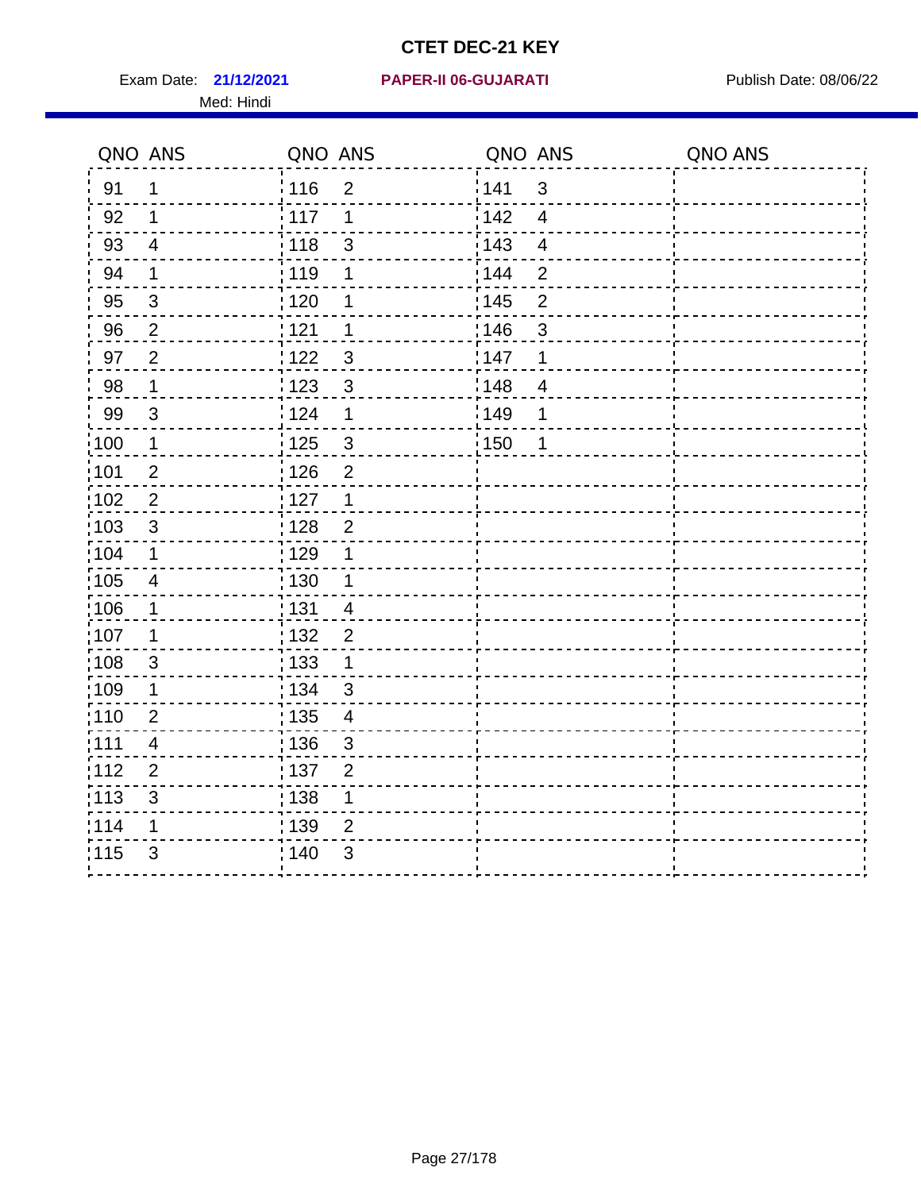# CTET DEC-21 KEY

Exam Date: **21/12/2021** **PAPER-II 06-GUJARATI** Publish Date: 08/06/22

Med: Hindi

| QNO | ANS | QNO | ANS | QNO | ANS | QNO | ANS |
|---|---|---|---|---|---|---|---|
| 91 | 1 | 116 | 2 | 141 | 3 | | |
| 92 | 1 | 117 | 1 | 142 | 4 | | |
| 93 | 4 | 118 | 3 | 143 | 4 | | |
| 94 | 1 | 119 | 1 | 144 | 2 | | |
| 95 | 3 | 120 | 1 | 145 | 2 | | |
| 96 | 2 | 121 | 1 | 146 | 3 | | |
| 97 | 2 | 122 | 3 | 147 | 1 | | |
| 98 | 1 | 123 | 3 | 148 | 4 | | |
| 99 | 3 | 124 | 1 | 149 | 1 | | |
| 100 | 1 | 125 | 3 | 150 | 1 | | |
| 101 | 2 | 126 | 2 | | | | |
| 102 | 2 | 127 | 1 | | | | |
| 103 | 3 | 128 | 2 | | | | |
| 104 | 1 | 129 | 1 | | | | |
| 105 | 4 | 130 | 1 | | | | |
| 106 | 1 | 131 | 4 | | | | |
| 107 | 1 | 132 | 2 | | | | |
| 108 | 3 | 133 | 1 | | | | |
| 109 | 1 | 134 | 3 | | | | |
| 110 | 2 | 135 | 4 | | | | |
| 111 | 4 | 136 | 3 | | | | |
| 112 | 2 | 137 | 2 | | | | |
| 113 | 3 | 138 | 1 | | | | |
| 114 | 1 | 139 | 2 | | | | |
| 115 | 3 | 140 | 3 | | | | |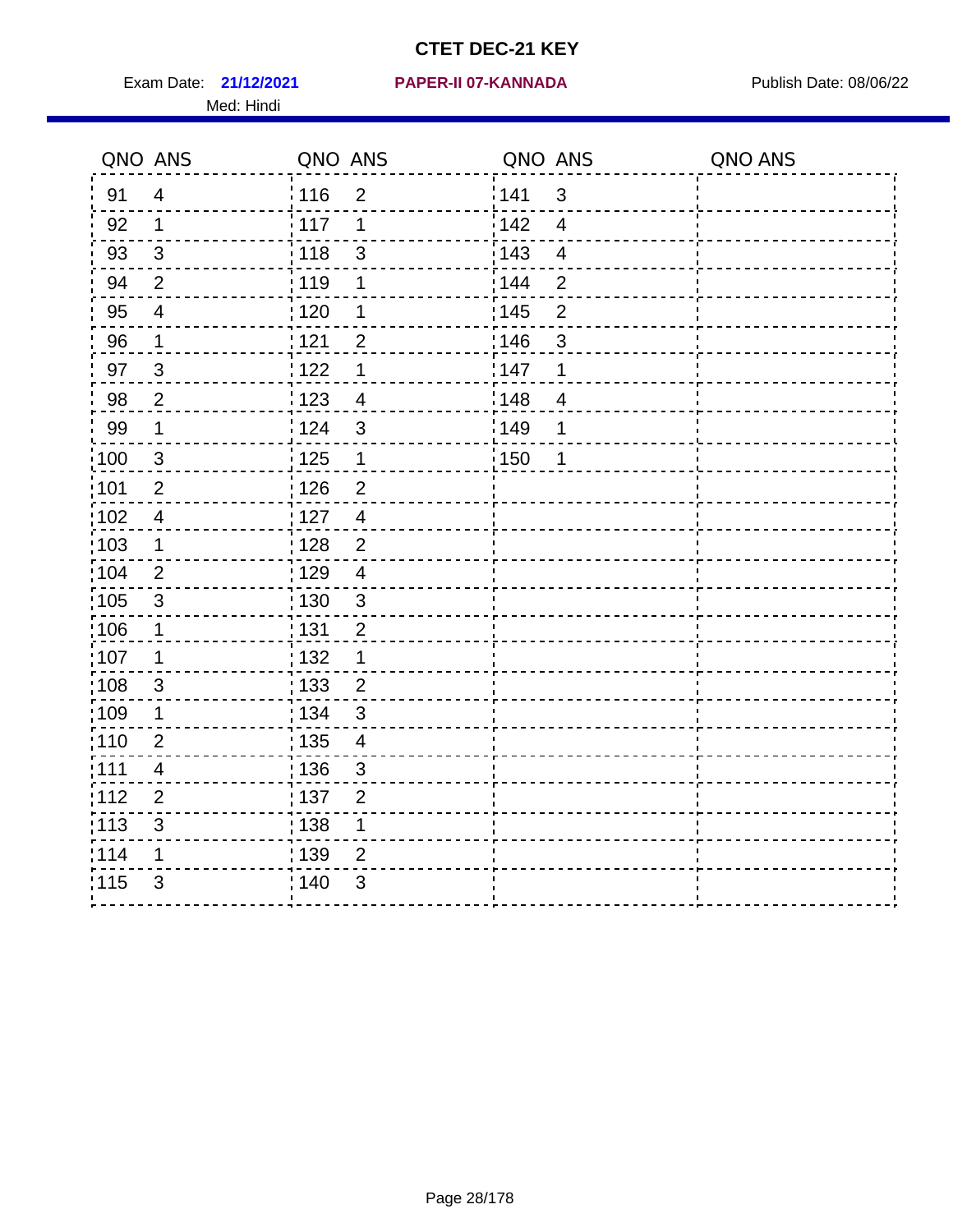# CTET DEC-21 KEY

Exam Date: **21/12/2021** **PAPER-II 07-KANNADA** Publish Date: 08/06/22

Med: Hindi

| QNO | ANS | QNO | ANS | QNO | ANS | QNO | ANS |
|---|---|---|---|---|---|---|---|
| 91 | 4 | 116 | 2 | 141 | 3 | | |
| 92 | 1 | 117 | 1 | 142 | 4 | | |
| 93 | 3 | 118 | 3 | 143 | 4 | | |
| 94 | 2 | 119 | 1 | 144 | 2 | | |
| 95 | 4 | 120 | 1 | 145 | 2 | | |
| 96 | 1 | 121 | 2 | 146 | 3 | | |
| 97 | 3 | 122 | 1 | 147 | 1 | | |
| 98 | 2 | 123 | 4 | 148 | 4 | | |
| 99 | 1 | 124 | 3 | 149 | 1 | | |
| 100 | 3 | 125 | 1 | 150 | 1 | | |
| 101 | 2 | 126 | 2 | | | | |
| 102 | 4 | 127 | 4 | | | | |
| 103 | 1 | 128 | 2 | | | | |
| 104 | 2 | 129 | 4 | | | | |
| 105 | 3 | 130 | 3 | | | | |
| 106 | 1 | 131 | 2 | | | | |
| 107 | 1 | 132 | 1 | | | | |
| 108 | 3 | 133 | 2 | | | | |
| 109 | 1 | 134 | 3 | | | | |
| 110 | 2 | 135 | 4 | | | | |
| 111 | 4 | 136 | 3 | | | | |
| 112 | 2 | 137 | 2 | | | | |
| 113 | 3 | 138 | 1 | | | | |
| 114 | 1 | 139 | 2 | | | | |
| 115 | 3 | 140 | 3 | | | | |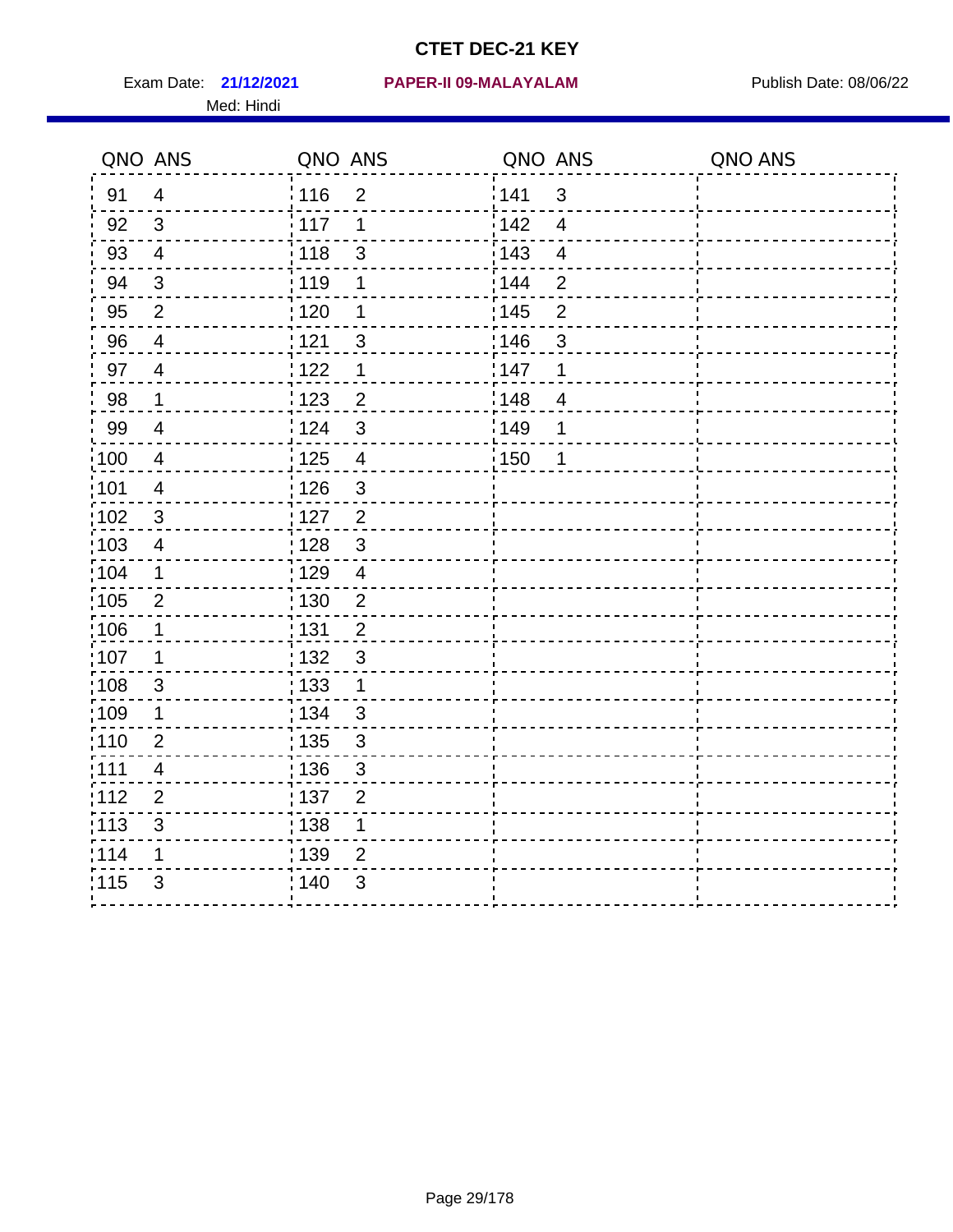# CTET DEC-21 KEY

Exam Date: **21/12/2021** **PAPER-II 09-MALAYALAM** Publish Date: 08/06/22

Med: Hindi

| QNO | ANS | QNO | ANS | QNO | ANS | QNO | ANS |
|---|---|---|---|---|---|---|---|
| 91 | 4 | 116 | 2 | 141 | 3 | | |
| 92 | 3 | 117 | 1 | 142 | 4 | | |
| 93 | 4 | 118 | 3 | 143 | 4 | | |
| 94 | 3 | 119 | 1 | 144 | 2 | | |
| 95 | 2 | 120 | 1 | 145 | 2 | | |
| 96 | 4 | 121 | 3 | 146 | 3 | | |
| 97 | 4 | 122 | 1 | 147 | 1 | | |
| 98 | 1 | 123 | 2 | 148 | 4 | | |
| 99 | 4 | 124 | 3 | 149 | 1 | | |
| 100 | 4 | 125 | 4 | 150 | 1 | | |
| 101 | 4 | 126 | 3 | | | | |
| 102 | 3 | 127 | 2 | | | | |
| 103 | 4 | 128 | 3 | | | | |
| 104 | 1 | 129 | 4 | | | | |
| 105 | 2 | 130 | 2 | | | | |
| 106 | 1 | 131 | 2 | | | | |
| 107 | 1 | 132 | 3 | | | | |
| 108 | 3 | 133 | 1 | | | | |
| 109 | 1 | 134 | 3 | | | | |
| 110 | 2 | 135 | 3 | | | | |
| 111 | 4 | 136 | 3 | | | | |
| 112 | 2 | 137 | 2 | | | | |
| 113 | 3 | 138 | 1 | | | | |
| 114 | 1 | 139 | 2 | | | | |
| 115 | 3 | 140 | 3 | | | | |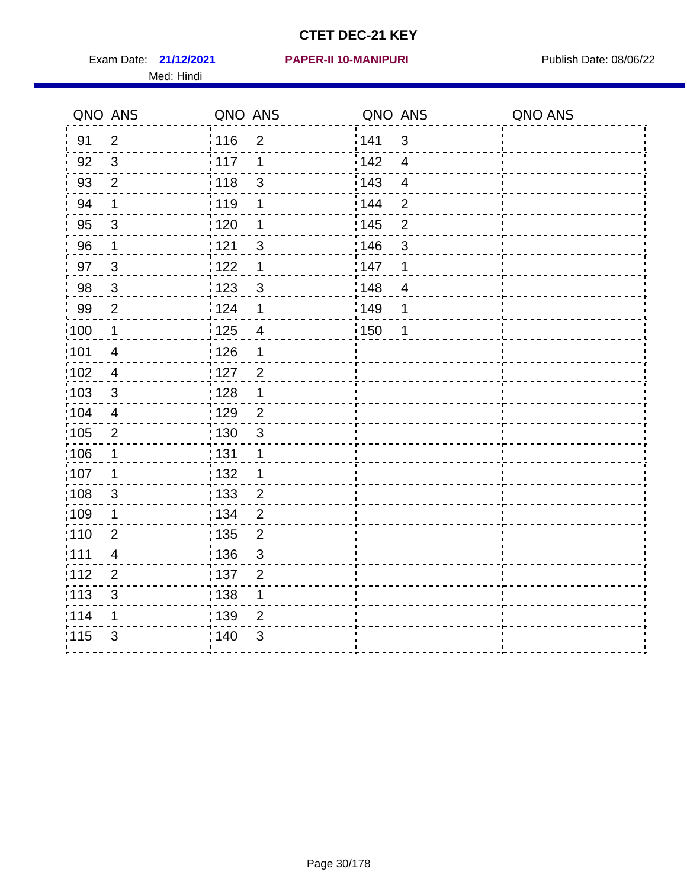# CTET DEC-21 KEY

Exam Date: **21/12/2021** **PAPER-II 10-MANIPURI** Publish Date: 08/06/22

Med: Hindi

| QNO | ANS | QNO | ANS | QNO | ANS | QNO | ANS |
|---|---|---|---|---|---|---|---|
| 91 | 2 | 116 | 2 | 141 | 3 | | |
| 92 | 3 | 117 | 1 | 142 | 4 | | |
| 93 | 2 | 118 | 3 | 143 | 4 | | |
| 94 | 1 | 119 | 1 | 144 | 2 | | |
| 95 | 3 | 120 | 1 | 145 | 2 | | |
| 96 | 1 | 121 | 3 | 146 | 3 | | |
| 97 | 3 | 122 | 1 | 147 | 1 | | |
| 98 | 3 | 123 | 3 | 148 | 4 | | |
| 99 | 2 | 124 | 1 | 149 | 1 | | |
| 100 | 1 | 125 | 4 | 150 | 1 | | |
| 101 | 4 | 126 | 1 | | | | |
| 102 | 4 | 127 | 2 | | | | |
| 103 | 3 | 128 | 1 | | | | |
| 104 | 4 | 129 | 2 | | | | |
| 105 | 2 | 130 | 3 | | | | |
| 106 | 1 | 131 | 1 | | | | |
| 107 | 1 | 132 | 1 | | | | |
| 108 | 3 | 133 | 2 | | | | |
| 109 | 1 | 134 | 2 | | | | |
| 110 | 2 | 135 | 2 | | | | |
| 111 | 4 | 136 | 3 | | | | |
| 112 | 2 | 137 | 2 | | | | |
| 113 | 3 | 138 | 1 | | | | |
| 114 | 1 | 139 | 2 | | | | |
| 115 | 3 | 140 | 3 | | | | |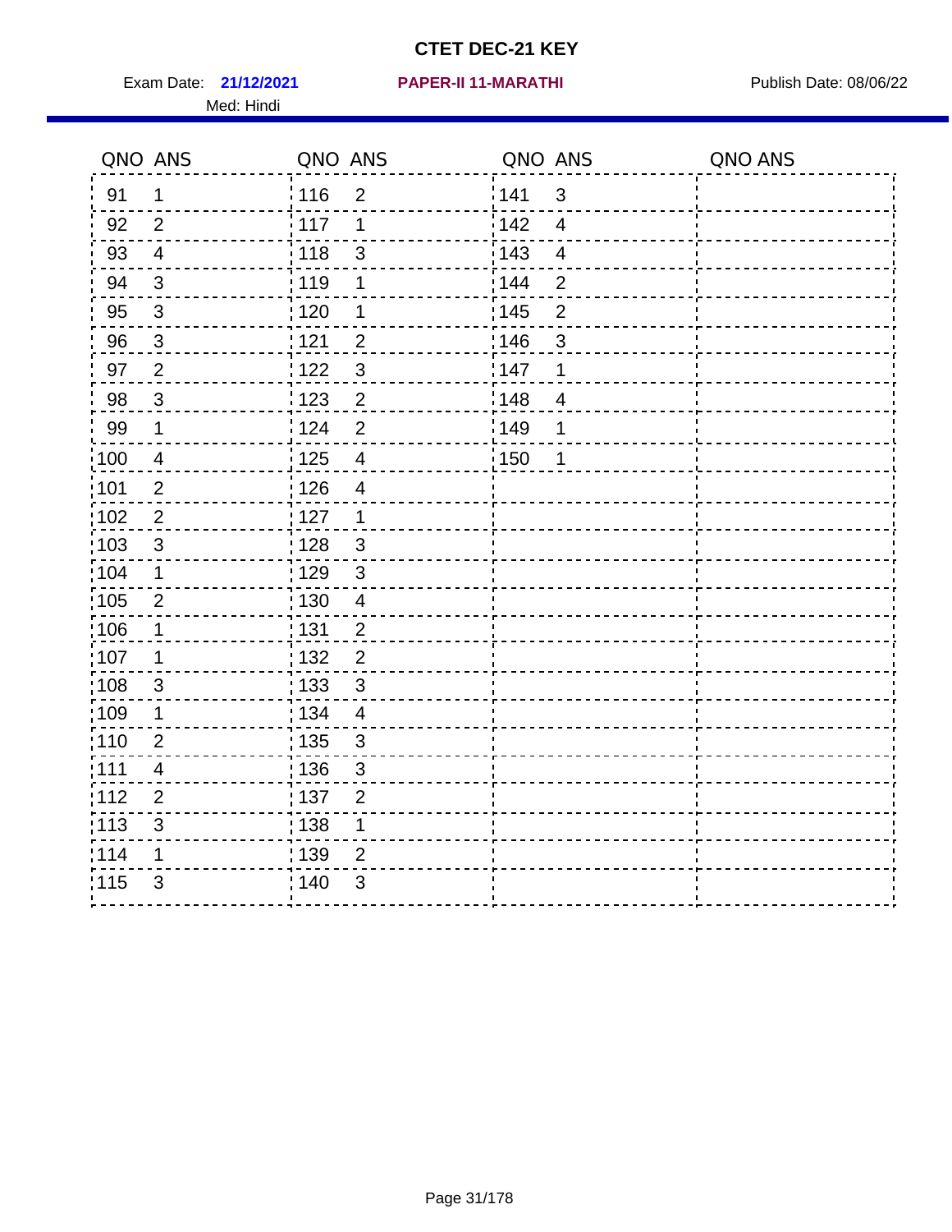# CTET DEC-21 KEY

Exam Date: **21/12/2021** **PAPER-II 11-MARATHI** Publish Date: 08/06/22

Med: Hindi

| QNO | ANS | QNO | ANS | QNO | ANS | QNO | ANS |
|---|---|---|---|---|---|---|---|
| 91 | 1 | 116 | 2 | 141 | 3 | | |
| 92 | 2 | 117 | 1 | 142 | 4 | | |
| 93 | 4 | 118 | 3 | 143 | 4 | | |
| 94 | 3 | 119 | 1 | 144 | 2 | | |
| 95 | 3 | 120 | 1 | 145 | 2 | | |
| 96 | 3 | 121 | 2 | 146 | 3 | | |
| 97 | 2 | 122 | 3 | 147 | 1 | | |
| 98 | 3 | 123 | 2 | 148 | 4 | | |
| 99 | 1 | 124 | 2 | 149 | 1 | | |
| 100 | 4 | 125 | 4 | 150 | 1 | | |
| 101 | 2 | 126 | 4 | | | | |
| 102 | 2 | 127 | 1 | | | | |
| 103 | 3 | 128 | 3 | | | | |
| 104 | 1 | 129 | 3 | | | | |
| 105 | 2 | 130 | 4 | | | | |
| 106 | 1 | 131 | 2 | | | | |
| 107 | 1 | 132 | 2 | | | | |
| 108 | 3 | 133 | 3 | | | | |
| 109 | 1 | 134 | 4 | | | | |
| 110 | 2 | 135 | 3 | | | | |
| 111 | 4 | 136 | 3 | | | | |
| 112 | 2 | 137 | 2 | | | | |
| 113 | 3 | 138 | 1 | | | | |
| 114 | 1 | 139 | 2 | | | | |
| 115 | 3 | 140 | 3 | | | | |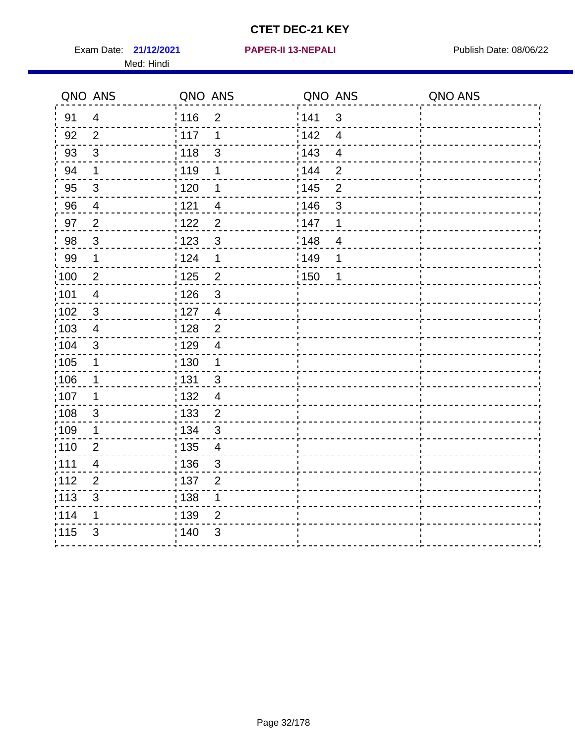# CTET DEC-21 KEY

Exam Date: **21/12/2021** **PAPER-II 13-NEPALI** Publish Date: 08/06/22

Med: Hindi

| QNO | ANS | QNO | ANS | QNO | ANS | QNO | ANS |
|---|---|---|---|---|---|---|---|
| 91 | 4 | 116 | 2 | 141 | 3 | | |
| 92 | 2 | 117 | 1 | 142 | 4 | | |
| 93 | 3 | 118 | 3 | 143 | 4 | | |
| 94 | 1 | 119 | 1 | 144 | 2 | | |
| 95 | 3 | 120 | 1 | 145 | 2 | | |
| 96 | 4 | 121 | 4 | 146 | 3 | | |
| 97 | 2 | 122 | 2 | 147 | 1 | | |
| 98 | 3 | 123 | 3 | 148 | 4 | | |
| 99 | 1 | 124 | 1 | 149 | 1 | | |
| 100 | 2 | 125 | 2 | 150 | 1 | | |
| 101 | 4 | 126 | 3 | | | | |
| 102 | 3 | 127 | 4 | | | | |
| 103 | 4 | 128 | 2 | | | | |
| 104 | 3 | 129 | 4 | | | | |
| 105 | 1 | 130 | 1 | | | | |
| 106 | 1 | 131 | 3 | | | | |
| 107 | 1 | 132 | 4 | | | | |
| 108 | 3 | 133 | 2 | | | | |
| 109 | 1 | 134 | 3 | | | | |
| 110 | 2 | 135 | 4 | | | | |
| 111 | 4 | 136 | 3 | | | | |
| 112 | 2 | 137 | 2 | | | | |
| 113 | 3 | 138 | 1 | | | | |
| 114 | 1 | 139 | 2 | | | | |
| 115 | 3 | 140 | 3 | | | | |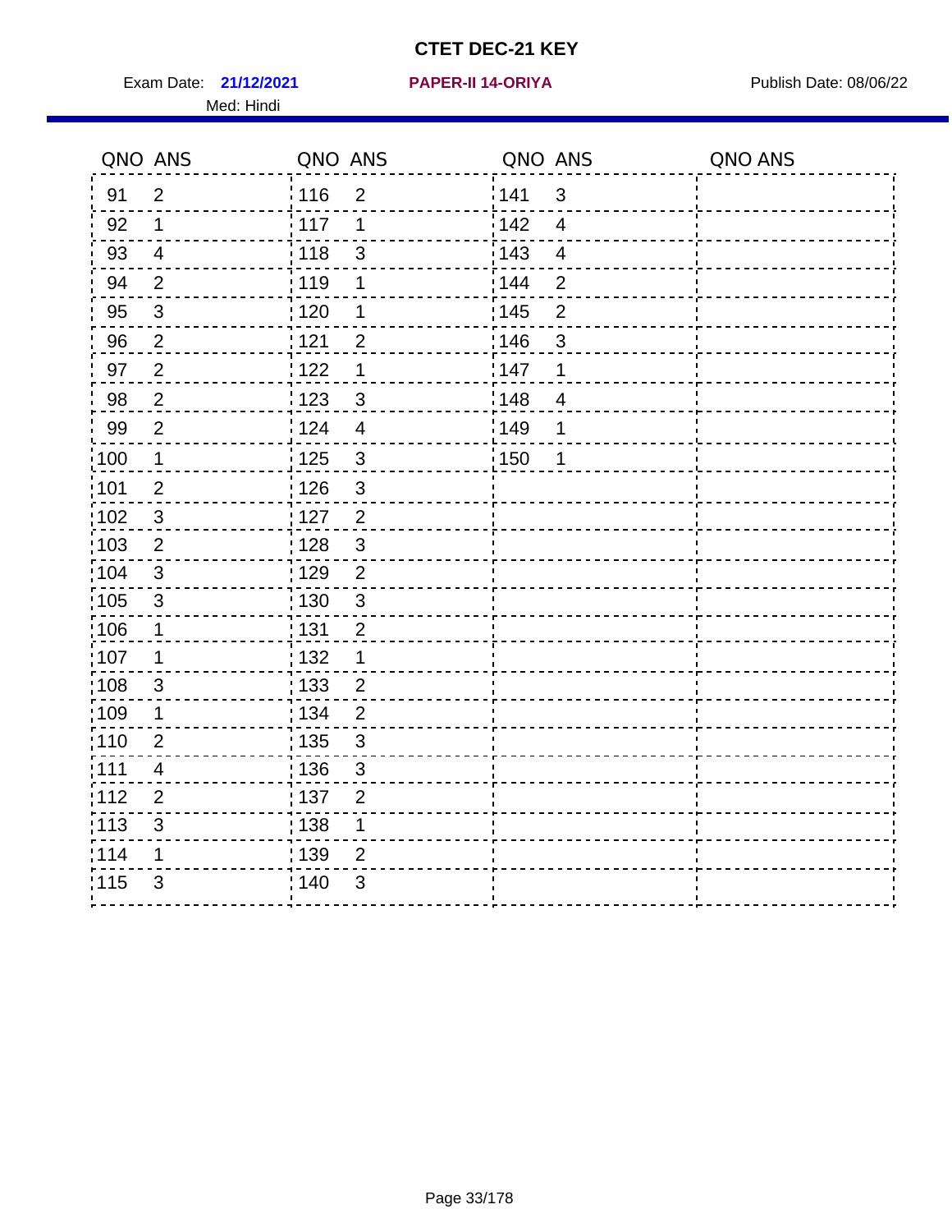# CTET DEC-21 KEY

Exam Date: **21/12/2021** **PAPER-II 14-ORIYA** Publish Date: 08/06/22

Med: Hindi

| QNO | ANS | QNO | ANS | QNO | ANS | QNO | ANS |
|---|---|---|---|---|---|---|---|
| 91 | 2 | 116 | 2 | 141 | 3 | | |
| 92 | 1 | 117 | 1 | 142 | 4 | | |
| 93 | 4 | 118 | 3 | 143 | 4 | | |
| 94 | 2 | 119 | 1 | 144 | 2 | | |
| 95 | 3 | 120 | 1 | 145 | 2 | | |
| 96 | 2 | 121 | 2 | 146 | 3 | | |
| 97 | 2 | 122 | 1 | 147 | 1 | | |
| 98 | 2 | 123 | 3 | 148 | 4 | | |
| 99 | 2 | 124 | 4 | 149 | 1 | | |
| 100 | 1 | 125 | 3 | 150 | 1 | | |
| 101 | 2 | 126 | 3 | | | | |
| 102 | 3 | 127 | 2 | | | | |
| 103 | 2 | 128 | 3 | | | | |
| 104 | 3 | 129 | 2 | | | | |
| 105 | 3 | 130 | 3 | | | | |
| 106 | 1 | 131 | 2 | | | | |
| 107 | 1 | 132 | 1 | | | | |
| 108 | 3 | 133 | 2 | | | | |
| 109 | 1 | 134 | 2 | | | | |
| 110 | 2 | 135 | 3 | | | | |
| 111 | 4 | 136 | 3 | | | | |
| 112 | 2 | 137 | 2 | | | | |
| 113 | 3 | 138 | 1 | | | | |
| 114 | 1 | 139 | 2 | | | | |
| 115 | 3 | 140 | 3 | | | | |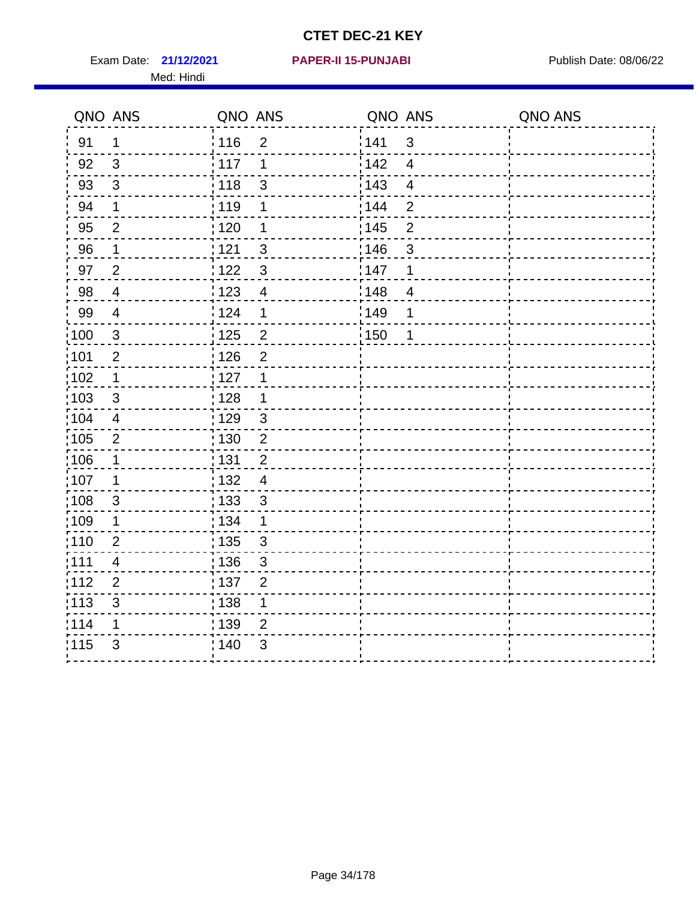# CTET DEC-21 KEY

Exam Date: **21/12/2021** **PAPER-II 15-PUNJABI** Publish Date: 08/06/22

Med: Hindi

| QNO | ANS | QNO | ANS | QNO | ANS | QNO | ANS |
|---|---|---|---|---|---|---|---|
| 91 | 1 | 116 | 2 | 141 | 3 | | |
| 92 | 3 | 117 | 1 | 142 | 4 | | |
| 93 | 3 | 118 | 3 | 143 | 4 | | |
| 94 | 1 | 119 | 1 | 144 | 2 | | |
| 95 | 2 | 120 | 1 | 145 | 2 | | |
| 96 | 1 | 121 | 3 | 146 | 3 | | |
| 97 | 2 | 122 | 3 | 147 | 1 | | |
| 98 | 4 | 123 | 4 | 148 | 4 | | |
| 99 | 4 | 124 | 1 | 149 | 1 | | |
| 100 | 3 | 125 | 2 | 150 | 1 | | |
| 101 | 2 | 126 | 2 | | | | |
| 102 | 1 | 127 | 1 | | | | |
| 103 | 3 | 128 | 1 | | | | |
| 104 | 4 | 129 | 3 | | | | |
| 105 | 2 | 130 | 2 | | | | |
| 106 | 1 | 131 | 2 | | | | |
| 107 | 1 | 132 | 4 | | | | |
| 108 | 3 | 133 | 3 | | | | |
| 109 | 1 | 134 | 1 | | | | |
| 110 | 2 | 135 | 3 | | | | |
| 111 | 4 | 136 | 3 | | | | |
| 112 | 2 | 137 | 2 | | | | |
| 113 | 3 | 138 | 1 | | | | |
| 114 | 1 | 139 | 2 | | | | |
| 115 | 3 | 140 | 3 | | | | |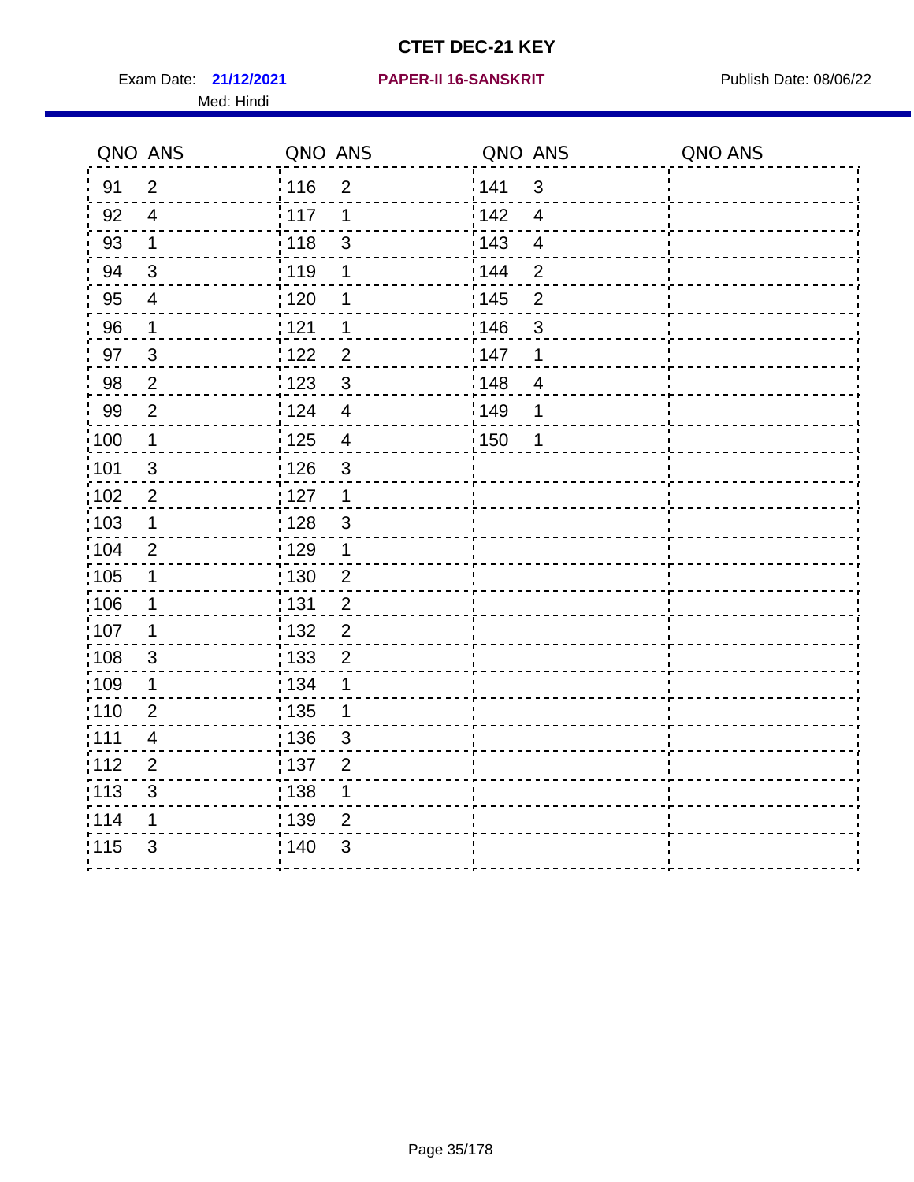# CTET DEC-21 KEY

Exam Date: **21/12/2021** **PAPER-II 16-SANSKRIT** Publish Date: 08/06/22

Med: Hindi

| QNO | ANS | QNO | ANS | QNO | ANS | QNO | ANS |
|---|---|---|---|---|---|---|---|
| 91 | 2 | 116 | 2 | 141 | 3 | | |
| 92 | 4 | 117 | 1 | 142 | 4 | | |
| 93 | 1 | 118 | 3 | 143 | 4 | | |
| 94 | 3 | 119 | 1 | 144 | 2 | | |
| 95 | 4 | 120 | 1 | 145 | 2 | | |
| 96 | 1 | 121 | 1 | 146 | 3 | | |
| 97 | 3 | 122 | 2 | 147 | 1 | | |
| 98 | 2 | 123 | 3 | 148 | 4 | | |
| 99 | 2 | 124 | 4 | 149 | 1 | | |
| 100 | 1 | 125 | 4 | 150 | 1 | | |
| 101 | 3 | 126 | 3 | | | | |
| 102 | 2 | 127 | 1 | | | | |
| 103 | 1 | 128 | 3 | | | | |
| 104 | 2 | 129 | 1 | | | | |
| 105 | 1 | 130 | 2 | | | | |
| 106 | 1 | 131 | 2 | | | | |
| 107 | 1 | 132 | 2 | | | | |
| 108 | 3 | 133 | 2 | | | | |
| 109 | 1 | 134 | 1 | | | | |
| 110 | 2 | 135 | 1 | | | | |
| 111 | 4 | 136 | 3 | | | | |
| 112 | 2 | 137 | 2 | | | | |
| 113 | 3 | 138 | 1 | | | | |
| 114 | 1 | 139 | 2 | | | | |
| 115 | 3 | 140 | 3 | | | | |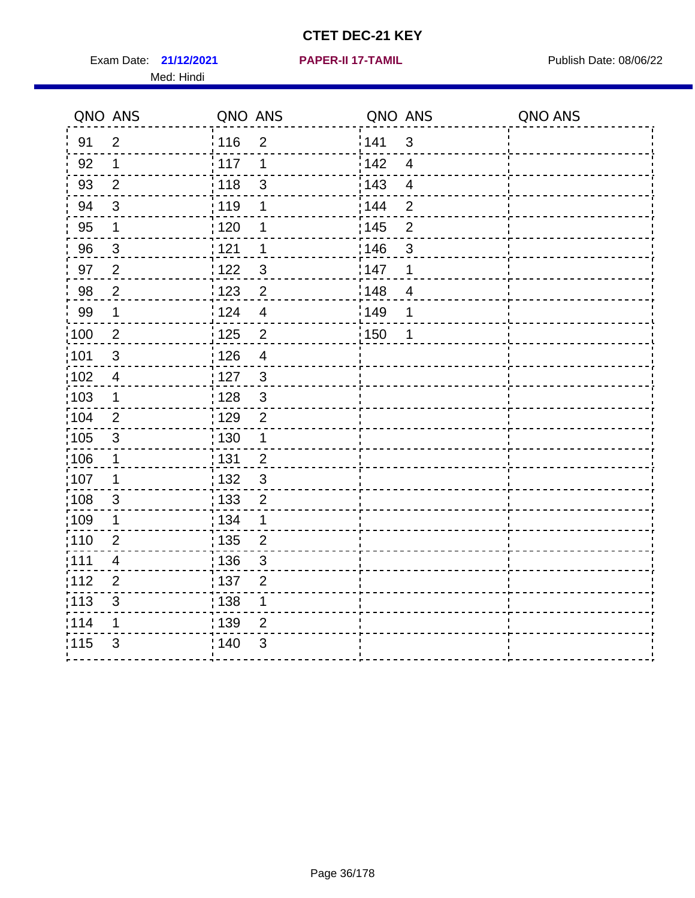# CTET DEC-21 KEY

Exam Date: **21/12/2021** **PAPER-II 17-TAMIL** Publish Date: 08/06/22

Med: Hindi

| QNO | ANS | QNO | ANS | QNO | ANS | QNO | ANS |
|---|---|---|---|---|---|---|---|
| 91 | 2 | 116 | 2 | 141 | 3 | | |
| 92 | 1 | 117 | 1 | 142 | 4 | | |
| 93 | 2 | 118 | 3 | 143 | 4 | | |
| 94 | 3 | 119 | 1 | 144 | 2 | | |
| 95 | 1 | 120 | 1 | 145 | 2 | | |
| 96 | 3 | 121 | 1 | 146 | 3 | | |
| 97 | 2 | 122 | 3 | 147 | 1 | | |
| 98 | 2 | 123 | 2 | 148 | 4 | | |
| 99 | 1 | 124 | 4 | 149 | 1 | | |
| 100 | 2 | 125 | 2 | 150 | 1 | | |
| 101 | 3 | 126 | 4 | | | | |
| 102 | 4 | 127 | 3 | | | | |
| 103 | 1 | 128 | 3 | | | | |
| 104 | 2 | 129 | 2 | | | | |
| 105 | 3 | 130 | 1 | | | | |
| 106 | 1 | 131 | 2 | | | | |
| 107 | 1 | 132 | 3 | | | | |
| 108 | 3 | 133 | 2 | | | | |
| 109 | 1 | 134 | 1 | | | | |
| 110 | 2 | 135 | 2 | | | | |
| 111 | 4 | 136 | 3 | | | | |
| 112 | 2 | 137 | 2 | | | | |
| 113 | 3 | 138 | 1 | | | | |
| 114 | 1 | 139 | 2 | | | | |
| 115 | 3 | 140 | 3 | | | | |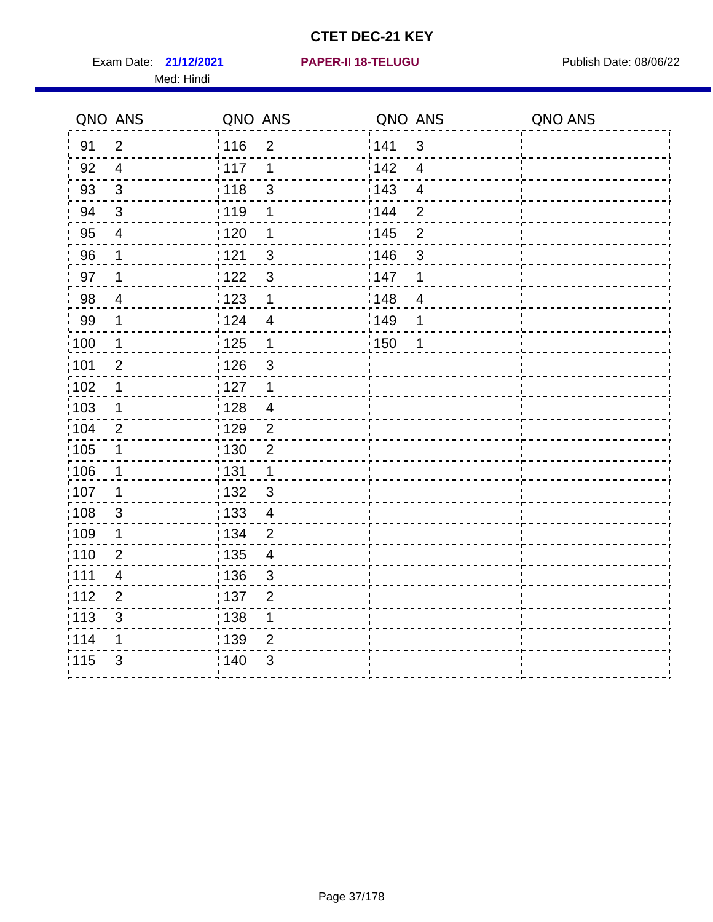# CTET DEC-21 KEY

Exam Date: **21/12/2021** | **PAPER-II 18-TELUGU** | Publish Date: 08/06/22

Med: Hindi

| QNO | ANS | QNO | ANS | QNO | ANS | QNO | ANS |
|---|---|---|---|---|---|---|---|
| 91 | 2 | 116 | 2 | 141 | 3 | | |
| 92 | 4 | 117 | 1 | 142 | 4 | | |
| 93 | 3 | 118 | 3 | 143 | 4 | | |
| 94 | 3 | 119 | 1 | 144 | 2 | | |
| 95 | 4 | 120 | 1 | 145 | 2 | | |
| 96 | 1 | 121 | 3 | 146 | 3 | | |
| 97 | 1 | 122 | 3 | 147 | 1 | | |
| 98 | 4 | 123 | 1 | 148 | 4 | | |
| 99 | 1 | 124 | 4 | 149 | 1 | | |
| 100 | 1 | 125 | 1 | 150 | 1 | | |
| 101 | 2 | 126 | 3 | | | | |
| 102 | 1 | 127 | 1 | | | | |
| 103 | 1 | 128 | 4 | | | | |
| 104 | 2 | 129 | 2 | | | | |
| 105 | 1 | 130 | 2 | | | | |
| 106 | 1 | 131 | 1 | | | | |
| 107 | 1 | 132 | 3 | | | | |
| 108 | 3 | 133 | 4 | | | | |
| 109 | 1 | 134 | 2 | | | | |
| 110 | 2 | 135 | 4 | | | | |
| 111 | 4 | 136 | 3 | | | | |
| 112 | 2 | 137 | 2 | | | | |
| 113 | 3 | 138 | 1 | | | | |
| 114 | 1 | 139 | 2 | | | | |
| 115 | 3 | 140 | 3 | | | | |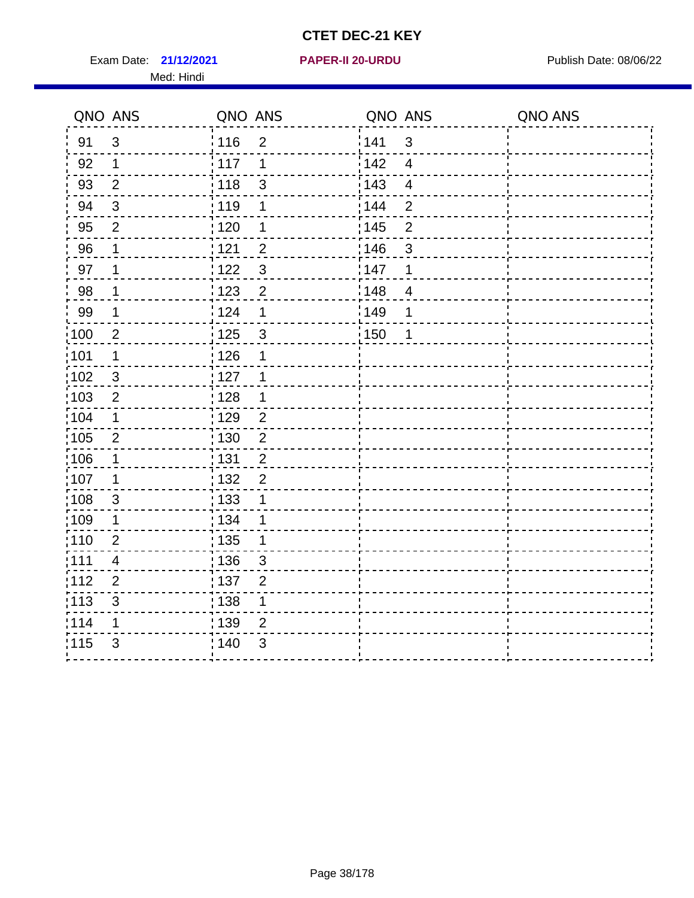# CTET DEC-21 KEY

Exam Date: **21/12/2021** **PAPER-II 20-URDU** Publish Date: 08/06/22

Med: Hindi

| QNO | ANS | QNO | ANS | QNO | ANS | QNO | ANS |
|---|---|---|---|---|---|---|---|
| 91 | 3 | 116 | 2 | 141 | 3 | | |
| 92 | 1 | 117 | 1 | 142 | 4 | | |
| 93 | 2 | 118 | 3 | 143 | 4 | | |
| 94 | 3 | 119 | 1 | 144 | 2 | | |
| 95 | 2 | 120 | 1 | 145 | 2 | | |
| 96 | 1 | 121 | 2 | 146 | 3 | | |
| 97 | 1 | 122 | 3 | 147 | 1 | | |
| 98 | 1 | 123 | 2 | 148 | 4 | | |
| 99 | 1 | 124 | 1 | 149 | 1 | | |
| 100 | 2 | 125 | 3 | 150 | 1 | | |
| 101 | 1 | 126 | 1 | | | | |
| 102 | 3 | 127 | 1 | | | | |
| 103 | 2 | 128 | 1 | | | | |
| 104 | 1 | 129 | 2 | | | | |
| 105 | 2 | 130 | 2 | | | | |
| 106 | 1 | 131 | 2 | | | | |
| 107 | 1 | 132 | 2 | | | | |
| 108 | 3 | 133 | 1 | | | | |
| 109 | 1 | 134 | 1 | | | | |
| 110 | 2 | 135 | 1 | | | | |
| 111 | 4 | 136 | 3 | | | | |
| 112 | 2 | 137 | 2 | | | | |
| 113 | 3 | 138 | 1 | | | | |
| 114 | 1 | 139 | 2 | | | | |
| 115 | 3 | 140 | 3 | | | | |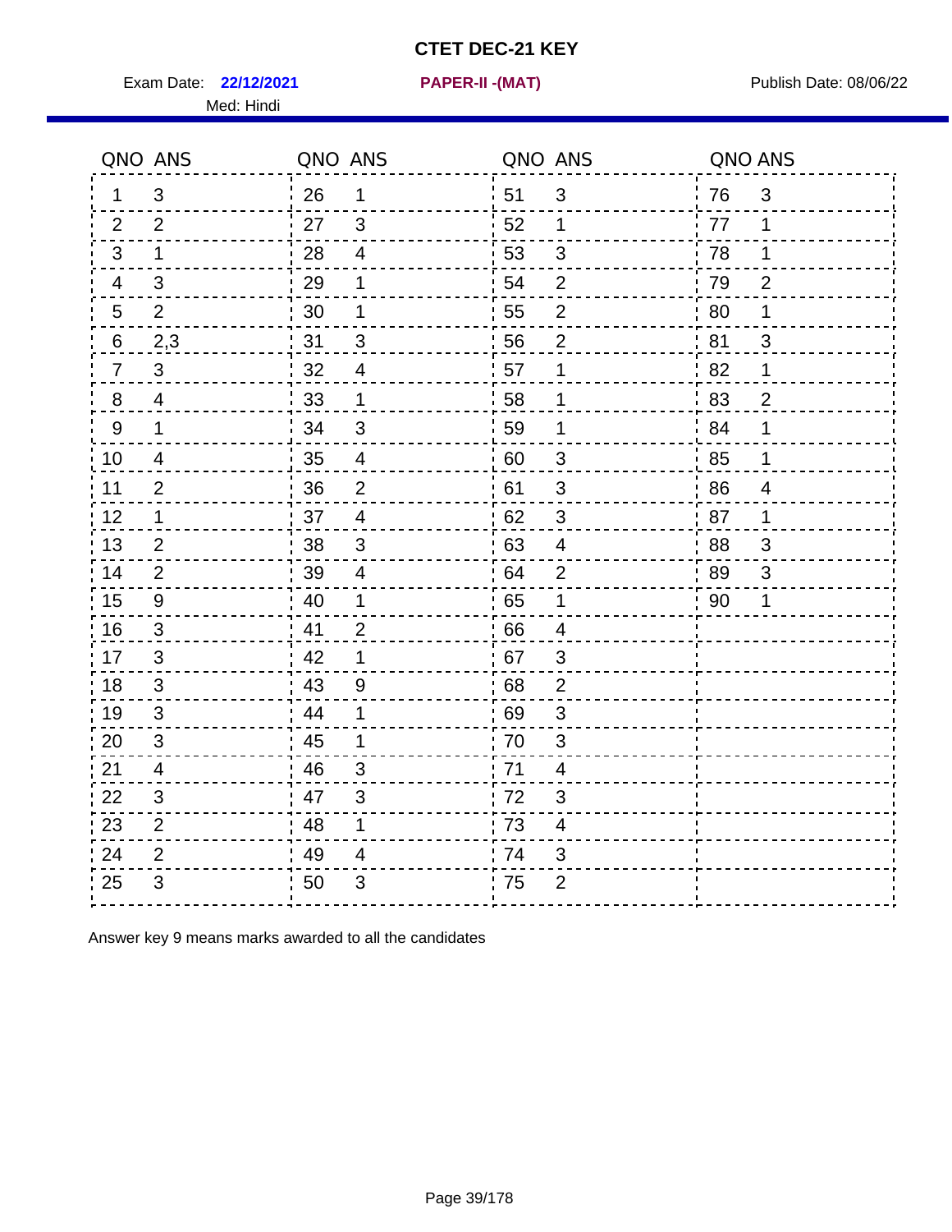# CTET DEC-21 KEY

Exam Date: **22/12/2021** **PAPER-II -(MAT)** Publish Date: 08/06/22

Med: Hindi

| QNO | ANS | QNO | ANS | QNO | ANS | QNO | ANS |
|---|---|---|---|---|---|---|---|
| 1 | 3 | 26 | 1 | 51 | 3 | 76 | 3 |
| 2 | 2 | 27 | 3 | 52 | 1 | 77 | 1 |
| 3 | 1 | 28 | 4 | 53 | 3 | 78 | 1 |
| 4 | 3 | 29 | 1 | 54 | 2 | 79 | 2 |
| 5 | 2 | 30 | 1 | 55 | 2 | 80 | 1 |
| 6 | 2,3 | 31 | 3 | 56 | 2 | 81 | 3 |
| 7 | 3 | 32 | 4 | 57 | 1 | 82 | 1 |
| 8 | 4 | 33 | 1 | 58 | 1 | 83 | 2 |
| 9 | 1 | 34 | 3 | 59 | 1 | 84 | 1 |
| 10 | 4 | 35 | 4 | 60 | 3 | 85 | 1 |
| 11 | 2 | 36 | 2 | 61 | 3 | 86 | 4 |
| 12 | 1 | 37 | 4 | 62 | 3 | 87 | 1 |
| 13 | 2 | 38 | 3 | 63 | 4 | 88 | 3 |
| 14 | 2 | 39 | 4 | 64 | 2 | 89 | 3 |
| 15 | 9 | 40 | 1 | 65 | 1 | 90 | 1 |
| 16 | 3 | 41 | 2 | 66 | 4 | | |
| 17 | 3 | 42 | 1 | 67 | 3 | | |
| 18 | 3 | 43 | 9 | 68 | 2 | | |
| 19 | 3 | 44 | 1 | 69 | 3 | | |
| 20 | 3 | 45 | 1 | 70 | 3 | | |
| 21 | 4 | 46 | 3 | 71 | 4 | | |
| 22 | 3 | 47 | 3 | 72 | 3 | | |
| 23 | 2 | 48 | 1 | 73 | 4 | | |
| 24 | 2 | 49 | 4 | 74 | 3 | | |
| 25 | 3 | 50 | 3 | 75 | 2 | | |

Answer key 9 means marks awarded to all the candidates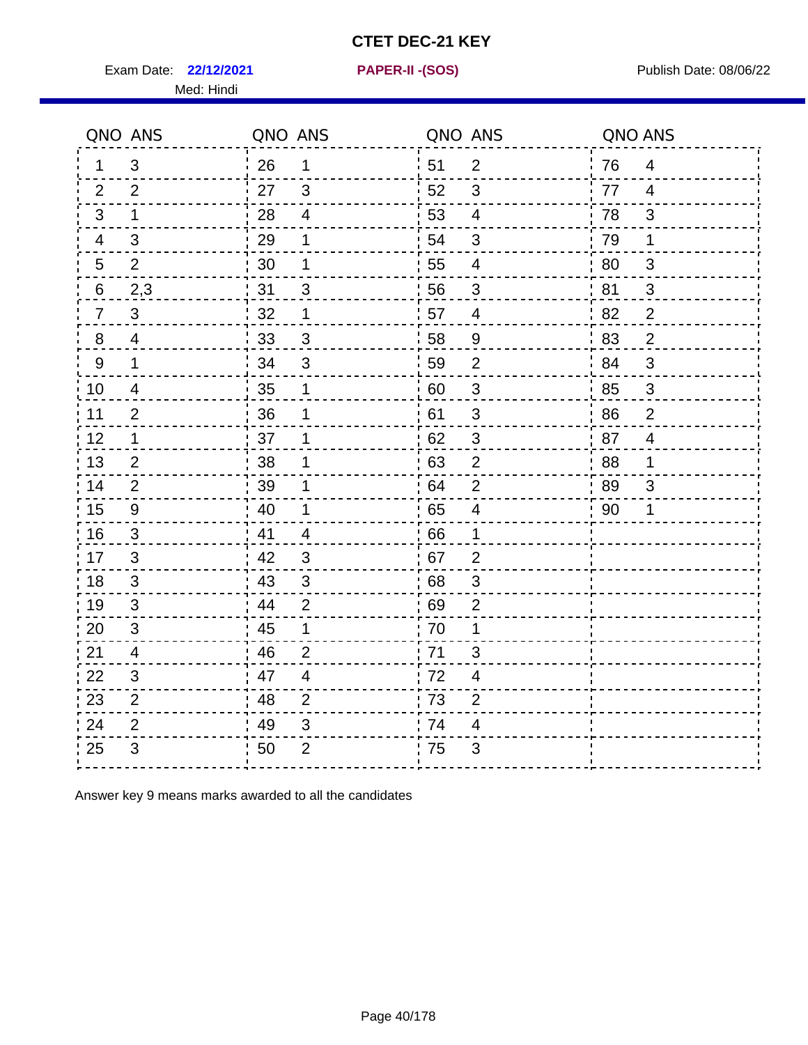# CTET DEC-21 KEY

Exam Date: **22/12/2021** **PAPER-II -(SOS)** Publish Date: 08/06/22

Med: Hindi

| QNO | ANS | QNO | ANS | QNO | ANS | QNO | ANS |
|---|---|---|---|---|---|---|---|
| 1 | 3 | 26 | 1 | 51 | 2 | 76 | 4 |
| 2 | 2 | 27 | 3 | 52 | 3 | 77 | 4 |
| 3 | 1 | 28 | 4 | 53 | 4 | 78 | 3 |
| 4 | 3 | 29 | 1 | 54 | 3 | 79 | 1 |
| 5 | 2 | 30 | 1 | 55 | 4 | 80 | 3 |
| 6 | 2,3 | 31 | 3 | 56 | 3 | 81 | 3 |
| 7 | 3 | 32 | 1 | 57 | 4 | 82 | 2 |
| 8 | 4 | 33 | 3 | 58 | 9 | 83 | 2 |
| 9 | 1 | 34 | 3 | 59 | 2 | 84 | 3 |
| 10 | 4 | 35 | 1 | 60 | 3 | 85 | 3 |
| 11 | 2 | 36 | 1 | 61 | 3 | 86 | 2 |
| 12 | 1 | 37 | 1 | 62 | 3 | 87 | 4 |
| 13 | 2 | 38 | 1 | 63 | 2 | 88 | 1 |
| 14 | 2 | 39 | 1 | 64 | 2 | 89 | 3 |
| 15 | 9 | 40 | 1 | 65 | 4 | 90 | 1 |
| 16 | 3 | 41 | 4 | 66 | 1 | | |
| 17 | 3 | 42 | 3 | 67 | 2 | | |
| 18 | 3 | 43 | 3 | 68 | 3 | | |
| 19 | 3 | 44 | 2 | 69 | 2 | | |
| 20 | 3 | 45 | 1 | 70 | 1 | | |
| 21 | 4 | 46 | 2 | 71 | 3 | | |
| 22 | 3 | 47 | 4 | 72 | 4 | | |
| 23 | 2 | 48 | 2 | 73 | 2 | | |
| 24 | 2 | 49 | 3 | 74 | 4 | | |
| 25 | 3 | 50 | 2 | 75 | 3 | | |

Answer key 9 means marks awarded to all the candidates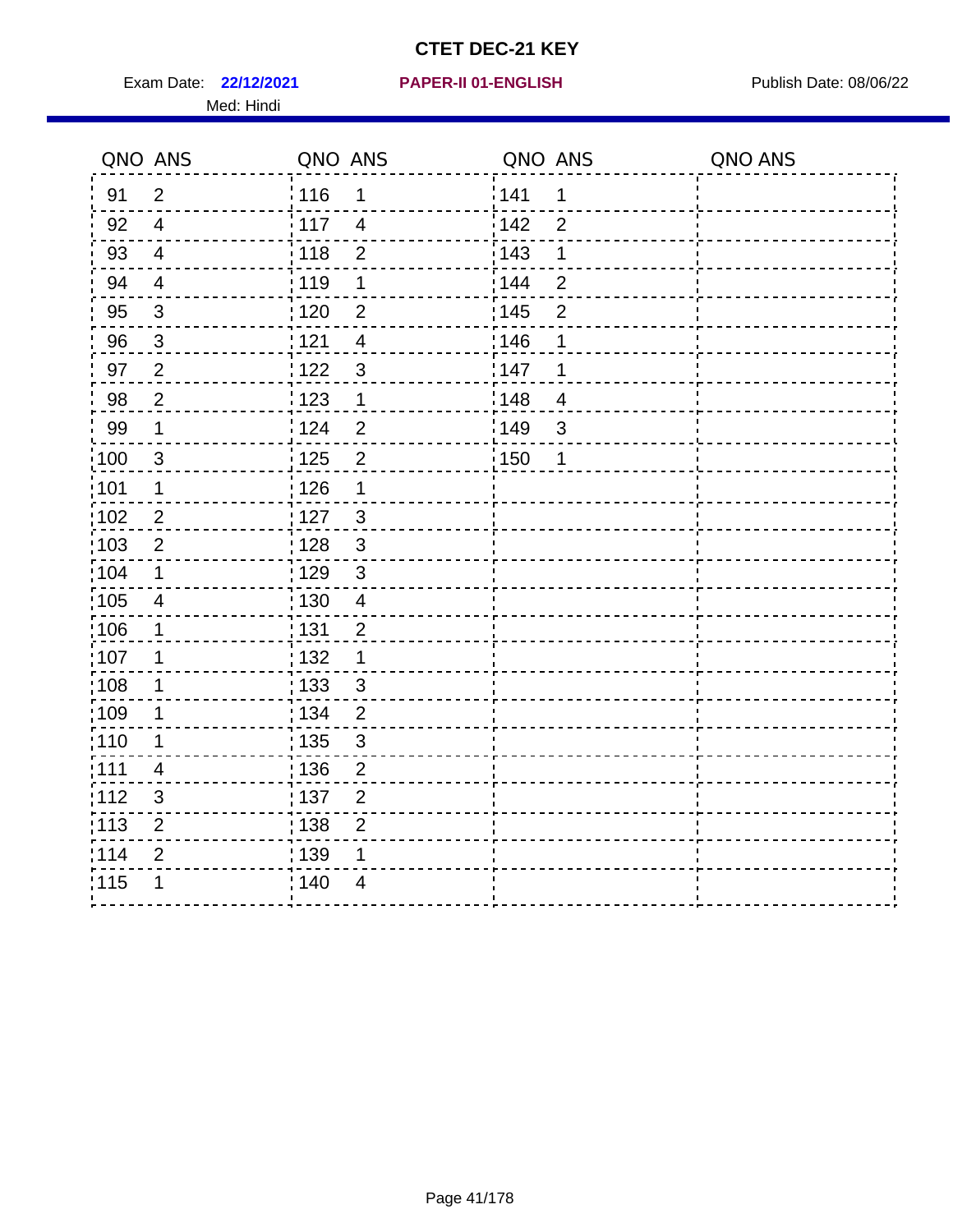# CTET DEC-21 KEY

Exam Date: **22/12/2021** **PAPER-II 01-ENGLISH** Publish Date: 08/06/22

Med: Hindi

| QNO | ANS | QNO | ANS | QNO | ANS | QNO | ANS |
|---|---|---|---|---|---|---|---|
| 91 | 2 | 116 | 1 | 141 | 1 | | |
| 92 | 4 | 117 | 4 | 142 | 2 | | |
| 93 | 4 | 118 | 2 | 143 | 1 | | |
| 94 | 4 | 119 | 1 | 144 | 2 | | |
| 95 | 3 | 120 | 2 | 145 | 2 | | |
| 96 | 3 | 121 | 4 | 146 | 1 | | |
| 97 | 2 | 122 | 3 | 147 | 1 | | |
| 98 | 2 | 123 | 1 | 148 | 4 | | |
| 99 | 1 | 124 | 2 | 149 | 3 | | |
| 100 | 3 | 125 | 2 | 150 | 1 | | |
| 101 | 1 | 126 | 1 | | | | |
| 102 | 2 | 127 | 3 | | | | |
| 103 | 2 | 128 | 3 | | | | |
| 104 | 1 | 129 | 3 | | | | |
| 105 | 4 | 130 | 4 | | | | |
| 106 | 1 | 131 | 2 | | | | |
| 107 | 1 | 132 | 1 | | | | |
| 108 | 1 | 133 | 3 | | | | |
| 109 | 1 | 134 | 2 | | | | |
| 110 | 1 | 135 | 3 | | | | |
| 111 | 4 | 136 | 2 | | | | |
| 112 | 3 | 137 | 2 | | | | |
| 113 | 2 | 138 | 2 | | | | |
| 114 | 2 | 139 | 1 | | | | |
| 115 | 1 | 140 | 4 | | | | |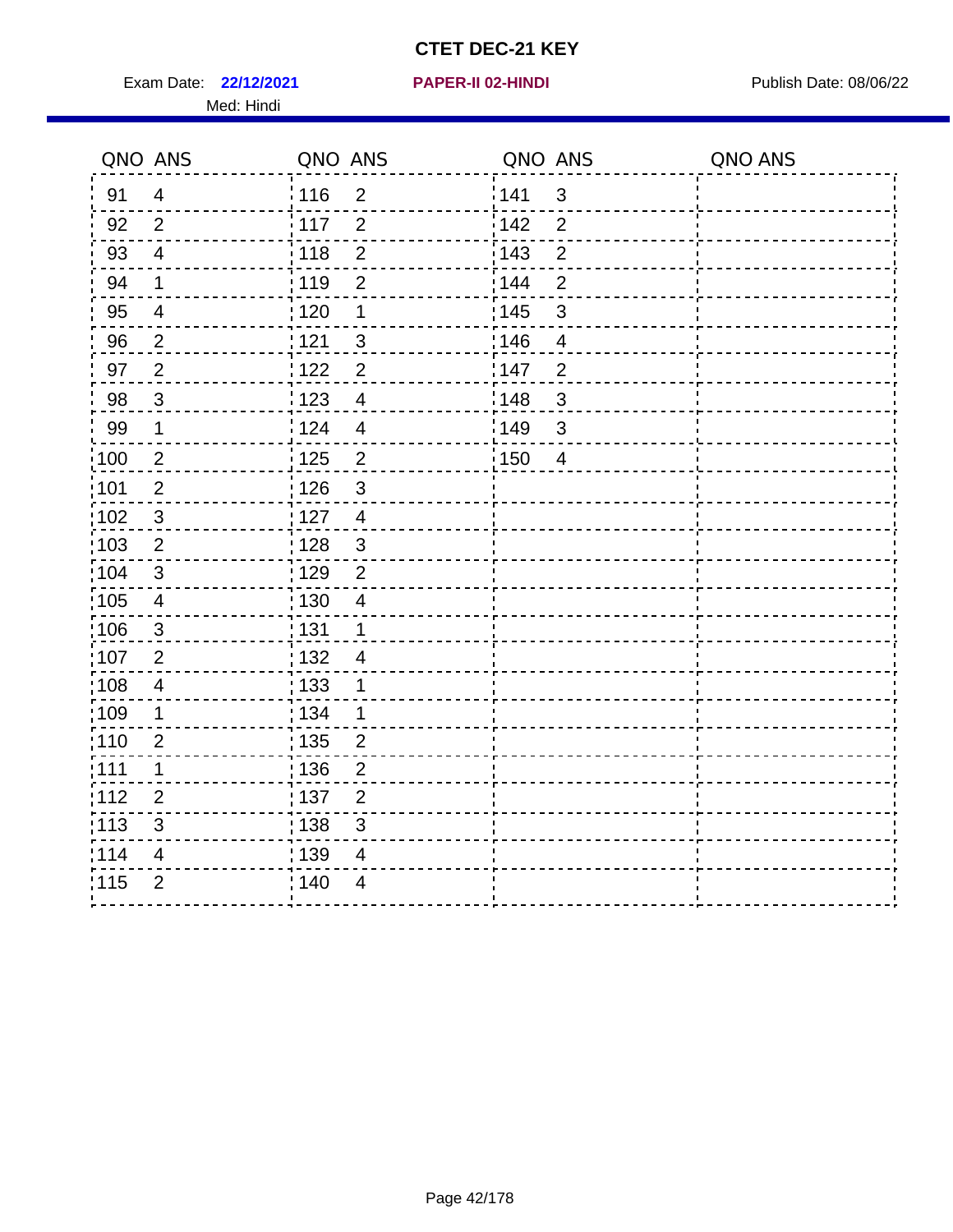# CTET DEC-21 KEY

Exam Date: **22/12/2021** **PAPER-II 02-HINDI** Publish Date: 08/06/22

Med: Hindi

| QNO | ANS | QNO | ANS | QNO | ANS | QNO | ANS |
|---|---|---|---|---|---|---|---|
| 91 | 4 | 116 | 2 | 141 | 3 | | |
| 92 | 2 | 117 | 2 | 142 | 2 | | |
| 93 | 4 | 118 | 2 | 143 | 2 | | |
| 94 | 1 | 119 | 2 | 144 | 2 | | |
| 95 | 4 | 120 | 1 | 145 | 3 | | |
| 96 | 2 | 121 | 3 | 146 | 4 | | |
| 97 | 2 | 122 | 2 | 147 | 2 | | |
| 98 | 3 | 123 | 4 | 148 | 3 | | |
| 99 | 1 | 124 | 4 | 149 | 3 | | |
| 100 | 2 | 125 | 2 | 150 | 4 | | |
| 101 | 2 | 126 | 3 | | | | |
| 102 | 3 | 127 | 4 | | | | |
| 103 | 2 | 128 | 3 | | | | |
| 104 | 3 | 129 | 2 | | | | |
| 105 | 4 | 130 | 4 | | | | |
| 106 | 3 | 131 | 1 | | | | |
| 107 | 2 | 132 | 4 | | | | |
| 108 | 4 | 133 | 1 | | | | |
| 109 | 1 | 134 | 1 | | | | |
| 110 | 2 | 135 | 2 | | | | |
| 111 | 1 | 136 | 2 | | | | |
| 112 | 2 | 137 | 2 | | | | |
| 113 | 3 | 138 | 3 | | | | |
| 114 | 4 | 139 | 4 | | | | |
| 115 | 2 | 140 | 4 | | | | |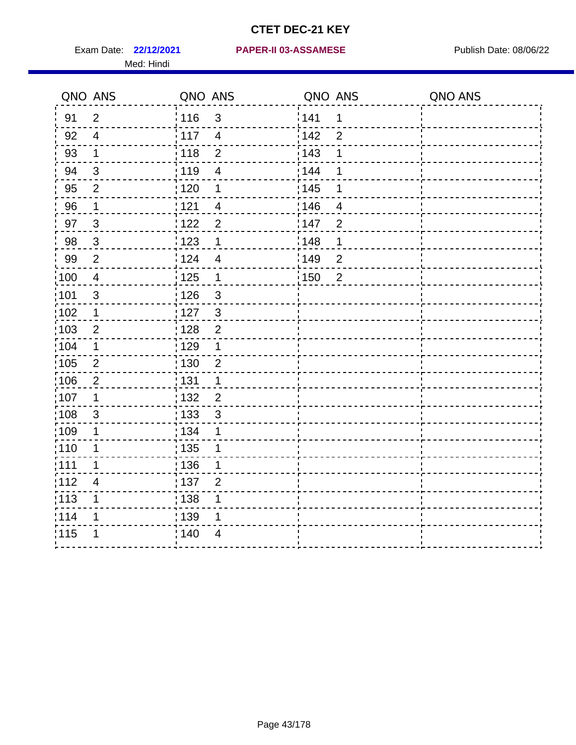# CTET DEC-21 KEY

Exam Date: **22/12/2021** **PAPER-II 03-ASSAMESE** Publish Date: 08/06/22

Med: Hindi

| QNO | ANS | QNO | ANS | QNO | ANS | QNO | ANS |
|---|---|---|---|---|---|---|---|
| 91 | 2 | 116 | 3 | 141 | 1 | | |
| 92 | 4 | 117 | 4 | 142 | 2 | | |
| 93 | 1 | 118 | 2 | 143 | 1 | | |
| 94 | 3 | 119 | 4 | 144 | 1 | | |
| 95 | 2 | 120 | 1 | 145 | 1 | | |
| 96 | 1 | 121 | 4 | 146 | 4 | | |
| 97 | 3 | 122 | 2 | 147 | 2 | | |
| 98 | 3 | 123 | 1 | 148 | 1 | | |
| 99 | 2 | 124 | 4 | 149 | 2 | | |
| 100 | 4 | 125 | 1 | 150 | 2 | | |
| 101 | 3 | 126 | 3 | | | | |
| 102 | 1 | 127 | 3 | | | | |
| 103 | 2 | 128 | 2 | | | | |
| 104 | 1 | 129 | 1 | | | | |
| 105 | 2 | 130 | 2 | | | | |
| 106 | 2 | 131 | 1 | | | | |
| 107 | 1 | 132 | 2 | | | | |
| 108 | 3 | 133 | 3 | | | | |
| 109 | 1 | 134 | 1 | | | | |
| 110 | 1 | 135 | 1 | | | | |
| 111 | 1 | 136 | 1 | | | | |
| 112 | 4 | 137 | 2 | | | | |
| 113 | 1 | 138 | 1 | | | | |
| 114 | 1 | 139 | 1 | | | | |
| 115 | 1 | 140 | 4 | | | | |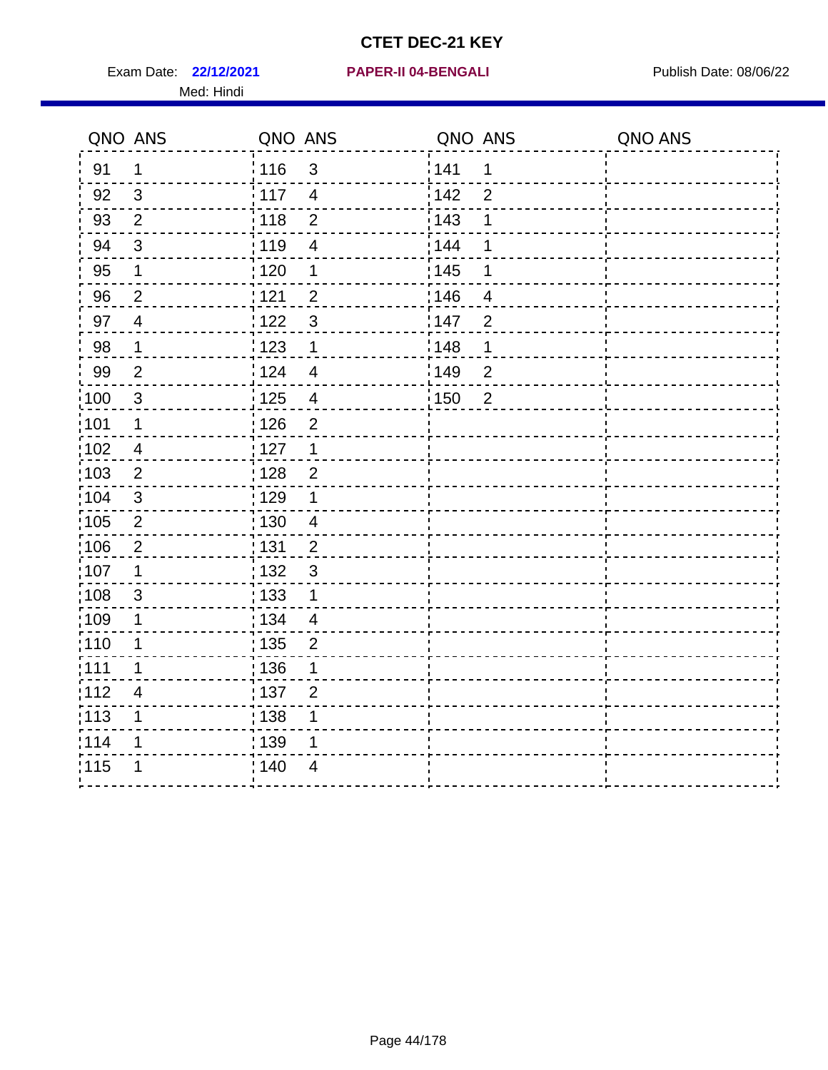# CTET DEC-21 KEY

Exam Date: **22/12/2021** **PAPER-II 04-BENGALI** Publish Date: 08/06/22

Med: Hindi

| QNO | ANS | QNO | ANS | QNO | ANS | QNO | ANS |
|---|---|---|---|---|---|---|---|
| 91 | 1 | 116 | 3 | 141 | 1 | | |
| 92 | 3 | 117 | 4 | 142 | 2 | | |
| 93 | 2 | 118 | 2 | 143 | 1 | | |
| 94 | 3 | 119 | 4 | 144 | 1 | | |
| 95 | 1 | 120 | 1 | 145 | 1 | | |
| 96 | 2 | 121 | 2 | 146 | 4 | | |
| 97 | 4 | 122 | 3 | 147 | 2 | | |
| 98 | 1 | 123 | 1 | 148 | 1 | | |
| 99 | 2 | 124 | 4 | 149 | 2 | | |
| 100 | 3 | 125 | 4 | 150 | 2 | | |
| 101 | 1 | 126 | 2 | | | | |
| 102 | 4 | 127 | 1 | | | | |
| 103 | 2 | 128 | 2 | | | | |
| 104 | 3 | 129 | 1 | | | | |
| 105 | 2 | 130 | 4 | | | | |
| 106 | 2 | 131 | 2 | | | | |
| 107 | 1 | 132 | 3 | | | | |
| 108 | 3 | 133 | 1 | | | | |
| 109 | 1 | 134 | 4 | | | | |
| 110 | 1 | 135 | 2 | | | | |
| 111 | 1 | 136 | 1 | | | | |
| 112 | 4 | 137 | 2 | | | | |
| 113 | 1 | 138 | 1 | | | | |
| 114 | 1 | 139 | 1 | | | | |
| 115 | 1 | 140 | 4 | | | | |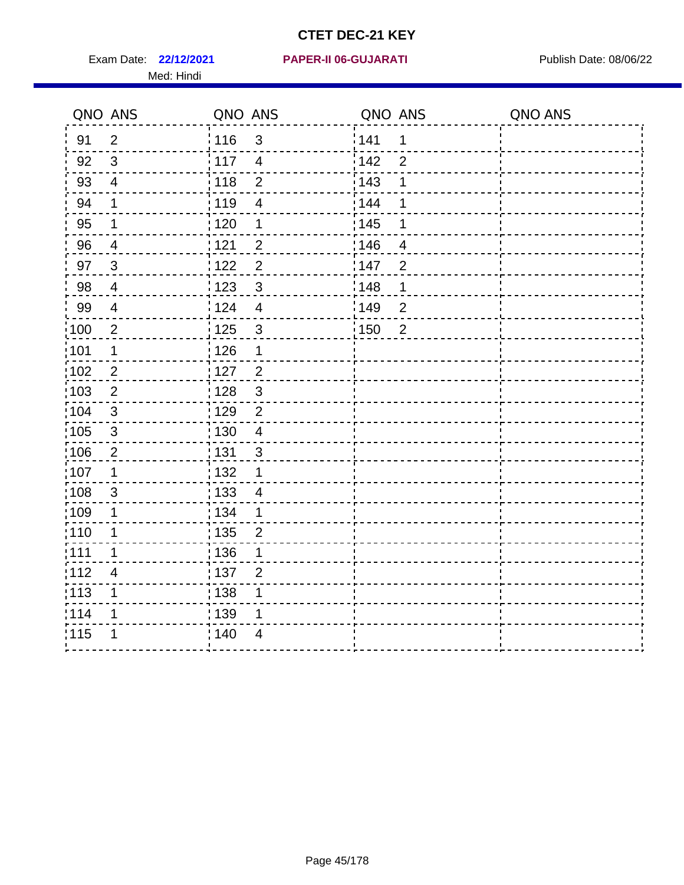# CTET DEC-21 KEY

Exam Date: **22/12/2021** **PAPER-II 06-GUJARATI** Publish Date: 08/06/22

Med: Hindi

| QNO | ANS | QNO | ANS | QNO | ANS | QNO | ANS |
|---|---|---|---|---|---|---|---|
| 91 | 2 | 116 | 3 | 141 | 1 | | |
| 92 | 3 | 117 | 4 | 142 | 2 | | |
| 93 | 4 | 118 | 2 | 143 | 1 | | |
| 94 | 1 | 119 | 4 | 144 | 1 | | |
| 95 | 1 | 120 | 1 | 145 | 1 | | |
| 96 | 4 | 121 | 2 | 146 | 4 | | |
| 97 | 3 | 122 | 2 | 147 | 2 | | |
| 98 | 4 | 123 | 3 | 148 | 1 | | |
| 99 | 4 | 124 | 4 | 149 | 2 | | |
| 100 | 2 | 125 | 3 | 150 | 2 | | |
| 101 | 1 | 126 | 1 | | | | |
| 102 | 2 | 127 | 2 | | | | |
| 103 | 2 | 128 | 3 | | | | |
| 104 | 3 | 129 | 2 | | | | |
| 105 | 3 | 130 | 4 | | | | |
| 106 | 2 | 131 | 3 | | | | |
| 107 | 1 | 132 | 1 | | | | |
| 108 | 3 | 133 | 4 | | | | |
| 109 | 1 | 134 | 1 | | | | |
| 110 | 1 | 135 | 2 | | | | |
| 111 | 1 | 136 | 1 | | | | |
| 112 | 4 | 137 | 2 | | | | |
| 113 | 1 | 138 | 1 | | | | |
| 114 | 1 | 139 | 1 | | | | |
| 115 | 1 | 140 | 4 | | | | |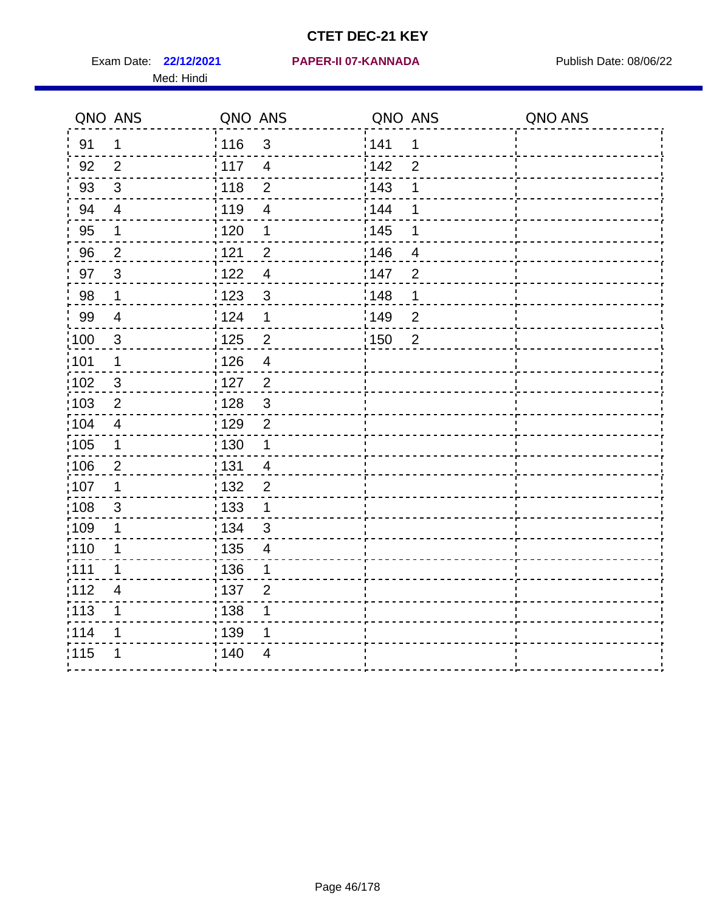# CTET DEC-21 KEY

Exam Date: **22/12/2021** **PAPER-II 07-KANNADA** Publish Date: 08/06/22

Med: Hindi

| QNO | ANS | QNO | ANS | QNO | ANS | QNO | ANS |
|---|---|---|---|---|---|---|---|
| 91 | 1 | 116 | 3 | 141 | 1 | | |
| 92 | 2 | 117 | 4 | 142 | 2 | | |
| 93 | 3 | 118 | 2 | 143 | 1 | | |
| 94 | 4 | 119 | 4 | 144 | 1 | | |
| 95 | 1 | 120 | 1 | 145 | 1 | | |
| 96 | 2 | 121 | 2 | 146 | 4 | | |
| 97 | 3 | 122 | 4 | 147 | 2 | | |
| 98 | 1 | 123 | 3 | 148 | 1 | | |
| 99 | 4 | 124 | 1 | 149 | 2 | | |
| 100 | 3 | 125 | 2 | 150 | 2 | | |
| 101 | 1 | 126 | 4 | | | | |
| 102 | 3 | 127 | 2 | | | | |
| 103 | 2 | 128 | 3 | | | | |
| 104 | 4 | 129 | 2 | | | | |
| 105 | 1 | 130 | 1 | | | | |
| 106 | 2 | 131 | 4 | | | | |
| 107 | 1 | 132 | 2 | | | | |
| 108 | 3 | 133 | 1 | | | | |
| 109 | 1 | 134 | 3 | | | | |
| 110 | 1 | 135 | 4 | | | | |
| 111 | 1 | 136 | 1 | | | | |
| 112 | 4 | 137 | 2 | | | | |
| 113 | 1 | 138 | 1 | | | | |
| 114 | 1 | 139 | 1 | | | | |
| 115 | 1 | 140 | 4 | | | | |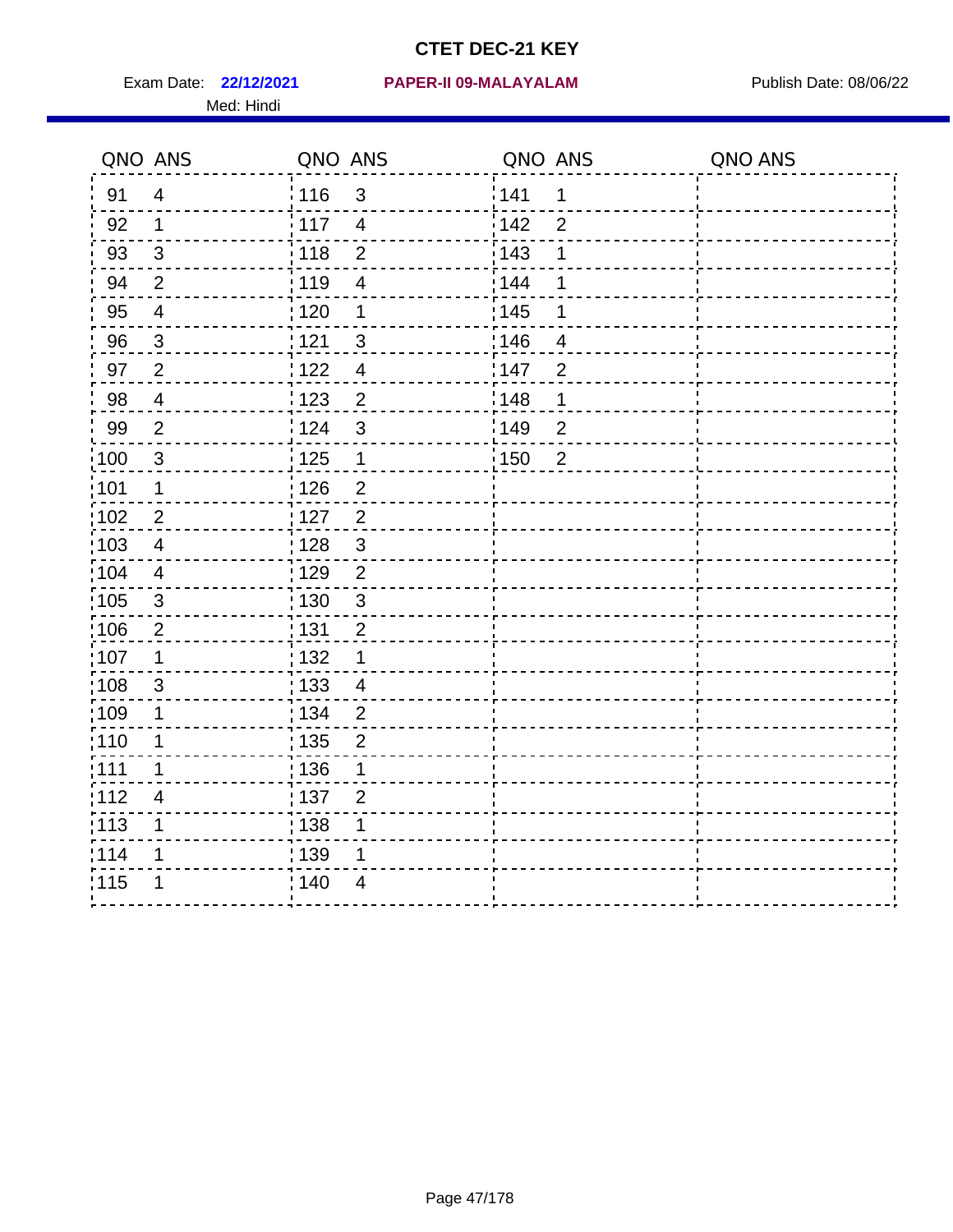# CTET DEC-21 KEY

Exam Date: **22/12/2021** **PAPER-II 09-MALAYALAM** Publish Date: 08/06/22

Med: Hindi

| QNO | ANS | QNO | ANS | QNO | ANS | QNO | ANS |
|---|---|---|---|---|---|---|---|
| 91 | 4 | 116 | 3 | 141 | 1 | | |
| 92 | 1 | 117 | 4 | 142 | 2 | | |
| 93 | 3 | 118 | 2 | 143 | 1 | | |
| 94 | 2 | 119 | 4 | 144 | 1 | | |
| 95 | 4 | 120 | 1 | 145 | 1 | | |
| 96 | 3 | 121 | 3 | 146 | 4 | | |
| 97 | 2 | 122 | 4 | 147 | 2 | | |
| 98 | 4 | 123 | 2 | 148 | 1 | | |
| 99 | 2 | 124 | 3 | 149 | 2 | | |
| 100 | 3 | 125 | 1 | 150 | 2 | | |
| 101 | 1 | 126 | 2 | | | | |
| 102 | 2 | 127 | 2 | | | | |
| 103 | 4 | 128 | 3 | | | | |
| 104 | 4 | 129 | 2 | | | | |
| 105 | 3 | 130 | 3 | | | | |
| 106 | 2 | 131 | 2 | | | | |
| 107 | 1 | 132 | 1 | | | | |
| 108 | 3 | 133 | 4 | | | | |
| 109 | 1 | 134 | 2 | | | | |
| 110 | 1 | 135 | 2 | | | | |
| 111 | 1 | 136 | 1 | | | | |
| 112 | 4 | 137 | 2 | | | | |
| 113 | 1 | 138 | 1 | | | | |
| 114 | 1 | 139 | 1 | | | | |
| 115 | 1 | 140 | 4 | | | | |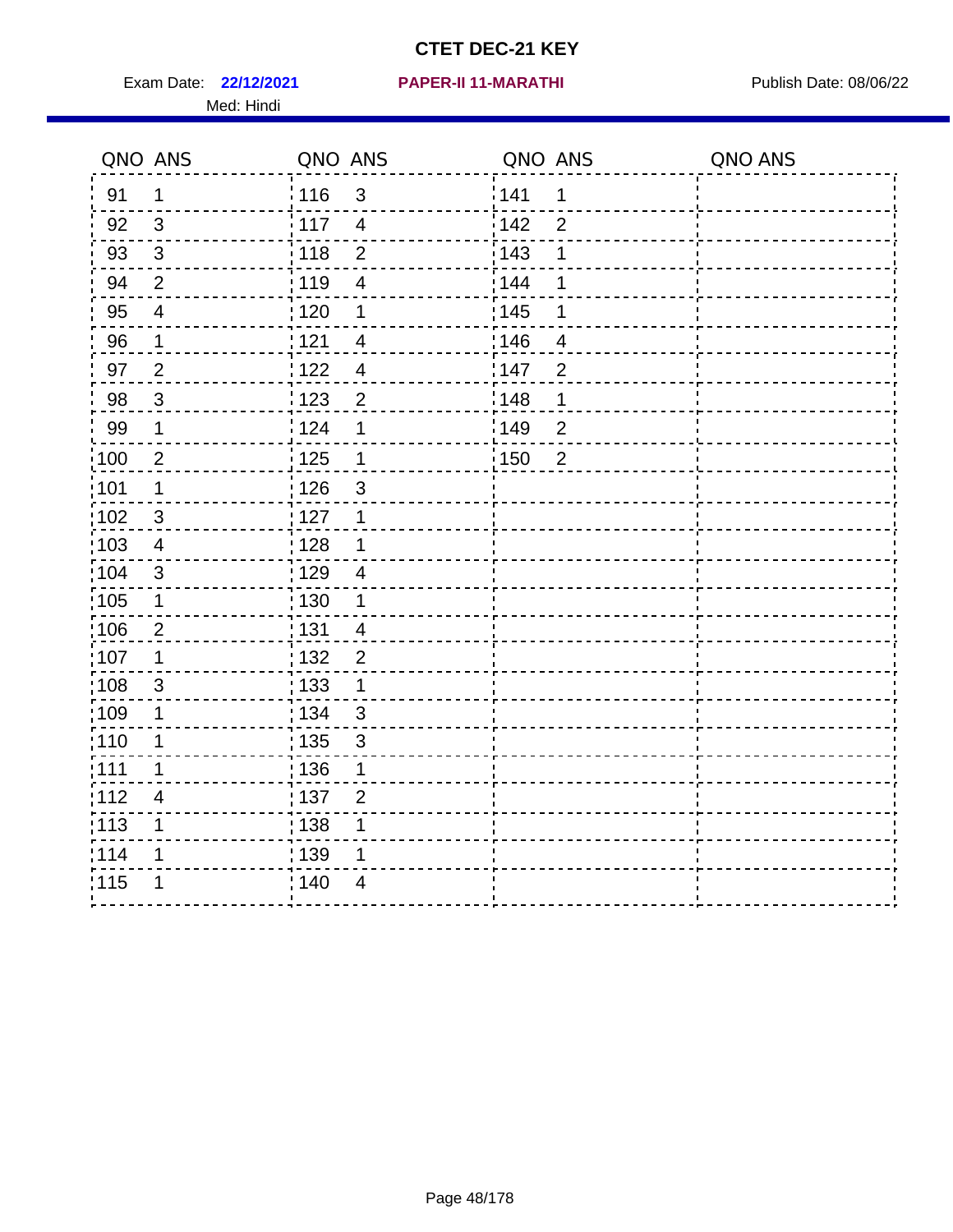# CTET DEC-21 KEY

Exam Date: **22/12/2021** **PAPER-II 11-MARATHI** Publish Date: 08/06/22

Med: Hindi

| QNO | ANS | QNO | ANS | QNO | ANS | QNO | ANS |
|---|---|---|---|---|---|---|---|
| 91 | 1 | 116 | 3 | 141 | 1 | | |
| 92 | 3 | 117 | 4 | 142 | 2 | | |
| 93 | 3 | 118 | 2 | 143 | 1 | | |
| 94 | 2 | 119 | 4 | 144 | 1 | | |
| 95 | 4 | 120 | 1 | 145 | 1 | | |
| 96 | 1 | 121 | 4 | 146 | 4 | | |
| 97 | 2 | 122 | 4 | 147 | 2 | | |
| 98 | 3 | 123 | 2 | 148 | 1 | | |
| 99 | 1 | 124 | 1 | 149 | 2 | | |
| 100 | 2 | 125 | 1 | 150 | 2 | | |
| 101 | 1 | 126 | 3 | | | | |
| 102 | 3 | 127 | 1 | | | | |
| 103 | 4 | 128 | 1 | | | | |
| 104 | 3 | 129 | 4 | | | | |
| 105 | 1 | 130 | 1 | | | | |
| 106 | 2 | 131 | 4 | | | | |
| 107 | 1 | 132 | 2 | | | | |
| 108 | 3 | 133 | 1 | | | | |
| 109 | 1 | 134 | 3 | | | | |
| 110 | 1 | 135 | 3 | | | | |
| 111 | 1 | 136 | 1 | | | | |
| 112 | 4 | 137 | 2 | | | | |
| 113 | 1 | 138 | 1 | | | | |
| 114 | 1 | 139 | 1 | | | | |
| 115 | 1 | 140 | 4 | | | | |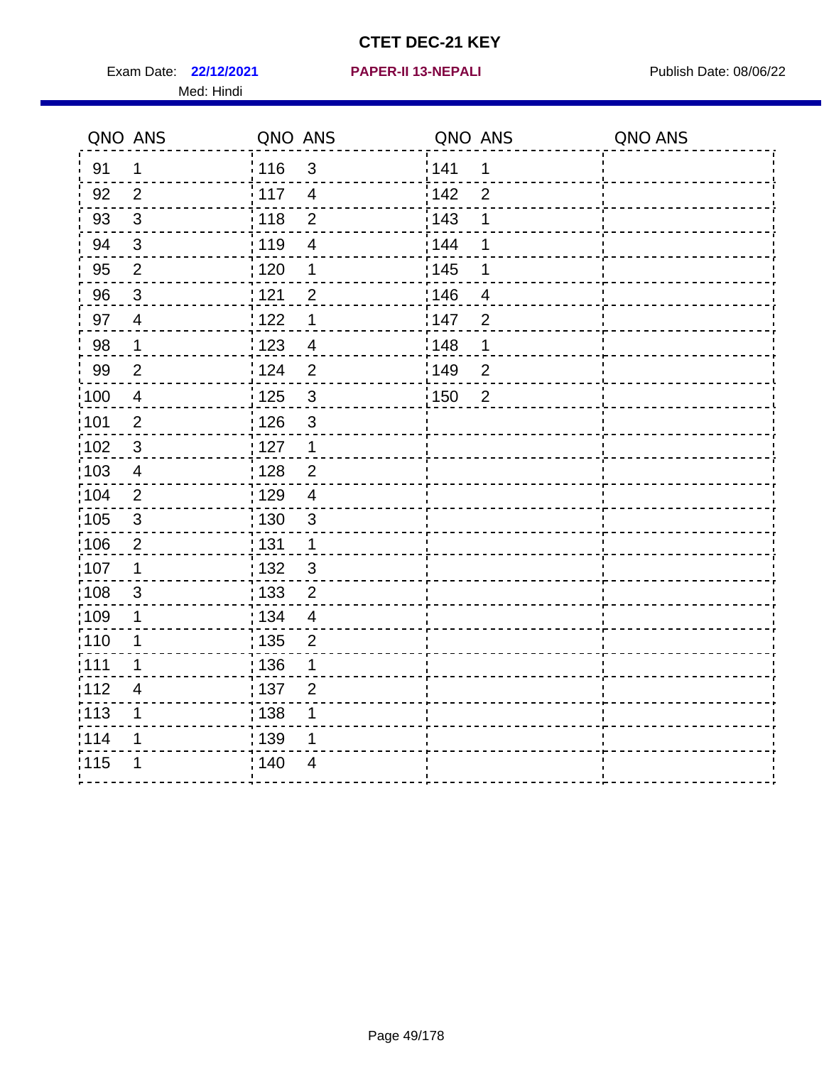# CTET DEC-21 KEY

Exam Date: **22/12/2021** **PAPER-II 13-NEPALI** Publish Date: 08/06/22

Med: Hindi

| QNO | ANS | QNO | ANS | QNO | ANS | QNO | ANS |
|---|---|---|---|---|---|---|---|
| 91 | 1 | 116 | 3 | 141 | 1 | | |
| 92 | 2 | 117 | 4 | 142 | 2 | | |
| 93 | 3 | 118 | 2 | 143 | 1 | | |
| 94 | 3 | 119 | 4 | 144 | 1 | | |
| 95 | 2 | 120 | 1 | 145 | 1 | | |
| 96 | 3 | 121 | 2 | 146 | 4 | | |
| 97 | 4 | 122 | 1 | 147 | 2 | | |
| 98 | 1 | 123 | 4 | 148 | 1 | | |
| 99 | 2 | 124 | 2 | 149 | 2 | | |
| 100 | 4 | 125 | 3 | 150 | 2 | | |
| 101 | 2 | 126 | 3 | | | | |
| 102 | 3 | 127 | 1 | | | | |
| 103 | 4 | 128 | 2 | | | | |
| 104 | 2 | 129 | 4 | | | | |
| 105 | 3 | 130 | 3 | | | | |
| 106 | 2 | 131 | 1 | | | | |
| 107 | 1 | 132 | 3 | | | | |
| 108 | 3 | 133 | 2 | | | | |
| 109 | 1 | 134 | 4 | | | | |
| 110 | 1 | 135 | 2 | | | | |
| 111 | 1 | 136 | 1 | | | | |
| 112 | 4 | 137 | 2 | | | | |
| 113 | 1 | 138 | 1 | | | | |
| 114 | 1 | 139 | 1 | | | | |
| 115 | 1 | 140 | 4 | | | | |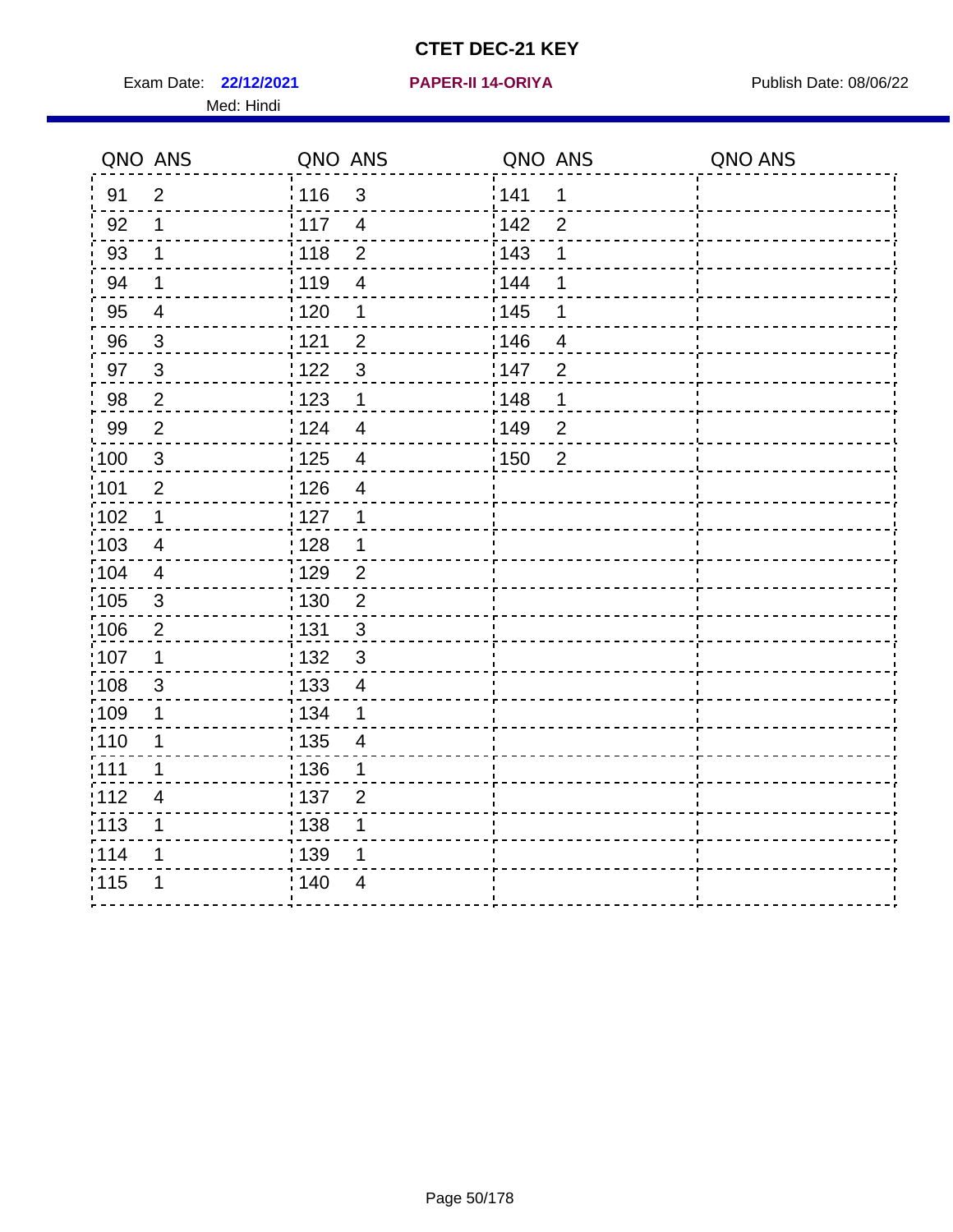# CTET DEC-21 KEY

Exam Date: **22/12/2021** **PAPER-II 14-ORIYA** Publish Date: 08/06/22

Med: Hindi

| QNO | ANS | QNO | ANS | QNO | ANS | QNO | ANS |
|---|---|---|---|---|---|---|---|
| 91 | 2 | 116 | 3 | 141 | 1 | | |
| 92 | 1 | 117 | 4 | 142 | 2 | | |
| 93 | 1 | 118 | 2 | 143 | 1 | | |
| 94 | 1 | 119 | 4 | 144 | 1 | | |
| 95 | 4 | 120 | 1 | 145 | 1 | | |
| 96 | 3 | 121 | 2 | 146 | 4 | | |
| 97 | 3 | 122 | 3 | 147 | 2 | | |
| 98 | 2 | 123 | 1 | 148 | 1 | | |
| 99 | 2 | 124 | 4 | 149 | 2 | | |
| 100 | 3 | 125 | 4 | 150 | 2 | | |
| 101 | 2 | 126 | 4 | | | | |
| 102 | 1 | 127 | 1 | | | | |
| 103 | 4 | 128 | 1 | | | | |
| 104 | 4 | 129 | 2 | | | | |
| 105 | 3 | 130 | 2 | | | | |
| 106 | 2 | 131 | 3 | | | | |
| 107 | 1 | 132 | 3 | | | | |
| 108 | 3 | 133 | 4 | | | | |
| 109 | 1 | 134 | 1 | | | | |
| 110 | 1 | 135 | 4 | | | | |
| 111 | 1 | 136 | 1 | | | | |
| 112 | 4 | 137 | 2 | | | | |
| 113 | 1 | 138 | 1 | | | | |
| 114 | 1 | 139 | 1 | | | | |
| 115 | 1 | 140 | 4 | | | | |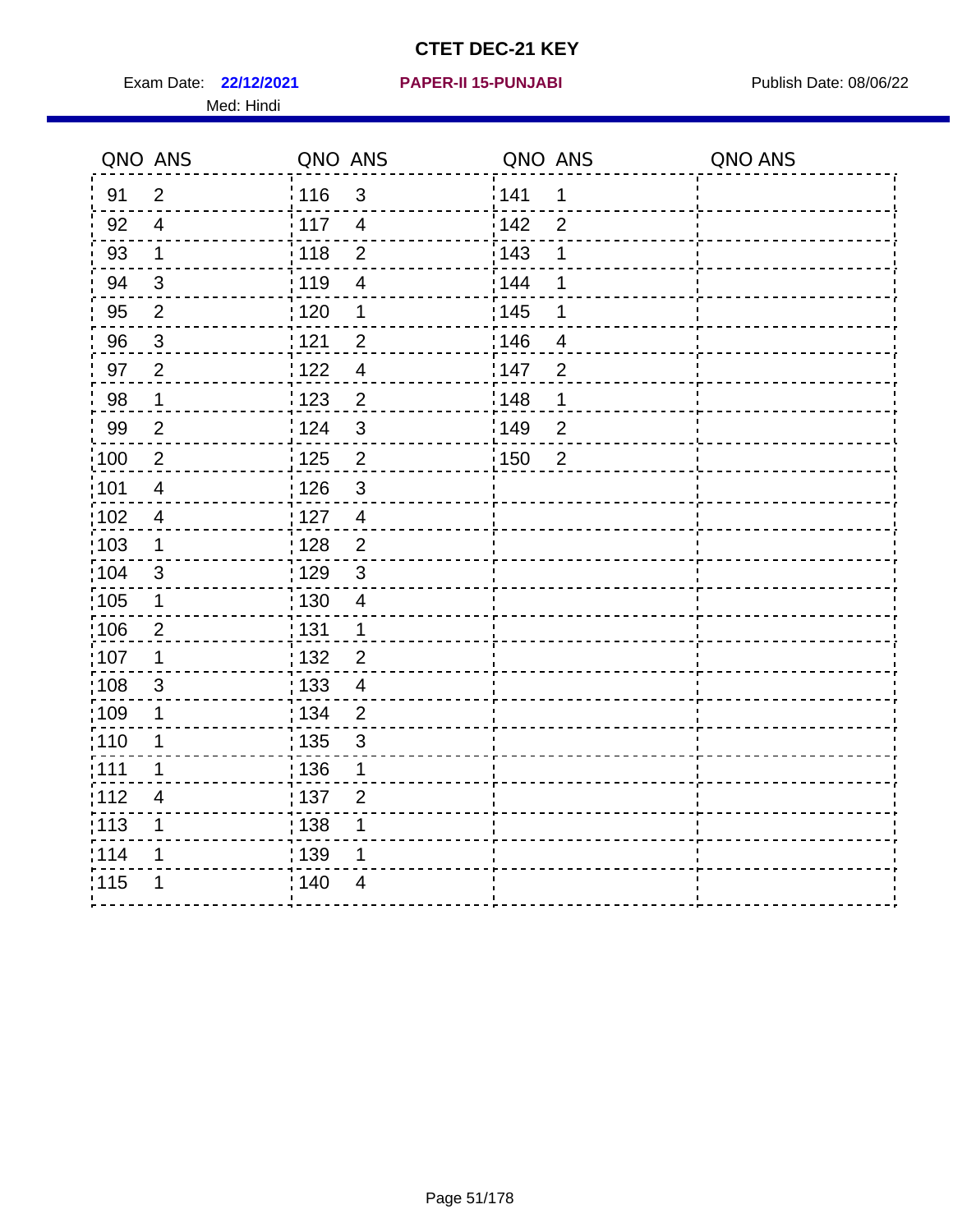# CTET DEC-21 KEY

Exam Date: **22/12/2021** **PAPER-II 15-PUNJABI** Publish Date: 08/06/22

Med: Hindi

| QNO | ANS | QNO | ANS | QNO | ANS | QNO | ANS |
|---|---|---|---|---|---|---|---|
| 91 | 2 | 116 | 3 | 141 | 1 | | |
| 92 | 4 | 117 | 4 | 142 | 2 | | |
| 93 | 1 | 118 | 2 | 143 | 1 | | |
| 94 | 3 | 119 | 4 | 144 | 1 | | |
| 95 | 2 | 120 | 1 | 145 | 1 | | |
| 96 | 3 | 121 | 2 | 146 | 4 | | |
| 97 | 2 | 122 | 4 | 147 | 2 | | |
| 98 | 1 | 123 | 2 | 148 | 1 | | |
| 99 | 2 | 124 | 3 | 149 | 2 | | |
| 100 | 2 | 125 | 2 | 150 | 2 | | |
| 101 | 4 | 126 | 3 | | | | |
| 102 | 4 | 127 | 4 | | | | |
| 103 | 1 | 128 | 2 | | | | |
| 104 | 3 | 129 | 3 | | | | |
| 105 | 1 | 130 | 4 | | | | |
| 106 | 2 | 131 | 1 | | | | |
| 107 | 1 | 132 | 2 | | | | |
| 108 | 3 | 133 | 4 | | | | |
| 109 | 1 | 134 | 2 | | | | |
| 110 | 1 | 135 | 3 | | | | |
| 111 | 1 | 136 | 1 | | | | |
| 112 | 4 | 137 | 2 | | | | |
| 113 | 1 | 138 | 1 | | | | |
| 114 | 1 | 139 | 1 | | | | |
| 115 | 1 | 140 | 4 | | | | |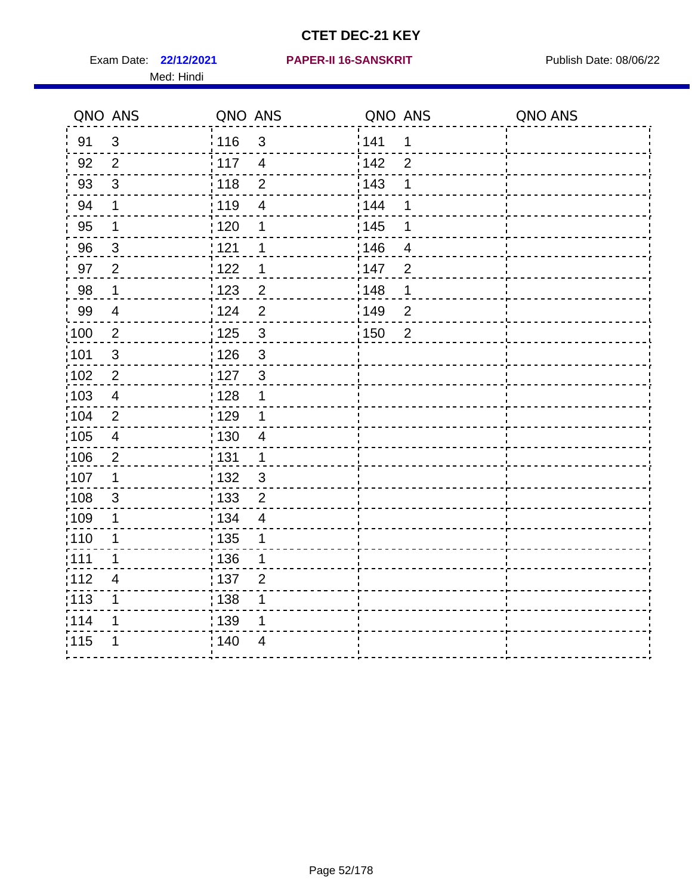# CTET DEC-21 KEY

Exam Date: **22/12/2021** **PAPER-II 16-SANSKRIT** Publish Date: 08/06/22

Med: Hindi

| QNO | ANS | QNO | ANS | QNO | ANS | QNO | ANS |
|---|---|---|---|---|---|---|---|
| 91 | 3 | 116 | 3 | 141 | 1 | | |
| 92 | 2 | 117 | 4 | 142 | 2 | | |
| 93 | 3 | 118 | 2 | 143 | 1 | | |
| 94 | 1 | 119 | 4 | 144 | 1 | | |
| 95 | 1 | 120 | 1 | 145 | 1 | | |
| 96 | 3 | 121 | 1 | 146 | 4 | | |
| 97 | 2 | 122 | 1 | 147 | 2 | | |
| 98 | 1 | 123 | 2 | 148 | 1 | | |
| 99 | 4 | 124 | 2 | 149 | 2 | | |
| 100 | 2 | 125 | 3 | 150 | 2 | | |
| 101 | 3 | 126 | 3 | | | | |
| 102 | 2 | 127 | 3 | | | | |
| 103 | 4 | 128 | 1 | | | | |
| 104 | 2 | 129 | 1 | | | | |
| 105 | 4 | 130 | 4 | | | | |
| 106 | 2 | 131 | 1 | | | | |
| 107 | 1 | 132 | 3 | | | | |
| 108 | 3 | 133 | 2 | | | | |
| 109 | 1 | 134 | 4 | | | | |
| 110 | 1 | 135 | 1 | | | | |
| 111 | 1 | 136 | 1 | | | | |
| 112 | 4 | 137 | 2 | | | | |
| 113 | 1 | 138 | 1 | | | | |
| 114 | 1 | 139 | 1 | | | | |
| 115 | 1 | 140 | 4 | | | | |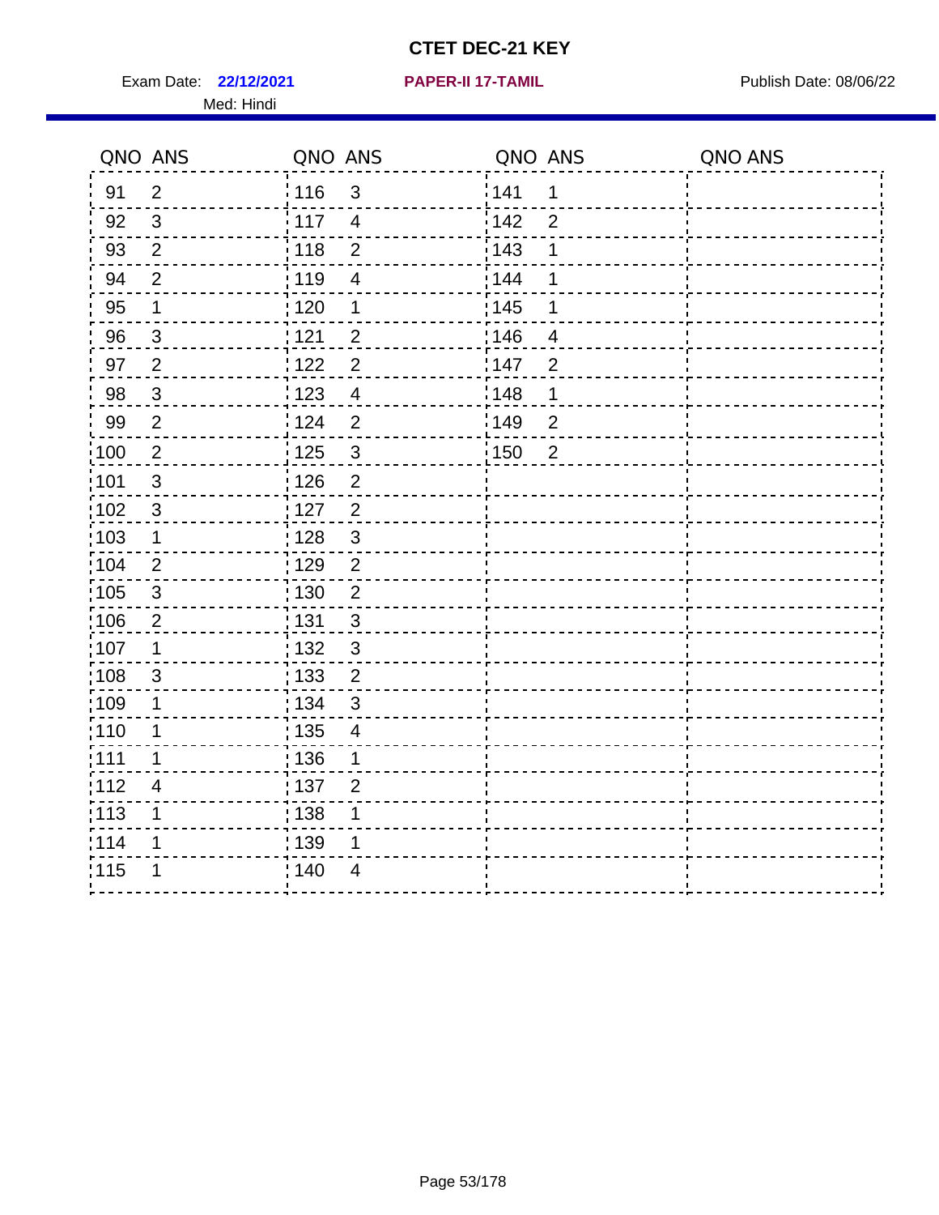# CTET DEC-21 KEY

Exam Date: **22/12/2021** **PAPER-II 17-TAMIL** Publish Date: 08/06/22

Med: Hindi

| QNO | ANS | QNO | ANS | QNO | ANS | QNO | ANS |
|---|---|---|---|---|---|---|---|
| 91 | 2 | 116 | 3 | 141 | 1 | | |
| 92 | 3 | 117 | 4 | 142 | 2 | | |
| 93 | 2 | 118 | 2 | 143 | 1 | | |
| 94 | 2 | 119 | 4 | 144 | 1 | | |
| 95 | 1 | 120 | 1 | 145 | 1 | | |
| 96 | 3 | 121 | 2 | 146 | 4 | | |
| 97 | 2 | 122 | 2 | 147 | 2 | | |
| 98 | 3 | 123 | 4 | 148 | 1 | | |
| 99 | 2 | 124 | 2 | 149 | 2 | | |
| 100 | 2 | 125 | 3 | 150 | 2 | | |
| 101 | 3 | 126 | 2 | | | | |
| 102 | 3 | 127 | 2 | | | | |
| 103 | 1 | 128 | 3 | | | | |
| 104 | 2 | 129 | 2 | | | | |
| 105 | 3 | 130 | 2 | | | | |
| 106 | 2 | 131 | 3 | | | | |
| 107 | 1 | 132 | 3 | | | | |
| 108 | 3 | 133 | 2 | | | | |
| 109 | 1 | 134 | 3 | | | | |
| 110 | 1 | 135 | 4 | | | | |
| 111 | 1 | 136 | 1 | | | | |
| 112 | 4 | 137 | 2 | | | | |
| 113 | 1 | 138 | 1 | | | | |
| 114 | 1 | 139 | 1 | | | | |
| 115 | 1 | 140 | 4 | | | | |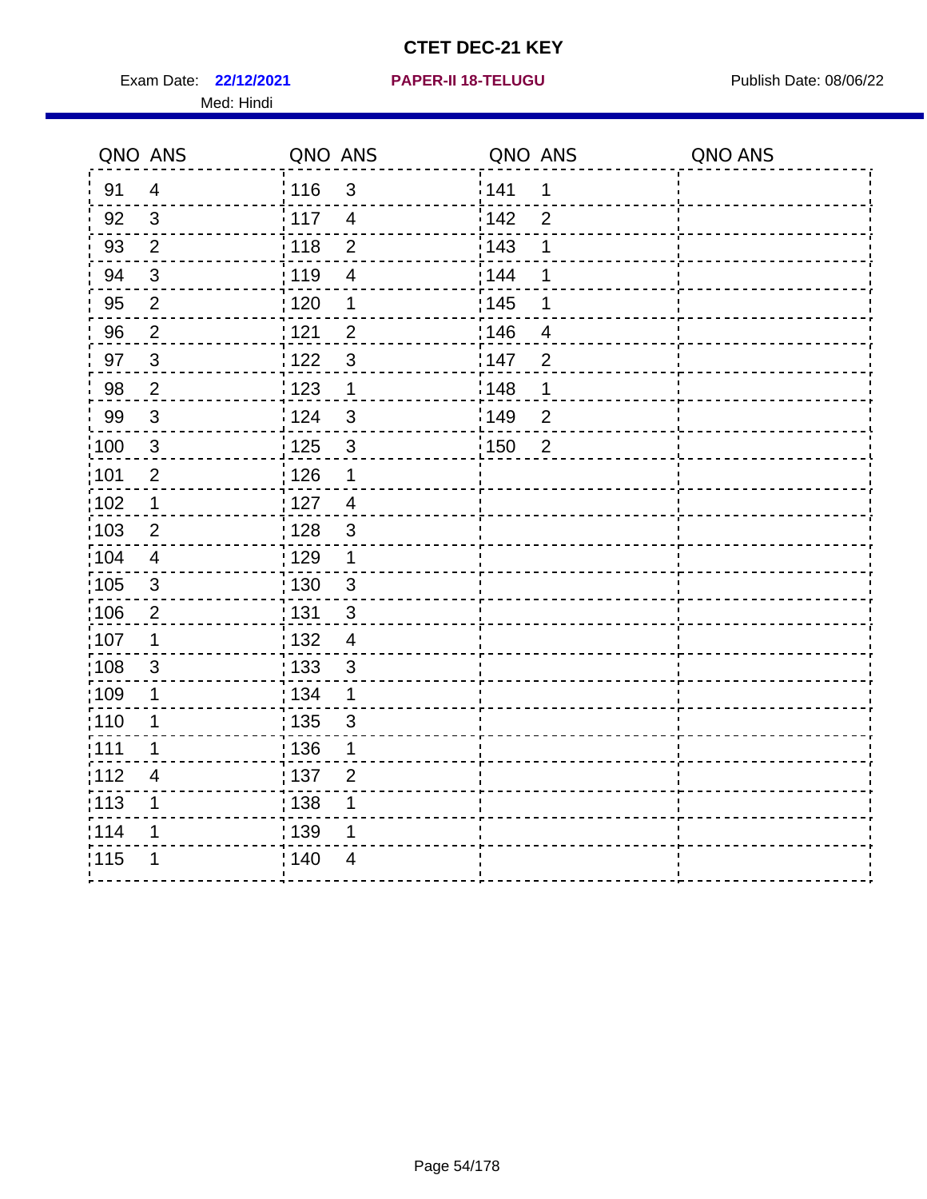# CTET DEC-21 KEY

Exam Date: **22/12/2021** **PAPER-II 18-TELUGU** Publish Date: 08/06/22

Med: Hindi

| QNO | ANS | QNO | ANS | QNO | ANS | QNO | ANS |
|---|---|---|---|---|---|---|---|
| 91 | 4 | 116 | 3 | 141 | 1 | | |
| 92 | 3 | 117 | 4 | 142 | 2 | | |
| 93 | 2 | 118 | 2 | 143 | 1 | | |
| 94 | 3 | 119 | 4 | 144 | 1 | | |
| 95 | 2 | 120 | 1 | 145 | 1 | | |
| 96 | 2 | 121 | 2 | 146 | 4 | | |
| 97 | 3 | 122 | 3 | 147 | 2 | | |
| 98 | 2 | 123 | 1 | 148 | 1 | | |
| 99 | 3 | 124 | 3 | 149 | 2 | | |
| 100 | 3 | 125 | 3 | 150 | 2 | | |
| 101 | 2 | 126 | 1 | | | | |
| 102 | 1 | 127 | 4 | | | | |
| 103 | 2 | 128 | 3 | | | | |
| 104 | 4 | 129 | 1 | | | | |
| 105 | 3 | 130 | 3 | | | | |
| 106 | 2 | 131 | 3 | | | | |
| 107 | 1 | 132 | 4 | | | | |
| 108 | 3 | 133 | 3 | | | | |
| 109 | 1 | 134 | 1 | | | | |
| 110 | 1 | 135 | 3 | | | | |
| 111 | 1 | 136 | 1 | | | | |
| 112 | 4 | 137 | 2 | | | | |
| 113 | 1 | 138 | 1 | | | | |
| 114 | 1 | 139 | 1 | | | | |
| 115 | 1 | 140 | 4 | | | | |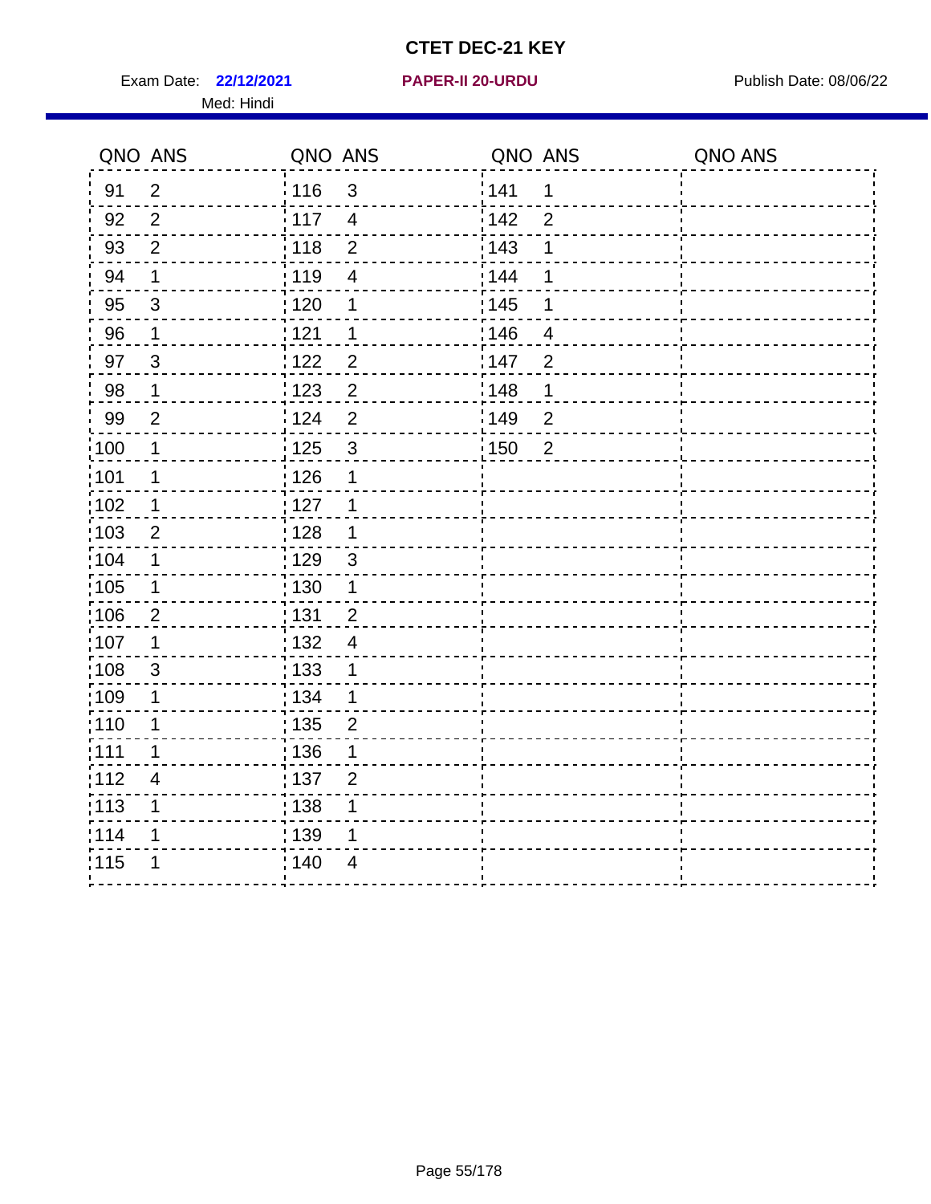# CTET DEC-21 KEY

Exam Date: **22/12/2021** **PAPER-II 20-URDU** Publish Date: 08/06/22

Med: Hindi

| QNO | ANS | QNO | ANS | QNO | ANS | QNO | ANS |
|---|---|---|---|---|---|---|---|
| 91 | 2 | 116 | 3 | 141 | 1 | | |
| 92 | 2 | 117 | 4 | 142 | 2 | | |
| 93 | 2 | 118 | 2 | 143 | 1 | | |
| 94 | 1 | 119 | 4 | 144 | 1 | | |
| 95 | 3 | 120 | 1 | 145 | 1 | | |
| 96 | 1 | 121 | 1 | 146 | 4 | | |
| 97 | 3 | 122 | 2 | 147 | 2 | | |
| 98 | 1 | 123 | 2 | 148 | 1 | | |
| 99 | 2 | 124 | 2 | 149 | 2 | | |
| 100 | 1 | 125 | 3 | 150 | 2 | | |
| 101 | 1 | 126 | 1 | | | | |
| 102 | 1 | 127 | 1 | | | | |
| 103 | 2 | 128 | 1 | | | | |
| 104 | 1 | 129 | 3 | | | | |
| 105 | 1 | 130 | 1 | | | | |
| 106 | 2 | 131 | 2 | | | | |
| 107 | 1 | 132 | 4 | | | | |
| 108 | 3 | 133 | 1 | | | | |
| 109 | 1 | 134 | 1 | | | | |
| 110 | 1 | 135 | 2 | | | | |
| 111 | 1 | 136 | 1 | | | | |
| 112 | 4 | 137 | 2 | | | | |
| 113 | 1 | 138 | 1 | | | | |
| 114 | 1 | 139 | 1 | | | | |
| 115 | 1 | 140 | 4 | | | | |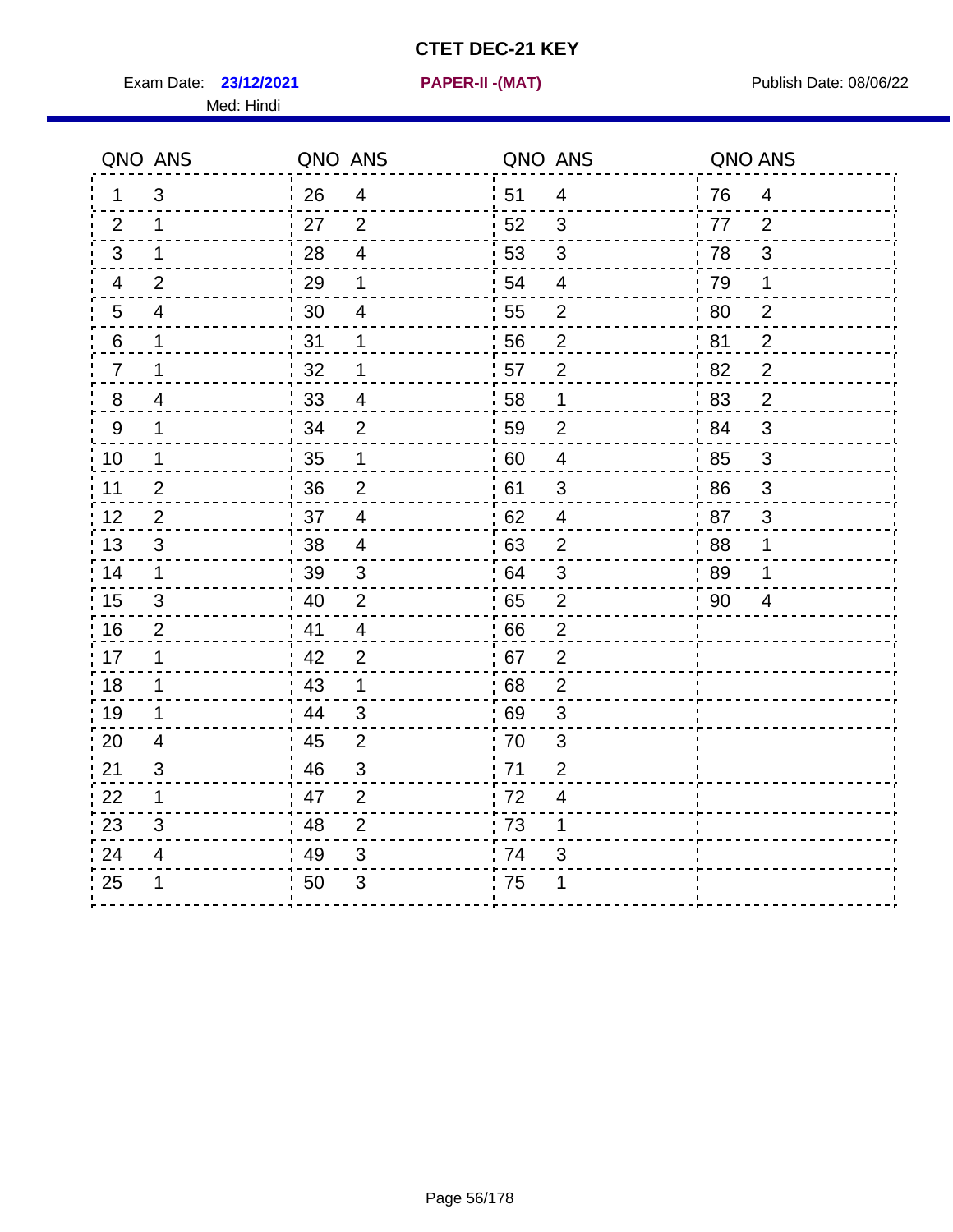# CTET DEC-21 KEY

Exam Date: **23/12/2021** **PAPER-II -(MAT)** Publish Date: 08/06/22

Med: Hindi

| QNO | ANS | QNO | ANS | QNO | ANS | QNO | ANS |
|---|---|---|---|---|---|---|---|
| 1 | 3 | 26 | 4 | 51 | 4 | 76 | 4 |
| 2 | 1 | 27 | 2 | 52 | 3 | 77 | 2 |
| 3 | 1 | 28 | 4 | 53 | 3 | 78 | 3 |
| 4 | 2 | 29 | 1 | 54 | 4 | 79 | 1 |
| 5 | 4 | 30 | 4 | 55 | 2 | 80 | 2 |
| 6 | 1 | 31 | 1 | 56 | 2 | 81 | 2 |
| 7 | 1 | 32 | 1 | 57 | 2 | 82 | 2 |
| 8 | 4 | 33 | 4 | 58 | 1 | 83 | 2 |
| 9 | 1 | 34 | 2 | 59 | 2 | 84 | 3 |
| 10 | 1 | 35 | 1 | 60 | 4 | 85 | 3 |
| 11 | 2 | 36 | 2 | 61 | 3 | 86 | 3 |
| 12 | 2 | 37 | 4 | 62 | 4 | 87 | 3 |
| 13 | 3 | 38 | 4 | 63 | 2 | 88 | 1 |
| 14 | 1 | 39 | 3 | 64 | 3 | 89 | 1 |
| 15 | 3 | 40 | 2 | 65 | 2 | 90 | 4 |
| 16 | 2 | 41 | 4 | 66 | 2 | | |
| 17 | 1 | 42 | 2 | 67 | 2 | | |
| 18 | 1 | 43 | 1 | 68 | 2 | | |
| 19 | 1 | 44 | 3 | 69 | 3 | | |
| 20 | 4 | 45 | 2 | 70 | 3 | | |
| 21 | 3 | 46 | 3 | 71 | 2 | | |
| 22 | 1 | 47 | 2 | 72 | 4 | | |
| 23 | 3 | 48 | 2 | 73 | 1 | | |
| 24 | 4 | 49 | 3 | 74 | 3 | | |
| 25 | 1 | 50 | 3 | 75 | 1 | | |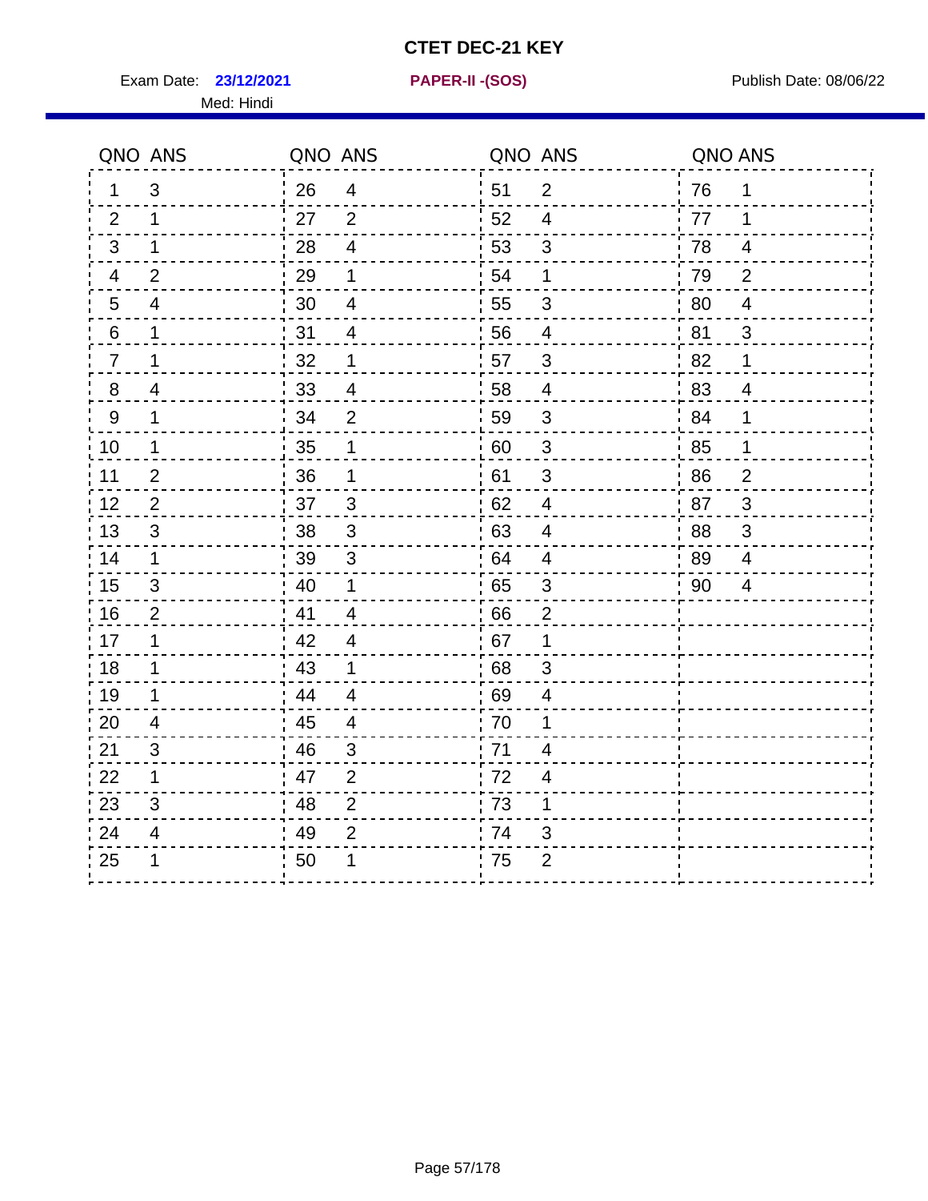# CTET DEC-21 KEY

Exam Date: **23/12/2021** **PAPER-II -(SOS)** Publish Date: 08/06/22

Med: Hindi

| QNO | ANS | QNO | ANS | QNO | ANS | QNO | ANS |
|---|---|---|---|---|---|---|---|
| 1 | 3 | 26 | 4 | 51 | 2 | 76 | 1 |
| 2 | 1 | 27 | 2 | 52 | 4 | 77 | 1 |
| 3 | 1 | 28 | 4 | 53 | 3 | 78 | 4 |
| 4 | 2 | 29 | 1 | 54 | 1 | 79 | 2 |
| 5 | 4 | 30 | 4 | 55 | 3 | 80 | 4 |
| 6 | 1 | 31 | 4 | 56 | 4 | 81 | 3 |
| 7 | 1 | 32 | 1 | 57 | 3 | 82 | 1 |
| 8 | 4 | 33 | 4 | 58 | 4 | 83 | 4 |
| 9 | 1 | 34 | 2 | 59 | 3 | 84 | 1 |
| 10 | 1 | 35 | 1 | 60 | 3 | 85 | 1 |
| 11 | 2 | 36 | 1 | 61 | 3 | 86 | 2 |
| 12 | 2 | 37 | 3 | 62 | 4 | 87 | 3 |
| 13 | 3 | 38 | 3 | 63 | 4 | 88 | 3 |
| 14 | 1 | 39 | 3 | 64 | 4 | 89 | 4 |
| 15 | 3 | 40 | 1 | 65 | 3 | 90 | 4 |
| 16 | 2 | 41 | 4 | 66 | 2 | | |
| 17 | 1 | 42 | 4 | 67 | 1 | | |
| 18 | 1 | 43 | 1 | 68 | 3 | | |
| 19 | 1 | 44 | 4 | 69 | 4 | | |
| 20 | 4 | 45 | 4 | 70 | 1 | | |
| 21 | 3 | 46 | 3 | 71 | 4 | | |
| 22 | 1 | 47 | 2 | 72 | 4 | | |
| 23 | 3 | 48 | 2 | 73 | 1 | | |
| 24 | 4 | 49 | 2 | 74 | 3 | | |
| 25 | 1 | 50 | 1 | 75 | 2 | | |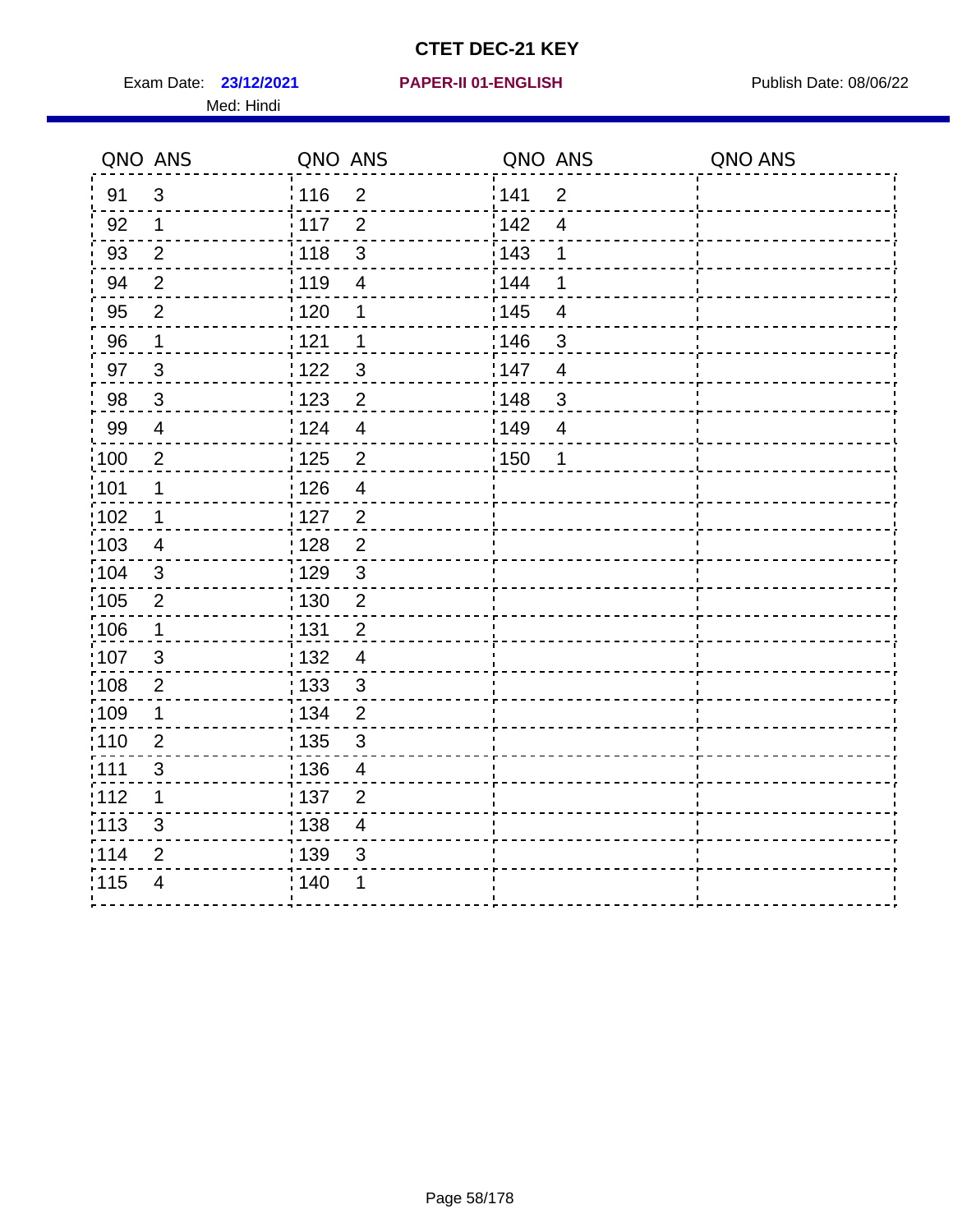# CTET DEC-21 KEY

Exam Date: **23/12/2021** **PAPER-II 01-ENGLISH** Publish Date: 08/06/22

Med: Hindi

| QNO | ANS | QNO | ANS | QNO | ANS | QNO | ANS |
|---|---|---|---|---|---|---|---|
| 91 | 3 | 116 | 2 | 141 | 2 | | |
| 92 | 1 | 117 | 2 | 142 | 4 | | |
| 93 | 2 | 118 | 3 | 143 | 1 | | |
| 94 | 2 | 119 | 4 | 144 | 1 | | |
| 95 | 2 | 120 | 1 | 145 | 4 | | |
| 96 | 1 | 121 | 1 | 146 | 3 | | |
| 97 | 3 | 122 | 3 | 147 | 4 | | |
| 98 | 3 | 123 | 2 | 148 | 3 | | |
| 99 | 4 | 124 | 4 | 149 | 4 | | |
| 100 | 2 | 125 | 2 | 150 | 1 | | |
| 101 | 1 | 126 | 4 | | | | |
| 102 | 1 | 127 | 2 | | | | |
| 103 | 4 | 128 | 2 | | | | |
| 104 | 3 | 129 | 3 | | | | |
| 105 | 2 | 130 | 2 | | | | |
| 106 | 1 | 131 | 2 | | | | |
| 107 | 3 | 132 | 4 | | | | |
| 108 | 2 | 133 | 3 | | | | |
| 109 | 1 | 134 | 2 | | | | |
| 110 | 2 | 135 | 3 | | | | |
| 111 | 3 | 136 | 4 | | | | |
| 112 | 1 | 137 | 2 | | | | |
| 113 | 3 | 138 | 4 | | | | |
| 114 | 2 | 139 | 3 | | | | |
| 115 | 4 | 140 | 1 | | | | |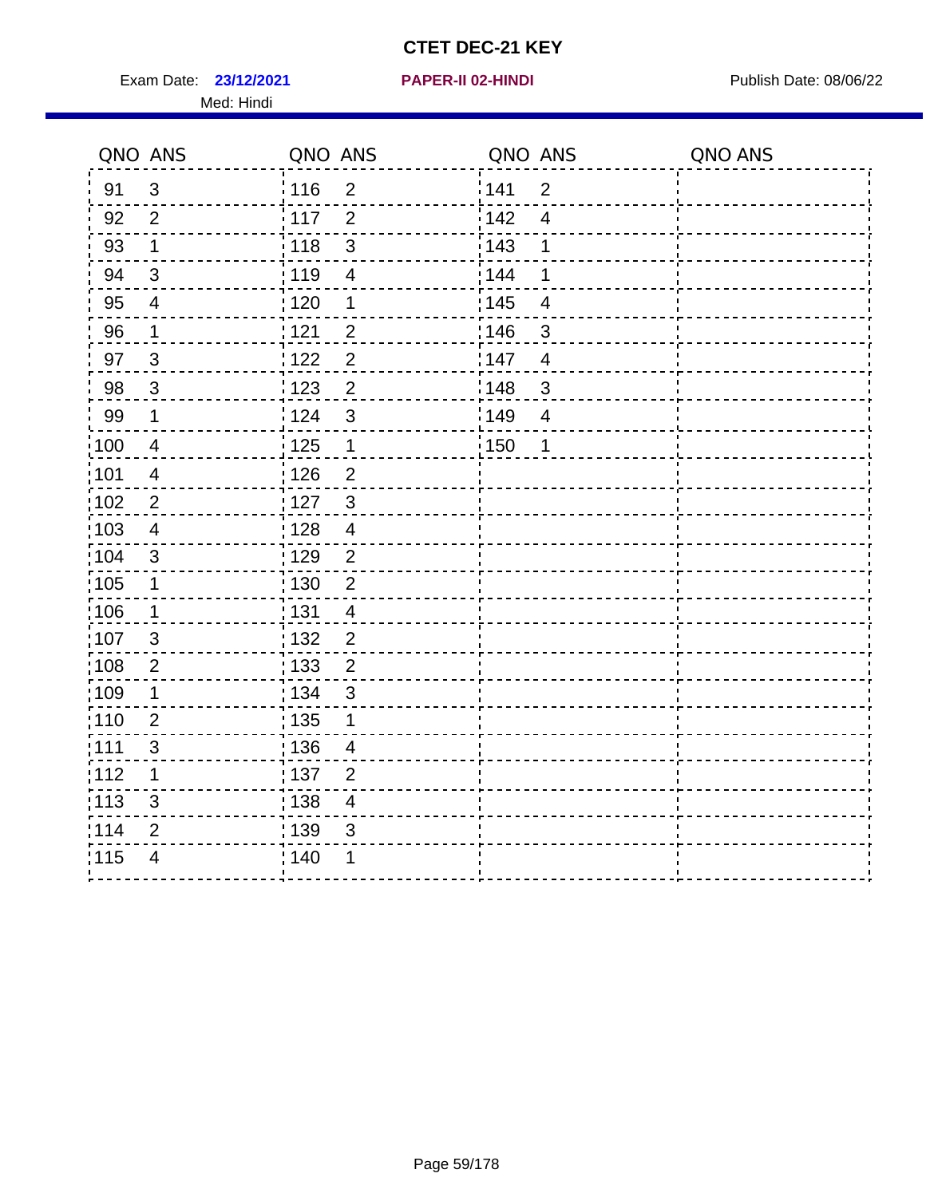# CTET DEC-21 KEY

Exam Date: **23/12/2021** **PAPER-II 02-HINDI** Publish Date: 08/06/22

Med: Hindi

| QNO | ANS | QNO | ANS | QNO | ANS | QNO | ANS |
|---|---|---|---|---|---|---|---|
| 91 | 3 | 116 | 2 | 141 | 2 | | |
| 92 | 2 | 117 | 2 | 142 | 4 | | |
| 93 | 1 | 118 | 3 | 143 | 1 | | |
| 94 | 3 | 119 | 4 | 144 | 1 | | |
| 95 | 4 | 120 | 1 | 145 | 4 | | |
| 96 | 1 | 121 | 2 | 146 | 3 | | |
| 97 | 3 | 122 | 2 | 147 | 4 | | |
| 98 | 3 | 123 | 2 | 148 | 3 | | |
| 99 | 1 | 124 | 3 | 149 | 4 | | |
| 100 | 4 | 125 | 1 | 150 | 1 | | |
| 101 | 4 | 126 | 2 | | | | |
| 102 | 2 | 127 | 3 | | | | |
| 103 | 4 | 128 | 4 | | | | |
| 104 | 3 | 129 | 2 | | | | |
| 105 | 1 | 130 | 2 | | | | |
| 106 | 1 | 131 | 4 | | | | |
| 107 | 3 | 132 | 2 | | | | |
| 108 | 2 | 133 | 2 | | | | |
| 109 | 1 | 134 | 3 | | | | |
| 110 | 2 | 135 | 1 | | | | |
| 111 | 3 | 136 | 4 | | | | |
| 112 | 1 | 137 | 2 | | | | |
| 113 | 3 | 138 | 4 | | | | |
| 114 | 2 | 139 | 3 | | | | |
| 115 | 4 | 140 | 1 | | | | |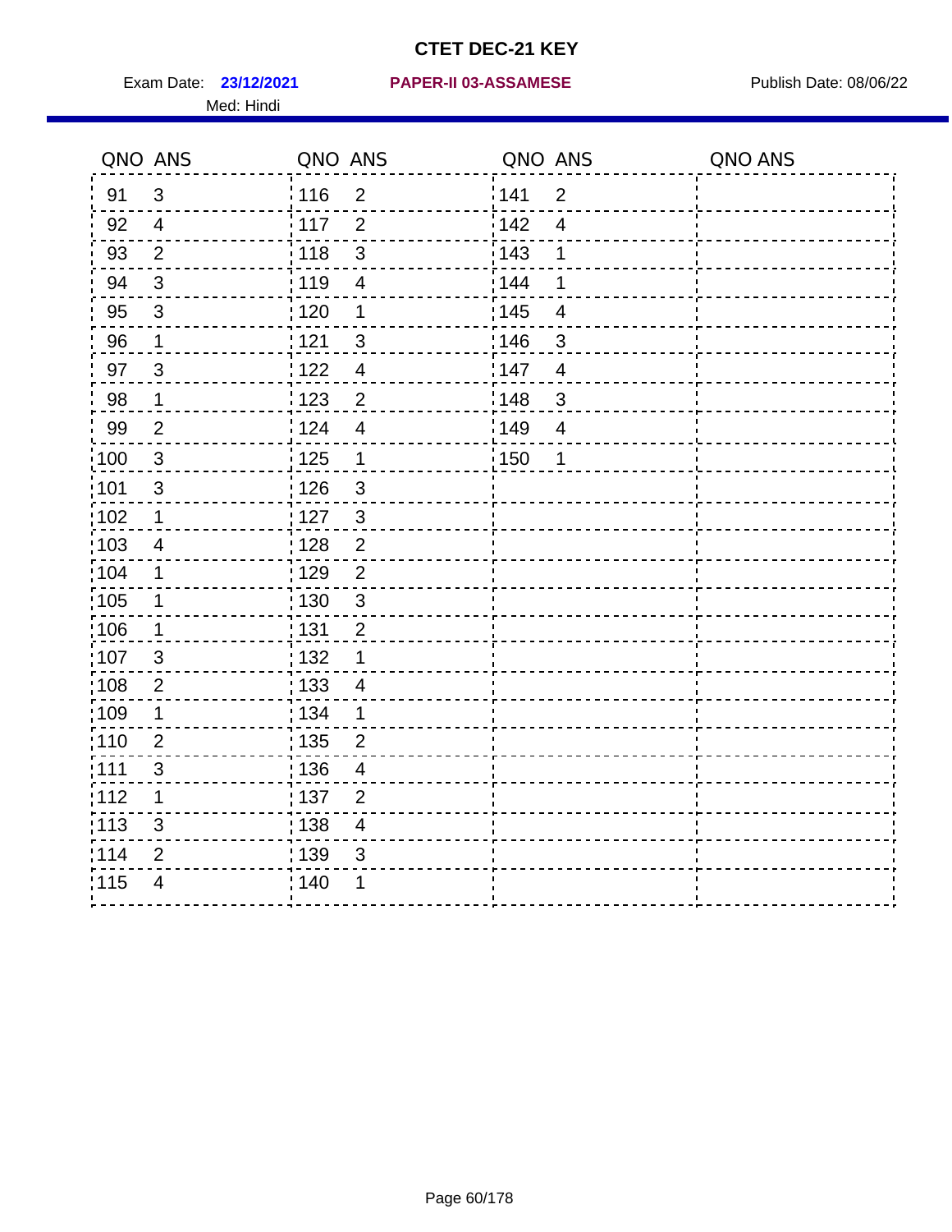# CTET DEC-21 KEY

Exam Date: **23/12/2021** **PAPER-II 03-ASSAMESE** Publish Date: 08/06/22

Med: Hindi

| QNO | ANS | QNO | ANS | QNO | ANS | QNO | ANS |
|---|---|---|---|---|---|---|---|
| 91 | 3 | 116 | 2 | 141 | 2 | | |
| 92 | 4 | 117 | 2 | 142 | 4 | | |
| 93 | 2 | 118 | 3 | 143 | 1 | | |
| 94 | 3 | 119 | 4 | 144 | 1 | | |
| 95 | 3 | 120 | 1 | 145 | 4 | | |
| 96 | 1 | 121 | 3 | 146 | 3 | | |
| 97 | 3 | 122 | 4 | 147 | 4 | | |
| 98 | 1 | 123 | 2 | 148 | 3 | | |
| 99 | 2 | 124 | 4 | 149 | 4 | | |
| 100 | 3 | 125 | 1 | 150 | 1 | | |
| 101 | 3 | 126 | 3 | | | | |
| 102 | 1 | 127 | 3 | | | | |
| 103 | 4 | 128 | 2 | | | | |
| 104 | 1 | 129 | 2 | | | | |
| 105 | 1 | 130 | 3 | | | | |
| 106 | 1 | 131 | 2 | | | | |
| 107 | 3 | 132 | 1 | | | | |
| 108 | 2 | 133 | 4 | | | | |
| 109 | 1 | 134 | 1 | | | | |
| 110 | 2 | 135 | 2 | | | | |
| 111 | 3 | 136 | 4 | | | | |
| 112 | 1 | 137 | 2 | | | | |
| 113 | 3 | 138 | 4 | | | | |
| 114 | 2 | 139 | 3 | | | | |
| 115 | 4 | 140 | 1 | | | | |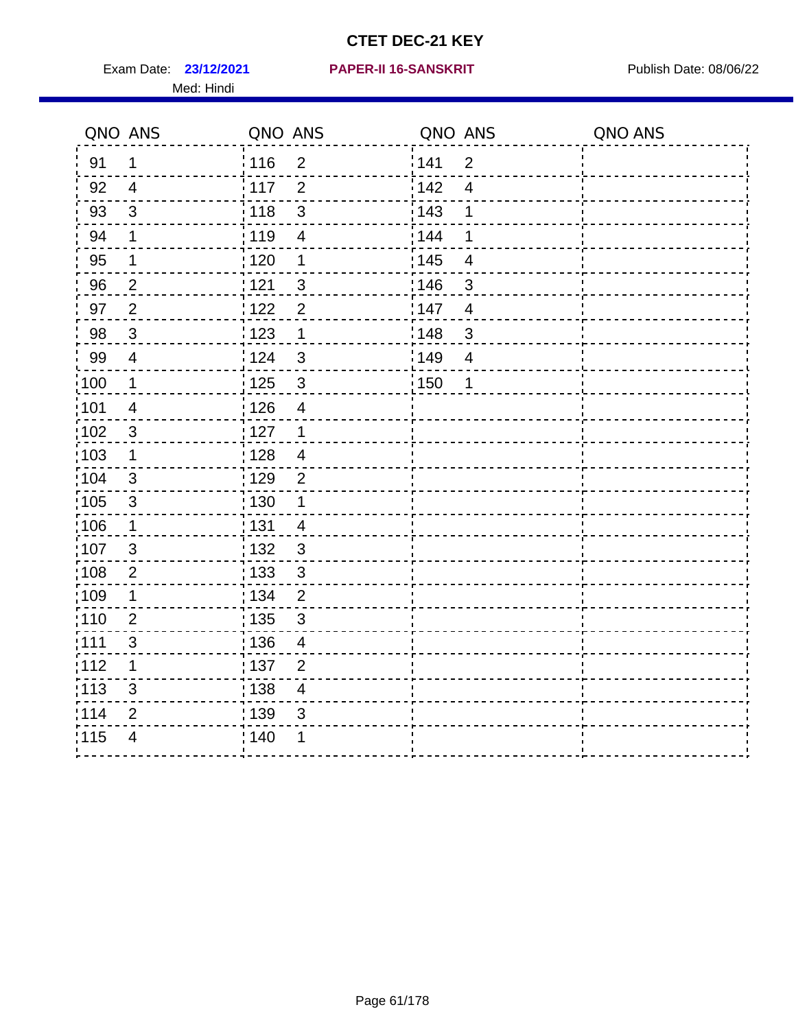# CTET DEC-21 KEY

Exam Date: **23/12/2021** **PAPER-II 16-SANSKRIT** Publish Date: 08/06/22

Med: Hindi

| QNO | ANS | QNO | ANS | QNO | ANS | QNO | ANS |
|---|---|---|---|---|---|---|---|
| 91 | 1 | 116 | 2 | 141 | 2 | | |
| 92 | 4 | 117 | 2 | 142 | 4 | | |
| 93 | 3 | 118 | 3 | 143 | 1 | | |
| 94 | 1 | 119 | 4 | 144 | 1 | | |
| 95 | 1 | 120 | 1 | 145 | 4 | | |
| 96 | 2 | 121 | 3 | 146 | 3 | | |
| 97 | 2 | 122 | 2 | 147 | 4 | | |
| 98 | 3 | 123 | 1 | 148 | 3 | | |
| 99 | 4 | 124 | 3 | 149 | 4 | | |
| 100 | 1 | 125 | 3 | 150 | 1 | | |
| 101 | 4 | 126 | 4 | | | | |
| 102 | 3 | 127 | 1 | | | | |
| 103 | 1 | 128 | 4 | | | | |
| 104 | 3 | 129 | 2 | | | | |
| 105 | 3 | 130 | 1 | | | | |
| 106 | 1 | 131 | 4 | | | | |
| 107 | 3 | 132 | 3 | | | | |
| 108 | 2 | 133 | 3 | | | | |
| 109 | 1 | 134 | 2 | | | | |
| 110 | 2 | 135 | 3 | | | | |
| 111 | 3 | 136 | 4 | | | | |
| 112 | 1 | 137 | 2 | | | | |
| 113 | 3 | 138 | 4 | | | | |
| 114 | 2 | 139 | 3 | | | | |
| 115 | 4 | 140 | 1 | | | | |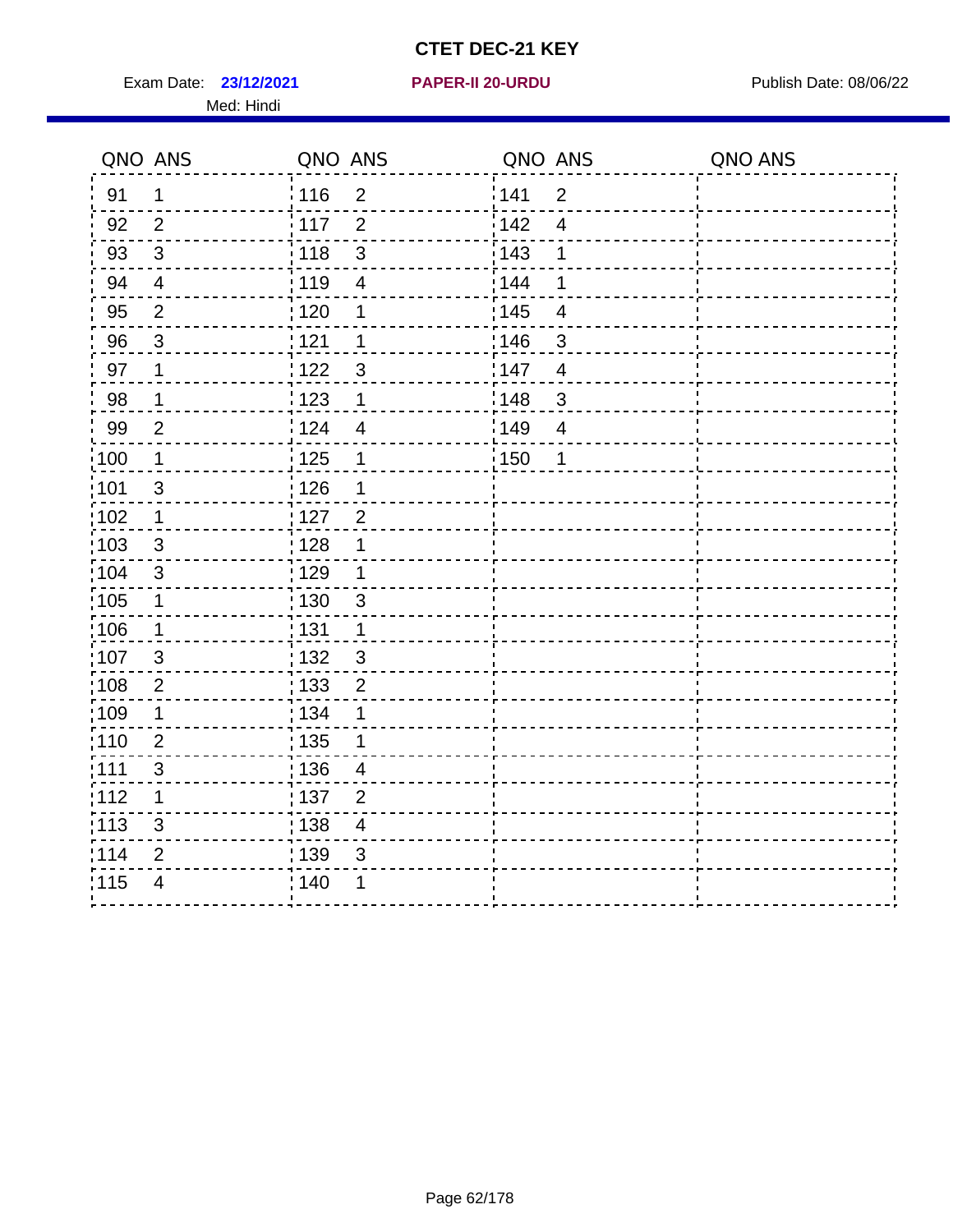# CTET DEC-21 KEY

Exam Date: **23/12/2021** **PAPER-II 20-URDU** Publish Date: 08/06/22

Med: Hindi

| QNO | ANS | QNO | ANS | QNO | ANS | QNO | ANS |
|---|---|---|---|---|---|---|---|
| 91 | 1 | 116 | 2 | 141 | 2 | | |
| 92 | 2 | 117 | 2 | 142 | 4 | | |
| 93 | 3 | 118 | 3 | 143 | 1 | | |
| 94 | 4 | 119 | 4 | 144 | 1 | | |
| 95 | 2 | 120 | 1 | 145 | 4 | | |
| 96 | 3 | 121 | 1 | 146 | 3 | | |
| 97 | 1 | 122 | 3 | 147 | 4 | | |
| 98 | 1 | 123 | 1 | 148 | 3 | | |
| 99 | 2 | 124 | 4 | 149 | 4 | | |
| 100 | 1 | 125 | 1 | 150 | 1 | | |
| 101 | 3 | 126 | 1 | | | | |
| 102 | 1 | 127 | 2 | | | | |
| 103 | 3 | 128 | 1 | | | | |
| 104 | 3 | 129 | 1 | | | | |
| 105 | 1 | 130 | 3 | | | | |
| 106 | 1 | 131 | 1 | | | | |
| 107 | 3 | 132 | 3 | | | | |
| 108 | 2 | 133 | 2 | | | | |
| 109 | 1 | 134 | 1 | | | | |
| 110 | 2 | 135 | 1 | | | | |
| 111 | 3 | 136 | 4 | | | | |
| 112 | 1 | 137 | 2 | | | | |
| 113 | 3 | 138 | 4 | | | | |
| 114 | 2 | 139 | 3 | | | | |
| 115 | 4 | 140 | 1 | | | | |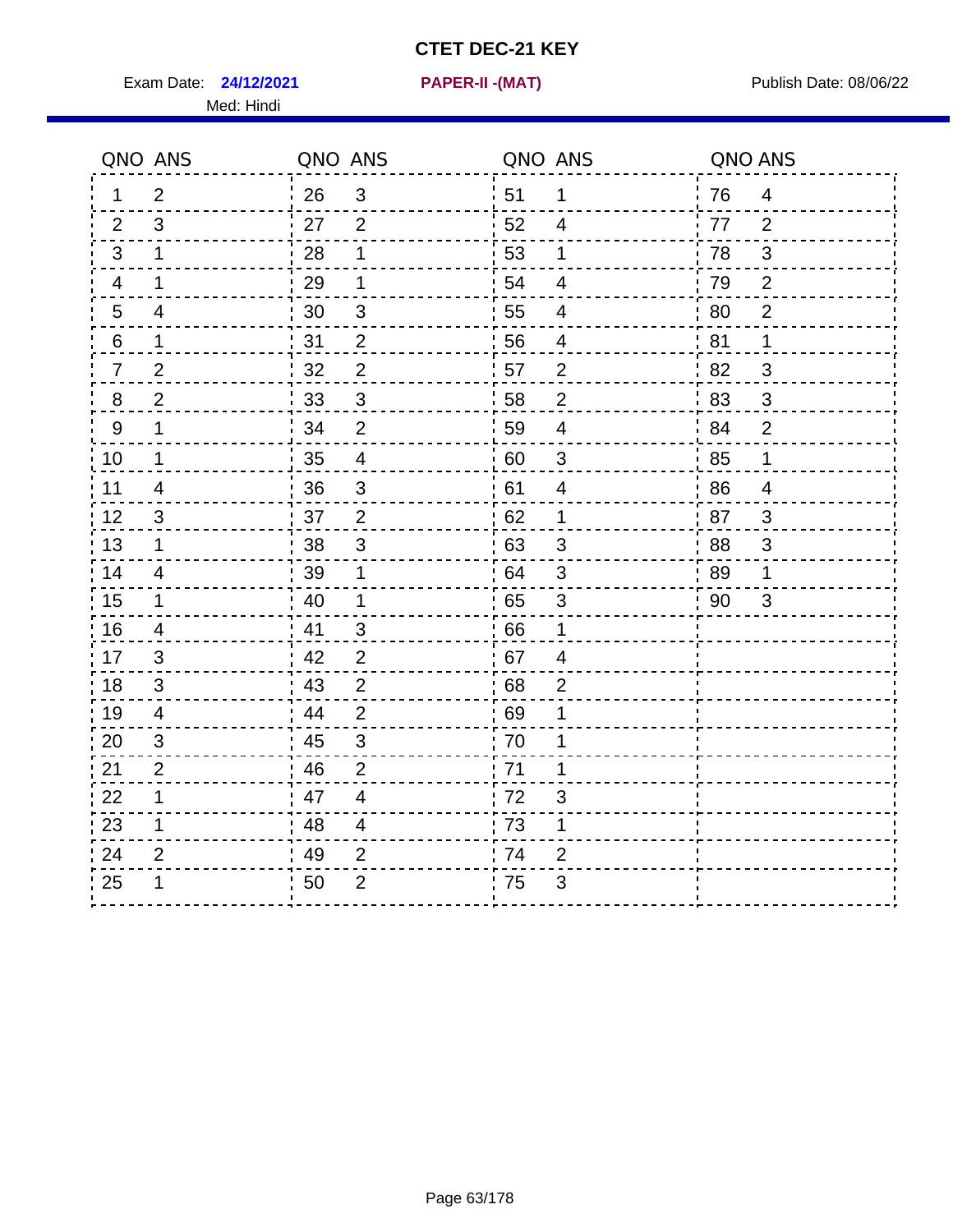# CTET DEC-21 KEY

Exam Date: **24/12/2021** **PAPER-II -(MAT)** Publish Date: 08/06/22

Med: Hindi

| QNO | ANS | QNO | ANS | QNO | ANS | QNO | ANS |
|---|---|---|---|---|---|---|---|
| 1 | 2 | 26 | 3 | 51 | 1 | 76 | 4 |
| 2 | 3 | 27 | 2 | 52 | 4 | 77 | 2 |
| 3 | 1 | 28 | 1 | 53 | 1 | 78 | 3 |
| 4 | 1 | 29 | 1 | 54 | 4 | 79 | 2 |
| 5 | 4 | 30 | 3 | 55 | 4 | 80 | 2 |
| 6 | 1 | 31 | 2 | 56 | 4 | 81 | 1 |
| 7 | 2 | 32 | 2 | 57 | 2 | 82 | 3 |
| 8 | 2 | 33 | 3 | 58 | 2 | 83 | 3 |
| 9 | 1 | 34 | 2 | 59 | 4 | 84 | 2 |
| 10 | 1 | 35 | 4 | 60 | 3 | 85 | 1 |
| 11 | 4 | 36 | 3 | 61 | 4 | 86 | 4 |
| 12 | 3 | 37 | 2 | 62 | 1 | 87 | 3 |
| 13 | 1 | 38 | 3 | 63 | 3 | 88 | 3 |
| 14 | 4 | 39 | 1 | 64 | 3 | 89 | 1 |
| 15 | 1 | 40 | 1 | 65 | 3 | 90 | 3 |
| 16 | 4 | 41 | 3 | 66 | 1 | | |
| 17 | 3 | 42 | 2 | 67 | 4 | | |
| 18 | 3 | 43 | 2 | 68 | 2 | | |
| 19 | 4 | 44 | 2 | 69 | 1 | | |
| 20 | 3 | 45 | 3 | 70 | 1 | | |
| 21 | 2 | 46 | 2 | 71 | 1 | | |
| 22 | 1 | 47 | 4 | 72 | 3 | | |
| 23 | 1 | 48 | 4 | 73 | 1 | | |
| 24 | 2 | 49 | 2 | 74 | 2 | | |
| 25 | 1 | 50 | 2 | 75 | 3 | | |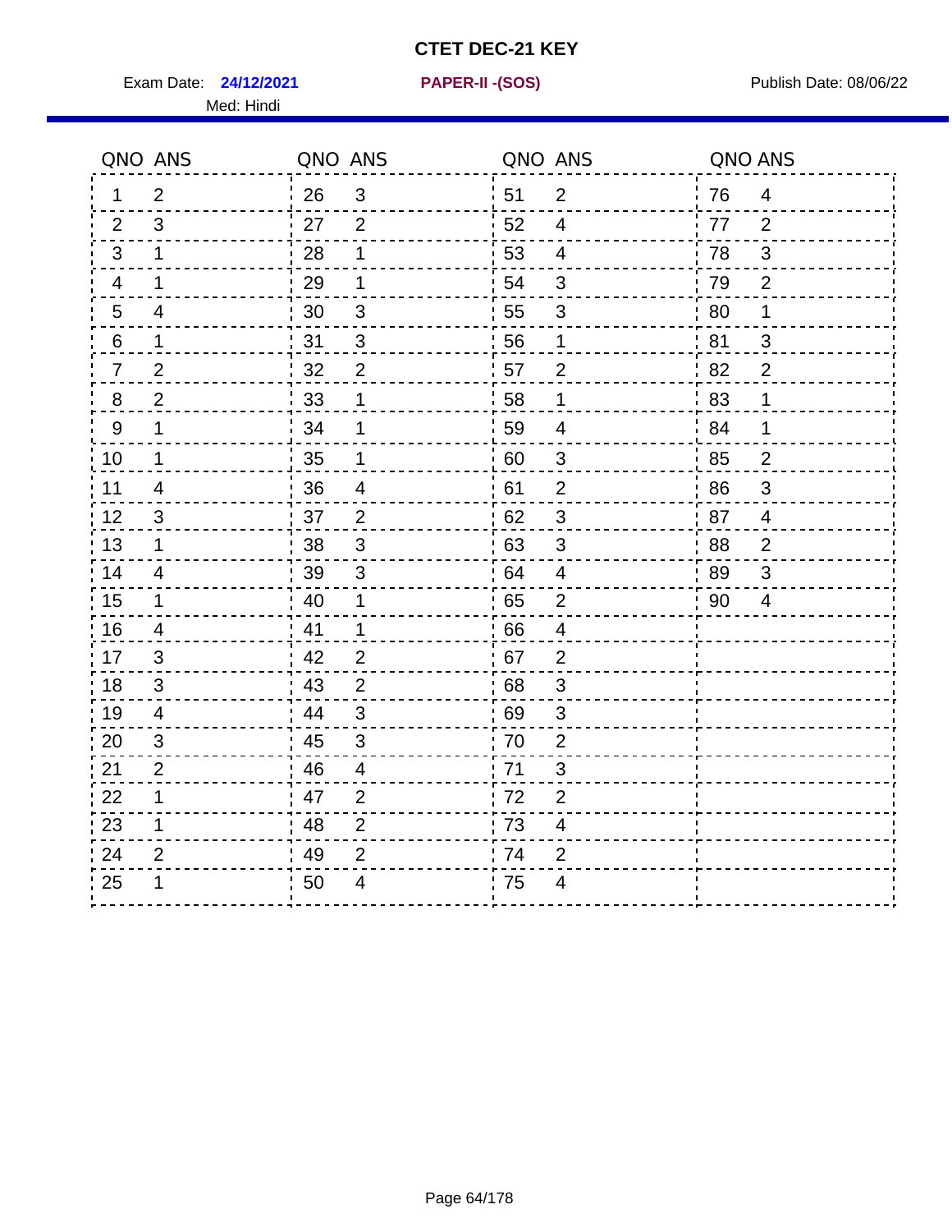# CTET DEC-21 KEY

Exam Date: **24/12/2021** **PAPER-II -(SOS)** Publish Date: 08/06/22

Med: Hindi

| QNO | ANS | QNO | ANS | QNO | ANS | QNO | ANS |
|---|---|---|---|---|---|---|---|
| 1 | 2 | 26 | 3 | 51 | 2 | 76 | 4 |
| 2 | 3 | 27 | 2 | 52 | 4 | 77 | 2 |
| 3 | 1 | 28 | 1 | 53 | 4 | 78 | 3 |
| 4 | 1 | 29 | 1 | 54 | 3 | 79 | 2 |
| 5 | 4 | 30 | 3 | 55 | 3 | 80 | 1 |
| 6 | 1 | 31 | 3 | 56 | 1 | 81 | 3 |
| 7 | 2 | 32 | 2 | 57 | 2 | 82 | 2 |
| 8 | 2 | 33 | 1 | 58 | 1 | 83 | 1 |
| 9 | 1 | 34 | 1 | 59 | 4 | 84 | 1 |
| 10 | 1 | 35 | 1 | 60 | 3 | 85 | 2 |
| 11 | 4 | 36 | 4 | 61 | 2 | 86 | 3 |
| 12 | 3 | 37 | 2 | 62 | 3 | 87 | 4 |
| 13 | 1 | 38 | 3 | 63 | 3 | 88 | 2 |
| 14 | 4 | 39 | 3 | 64 | 4 | 89 | 3 |
| 15 | 1 | 40 | 1 | 65 | 2 | 90 | 4 |
| 16 | 4 | 41 | 1 | 66 | 4 | | |
| 17 | 3 | 42 | 2 | 67 | 2 | | |
| 18 | 3 | 43 | 2 | 68 | 3 | | |
| 19 | 4 | 44 | 3 | 69 | 3 | | |
| 20 | 3 | 45 | 3 | 70 | 2 | | |
| 21 | 2 | 46 | 4 | 71 | 3 | | |
| 22 | 1 | 47 | 2 | 72 | 2 | | |
| 23 | 1 | 48 | 2 | 73 | 4 | | |
| 24 | 2 | 49 | 2 | 74 | 2 | | |
| 25 | 1 | 50 | 4 | 75 | 4 | | |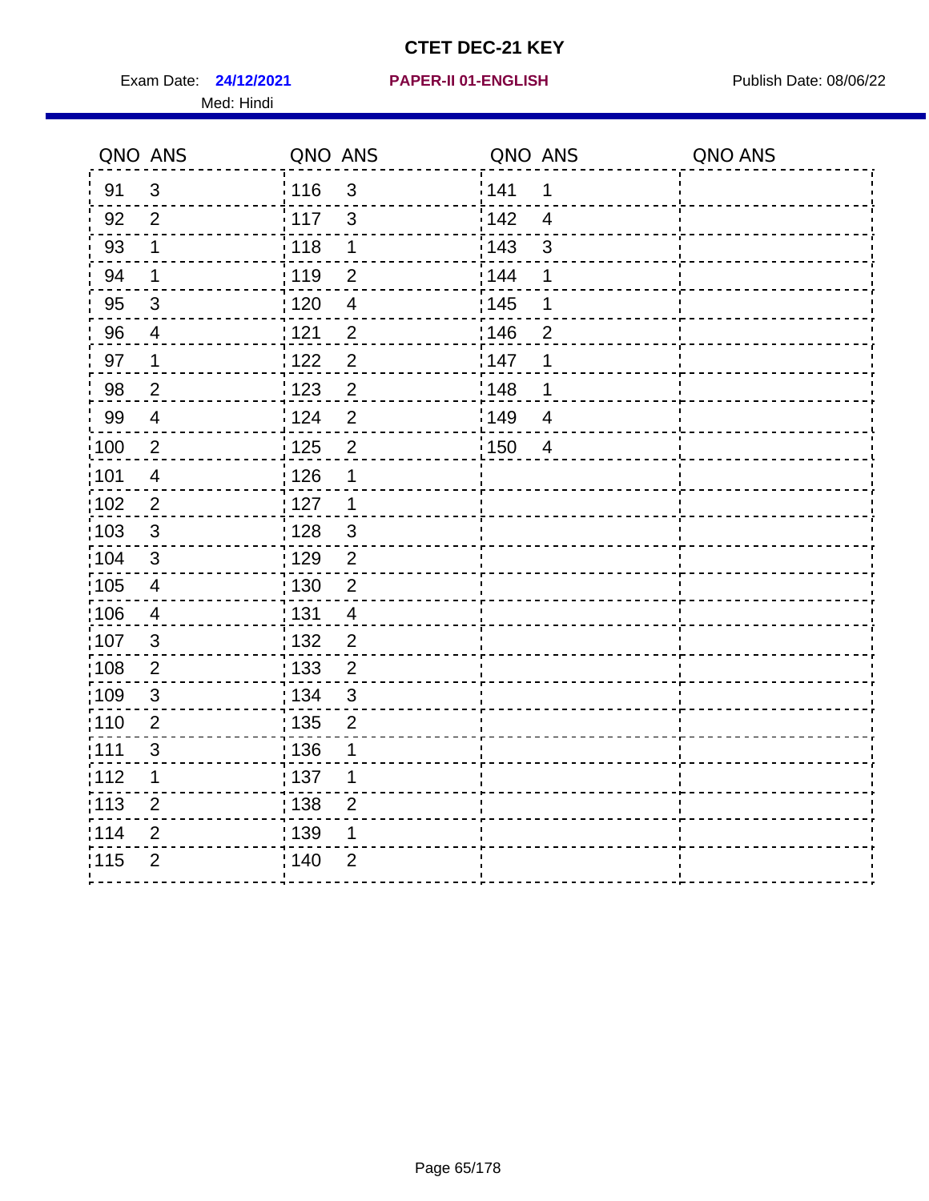# CTET DEC-21 KEY

Exam Date: **24/12/2021** **PAPER-II 01-ENGLISH** Publish Date: 08/06/22

Med: Hindi

| QNO | ANS | QNO | ANS | QNO | ANS | QNO | ANS |
|---|---|---|---|---|---|---|---|
| 91 | 3 | 116 | 3 | 141 | 1 | | |
| 92 | 2 | 117 | 3 | 142 | 4 | | |
| 93 | 1 | 118 | 1 | 143 | 3 | | |
| 94 | 1 | 119 | 2 | 144 | 1 | | |
| 95 | 3 | 120 | 4 | 145 | 1 | | |
| 96 | 4 | 121 | 2 | 146 | 2 | | |
| 97 | 1 | 122 | 2 | 147 | 1 | | |
| 98 | 2 | 123 | 2 | 148 | 1 | | |
| 99 | 4 | 124 | 2 | 149 | 4 | | |
| 100 | 2 | 125 | 2 | 150 | 4 | | |
| 101 | 4 | 126 | 1 | | | | |
| 102 | 2 | 127 | 1 | | | | |
| 103 | 3 | 128 | 3 | | | | |
| 104 | 3 | 129 | 2 | | | | |
| 105 | 4 | 130 | 2 | | | | |
| 106 | 4 | 131 | 4 | | | | |
| 107 | 3 | 132 | 2 | | | | |
| 108 | 2 | 133 | 2 | | | | |
| 109 | 3 | 134 | 3 | | | | |
| 110 | 2 | 135 | 2 | | | | |
| 111 | 3 | 136 | 1 | | | | |
| 112 | 1 | 137 | 1 | | | | |
| 113 | 2 | 138 | 2 | | | | |
| 114 | 2 | 139 | 1 | | | | |
| 115 | 2 | 140 | 2 | | | | |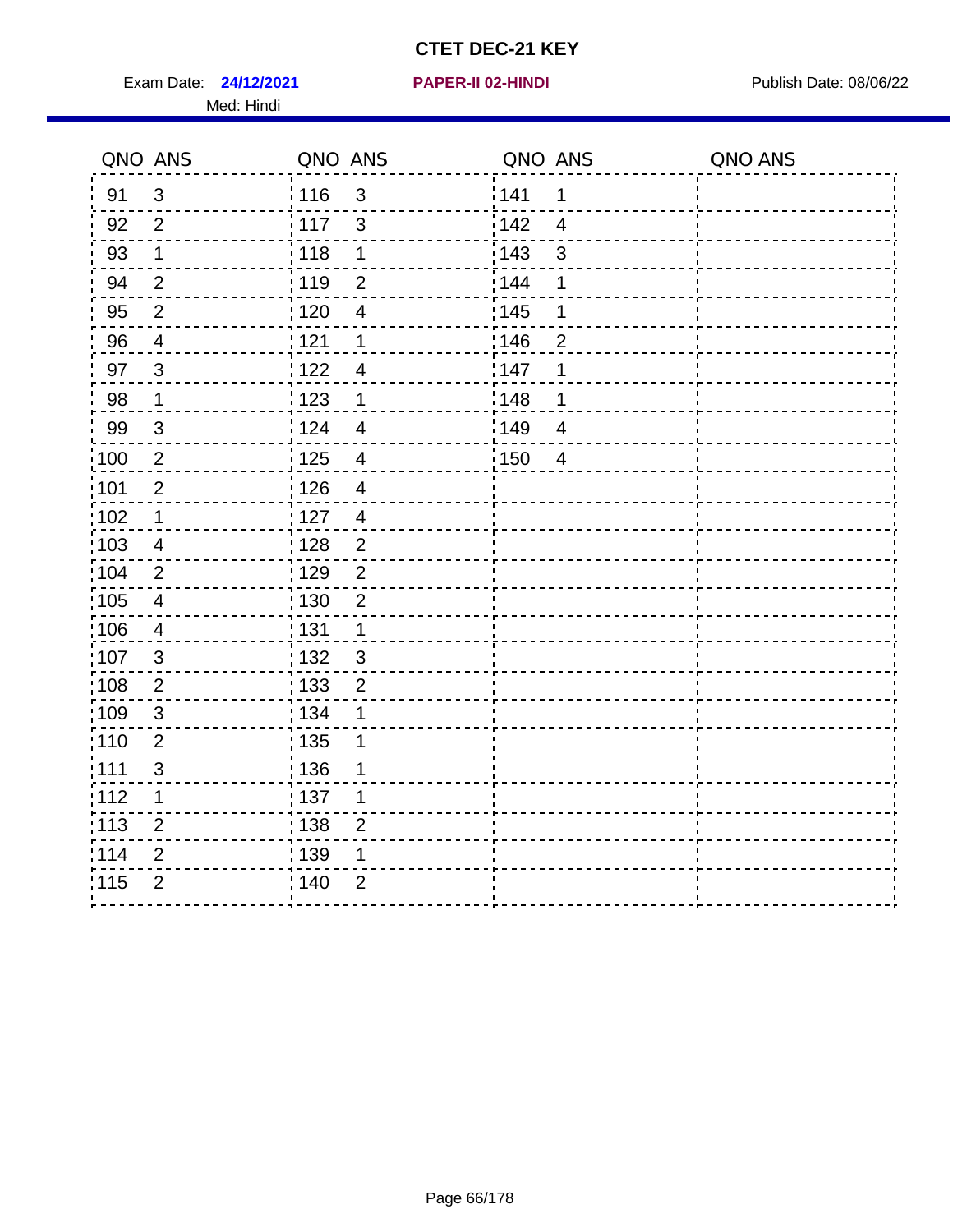# CTET DEC-21 KEY

Exam Date: **24/12/2021** **PAPER-II 02-HINDI** Publish Date: 08/06/22

Med: Hindi

| QNO | ANS | QNO | ANS | QNO | ANS | QNO | ANS |
|---|---|---|---|---|---|---|---|
| 91 | 3 | 116 | 3 | 141 | 1 | | |
| 92 | 2 | 117 | 3 | 142 | 4 | | |
| 93 | 1 | 118 | 1 | 143 | 3 | | |
| 94 | 2 | 119 | 2 | 144 | 1 | | |
| 95 | 2 | 120 | 4 | 145 | 1 | | |
| 96 | 4 | 121 | 1 | 146 | 2 | | |
| 97 | 3 | 122 | 4 | 147 | 1 | | |
| 98 | 1 | 123 | 1 | 148 | 1 | | |
| 99 | 3 | 124 | 4 | 149 | 4 | | |
| 100 | 2 | 125 | 4 | 150 | 4 | | |
| 101 | 2 | 126 | 4 | | | | |
| 102 | 1 | 127 | 4 | | | | |
| 103 | 4 | 128 | 2 | | | | |
| 104 | 2 | 129 | 2 | | | | |
| 105 | 4 | 130 | 2 | | | | |
| 106 | 4 | 131 | 1 | | | | |
| 107 | 3 | 132 | 3 | | | | |
| 108 | 2 | 133 | 2 | | | | |
| 109 | 3 | 134 | 1 | | | | |
| 110 | 2 | 135 | 1 | | | | |
| 111 | 3 | 136 | 1 | | | | |
| 112 | 1 | 137 | 1 | | | | |
| 113 | 2 | 138 | 2 | | | | |
| 114 | 2 | 139 | 1 | | | | |
| 115 | 2 | 140 | 2 | | | | |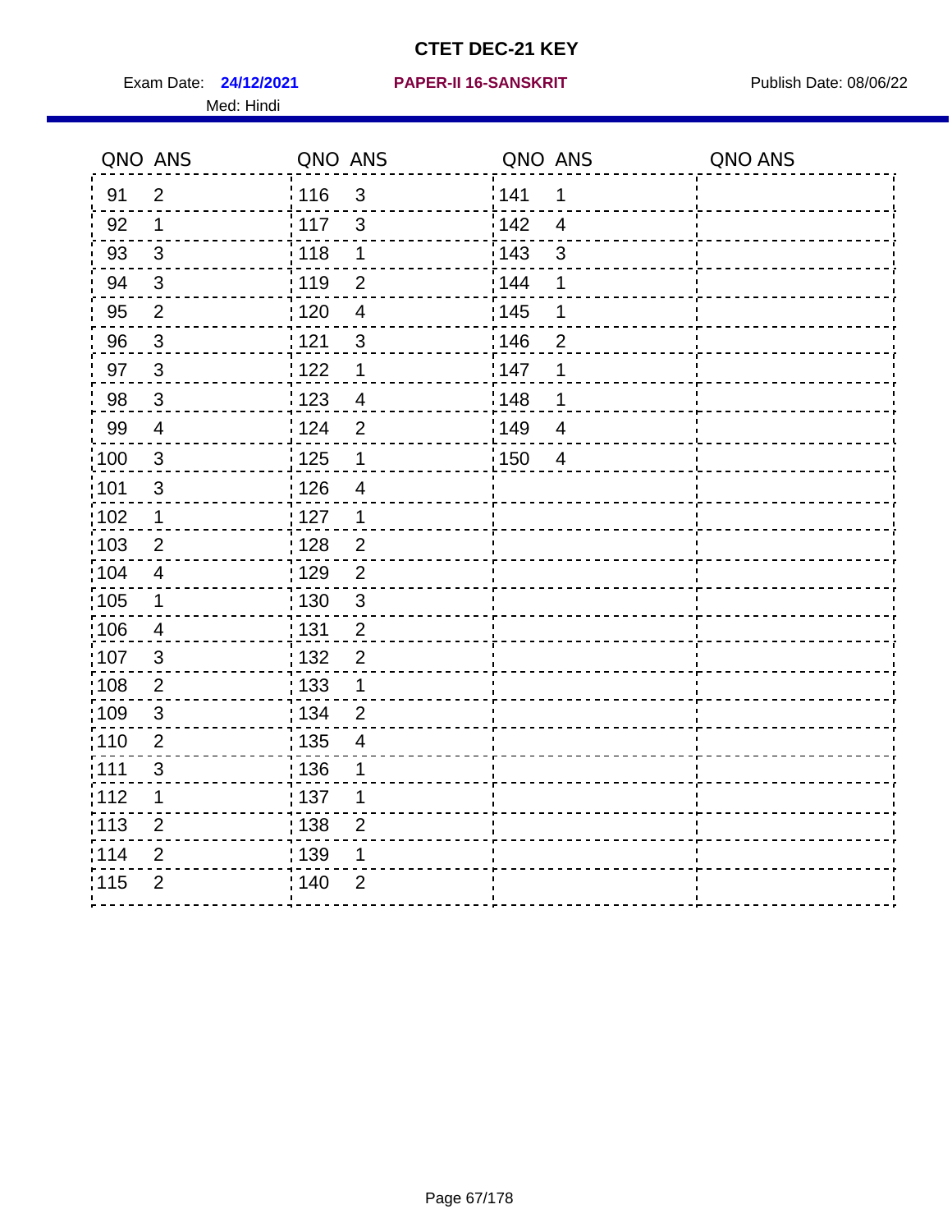# CTET DEC-21 KEY

Exam Date: **24/12/2021** **PAPER-II 16-SANSKRIT** Publish Date: 08/06/22

Med: Hindi

| QNO | ANS | QNO | ANS | QNO | ANS | QNO | ANS |
|---|---|---|---|---|---|---|---|
| 91 | 2 | 116 | 3 | 141 | 1 | | |
| 92 | 1 | 117 | 3 | 142 | 4 | | |
| 93 | 3 | 118 | 1 | 143 | 3 | | |
| 94 | 3 | 119 | 2 | 144 | 1 | | |
| 95 | 2 | 120 | 4 | 145 | 1 | | |
| 96 | 3 | 121 | 3 | 146 | 2 | | |
| 97 | 3 | 122 | 1 | 147 | 1 | | |
| 98 | 3 | 123 | 4 | 148 | 1 | | |
| 99 | 4 | 124 | 2 | 149 | 4 | | |
| 100 | 3 | 125 | 1 | 150 | 4 | | |
| 101 | 3 | 126 | 4 | | | | |
| 102 | 1 | 127 | 1 | | | | |
| 103 | 2 | 128 | 2 | | | | |
| 104 | 4 | 129 | 2 | | | | |
| 105 | 1 | 130 | 3 | | | | |
| 106 | 4 | 131 | 2 | | | | |
| 107 | 3 | 132 | 2 | | | | |
| 108 | 2 | 133 | 1 | | | | |
| 109 | 3 | 134 | 2 | | | | |
| 110 | 2 | 135 | 4 | | | | |
| 111 | 3 | 136 | 1 | | | | |
| 112 | 1 | 137 | 1 | | | | |
| 113 | 2 | 138 | 2 | | | | |
| 114 | 2 | 139 | 1 | | | | |
| 115 | 2 | 140 | 2 | | | | |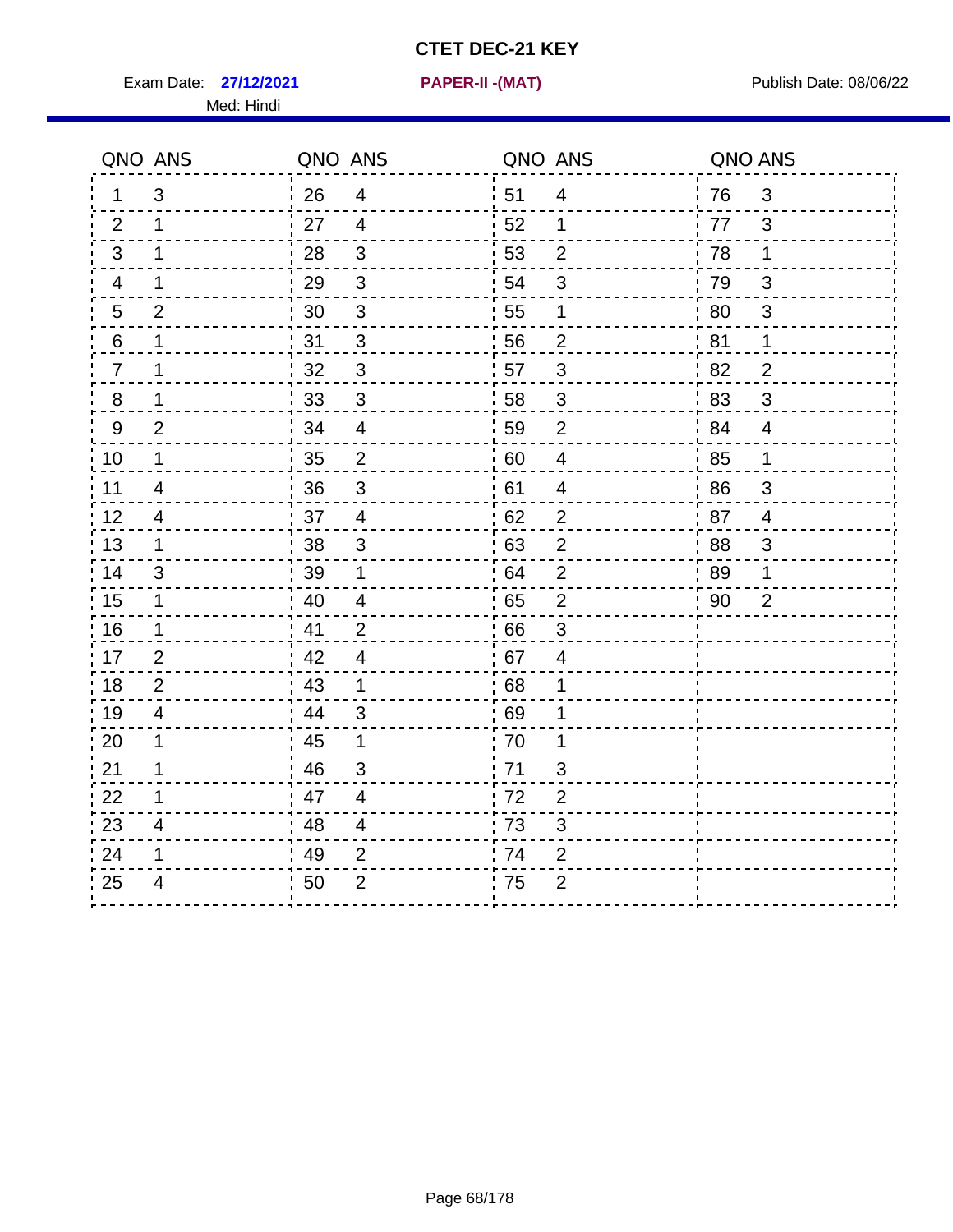# CTET DEC-21 KEY

Exam Date: **27/12/2021** **PAPER-II -(MAT)** Publish Date: 08/06/22

Med: Hindi

| QNO | ANS | QNO | ANS | QNO | ANS | QNO | ANS |
|---|---|---|---|---|---|---|---|
| 1 | 3 | 26 | 4 | 51 | 4 | 76 | 3 |
| 2 | 1 | 27 | 4 | 52 | 1 | 77 | 3 |
| 3 | 1 | 28 | 3 | 53 | 2 | 78 | 1 |
| 4 | 1 | 29 | 3 | 54 | 3 | 79 | 3 |
| 5 | 2 | 30 | 3 | 55 | 1 | 80 | 3 |
| 6 | 1 | 31 | 3 | 56 | 2 | 81 | 1 |
| 7 | 1 | 32 | 3 | 57 | 3 | 82 | 2 |
| 8 | 1 | 33 | 3 | 58 | 3 | 83 | 3 |
| 9 | 2 | 34 | 4 | 59 | 2 | 84 | 4 |
| 10 | 1 | 35 | 2 | 60 | 4 | 85 | 1 |
| 11 | 4 | 36 | 3 | 61 | 4 | 86 | 3 |
| 12 | 4 | 37 | 4 | 62 | 2 | 87 | 4 |
| 13 | 1 | 38 | 3 | 63 | 2 | 88 | 3 |
| 14 | 3 | 39 | 1 | 64 | 2 | 89 | 1 |
| 15 | 1 | 40 | 4 | 65 | 2 | 90 | 2 |
| 16 | 1 | 41 | 2 | 66 | 3 | | |
| 17 | 2 | 42 | 4 | 67 | 4 | | |
| 18 | 2 | 43 | 1 | 68 | 1 | | |
| 19 | 4 | 44 | 3 | 69 | 1 | | |
| 20 | 1 | 45 | 1 | 70 | 1 | | |
| 21 | 1 | 46 | 3 | 71 | 3 | | |
| 22 | 1 | 47 | 4 | 72 | 2 | | |
| 23 | 4 | 48 | 4 | 73 | 3 | | |
| 24 | 1 | 49 | 2 | 74 | 2 | | |
| 25 | 4 | 50 | 2 | 75 | 2 | | |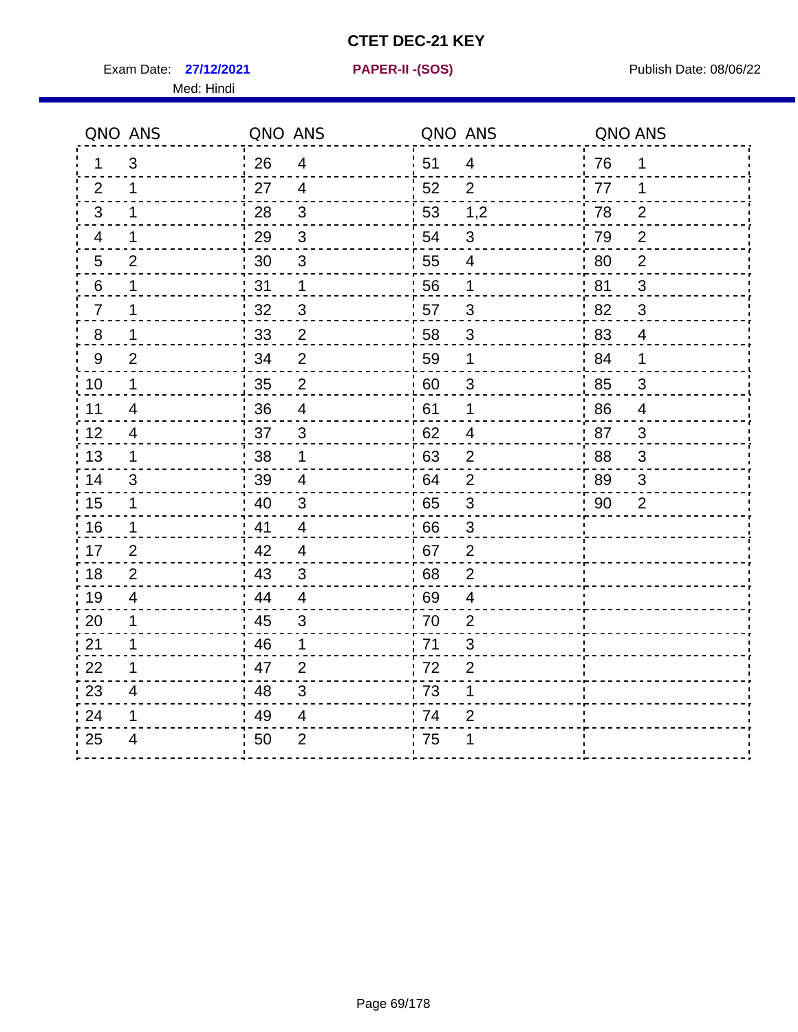# CTET DEC-21 KEY

Exam Date: **27/12/2021** **PAPER-II -(SOS)** Publish Date: 08/06/22

Med: Hindi

| QNO | ANS | QNO | ANS | QNO | ANS | QNO | ANS |
|---|---|---|---|---|---|---|---|
| 1 | 3 | 26 | 4 | 51 | 4 | 76 | 1 |
| 2 | 1 | 27 | 4 | 52 | 2 | 77 | 1 |
| 3 | 1 | 28 | 3 | 53 | 1,2 | 78 | 2 |
| 4 | 1 | 29 | 3 | 54 | 3 | 79 | 2 |
| 5 | 2 | 30 | 3 | 55 | 4 | 80 | 2 |
| 6 | 1 | 31 | 1 | 56 | 1 | 81 | 3 |
| 7 | 1 | 32 | 3 | 57 | 3 | 82 | 3 |
| 8 | 1 | 33 | 2 | 58 | 3 | 83 | 4 |
| 9 | 2 | 34 | 2 | 59 | 1 | 84 | 1 |
| 10 | 1 | 35 | 2 | 60 | 3 | 85 | 3 |
| 11 | 4 | 36 | 4 | 61 | 1 | 86 | 4 |
| 12 | 4 | 37 | 3 | 62 | 4 | 87 | 3 |
| 13 | 1 | 38 | 1 | 63 | 2 | 88 | 3 |
| 14 | 3 | 39 | 4 | 64 | 2 | 89 | 3 |
| 15 | 1 | 40 | 3 | 65 | 3 | 90 | 2 |
| 16 | 1 | 41 | 4 | 66 | 3 | | |
| 17 | 2 | 42 | 4 | 67 | 2 | | |
| 18 | 2 | 43 | 3 | 68 | 2 | | |
| 19 | 4 | 44 | 4 | 69 | 4 | | |
| 20 | 1 | 45 | 3 | 70 | 2 | | |
| 21 | 1 | 46 | 1 | 71 | 3 | | |
| 22 | 1 | 47 | 2 | 72 | 2 | | |
| 23 | 4 | 48 | 3 | 73 | 1 | | |
| 24 | 1 | 49 | 4 | 74 | 2 | | |
| 25 | 4 | 50 | 2 | 75 | 1 | | |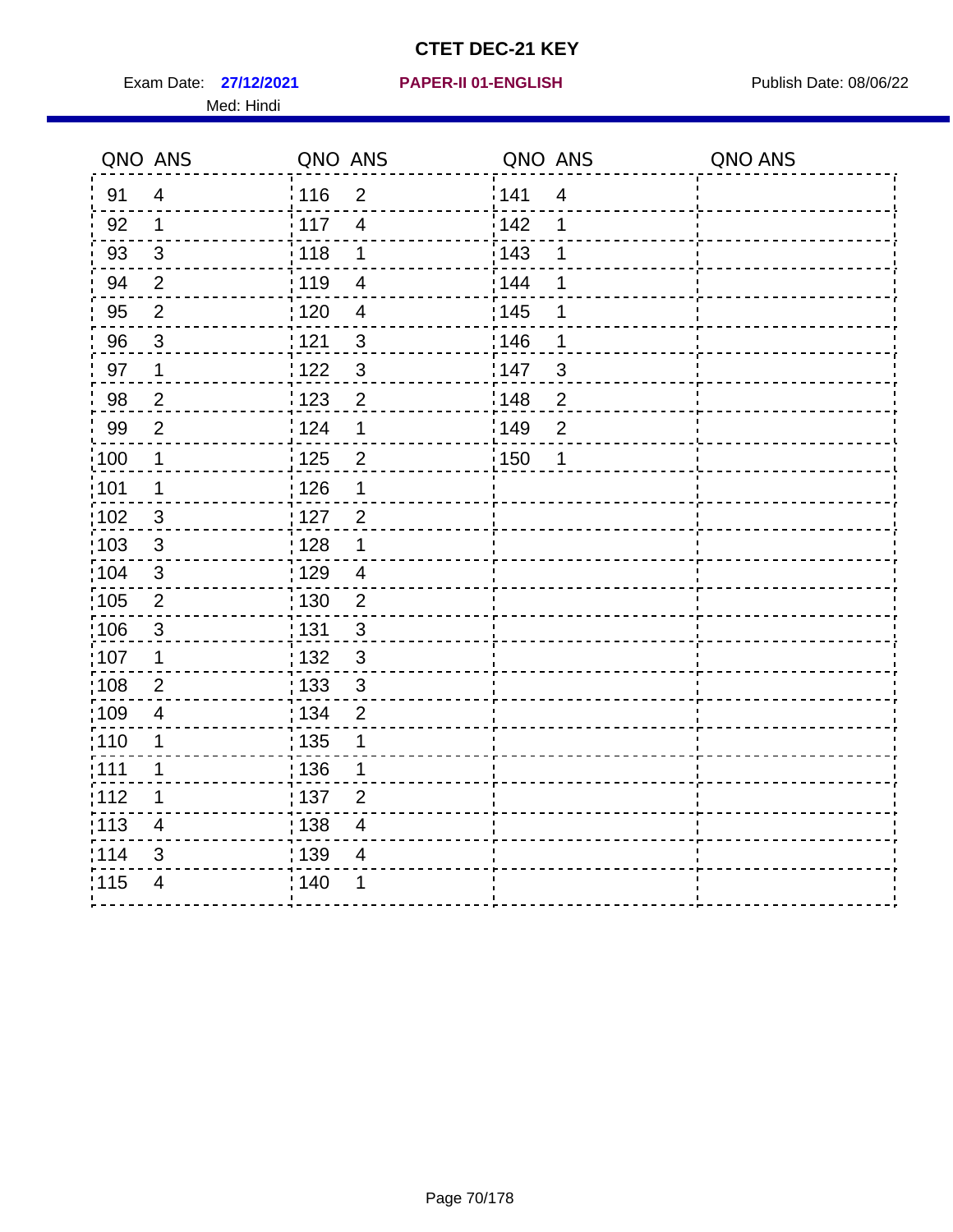# CTET DEC-21 KEY

Exam Date: **27/12/2021** **PAPER-II 01-ENGLISH** Publish Date: 08/06/22

Med: Hindi

| QNO | ANS | QNO | ANS | QNO | ANS | QNO | ANS |
|---|---|---|---|---|---|---|---|
| 91 | 4 | 116 | 2 | 141 | 4 | | |
| 92 | 1 | 117 | 4 | 142 | 1 | | |
| 93 | 3 | 118 | 1 | 143 | 1 | | |
| 94 | 2 | 119 | 4 | 144 | 1 | | |
| 95 | 2 | 120 | 4 | 145 | 1 | | |
| 96 | 3 | 121 | 3 | 146 | 1 | | |
| 97 | 1 | 122 | 3 | 147 | 3 | | |
| 98 | 2 | 123 | 2 | 148 | 2 | | |
| 99 | 2 | 124 | 1 | 149 | 2 | | |
| 100 | 1 | 125 | 2 | 150 | 1 | | |
| 101 | 1 | 126 | 1 | | | | |
| 102 | 3 | 127 | 2 | | | | |
| 103 | 3 | 128 | 1 | | | | |
| 104 | 3 | 129 | 4 | | | | |
| 105 | 2 | 130 | 2 | | | | |
| 106 | 3 | 131 | 3 | | | | |
| 107 | 1 | 132 | 3 | | | | |
| 108 | 2 | 133 | 3 | | | | |
| 109 | 4 | 134 | 2 | | | | |
| 110 | 1 | 135 | 1 | | | | |
| 111 | 1 | 136 | 1 | | | | |
| 112 | 1 | 137 | 2 | | | | |
| 113 | 4 | 138 | 4 | | | | |
| 114 | 3 | 139 | 4 | | | | |
| 115 | 4 | 140 | 1 | | | | |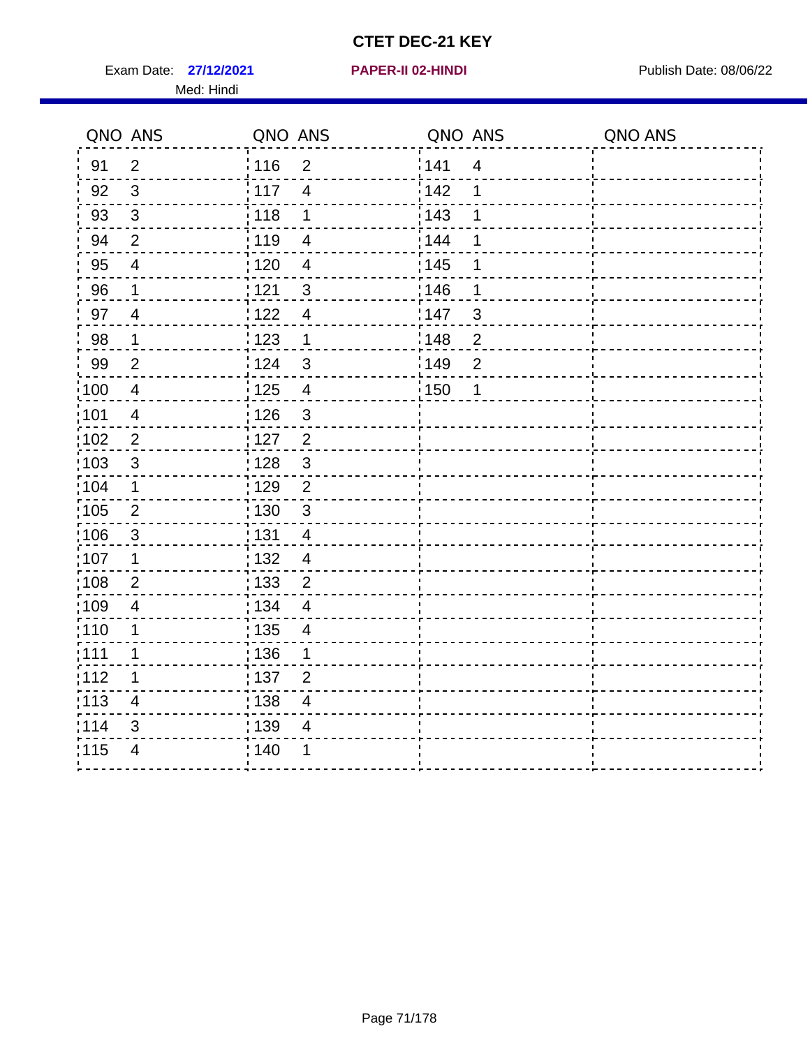# CTET DEC-21 KEY

Exam Date: **27/12/2021** **PAPER-II 02-HINDI** Publish Date: 08/06/22

Med: Hindi

| QNO | ANS | QNO | ANS | QNO | ANS | QNO | ANS |
|---|---|---|---|---|---|---|---|
| 91 | 2 | 116 | 2 | 141 | 4 | | |
| 92 | 3 | 117 | 4 | 142 | 1 | | |
| 93 | 3 | 118 | 1 | 143 | 1 | | |
| 94 | 2 | 119 | 4 | 144 | 1 | | |
| 95 | 4 | 120 | 4 | 145 | 1 | | |
| 96 | 1 | 121 | 3 | 146 | 1 | | |
| 97 | 4 | 122 | 4 | 147 | 3 | | |
| 98 | 1 | 123 | 1 | 148 | 2 | | |
| 99 | 2 | 124 | 3 | 149 | 2 | | |
| 100 | 4 | 125 | 4 | 150 | 1 | | |
| 101 | 4 | 126 | 3 | | | | |
| 102 | 2 | 127 | 2 | | | | |
| 103 | 3 | 128 | 3 | | | | |
| 104 | 1 | 129 | 2 | | | | |
| 105 | 2 | 130 | 3 | | | | |
| 106 | 3 | 131 | 4 | | | | |
| 107 | 1 | 132 | 4 | | | | |
| 108 | 2 | 133 | 2 | | | | |
| 109 | 4 | 134 | 4 | | | | |
| 110 | 1 | 135 | 4 | | | | |
| 111 | 1 | 136 | 1 | | | | |
| 112 | 1 | 137 | 2 | | | | |
| 113 | 4 | 138 | 4 | | | | |
| 114 | 3 | 139 | 4 | | | | |
| 115 | 4 | 140 | 1 | | | | |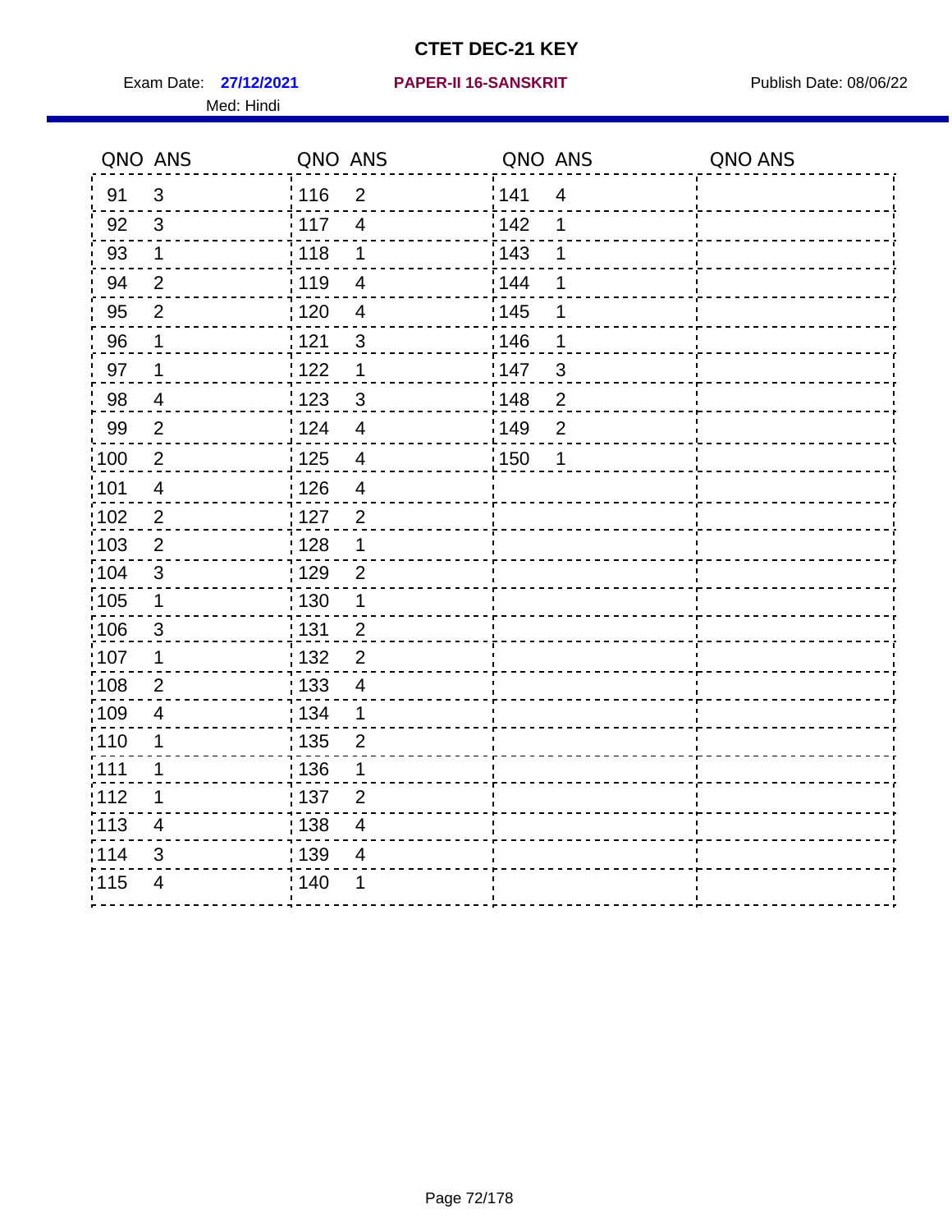# CTET DEC-21 KEY

Exam Date: **27/12/2021** **PAPER-II 16-SANSKRIT** Publish Date: 08/06/22

Med: Hindi

| QNO | ANS | QNO | ANS | QNO | ANS | QNO | ANS |
|---|---|---|---|---|---|---|---|
| 91 | 3 | 116 | 2 | 141 | 4 | | |
| 92 | 3 | 117 | 4 | 142 | 1 | | |
| 93 | 1 | 118 | 1 | 143 | 1 | | |
| 94 | 2 | 119 | 4 | 144 | 1 | | |
| 95 | 2 | 120 | 4 | 145 | 1 | | |
| 96 | 1 | 121 | 3 | 146 | 1 | | |
| 97 | 1 | 122 | 1 | 147 | 3 | | |
| 98 | 4 | 123 | 3 | 148 | 2 | | |
| 99 | 2 | 124 | 4 | 149 | 2 | | |
| 100 | 2 | 125 | 4 | 150 | 1 | | |
| 101 | 4 | 126 | 4 | | | | |
| 102 | 2 | 127 | 2 | | | | |
| 103 | 2 | 128 | 1 | | | | |
| 104 | 3 | 129 | 2 | | | | |
| 105 | 1 | 130 | 1 | | | | |
| 106 | 3 | 131 | 2 | | | | |
| 107 | 1 | 132 | 2 | | | | |
| 108 | 2 | 133 | 4 | | | | |
| 109 | 4 | 134 | 1 | | | | |
| 110 | 1 | 135 | 2 | | | | |
| 111 | 1 | 136 | 1 | | | | |
| 112 | 1 | 137 | 2 | | | | |
| 113 | 4 | 138 | 4 | | | | |
| 114 | 3 | 139 | 4 | | | | |
| 115 | 4 | 140 | 1 | | | | |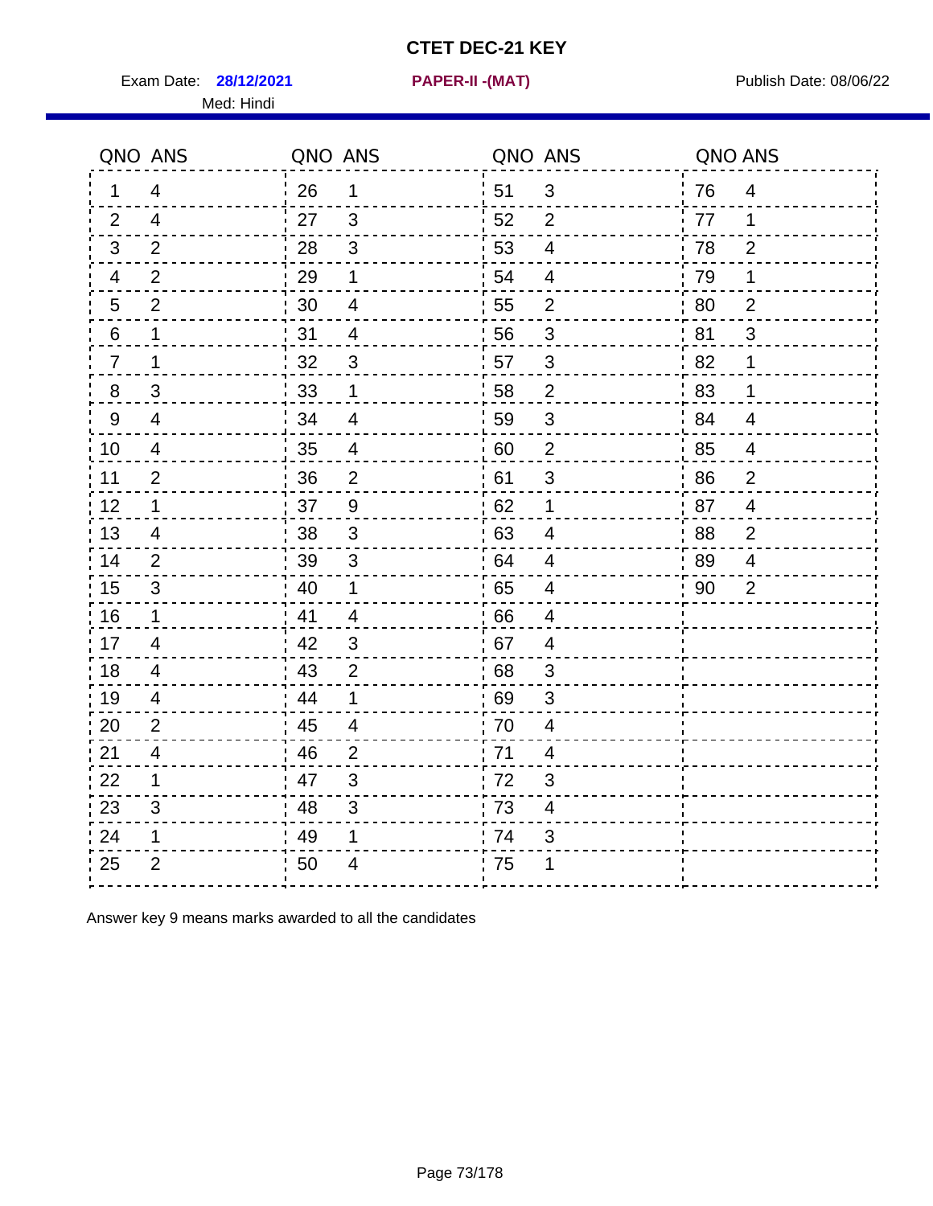# CTET DEC-21 KEY

Exam Date: **28/12/2021** **PAPER-II -(MAT)** Publish Date: 08/06/22

Med: Hindi

| QNO | ANS | QNO | ANS | QNO | ANS | QNO | ANS |
|---|---|---|---|---|---|---|---|
| 1 | 4 | 26 | 1 | 51 | 3 | 76 | 4 |
| 2 | 4 | 27 | 3 | 52 | 2 | 77 | 1 |
| 3 | 2 | 28 | 3 | 53 | 4 | 78 | 2 |
| 4 | 2 | 29 | 1 | 54 | 4 | 79 | 1 |
| 5 | 2 | 30 | 4 | 55 | 2 | 80 | 2 |
| 6 | 1 | 31 | 4 | 56 | 3 | 81 | 3 |
| 7 | 1 | 32 | 3 | 57 | 3 | 82 | 1 |
| 8 | 3 | 33 | 1 | 58 | 2 | 83 | 1 |
| 9 | 4 | 34 | 4 | 59 | 3 | 84 | 4 |
| 10 | 4 | 35 | 4 | 60 | 2 | 85 | 4 |
| 11 | 2 | 36 | 2 | 61 | 3 | 86 | 2 |
| 12 | 1 | 37 | 9 | 62 | 1 | 87 | 4 |
| 13 | 4 | 38 | 3 | 63 | 4 | 88 | 2 |
| 14 | 2 | 39 | 3 | 64 | 4 | 89 | 4 |
| 15 | 3 | 40 | 1 | 65 | 4 | 90 | 2 |
| 16 | 1 | 41 | 4 | 66 | 4 | | |
| 17 | 4 | 42 | 3 | 67 | 4 | | |
| 18 | 4 | 43 | 2 | 68 | 3 | | |
| 19 | 4 | 44 | 1 | 69 | 3 | | |
| 20 | 2 | 45 | 4 | 70 | 4 | | |
| 21 | 4 | 46 | 2 | 71 | 4 | | |
| 22 | 1 | 47 | 3 | 72 | 3 | | |
| 23 | 3 | 48 | 3 | 73 | 4 | | |
| 24 | 1 | 49 | 1 | 74 | 3 | | |
| 25 | 2 | 50 | 4 | 75 | 1 | | |

Answer key 9 means marks awarded to all the candidates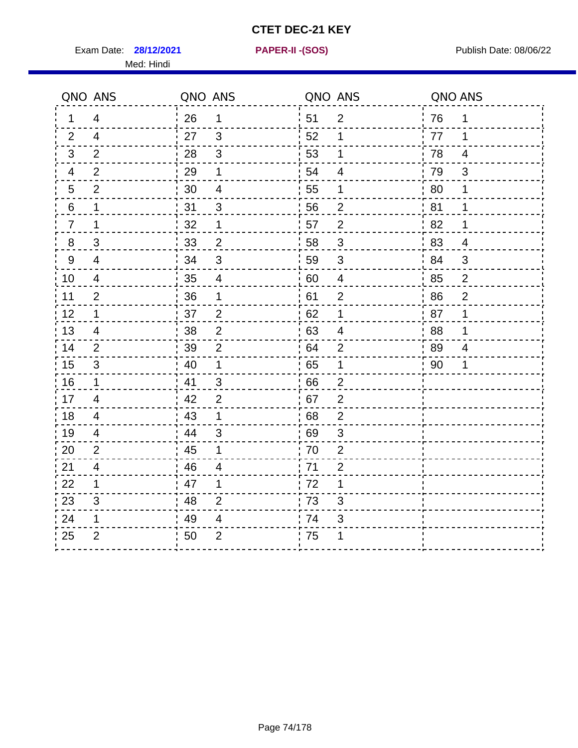# CTET DEC-21 KEY

Exam Date: **28/12/2021** **PAPER-II -(SOS)** Publish Date: 08/06/22

Med: Hindi

| QNO | ANS | QNO | ANS | QNO | ANS | QNO | ANS |
|---|---|---|---|---|---|---|---|
| 1 | 4 | 26 | 1 | 51 | 2 | 76 | 1 |
| 2 | 4 | 27 | 3 | 52 | 1 | 77 | 1 |
| 3 | 2 | 28 | 3 | 53 | 1 | 78 | 4 |
| 4 | 2 | 29 | 1 | 54 | 4 | 79 | 3 |
| 5 | 2 | 30 | 4 | 55 | 1 | 80 | 1 |
| 6 | 1 | 31 | 3 | 56 | 2 | 81 | 1 |
| 7 | 1 | 32 | 1 | 57 | 2 | 82 | 1 |
| 8 | 3 | 33 | 2 | 58 | 3 | 83 | 4 |
| 9 | 4 | 34 | 3 | 59 | 3 | 84 | 3 |
| 10 | 4 | 35 | 4 | 60 | 4 | 85 | 2 |
| 11 | 2 | 36 | 1 | 61 | 2 | 86 | 2 |
| 12 | 1 | 37 | 2 | 62 | 1 | 87 | 1 |
| 13 | 4 | 38 | 2 | 63 | 4 | 88 | 1 |
| 14 | 2 | 39 | 2 | 64 | 2 | 89 | 4 |
| 15 | 3 | 40 | 1 | 65 | 1 | 90 | 1 |
| 16 | 1 | 41 | 3 | 66 | 2 | | |
| 17 | 4 | 42 | 2 | 67 | 2 | | |
| 18 | 4 | 43 | 1 | 68 | 2 | | |
| 19 | 4 | 44 | 3 | 69 | 3 | | |
| 20 | 2 | 45 | 1 | 70 | 2 | | |
| 21 | 4 | 46 | 4 | 71 | 2 | | |
| 22 | 1 | 47 | 1 | 72 | 1 | | |
| 23 | 3 | 48 | 2 | 73 | 3 | | |
| 24 | 1 | 49 | 4 | 74 | 3 | | |
| 25 | 2 | 50 | 2 | 75 | 1 | | |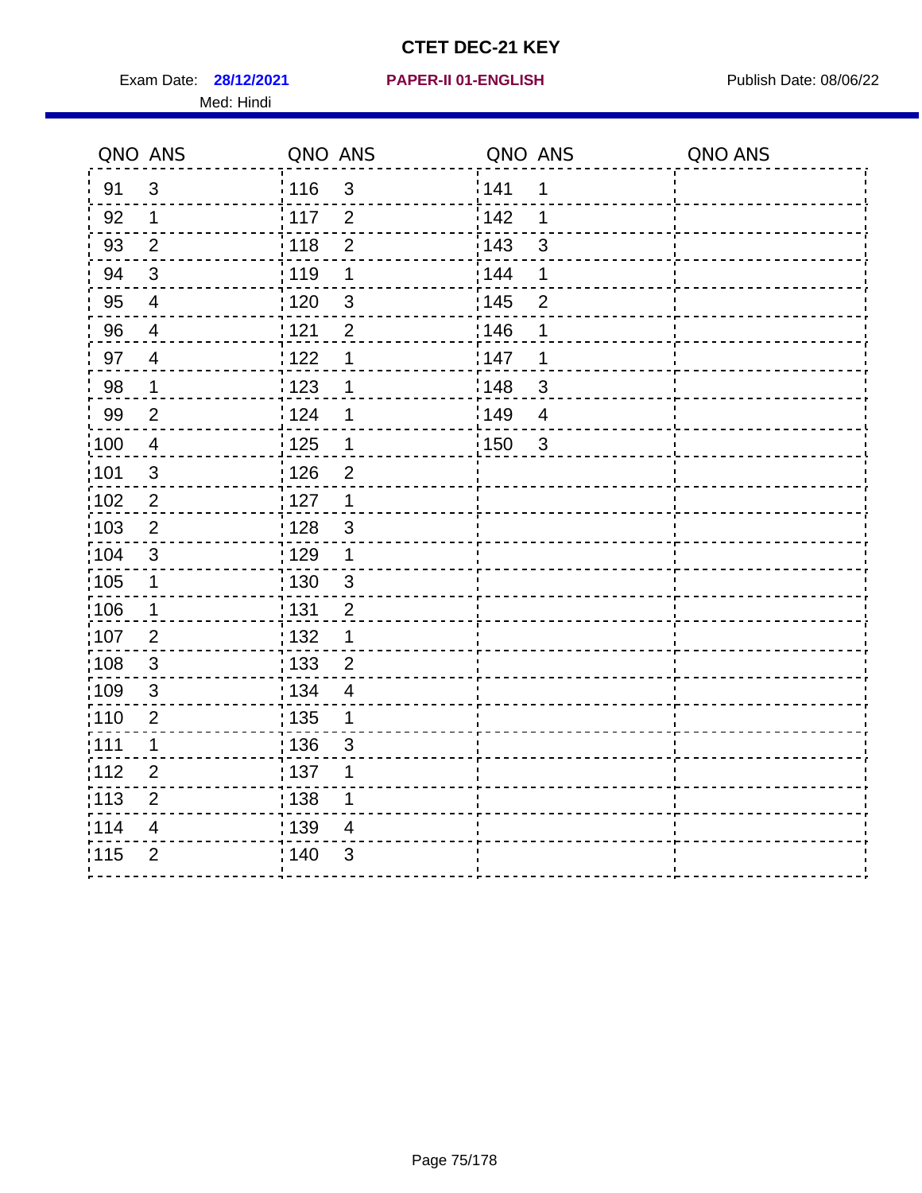# CTET DEC-21 KEY

Exam Date: **28/12/2021** **PAPER-II 01-ENGLISH** Publish Date: 08/06/22

Med: Hindi

| QNO | ANS | QNO | ANS | QNO | ANS | QNO | ANS |
|---|---|---|---|---|---|---|---|
| 91 | 3 | 116 | 3 | 141 | 1 | | |
| 92 | 1 | 117 | 2 | 142 | 1 | | |
| 93 | 2 | 118 | 2 | 143 | 3 | | |
| 94 | 3 | 119 | 1 | 144 | 1 | | |
| 95 | 4 | 120 | 3 | 145 | 2 | | |
| 96 | 4 | 121 | 2 | 146 | 1 | | |
| 97 | 4 | 122 | 1 | 147 | 1 | | |
| 98 | 1 | 123 | 1 | 148 | 3 | | |
| 99 | 2 | 124 | 1 | 149 | 4 | | |
| 100 | 4 | 125 | 1 | 150 | 3 | | |
| 101 | 3 | 126 | 2 | | | | |
| 102 | 2 | 127 | 1 | | | | |
| 103 | 2 | 128 | 3 | | | | |
| 104 | 3 | 129 | 1 | | | | |
| 105 | 1 | 130 | 3 | | | | |
| 106 | 1 | 131 | 2 | | | | |
| 107 | 2 | 132 | 1 | | | | |
| 108 | 3 | 133 | 2 | | | | |
| 109 | 3 | 134 | 4 | | | | |
| 110 | 2 | 135 | 1 | | | | |
| 111 | 1 | 136 | 3 | | | | |
| 112 | 2 | 137 | 1 | | | | |
| 113 | 2 | 138 | 1 | | | | |
| 114 | 4 | 139 | 4 | | | | |
| 115 | 2 | 140 | 3 | | | | |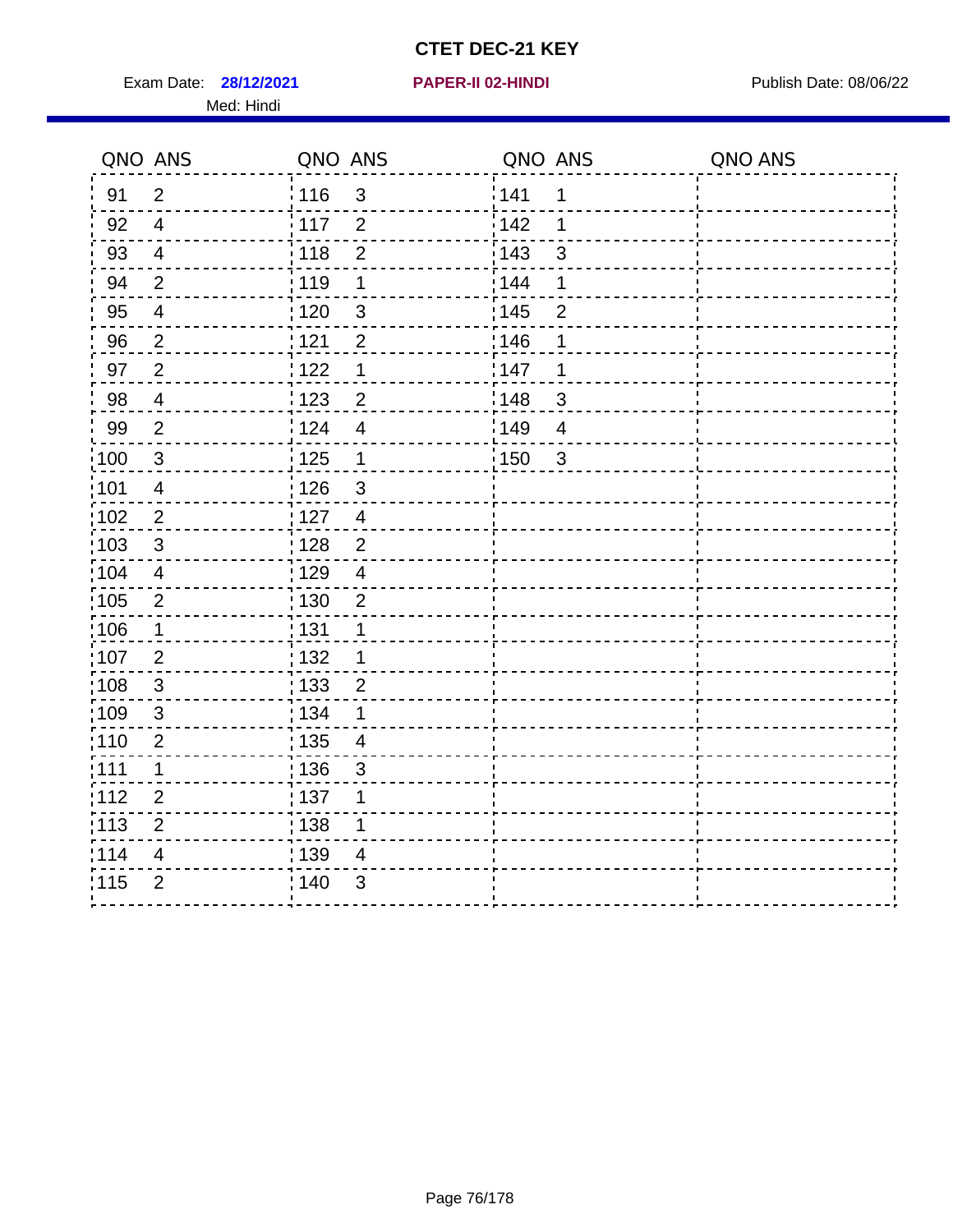# CTET DEC-21 KEY

Exam Date: **28/12/2021** **PAPER-II 02-HINDI** Publish Date: 08/06/22

Med: Hindi

| QNO | ANS | QNO | ANS | QNO | ANS | QNO | ANS |
|---|---|---|---|---|---|---|---|
| 91 | 2 | 116 | 3 | 141 | 1 | | |
| 92 | 4 | 117 | 2 | 142 | 1 | | |
| 93 | 4 | 118 | 2 | 143 | 3 | | |
| 94 | 2 | 119 | 1 | 144 | 1 | | |
| 95 | 4 | 120 | 3 | 145 | 2 | | |
| 96 | 2 | 121 | 2 | 146 | 1 | | |
| 97 | 2 | 122 | 1 | 147 | 1 | | |
| 98 | 4 | 123 | 2 | 148 | 3 | | |
| 99 | 2 | 124 | 4 | 149 | 4 | | |
| 100 | 3 | 125 | 1 | 150 | 3 | | |
| 101 | 4 | 126 | 3 | | | | |
| 102 | 2 | 127 | 4 | | | | |
| 103 | 3 | 128 | 2 | | | | |
| 104 | 4 | 129 | 4 | | | | |
| 105 | 2 | 130 | 2 | | | | |
| 106 | 1 | 131 | 1 | | | | |
| 107 | 2 | 132 | 1 | | | | |
| 108 | 3 | 133 | 2 | | | | |
| 109 | 3 | 134 | 1 | | | | |
| 110 | 2 | 135 | 4 | | | | |
| 111 | 1 | 136 | 3 | | | | |
| 112 | 2 | 137 | 1 | | | | |
| 113 | 2 | 138 | 1 | | | | |
| 114 | 4 | 139 | 4 | | | | |
| 115 | 2 | 140 | 3 | | | | |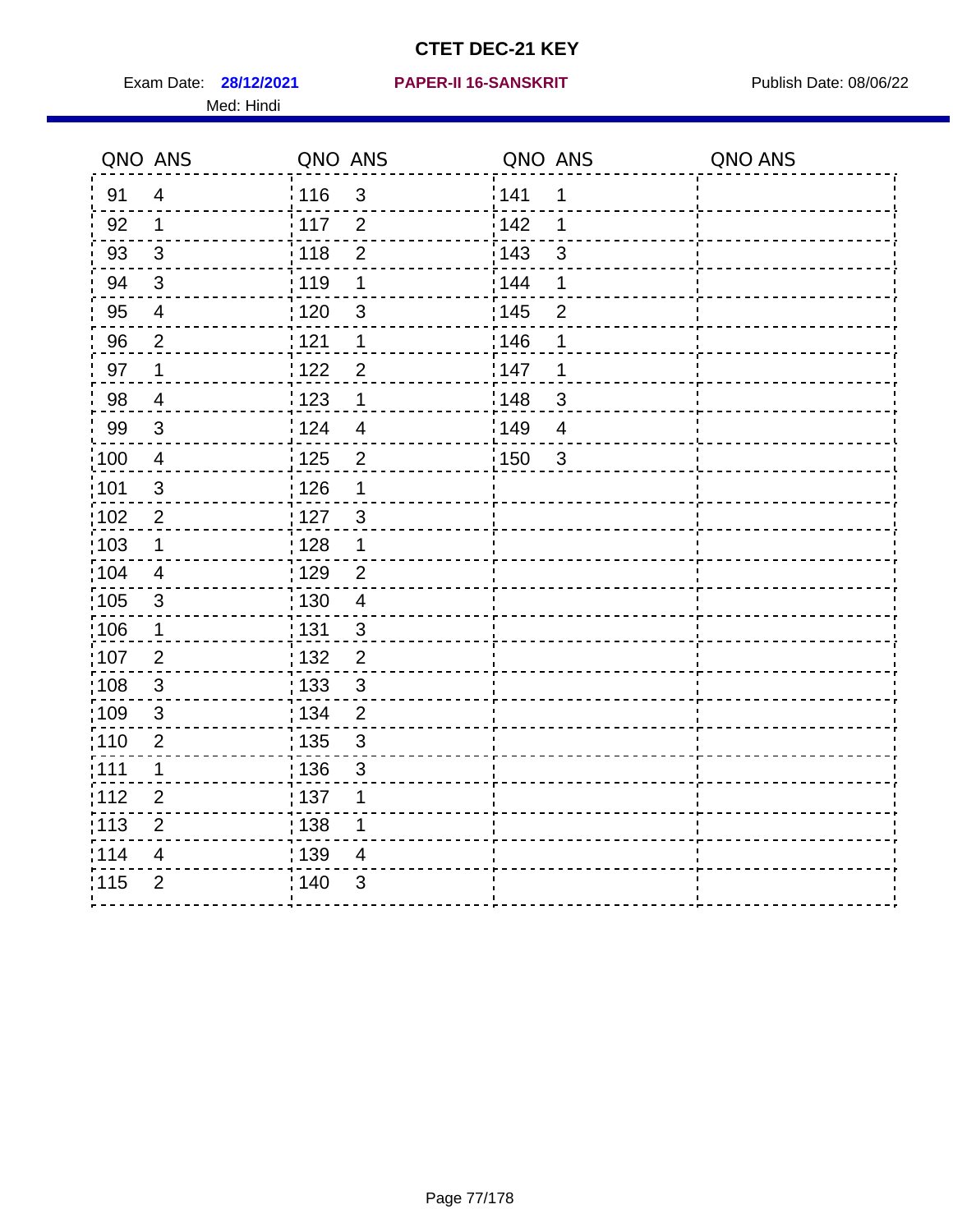# CTET DEC-21 KEY

Exam Date: **28/12/2021** **PAPER-II 16-SANSKRIT** Publish Date: 08/06/22

Med: Hindi

| QNO | ANS | QNO | ANS | QNO | ANS | QNO | ANS |
|---|---|---|---|---|---|---|---|
| 91 | 4 | 116 | 3 | 141 | 1 | | |
| 92 | 1 | 117 | 2 | 142 | 1 | | |
| 93 | 3 | 118 | 2 | 143 | 3 | | |
| 94 | 3 | 119 | 1 | 144 | 1 | | |
| 95 | 4 | 120 | 3 | 145 | 2 | | |
| 96 | 2 | 121 | 1 | 146 | 1 | | |
| 97 | 1 | 122 | 2 | 147 | 1 | | |
| 98 | 4 | 123 | 1 | 148 | 3 | | |
| 99 | 3 | 124 | 4 | 149 | 4 | | |
| 100 | 4 | 125 | 2 | 150 | 3 | | |
| 101 | 3 | 126 | 1 | | | | |
| 102 | 2 | 127 | 3 | | | | |
| 103 | 1 | 128 | 1 | | | | |
| 104 | 4 | 129 | 2 | | | | |
| 105 | 3 | 130 | 4 | | | | |
| 106 | 1 | 131 | 3 | | | | |
| 107 | 2 | 132 | 2 | | | | |
| 108 | 3 | 133 | 3 | | | | |
| 109 | 3 | 134 | 2 | | | | |
| 110 | 2 | 135 | 3 | | | | |
| 111 | 1 | 136 | 3 | | | | |
| 112 | 2 | 137 | 1 | | | | |
| 113 | 2 | 138 | 1 | | | | |
| 114 | 4 | 139 | 4 | | | | |
| 115 | 2 | 140 | 3 | | | | |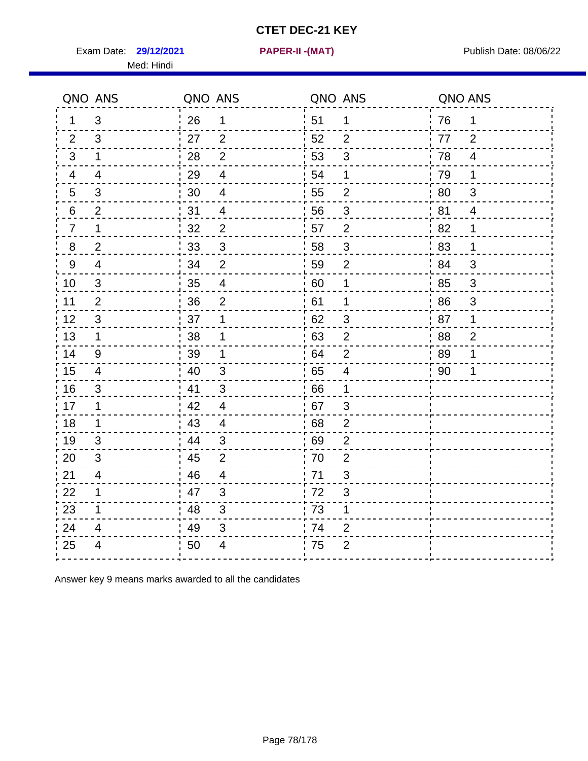# CTET DEC-21 KEY

Exam Date: **29/12/2021** **PAPER-II -(MAT)** Publish Date: 08/06/22

Med: Hindi

| QNO | ANS | QNO | ANS | QNO | ANS | QNO | ANS |
|---|---|---|---|---|---|---|---|
| 1 | 3 | 26 | 1 | 51 | 1 | 76 | 1 |
| 2 | 3 | 27 | 2 | 52 | 2 | 77 | 2 |
| 3 | 1 | 28 | 2 | 53 | 3 | 78 | 4 |
| 4 | 4 | 29 | 4 | 54 | 1 | 79 | 1 |
| 5 | 3 | 30 | 4 | 55 | 2 | 80 | 3 |
| 6 | 2 | 31 | 4 | 56 | 3 | 81 | 4 |
| 7 | 1 | 32 | 2 | 57 | 2 | 82 | 1 |
| 8 | 2 | 33 | 3 | 58 | 3 | 83 | 1 |
| 9 | 4 | 34 | 2 | 59 | 2 | 84 | 3 |
| 10 | 3 | 35 | 4 | 60 | 1 | 85 | 3 |
| 11 | 2 | 36 | 2 | 61 | 1 | 86 | 3 |
| 12 | 3 | 37 | 1 | 62 | 3 | 87 | 1 |
| 13 | 1 | 38 | 1 | 63 | 2 | 88 | 2 |
| 14 | 9 | 39 | 1 | 64 | 2 | 89 | 1 |
| 15 | 4 | 40 | 3 | 65 | 4 | 90 | 1 |
| 16 | 3 | 41 | 3 | 66 | 1 | | |
| 17 | 1 | 42 | 4 | 67 | 3 | | |
| 18 | 1 | 43 | 4 | 68 | 2 | | |
| 19 | 3 | 44 | 3 | 69 | 2 | | |
| 20 | 3 | 45 | 2 | 70 | 2 | | |
| 21 | 4 | 46 | 4 | 71 | 3 | | |
| 22 | 1 | 47 | 3 | 72 | 3 | | |
| 23 | 1 | 48 | 3 | 73 | 1 | | |
| 24 | 4 | 49 | 3 | 74 | 2 | | |
| 25 | 4 | 50 | 4 | 75 | 2 | | |

Answer key 9 means marks awarded to all the candidates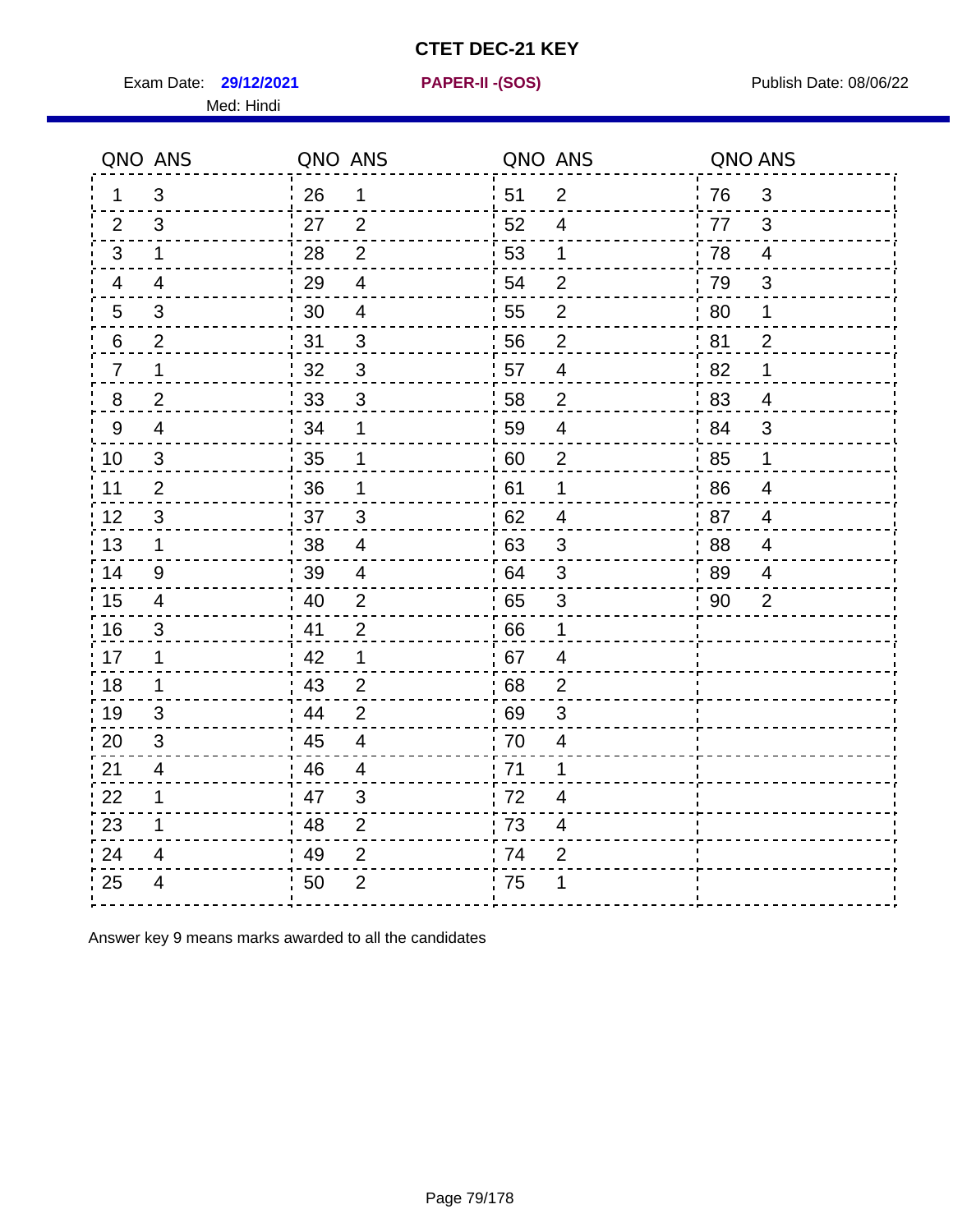# CTET DEC-21 KEY

Exam Date: **29/12/2021** **PAPER-II -(SOS)** Publish Date: 08/06/22

Med: Hindi

| QNO | ANS | QNO | ANS | QNO | ANS | QNO | ANS |
|---|---|---|---|---|---|---|---|
| 1 | 3 | 26 | 1 | 51 | 2 | 76 | 3 |
| 2 | 3 | 27 | 2 | 52 | 4 | 77 | 3 |
| 3 | 1 | 28 | 2 | 53 | 1 | 78 | 4 |
| 4 | 4 | 29 | 4 | 54 | 2 | 79 | 3 |
| 5 | 3 | 30 | 4 | 55 | 2 | 80 | 1 |
| 6 | 2 | 31 | 3 | 56 | 2 | 81 | 2 |
| 7 | 1 | 32 | 3 | 57 | 4 | 82 | 1 |
| 8 | 2 | 33 | 3 | 58 | 2 | 83 | 4 |
| 9 | 4 | 34 | 1 | 59 | 4 | 84 | 3 |
| 10 | 3 | 35 | 1 | 60 | 2 | 85 | 1 |
| 11 | 2 | 36 | 1 | 61 | 1 | 86 | 4 |
| 12 | 3 | 37 | 3 | 62 | 4 | 87 | 4 |
| 13 | 1 | 38 | 4 | 63 | 3 | 88 | 4 |
| 14 | 9 | 39 | 4 | 64 | 3 | 89 | 4 |
| 15 | 4 | 40 | 2 | 65 | 3 | 90 | 2 |
| 16 | 3 | 41 | 2 | 66 | 1 | | |
| 17 | 1 | 42 | 1 | 67 | 4 | | |
| 18 | 1 | 43 | 2 | 68 | 2 | | |
| 19 | 3 | 44 | 2 | 69 | 3 | | |
| 20 | 3 | 45 | 4 | 70 | 4 | | |
| 21 | 4 | 46 | 4 | 71 | 1 | | |
| 22 | 1 | 47 | 3 | 72 | 4 | | |
| 23 | 1 | 48 | 2 | 73 | 4 | | |
| 24 | 4 | 49 | 2 | 74 | 2 | | |
| 25 | 4 | 50 | 2 | 75 | 1 | | |

Answer key 9 means marks awarded to all the candidates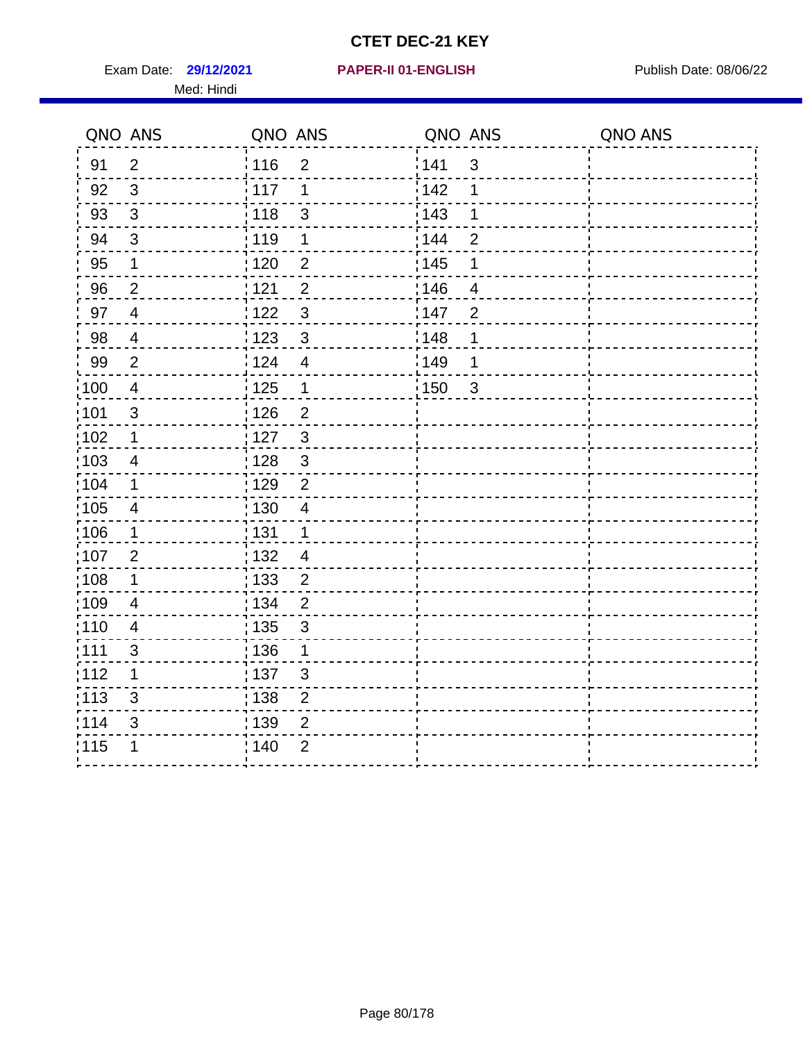# CTET DEC-21 KEY

Exam Date: **29/12/2021** **PAPER-II 01-ENGLISH** Publish Date: 08/06/22

Med: Hindi

| QNO | ANS | QNO | ANS | QNO | ANS | QNO | ANS |
|---|---|---|---|---|---|---|---|
| 91 | 2 | 116 | 2 | 141 | 3 | | |
| 92 | 3 | 117 | 1 | 142 | 1 | | |
| 93 | 3 | 118 | 3 | 143 | 1 | | |
| 94 | 3 | 119 | 1 | 144 | 2 | | |
| 95 | 1 | 120 | 2 | 145 | 1 | | |
| 96 | 2 | 121 | 2 | 146 | 4 | | |
| 97 | 4 | 122 | 3 | 147 | 2 | | |
| 98 | 4 | 123 | 3 | 148 | 1 | | |
| 99 | 2 | 124 | 4 | 149 | 1 | | |
| 100 | 4 | 125 | 1 | 150 | 3 | | |
| 101 | 3 | 126 | 2 | | | | |
| 102 | 1 | 127 | 3 | | | | |
| 103 | 4 | 128 | 3 | | | | |
| 104 | 1 | 129 | 2 | | | | |
| 105 | 4 | 130 | 4 | | | | |
| 106 | 1 | 131 | 1 | | | | |
| 107 | 2 | 132 | 4 | | | | |
| 108 | 1 | 133 | 2 | | | | |
| 109 | 4 | 134 | 2 | | | | |
| 110 | 4 | 135 | 3 | | | | |
| 111 | 3 | 136 | 1 | | | | |
| 112 | 1 | 137 | 3 | | | | |
| 113 | 3 | 138 | 2 | | | | |
| 114 | 3 | 139 | 2 | | | | |
| 115 | 1 | 140 | 2 | | | | |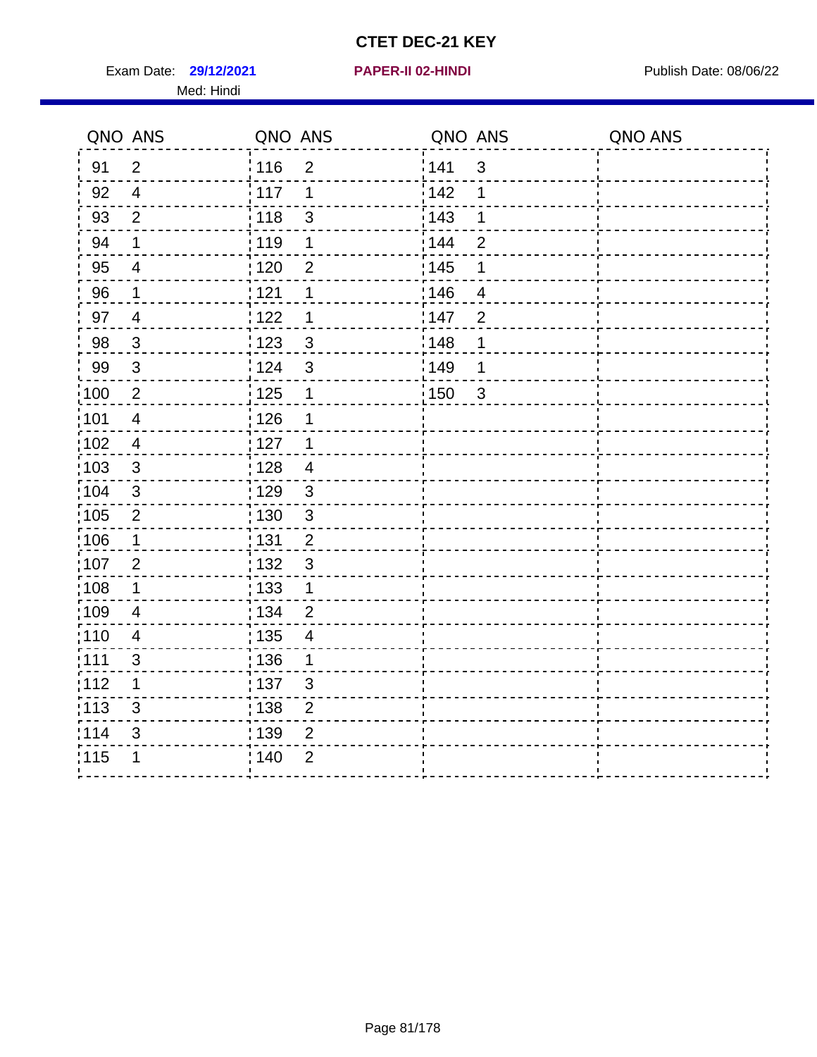# CTET DEC-21 KEY

Exam Date: **29/12/2021** **PAPER-II 02-HINDI** Publish Date: 08/06/22

Med: Hindi

| QNO | ANS | QNO | ANS | QNO | ANS | QNO | ANS |
|---|---|---|---|---|---|---|---|
| 91 | 2 | 116 | 2 | 141 | 3 | | |
| 92 | 4 | 117 | 1 | 142 | 1 | | |
| 93 | 2 | 118 | 3 | 143 | 1 | | |
| 94 | 1 | 119 | 1 | 144 | 2 | | |
| 95 | 4 | 120 | 2 | 145 | 1 | | |
| 96 | 1 | 121 | 1 | 146 | 4 | | |
| 97 | 4 | 122 | 1 | 147 | 2 | | |
| 98 | 3 | 123 | 3 | 148 | 1 | | |
| 99 | 3 | 124 | 3 | 149 | 1 | | |
| 100 | 2 | 125 | 1 | 150 | 3 | | |
| 101 | 4 | 126 | 1 | | | | |
| 102 | 4 | 127 | 1 | | | | |
| 103 | 3 | 128 | 4 | | | | |
| 104 | 3 | 129 | 3 | | | | |
| 105 | 2 | 130 | 3 | | | | |
| 106 | 1 | 131 | 2 | | | | |
| 107 | 2 | 132 | 3 | | | | |
| 108 | 1 | 133 | 1 | | | | |
| 109 | 4 | 134 | 2 | | | | |
| 110 | 4 | 135 | 4 | | | | |
| 111 | 3 | 136 | 1 | | | | |
| 112 | 1 | 137 | 3 | | | | |
| 113 | 3 | 138 | 2 | | | | |
| 114 | 3 | 139 | 2 | | | | |
| 115 | 1 | 140 | 2 | | | | |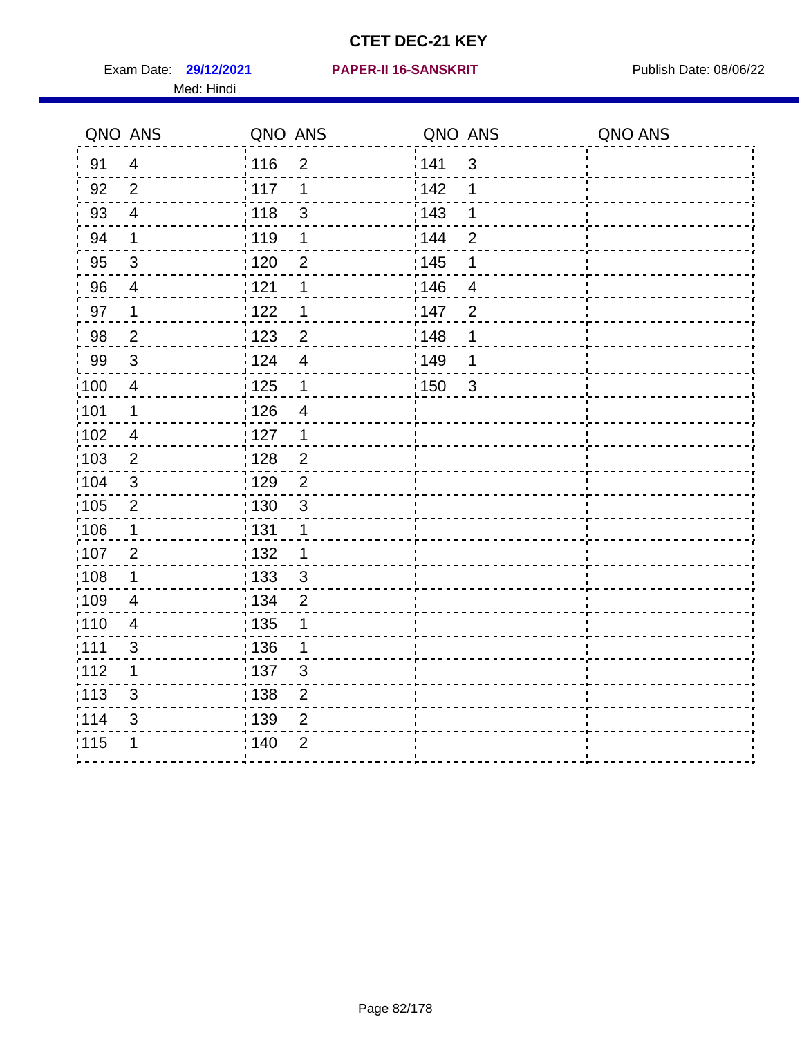# CTET DEC-21 KEY

Exam Date: **29/12/2021** **PAPER-II 16-SANSKRIT** Publish Date: 08/06/22

Med: Hindi

| QNO | ANS | QNO | ANS | QNO | ANS | QNO | ANS |
|---|---|---|---|---|---|---|---|
| 91 | 4 | 116 | 2 | 141 | 3 | | |
| 92 | 2 | 117 | 1 | 142 | 1 | | |
| 93 | 4 | 118 | 3 | 143 | 1 | | |
| 94 | 1 | 119 | 1 | 144 | 2 | | |
| 95 | 3 | 120 | 2 | 145 | 1 | | |
| 96 | 4 | 121 | 1 | 146 | 4 | | |
| 97 | 1 | 122 | 1 | 147 | 2 | | |
| 98 | 2 | 123 | 2 | 148 | 1 | | |
| 99 | 3 | 124 | 4 | 149 | 1 | | |
| 100 | 4 | 125 | 1 | 150 | 3 | | |
| 101 | 1 | 126 | 4 | | | | |
| 102 | 4 | 127 | 1 | | | | |
| 103 | 2 | 128 | 2 | | | | |
| 104 | 3 | 129 | 2 | | | | |
| 105 | 2 | 130 | 3 | | | | |
| 106 | 1 | 131 | 1 | | | | |
| 107 | 2 | 132 | 1 | | | | |
| 108 | 1 | 133 | 3 | | | | |
| 109 | 4 | 134 | 2 | | | | |
| 110 | 4 | 135 | 1 | | | | |
| 111 | 3 | 136 | 1 | | | | |
| 112 | 1 | 137 | 3 | | | | |
| 113 | 3 | 138 | 2 | | | | |
| 114 | 3 | 139 | 2 | | | | |
| 115 | 1 | 140 | 2 | | | | |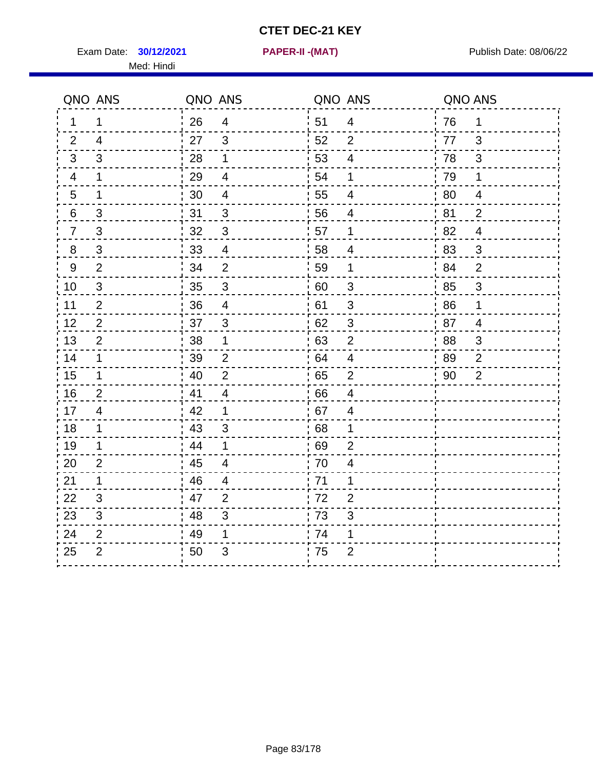# CTET DEC-21 KEY

Exam Date: **30/12/2021** **PAPER-II -(MAT)** Publish Date: 08/06/22

Med: Hindi

| QNO | ANS | QNO | ANS | QNO | ANS | QNO | ANS |
|---|---|---|---|---|---|---|---|
| 1 | 1 | 26 | 4 | 51 | 4 | 76 | 1 |
| 2 | 4 | 27 | 3 | 52 | 2 | 77 | 3 |
| 3 | 3 | 28 | 1 | 53 | 4 | 78 | 3 |
| 4 | 1 | 29 | 4 | 54 | 1 | 79 | 1 |
| 5 | 1 | 30 | 4 | 55 | 4 | 80 | 4 |
| 6 | 3 | 31 | 3 | 56 | 4 | 81 | 2 |
| 7 | 3 | 32 | 3 | 57 | 1 | 82 | 4 |
| 8 | 3 | 33 | 4 | 58 | 4 | 83 | 3 |
| 9 | 2 | 34 | 2 | 59 | 1 | 84 | 2 |
| 10 | 3 | 35 | 3 | 60 | 3 | 85 | 3 |
| 11 | 2 | 36 | 4 | 61 | 3 | 86 | 1 |
| 12 | 2 | 37 | 3 | 62 | 3 | 87 | 4 |
| 13 | 2 | 38 | 1 | 63 | 2 | 88 | 3 |
| 14 | 1 | 39 | 2 | 64 | 4 | 89 | 2 |
| 15 | 1 | 40 | 2 | 65 | 2 | 90 | 2 |
| 16 | 2 | 41 | 4 | 66 | 4 | | |
| 17 | 4 | 42 | 1 | 67 | 4 | | |
| 18 | 1 | 43 | 3 | 68 | 1 | | |
| 19 | 1 | 44 | 1 | 69 | 2 | | |
| 20 | 2 | 45 | 4 | 70 | 4 | | |
| 21 | 1 | 46 | 4 | 71 | 1 | | |
| 22 | 3 | 47 | 2 | 72 | 2 | | |
| 23 | 3 | 48 | 3 | 73 | 3 | | |
| 24 | 2 | 49 | 1 | 74 | 1 | | |
| 25 | 2 | 50 | 3 | 75 | 2 | | |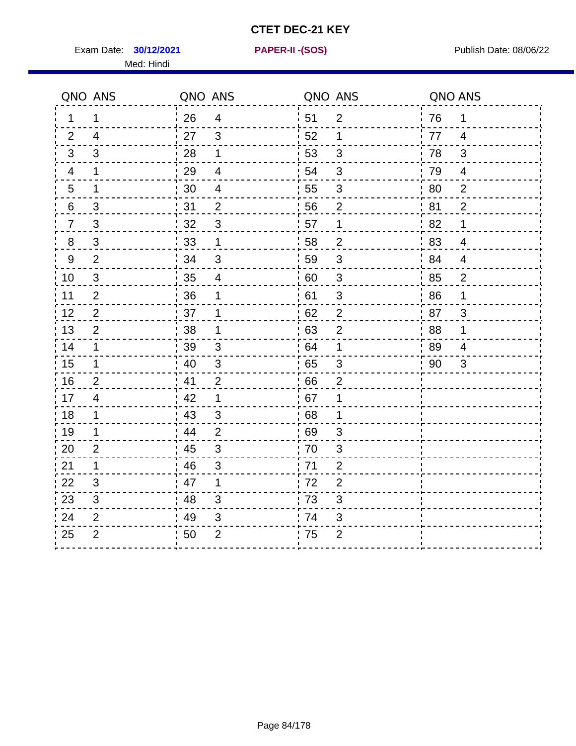# CTET DEC-21 KEY

Exam Date: **30/12/2021** **PAPER-II -(SOS)** Publish Date: 08/06/22

Med: Hindi

| QNO | ANS | QNO | ANS | QNO | ANS | QNO | ANS |
|---|---|---|---|---|---|---|---|
| 1 | 1 | 26 | 4 | 51 | 2 | 76 | 1 |
| 2 | 4 | 27 | 3 | 52 | 1 | 77 | 4 |
| 3 | 3 | 28 | 1 | 53 | 3 | 78 | 3 |
| 4 | 1 | 29 | 4 | 54 | 3 | 79 | 4 |
| 5 | 1 | 30 | 4 | 55 | 3 | 80 | 2 |
| 6 | 3 | 31 | 2 | 56 | 2 | 81 | 2 |
| 7 | 3 | 32 | 3 | 57 | 1 | 82 | 1 |
| 8 | 3 | 33 | 1 | 58 | 2 | 83 | 4 |
| 9 | 2 | 34 | 3 | 59 | 3 | 84 | 4 |
| 10 | 3 | 35 | 4 | 60 | 3 | 85 | 2 |
| 11 | 2 | 36 | 1 | 61 | 3 | 86 | 1 |
| 12 | 2 | 37 | 1 | 62 | 2 | 87 | 3 |
| 13 | 2 | 38 | 1 | 63 | 2 | 88 | 1 |
| 14 | 1 | 39 | 3 | 64 | 1 | 89 | 4 |
| 15 | 1 | 40 | 3 | 65 | 3 | 90 | 3 |
| 16 | 2 | 41 | 2 | 66 | 2 | | |
| 17 | 4 | 42 | 1 | 67 | 1 | | |
| 18 | 1 | 43 | 3 | 68 | 1 | | |
| 19 | 1 | 44 | 2 | 69 | 3 | | |
| 20 | 2 | 45 | 3 | 70 | 3 | | |
| 21 | 1 | 46 | 3 | 71 | 2 | | |
| 22 | 3 | 47 | 1 | 72 | 2 | | |
| 23 | 3 | 48 | 3 | 73 | 3 | | |
| 24 | 2 | 49 | 3 | 74 | 3 | | |
| 25 | 2 | 50 | 2 | 75 | 2 | | |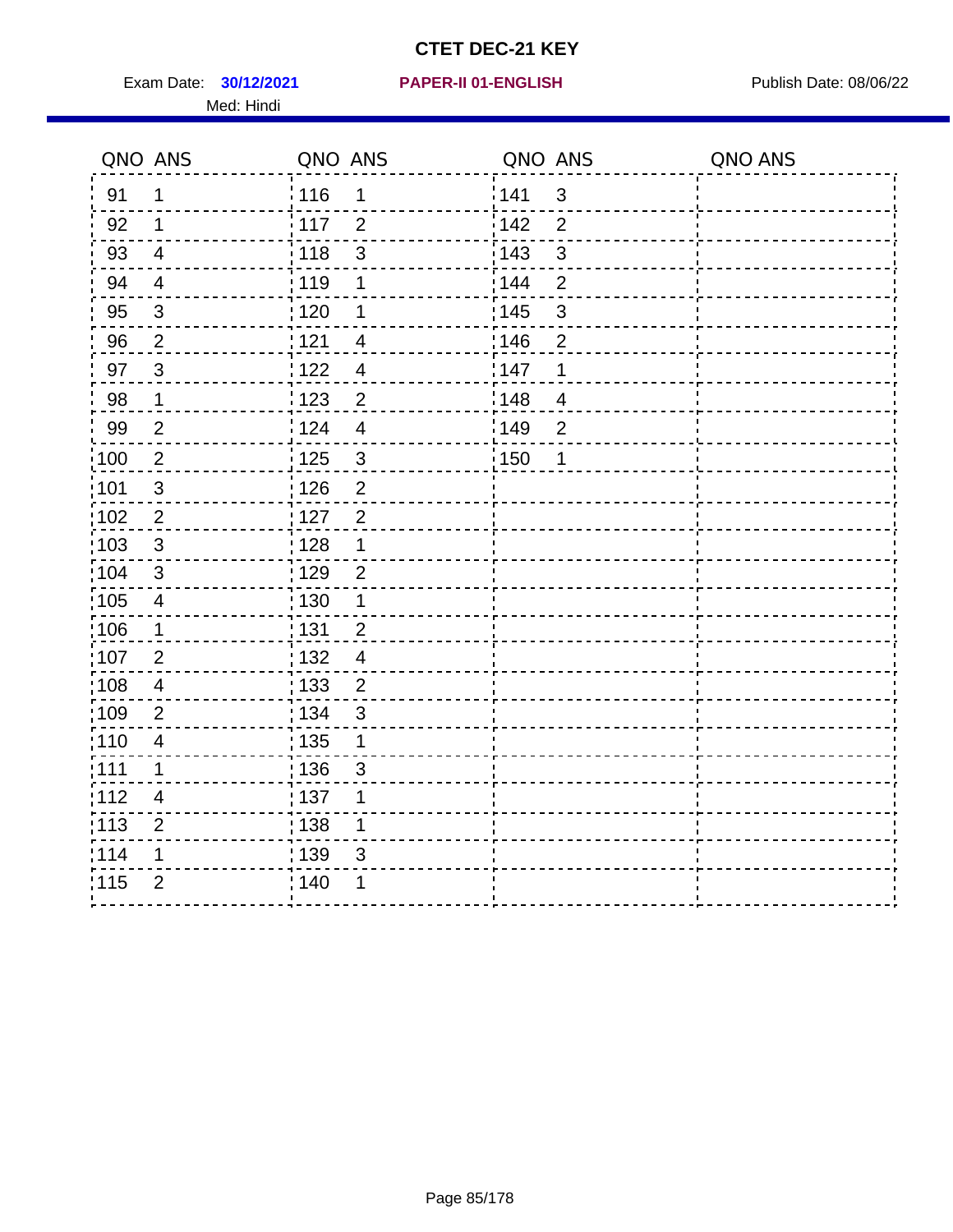# CTET DEC-21 KEY

Exam Date: **30/12/2021** **PAPER-II 01-ENGLISH** Publish Date: 08/06/22

Med: Hindi

| QNO | ANS | QNO | ANS | QNO | ANS | QNO | ANS |
|---|---|---|---|---|---|---|---|
| 91 | 1 | 116 | 1 | 141 | 3 | | |
| 92 | 1 | 117 | 2 | 142 | 2 | | |
| 93 | 4 | 118 | 3 | 143 | 3 | | |
| 94 | 4 | 119 | 1 | 144 | 2 | | |
| 95 | 3 | 120 | 1 | 145 | 3 | | |
| 96 | 2 | 121 | 4 | 146 | 2 | | |
| 97 | 3 | 122 | 4 | 147 | 1 | | |
| 98 | 1 | 123 | 2 | 148 | 4 | | |
| 99 | 2 | 124 | 4 | 149 | 2 | | |
| 100 | 2 | 125 | 3 | 150 | 1 | | |
| 101 | 3 | 126 | 2 | | | | |
| 102 | 2 | 127 | 2 | | | | |
| 103 | 3 | 128 | 1 | | | | |
| 104 | 3 | 129 | 2 | | | | |
| 105 | 4 | 130 | 1 | | | | |
| 106 | 1 | 131 | 2 | | | | |
| 107 | 2 | 132 | 4 | | | | |
| 108 | 4 | 133 | 2 | | | | |
| 109 | 2 | 134 | 3 | | | | |
| 110 | 4 | 135 | 1 | | | | |
| 111 | 1 | 136 | 3 | | | | |
| 112 | 4 | 137 | 1 | | | | |
| 113 | 2 | 138 | 1 | | | | |
| 114 | 1 | 139 | 3 | | | | |
| 115 | 2 | 140 | 1 | | | | |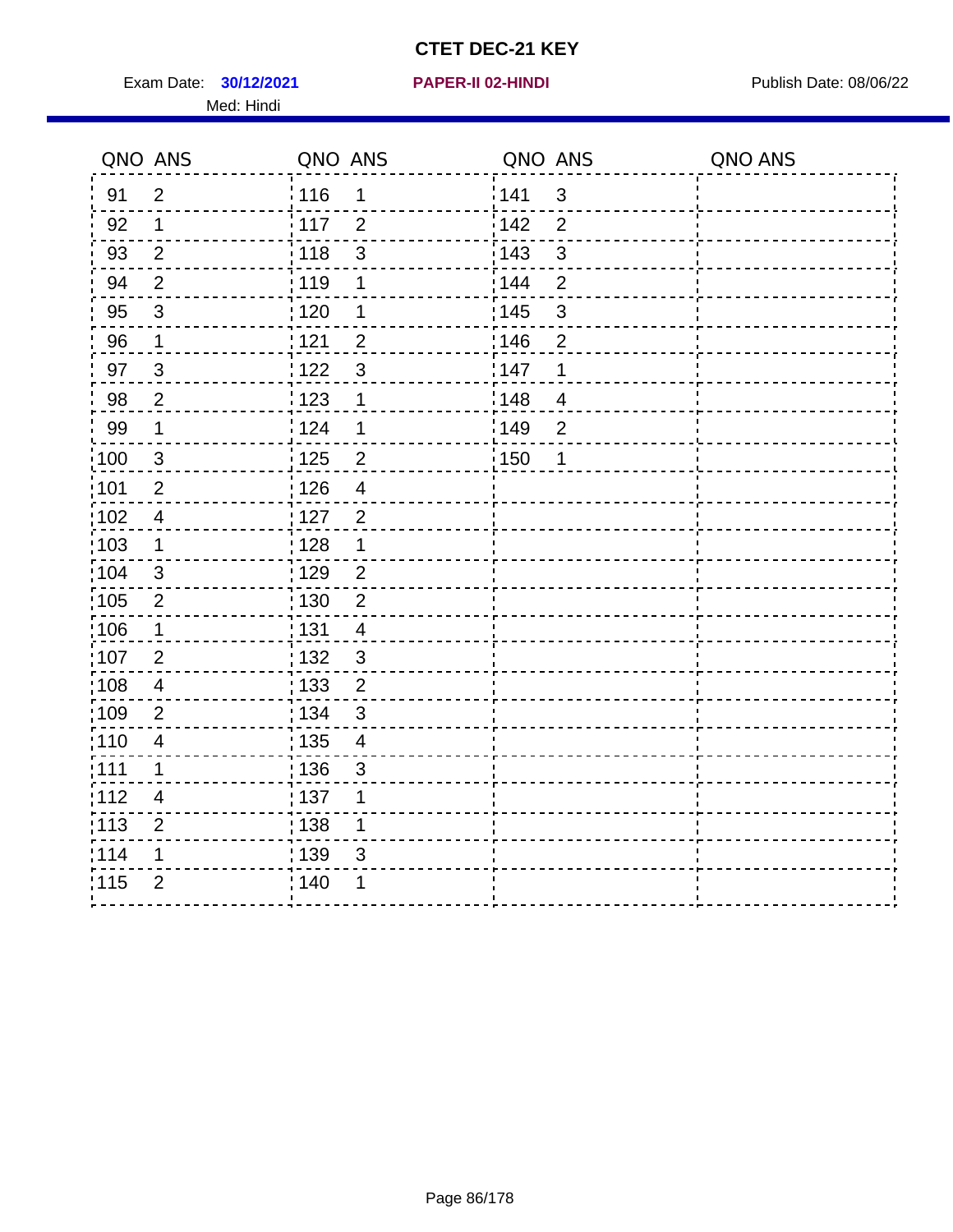# CTET DEC-21 KEY

Exam Date: **30/12/2021** **PAPER-II 02-HINDI** Publish Date: 08/06/22

Med: Hindi

| QNO | ANS | QNO | ANS | QNO | ANS | QNO | ANS |
|---|---|---|---|---|---|---|---|
| 91 | 2 | 116 | 1 | 141 | 3 | | |
| 92 | 1 | 117 | 2 | 142 | 2 | | |
| 93 | 2 | 118 | 3 | 143 | 3 | | |
| 94 | 2 | 119 | 1 | 144 | 2 | | |
| 95 | 3 | 120 | 1 | 145 | 3 | | |
| 96 | 1 | 121 | 2 | 146 | 2 | | |
| 97 | 3 | 122 | 3 | 147 | 1 | | |
| 98 | 2 | 123 | 1 | 148 | 4 | | |
| 99 | 1 | 124 | 1 | 149 | 2 | | |
| 100 | 3 | 125 | 2 | 150 | 1 | | |
| 101 | 2 | 126 | 4 | | | | |
| 102 | 4 | 127 | 2 | | | | |
| 103 | 1 | 128 | 1 | | | | |
| 104 | 3 | 129 | 2 | | | | |
| 105 | 2 | 130 | 2 | | | | |
| 106 | 1 | 131 | 4 | | | | |
| 107 | 2 | 132 | 3 | | | | |
| 108 | 4 | 133 | 2 | | | | |
| 109 | 2 | 134 | 3 | | | | |
| 110 | 4 | 135 | 4 | | | | |
| 111 | 1 | 136 | 3 | | | | |
| 112 | 4 | 137 | 1 | | | | |
| 113 | 2 | 138 | 1 | | | | |
| 114 | 1 | 139 | 3 | | | | |
| 115 | 2 | 140 | 1 | | | | |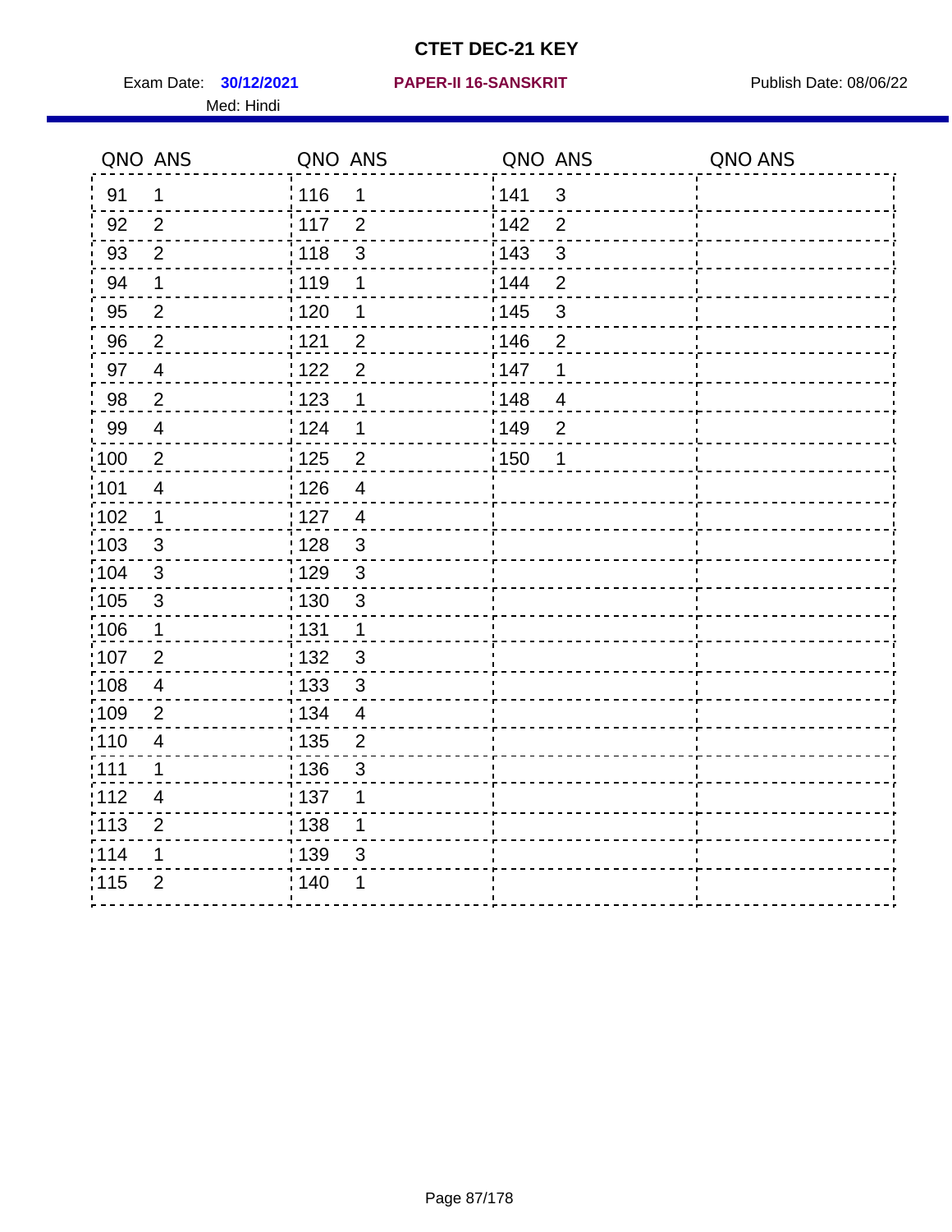# CTET DEC-21 KEY

Exam Date: **30/12/2021** **PAPER-II 16-SANSKRIT** Publish Date: 08/06/22

Med: Hindi

| QNO | ANS | QNO | ANS | QNO | ANS | QNO | ANS |
|---|---|---|---|---|---|---|---|
| 91 | 1 | 116 | 1 | 141 | 3 | | |
| 92 | 2 | 117 | 2 | 142 | 2 | | |
| 93 | 2 | 118 | 3 | 143 | 3 | | |
| 94 | 1 | 119 | 1 | 144 | 2 | | |
| 95 | 2 | 120 | 1 | 145 | 3 | | |
| 96 | 2 | 121 | 2 | 146 | 2 | | |
| 97 | 4 | 122 | 2 | 147 | 1 | | |
| 98 | 2 | 123 | 1 | 148 | 4 | | |
| 99 | 4 | 124 | 1 | 149 | 2 | | |
| 100 | 2 | 125 | 2 | 150 | 1 | | |
| 101 | 4 | 126 | 4 | | | | |
| 102 | 1 | 127 | 4 | | | | |
| 103 | 3 | 128 | 3 | | | | |
| 104 | 3 | 129 | 3 | | | | |
| 105 | 3 | 130 | 3 | | | | |
| 106 | 1 | 131 | 1 | | | | |
| 107 | 2 | 132 | 3 | | | | |
| 108 | 4 | 133 | 3 | | | | |
| 109 | 2 | 134 | 4 | | | | |
| 110 | 4 | 135 | 2 | | | | |
| 111 | 1 | 136 | 3 | | | | |
| 112 | 4 | 137 | 1 | | | | |
| 113 | 2 | 138 | 1 | | | | |
| 114 | 1 | 139 | 3 | | | | |
| 115 | 2 | 140 | 1 | | | | |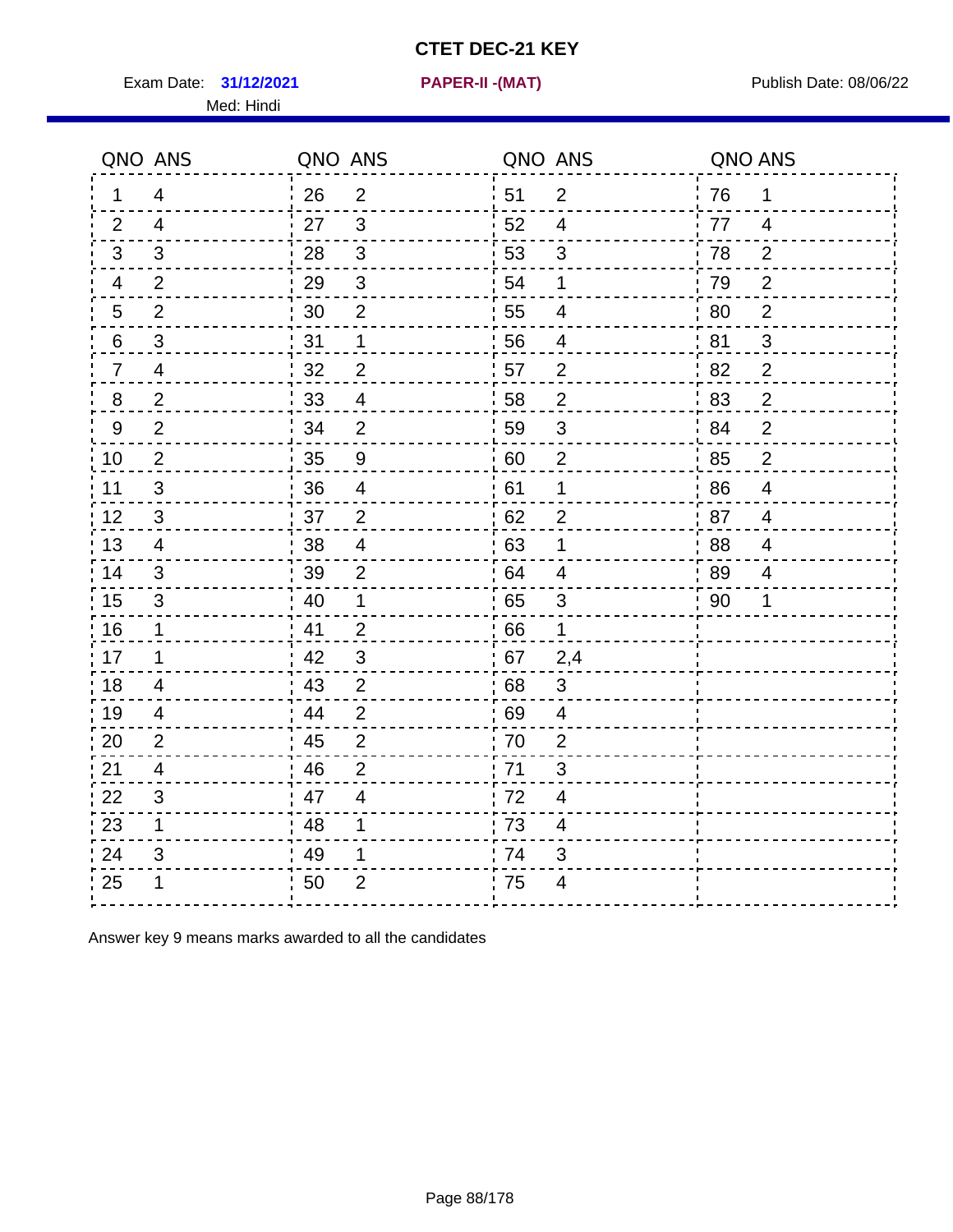# CTET DEC-21 KEY

Exam Date: **31/12/2021** **PAPER-II -(MAT)** Publish Date: 08/06/22

Med: Hindi

| QNO | ANS | QNO | ANS | QNO | ANS | QNO | ANS |
|---|---|---|---|---|---|---|---|
| 1 | 4 | 26 | 2 | 51 | 2 | 76 | 1 |
| 2 | 4 | 27 | 3 | 52 | 4 | 77 | 4 |
| 3 | 3 | 28 | 3 | 53 | 3 | 78 | 2 |
| 4 | 2 | 29 | 3 | 54 | 1 | 79 | 2 |
| 5 | 2 | 30 | 2 | 55 | 4 | 80 | 2 |
| 6 | 3 | 31 | 1 | 56 | 4 | 81 | 3 |
| 7 | 4 | 32 | 2 | 57 | 2 | 82 | 2 |
| 8 | 2 | 33 | 4 | 58 | 2 | 83 | 2 |
| 9 | 2 | 34 | 2 | 59 | 3 | 84 | 2 |
| 10 | 2 | 35 | 9 | 60 | 2 | 85 | 2 |
| 11 | 3 | 36 | 4 | 61 | 1 | 86 | 4 |
| 12 | 3 | 37 | 2 | 62 | 2 | 87 | 4 |
| 13 | 4 | 38 | 4 | 63 | 1 | 88 | 4 |
| 14 | 3 | 39 | 2 | 64 | 4 | 89 | 4 |
| 15 | 3 | 40 | 1 | 65 | 3 | 90 | 1 |
| 16 | 1 | 41 | 2 | 66 | 1 | | |
| 17 | 1 | 42 | 3 | 67 | 2,4 | | |
| 18 | 4 | 43 | 2 | 68 | 3 | | |
| 19 | 4 | 44 | 2 | 69 | 4 | | |
| 20 | 2 | 45 | 2 | 70 | 2 | | |
| 21 | 4 | 46 | 2 | 71 | 3 | | |
| 22 | 3 | 47 | 4 | 72 | 4 | | |
| 23 | 1 | 48 | 1 | 73 | 4 | | |
| 24 | 3 | 49 | 1 | 74 | 3 | | |
| 25 | 1 | 50 | 2 | 75 | 4 | | |

Answer key 9 means marks awarded to all the candidates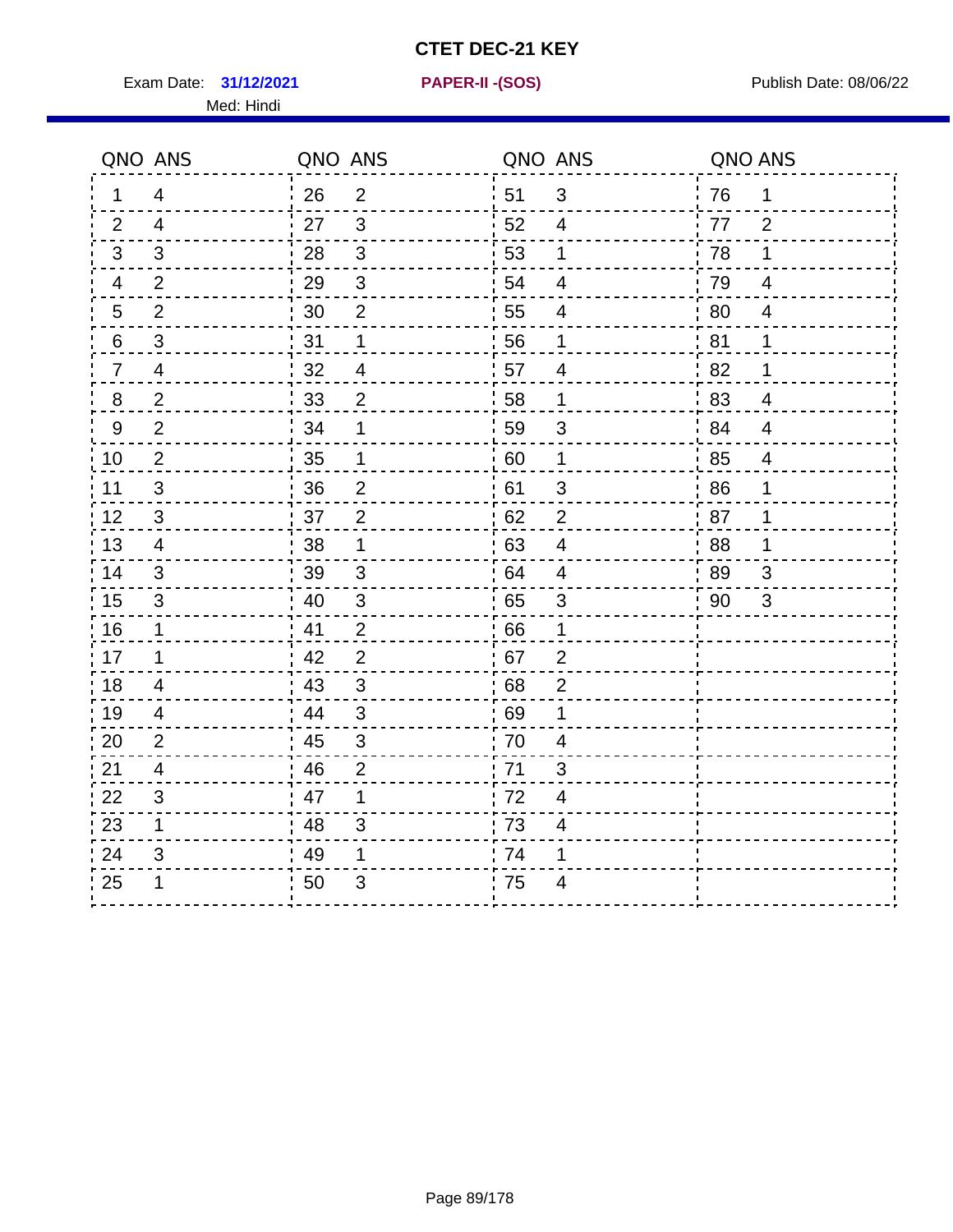# CTET DEC-21 KEY

Exam Date: **31/12/2021** **PAPER-II -(SOS)** Publish Date: 08/06/22

Med: Hindi

| QNO | ANS | QNO | ANS | QNO | ANS | QNO | ANS |
|---|---|---|---|---|---|---|---|
| 1 | 4 | 26 | 2 | 51 | 3 | 76 | 1 |
| 2 | 4 | 27 | 3 | 52 | 4 | 77 | 2 |
| 3 | 3 | 28 | 3 | 53 | 1 | 78 | 1 |
| 4 | 2 | 29 | 3 | 54 | 4 | 79 | 4 |
| 5 | 2 | 30 | 2 | 55 | 4 | 80 | 4 |
| 6 | 3 | 31 | 1 | 56 | 1 | 81 | 1 |
| 7 | 4 | 32 | 4 | 57 | 4 | 82 | 1 |
| 8 | 2 | 33 | 2 | 58 | 1 | 83 | 4 |
| 9 | 2 | 34 | 1 | 59 | 3 | 84 | 4 |
| 10 | 2 | 35 | 1 | 60 | 1 | 85 | 4 |
| 11 | 3 | 36 | 2 | 61 | 3 | 86 | 1 |
| 12 | 3 | 37 | 2 | 62 | 2 | 87 | 1 |
| 13 | 4 | 38 | 1 | 63 | 4 | 88 | 1 |
| 14 | 3 | 39 | 3 | 64 | 4 | 89 | 3 |
| 15 | 3 | 40 | 3 | 65 | 3 | 90 | 3 |
| 16 | 1 | 41 | 2 | 66 | 1 | | |
| 17 | 1 | 42 | 2 | 67 | 2 | | |
| 18 | 4 | 43 | 3 | 68 | 2 | | |
| 19 | 4 | 44 | 3 | 69 | 1 | | |
| 20 | 2 | 45 | 3 | 70 | 4 | | |
| 21 | 4 | 46 | 2 | 71 | 3 | | |
| 22 | 3 | 47 | 1 | 72 | 4 | | |
| 23 | 1 | 48 | 3 | 73 | 4 | | |
| 24 | 3 | 49 | 1 | 74 | 1 | | |
| 25 | 1 | 50 | 3 | 75 | 4 | | |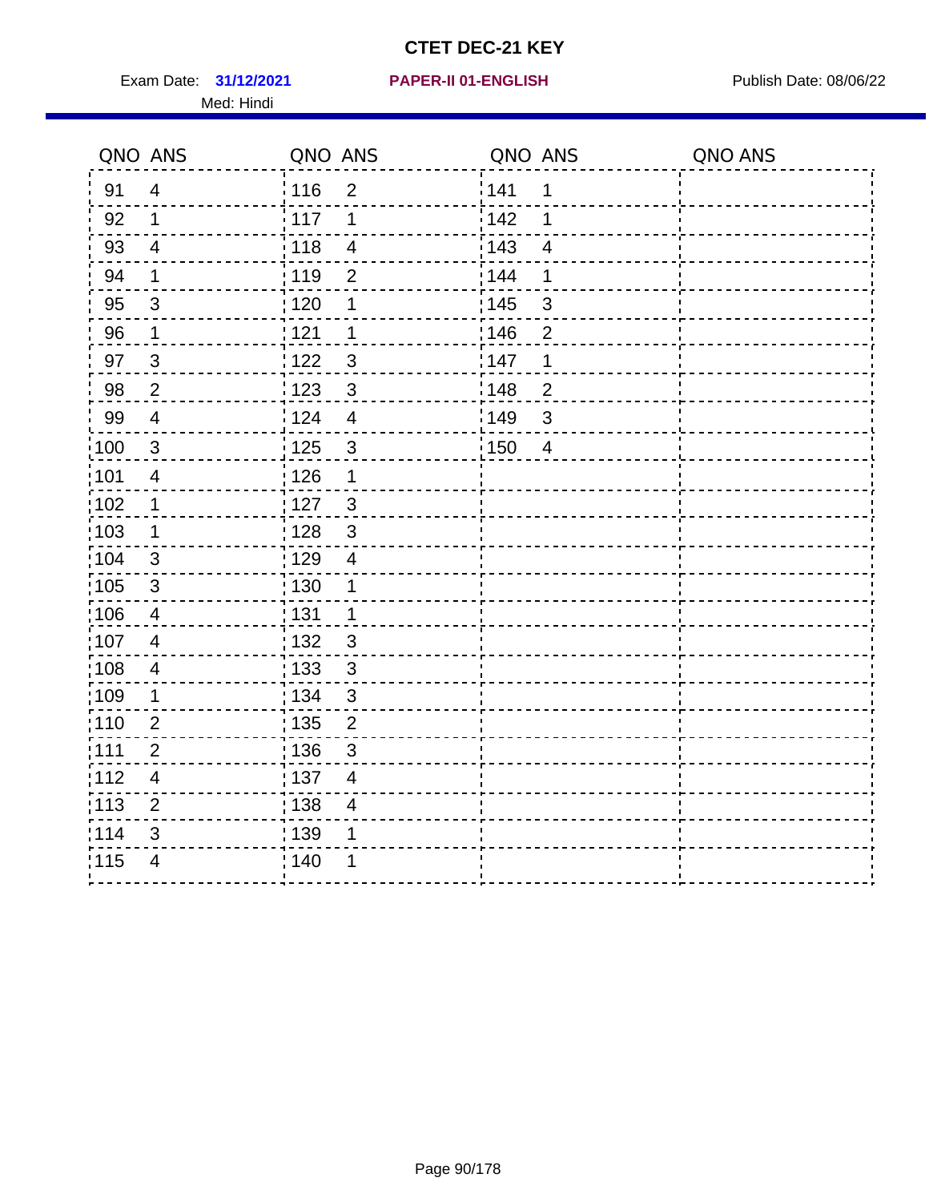# CTET DEC-21 KEY

Exam Date: **31/12/2021** **PAPER-II 01-ENGLISH** Publish Date: 08/06/22

Med: Hindi

| QNO | ANS | QNO | ANS | QNO | ANS | QNO | ANS |
|---|---|---|---|---|---|---|---|
| 91 | 4 | 116 | 2 | 141 | 1 | | |
| 92 | 1 | 117 | 1 | 142 | 1 | | |
| 93 | 4 | 118 | 4 | 143 | 4 | | |
| 94 | 1 | 119 | 2 | 144 | 1 | | |
| 95 | 3 | 120 | 1 | 145 | 3 | | |
| 96 | 1 | 121 | 1 | 146 | 2 | | |
| 97 | 3 | 122 | 3 | 147 | 1 | | |
| 98 | 2 | 123 | 3 | 148 | 2 | | |
| 99 | 4 | 124 | 4 | 149 | 3 | | |
| 100 | 3 | 125 | 3 | 150 | 4 | | |
| 101 | 4 | 126 | 1 | | | | |
| 102 | 1 | 127 | 3 | | | | |
| 103 | 1 | 128 | 3 | | | | |
| 104 | 3 | 129 | 4 | | | | |
| 105 | 3 | 130 | 1 | | | | |
| 106 | 4 | 131 | 1 | | | | |
| 107 | 4 | 132 | 3 | | | | |
| 108 | 4 | 133 | 3 | | | | |
| 109 | 1 | 134 | 3 | | | | |
| 110 | 2 | 135 | 2 | | | | |
| 111 | 2 | 136 | 3 | | | | |
| 112 | 4 | 137 | 4 | | | | |
| 113 | 2 | 138 | 4 | | | | |
| 114 | 3 | 139 | 1 | | | | |
| 115 | 4 | 140 | 1 | | | | |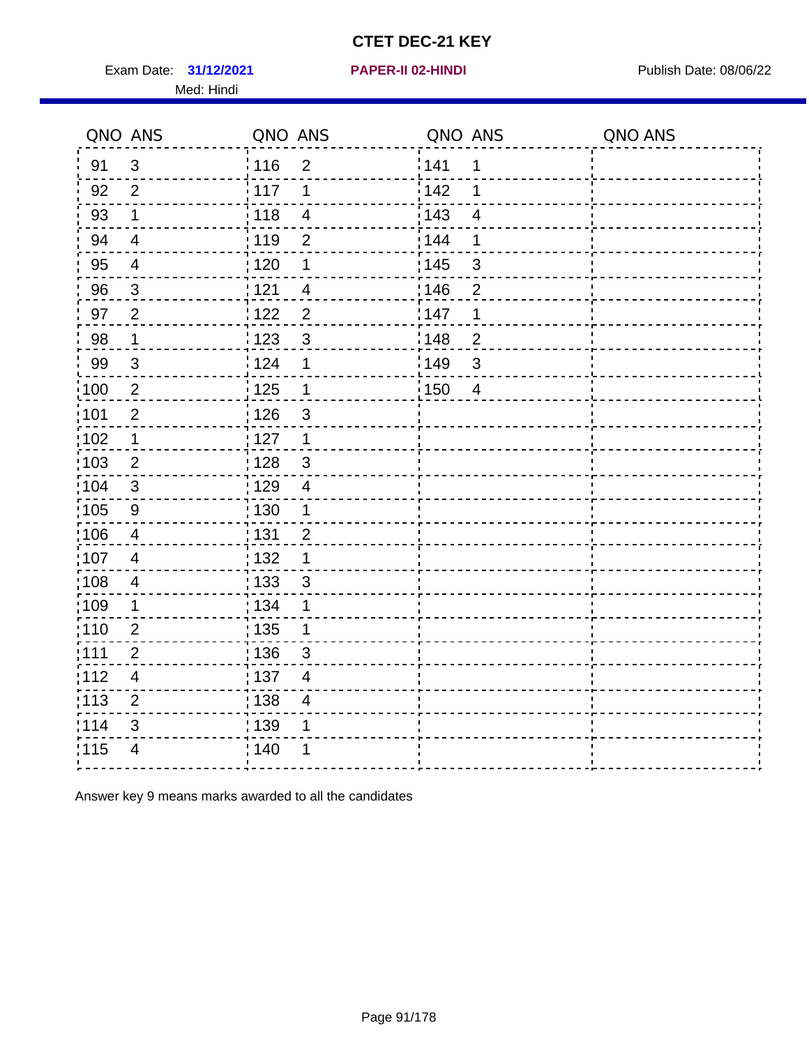# CTET DEC-21 KEY

Exam Date: **31/12/2021** **PAPER-II 02-HINDI** Publish Date: 08/06/22

Med: Hindi

| QNO | ANS | QNO | ANS | QNO | ANS | QNO | ANS |
|---|---|---|---|---|---|---|---|
| 91 | 3 | 116 | 2 | 141 | 1 | | |
| 92 | 2 | 117 | 1 | 142 | 1 | | |
| 93 | 1 | 118 | 4 | 143 | 4 | | |
| 94 | 4 | 119 | 2 | 144 | 1 | | |
| 95 | 4 | 120 | 1 | 145 | 3 | | |
| 96 | 3 | 121 | 4 | 146 | 2 | | |
| 97 | 2 | 122 | 2 | 147 | 1 | | |
| 98 | 1 | 123 | 3 | 148 | 2 | | |
| 99 | 3 | 124 | 1 | 149 | 3 | | |
| 100 | 2 | 125 | 1 | 150 | 4 | | |
| 101 | 2 | 126 | 3 | | | | |
| 102 | 1 | 127 | 1 | | | | |
| 103 | 2 | 128 | 3 | | | | |
| 104 | 3 | 129 | 4 | | | | |
| 105 | 9 | 130 | 1 | | | | |
| 106 | 4 | 131 | 2 | | | | |
| 107 | 4 | 132 | 1 | | | | |
| 108 | 4 | 133 | 3 | | | | |
| 109 | 1 | 134 | 1 | | | | |
| 110 | 2 | 135 | 1 | | | | |
| 111 | 2 | 136 | 3 | | | | |
| 112 | 4 | 137 | 4 | | | | |
| 113 | 2 | 138 | 4 | | | | |
| 114 | 3 | 139 | 1 | | | | |
| 115 | 4 | 140 | 1 | | | | |

Answer key 9 means marks awarded to all the candidates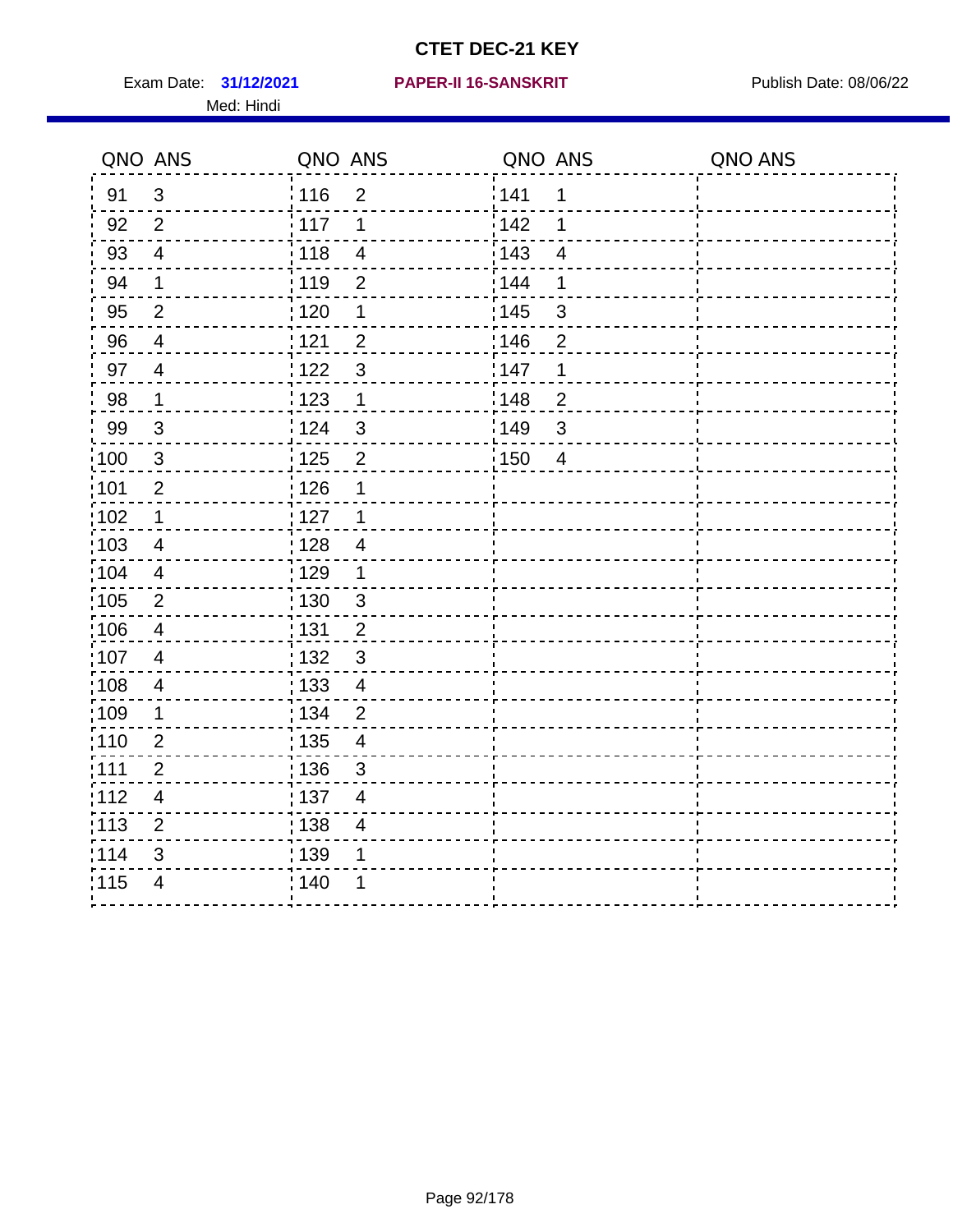# CTET DEC-21 KEY

Exam Date: **31/12/2021** **PAPER-II 16-SANSKRIT** Publish Date: 08/06/22

Med: Hindi

| QNO | ANS | QNO | ANS | QNO | ANS | QNO | ANS |
|---|---|---|---|---|---|---|---|
| 91 | 3 | 116 | 2 | 141 | 1 | | |
| 92 | 2 | 117 | 1 | 142 | 1 | | |
| 93 | 4 | 118 | 4 | 143 | 4 | | |
| 94 | 1 | 119 | 2 | 144 | 1 | | |
| 95 | 2 | 120 | 1 | 145 | 3 | | |
| 96 | 4 | 121 | 2 | 146 | 2 | | |
| 97 | 4 | 122 | 3 | 147 | 1 | | |
| 98 | 1 | 123 | 1 | 148 | 2 | | |
| 99 | 3 | 124 | 3 | 149 | 3 | | |
| 100 | 3 | 125 | 2 | 150 | 4 | | |
| 101 | 2 | 126 | 1 | | | | |
| 102 | 1 | 127 | 1 | | | | |
| 103 | 4 | 128 | 4 | | | | |
| 104 | 4 | 129 | 1 | | | | |
| 105 | 2 | 130 | 3 | | | | |
| 106 | 4 | 131 | 2 | | | | |
| 107 | 4 | 132 | 3 | | | | |
| 108 | 4 | 133 | 4 | | | | |
| 109 | 1 | 134 | 2 | | | | |
| 110 | 2 | 135 | 4 | | | | |
| 111 | 2 | 136 | 3 | | | | |
| 112 | 4 | 137 | 4 | | | | |
| 113 | 2 | 138 | 4 | | | | |
| 114 | 3 | 139 | 1 | | | | |
| 115 | 4 | 140 | 1 | | | | |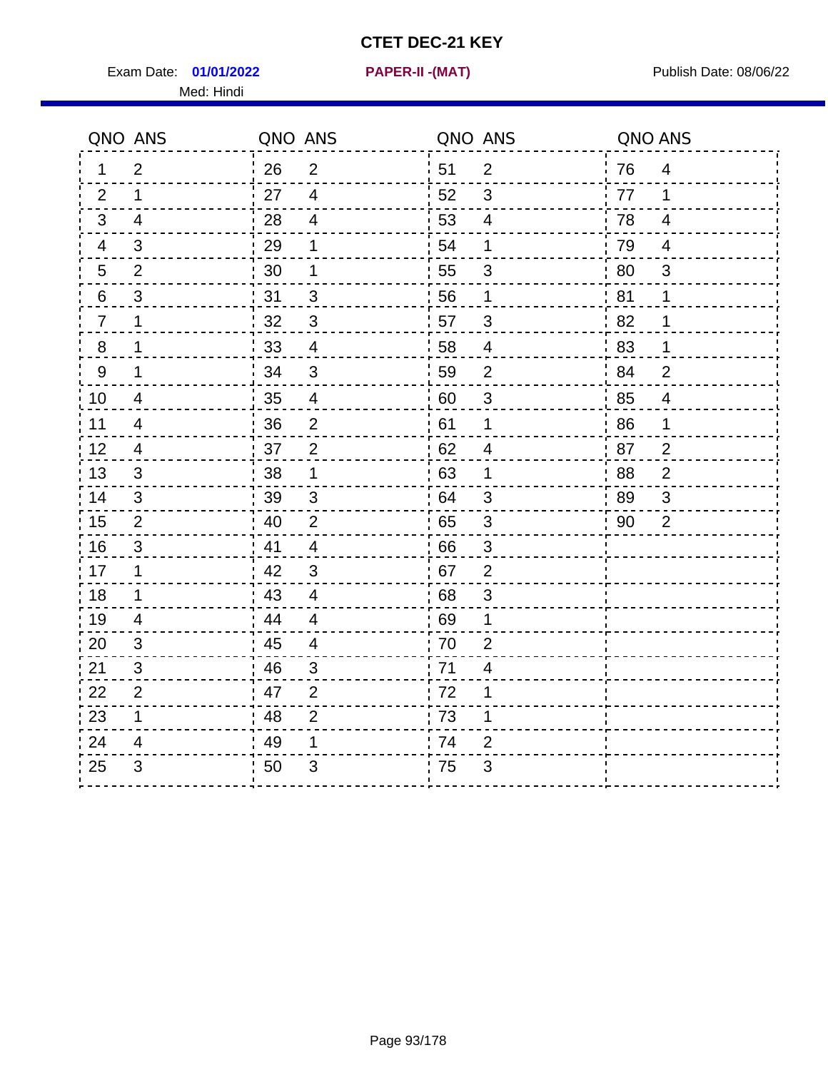# CTET DEC-21 KEY

Exam Date: **01/01/2022** **PAPER-II -(MAT)** Publish Date: 08/06/22

Med: Hindi

| QNO | ANS | QNO | ANS | QNO | ANS | QNO | ANS |
|---|---|---|---|---|---|---|---|
| 1 | 2 | 26 | 2 | 51 | 2 | 76 | 4 |
| 2 | 1 | 27 | 4 | 52 | 3 | 77 | 1 |
| 3 | 4 | 28 | 4 | 53 | 4 | 78 | 4 |
| 4 | 3 | 29 | 1 | 54 | 1 | 79 | 4 |
| 5 | 2 | 30 | 1 | 55 | 3 | 80 | 3 |
| 6 | 3 | 31 | 3 | 56 | 1 | 81 | 1 |
| 7 | 1 | 32 | 3 | 57 | 3 | 82 | 1 |
| 8 | 1 | 33 | 4 | 58 | 4 | 83 | 1 |
| 9 | 1 | 34 | 3 | 59 | 2 | 84 | 2 |
| 10 | 4 | 35 | 4 | 60 | 3 | 85 | 4 |
| 11 | 4 | 36 | 2 | 61 | 1 | 86 | 1 |
| 12 | 4 | 37 | 2 | 62 | 4 | 87 | 2 |
| 13 | 3 | 38 | 1 | 63 | 1 | 88 | 2 |
| 14 | 3 | 39 | 3 | 64 | 3 | 89 | 3 |
| 15 | 2 | 40 | 2 | 65 | 3 | 90 | 2 |
| 16 | 3 | 41 | 4 | 66 | 3 | | |
| 17 | 1 | 42 | 3 | 67 | 2 | | |
| 18 | 1 | 43 | 4 | 68 | 3 | | |
| 19 | 4 | 44 | 4 | 69 | 1 | | |
| 20 | 3 | 45 | 4 | 70 | 2 | | |
| 21 | 3 | 46 | 3 | 71 | 4 | | |
| 22 | 2 | 47 | 2 | 72 | 1 | | |
| 23 | 1 | 48 | 2 | 73 | 1 | | |
| 24 | 4 | 49 | 1 | 74 | 2 | | |
| 25 | 3 | 50 | 3 | 75 | 3 | | |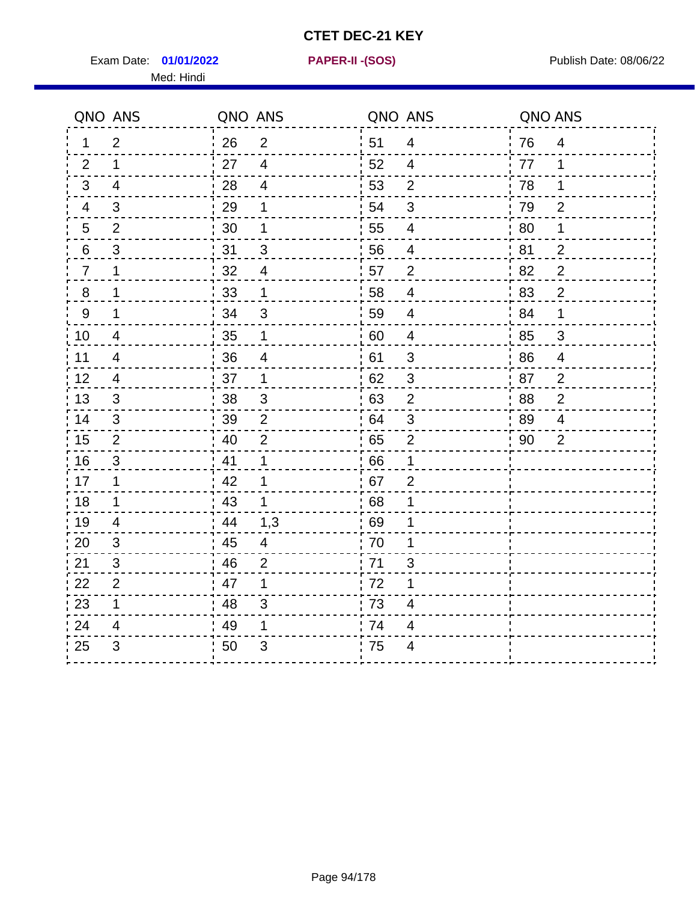# CTET DEC-21 KEY

Exam Date: **01/01/2022** **PAPER-II -(SOS)** Publish Date: 08/06/22

Med: Hindi

| QNO | ANS | QNO | ANS | QNO | ANS | QNO | ANS |
|---|---|---|---|---|---|---|---|
| 1 | 2 | 26 | 2 | 51 | 4 | 76 | 4 |
| 2 | 1 | 27 | 4 | 52 | 4 | 77 | 1 |
| 3 | 4 | 28 | 4 | 53 | 2 | 78 | 1 |
| 4 | 3 | 29 | 1 | 54 | 3 | 79 | 2 |
| 5 | 2 | 30 | 1 | 55 | 4 | 80 | 1 |
| 6 | 3 | 31 | 3 | 56 | 4 | 81 | 2 |
| 7 | 1 | 32 | 4 | 57 | 2 | 82 | 2 |
| 8 | 1 | 33 | 1 | 58 | 4 | 83 | 2 |
| 9 | 1 | 34 | 3 | 59 | 4 | 84 | 1 |
| 10 | 4 | 35 | 1 | 60 | 4 | 85 | 3 |
| 11 | 4 | 36 | 4 | 61 | 3 | 86 | 4 |
| 12 | 4 | 37 | 1 | 62 | 3 | 87 | 2 |
| 13 | 3 | 38 | 3 | 63 | 2 | 88 | 2 |
| 14 | 3 | 39 | 2 | 64 | 3 | 89 | 4 |
| 15 | 2 | 40 | 2 | 65 | 2 | 90 | 2 |
| 16 | 3 | 41 | 1 | 66 | 1 | | |
| 17 | 1 | 42 | 1 | 67 | 2 | | |
| 18 | 1 | 43 | 1 | 68 | 1 | | |
| 19 | 4 | 44 | 1,3 | 69 | 1 | | |
| 20 | 3 | 45 | 4 | 70 | 1 | | |
| 21 | 3 | 46 | 2 | 71 | 3 | | |
| 22 | 2 | 47 | 1 | 72 | 1 | | |
| 23 | 1 | 48 | 3 | 73 | 4 | | |
| 24 | 4 | 49 | 1 | 74 | 4 | | |
| 25 | 3 | 50 | 3 | 75 | 4 | | |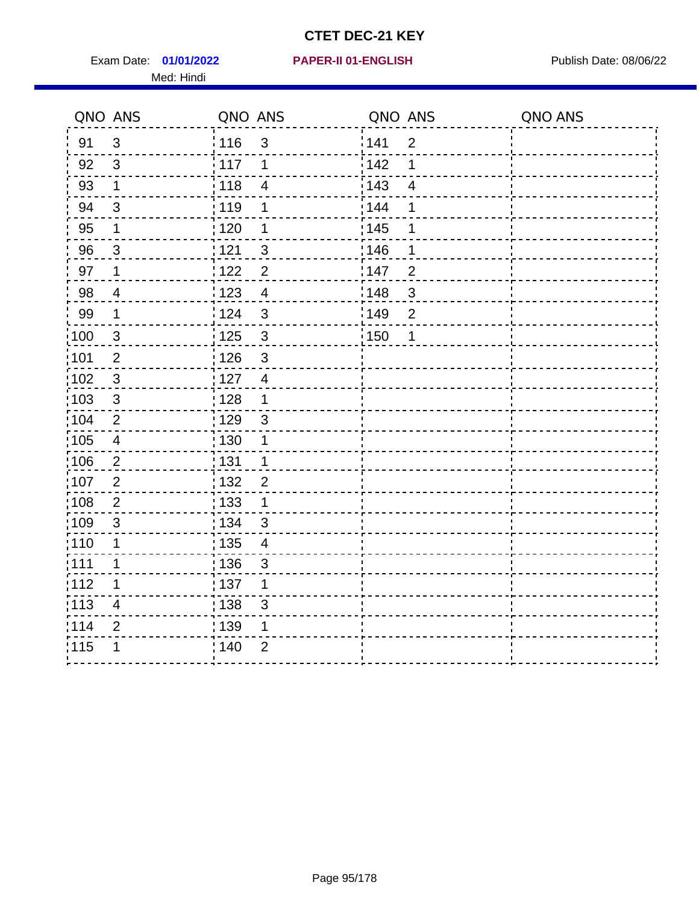# CTET DEC-21 KEY

Exam Date: **01/01/2022** **PAPER-II 01-ENGLISH** Publish Date: 08/06/22

Med: Hindi

| QNO | ANS | QNO | ANS | QNO | ANS | QNO | ANS |
|---|---|---|---|---|---|---|---|
| 91 | 3 | 116 | 3 | 141 | 2 | | |
| 92 | 3 | 117 | 1 | 142 | 1 | | |
| 93 | 1 | 118 | 4 | 143 | 4 | | |
| 94 | 3 | 119 | 1 | 144 | 1 | | |
| 95 | 1 | 120 | 1 | 145 | 1 | | |
| 96 | 3 | 121 | 3 | 146 | 1 | | |
| 97 | 1 | 122 | 2 | 147 | 2 | | |
| 98 | 4 | 123 | 4 | 148 | 3 | | |
| 99 | 1 | 124 | 3 | 149 | 2 | | |
| 100 | 3 | 125 | 3 | 150 | 1 | | |
| 101 | 2 | 126 | 3 | | | | |
| 102 | 3 | 127 | 4 | | | | |
| 103 | 3 | 128 | 1 | | | | |
| 104 | 2 | 129 | 3 | | | | |
| 105 | 4 | 130 | 1 | | | | |
| 106 | 2 | 131 | 1 | | | | |
| 107 | 2 | 132 | 2 | | | | |
| 108 | 2 | 133 | 1 | | | | |
| 109 | 3 | 134 | 3 | | | | |
| 110 | 1 | 135 | 4 | | | | |
| 111 | 1 | 136 | 3 | | | | |
| 112 | 1 | 137 | 1 | | | | |
| 113 | 4 | 138 | 3 | | | | |
| 114 | 2 | 139 | 1 | | | | |
| 115 | 1 | 140 | 2 | | | | |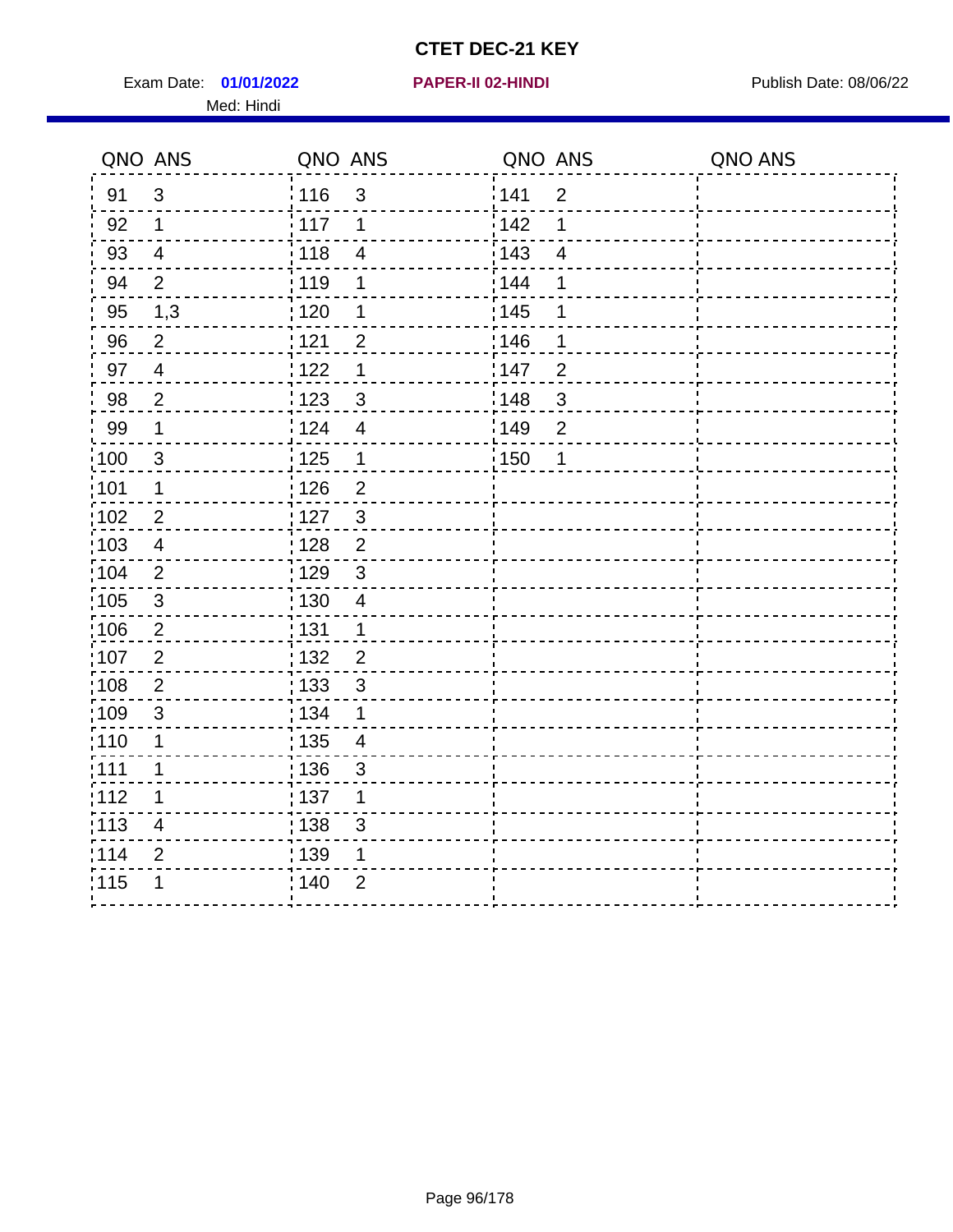# CTET DEC-21 KEY

Exam Date: **01/01/2022** **PAPER-II 02-HINDI** Publish Date: 08/06/22

Med: Hindi

| QNO | ANS | QNO | ANS | QNO | ANS | QNO | ANS |
|---|---|---|---|---|---|---|---|
| 91 | 3 | 116 | 3 | 141 | 2 | | |
| 92 | 1 | 117 | 1 | 142 | 1 | | |
| 93 | 4 | 118 | 4 | 143 | 4 | | |
| 94 | 2 | 119 | 1 | 144 | 1 | | |
| 95 | 1,3 | 120 | 1 | 145 | 1 | | |
| 96 | 2 | 121 | 2 | 146 | 1 | | |
| 97 | 4 | 122 | 1 | 147 | 2 | | |
| 98 | 2 | 123 | 3 | 148 | 3 | | |
| 99 | 1 | 124 | 4 | 149 | 2 | | |
| 100 | 3 | 125 | 1 | 150 | 1 | | |
| 101 | 1 | 126 | 2 | | | | |
| 102 | 2 | 127 | 3 | | | | |
| 103 | 4 | 128 | 2 | | | | |
| 104 | 2 | 129 | 3 | | | | |
| 105 | 3 | 130 | 4 | | | | |
| 106 | 2 | 131 | 1 | | | | |
| 107 | 2 | 132 | 2 | | | | |
| 108 | 2 | 133 | 3 | | | | |
| 109 | 3 | 134 | 1 | | | | |
| 110 | 1 | 135 | 4 | | | | |
| 111 | 1 | 136 | 3 | | | | |
| 112 | 1 | 137 | 1 | | | | |
| 113 | 4 | 138 | 3 | | | | |
| 114 | 2 | 139 | 1 | | | | |
| 115 | 1 | 140 | 2 | | | | |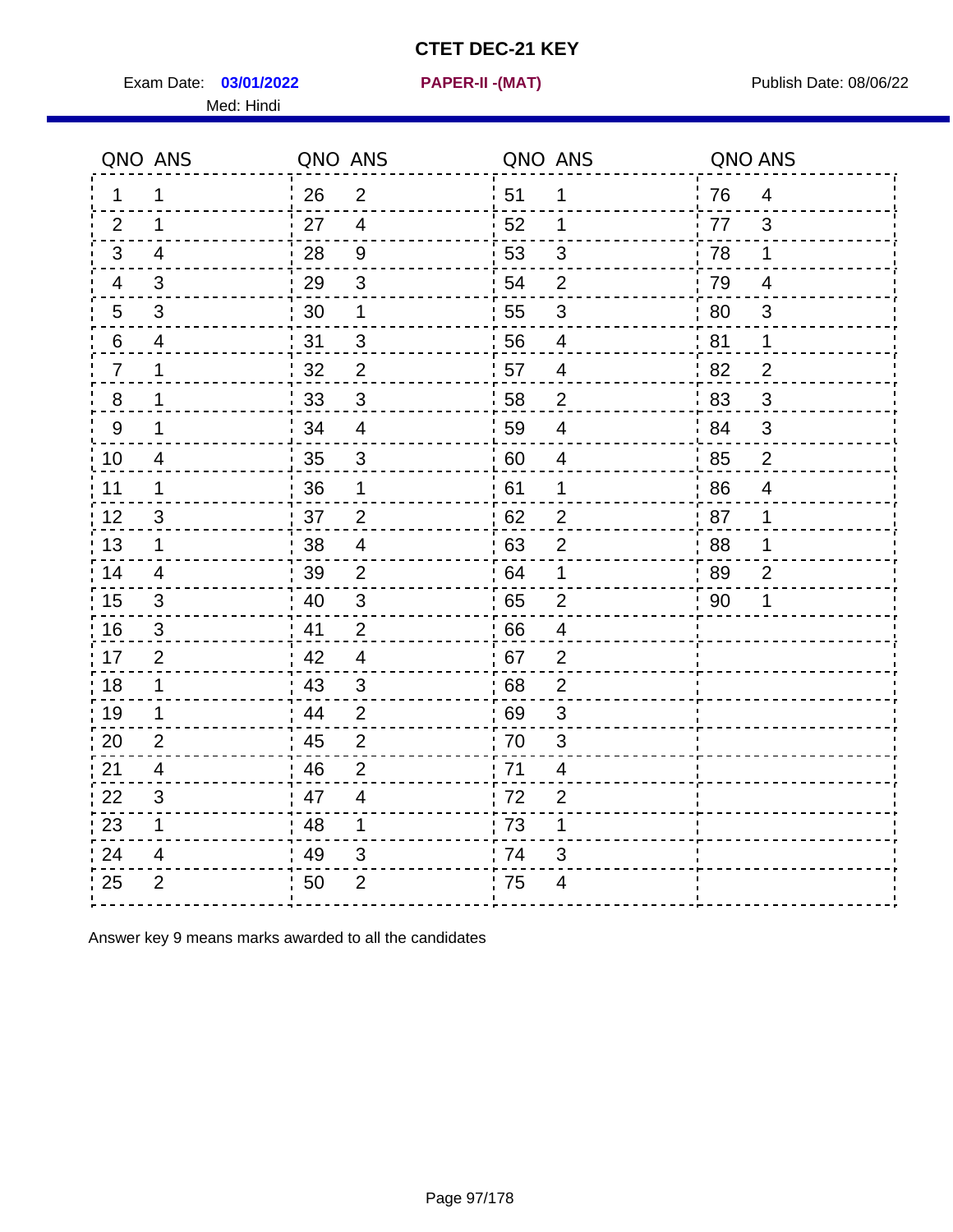# CTET DEC-21 KEY

Exam Date: **03/01/2022** **PAPER-II -(MAT)** Publish Date: 08/06/22

Med: Hindi

| QNO | ANS | QNO | ANS | QNO | ANS | QNO | ANS |
|---|---|---|---|---|---|---|---|
| 1 | 1 | 26 | 2 | 51 | 1 | 76 | 4 |
| 2 | 1 | 27 | 4 | 52 | 1 | 77 | 3 |
| 3 | 4 | 28 | 9 | 53 | 3 | 78 | 1 |
| 4 | 3 | 29 | 3 | 54 | 2 | 79 | 4 |
| 5 | 3 | 30 | 1 | 55 | 3 | 80 | 3 |
| 6 | 4 | 31 | 3 | 56 | 4 | 81 | 1 |
| 7 | 1 | 32 | 2 | 57 | 4 | 82 | 2 |
| 8 | 1 | 33 | 3 | 58 | 2 | 83 | 3 |
| 9 | 1 | 34 | 4 | 59 | 4 | 84 | 3 |
| 10 | 4 | 35 | 3 | 60 | 4 | 85 | 2 |
| 11 | 1 | 36 | 1 | 61 | 1 | 86 | 4 |
| 12 | 3 | 37 | 2 | 62 | 2 | 87 | 1 |
| 13 | 1 | 38 | 4 | 63 | 2 | 88 | 1 |
| 14 | 4 | 39 | 2 | 64 | 1 | 89 | 2 |
| 15 | 3 | 40 | 3 | 65 | 2 | 90 | 1 |
| 16 | 3 | 41 | 2 | 66 | 4 | | |
| 17 | 2 | 42 | 4 | 67 | 2 | | |
| 18 | 1 | 43 | 3 | 68 | 2 | | |
| 19 | 1 | 44 | 2 | 69 | 3 | | |
| 20 | 2 | 45 | 2 | 70 | 3 | | |
| 21 | 4 | 46 | 2 | 71 | 4 | | |
| 22 | 3 | 47 | 4 | 72 | 2 | | |
| 23 | 1 | 48 | 1 | 73 | 1 | | |
| 24 | 4 | 49 | 3 | 74 | 3 | | |
| 25 | 2 | 50 | 2 | 75 | 4 | | |

Answer key 9 means marks awarded to all the candidates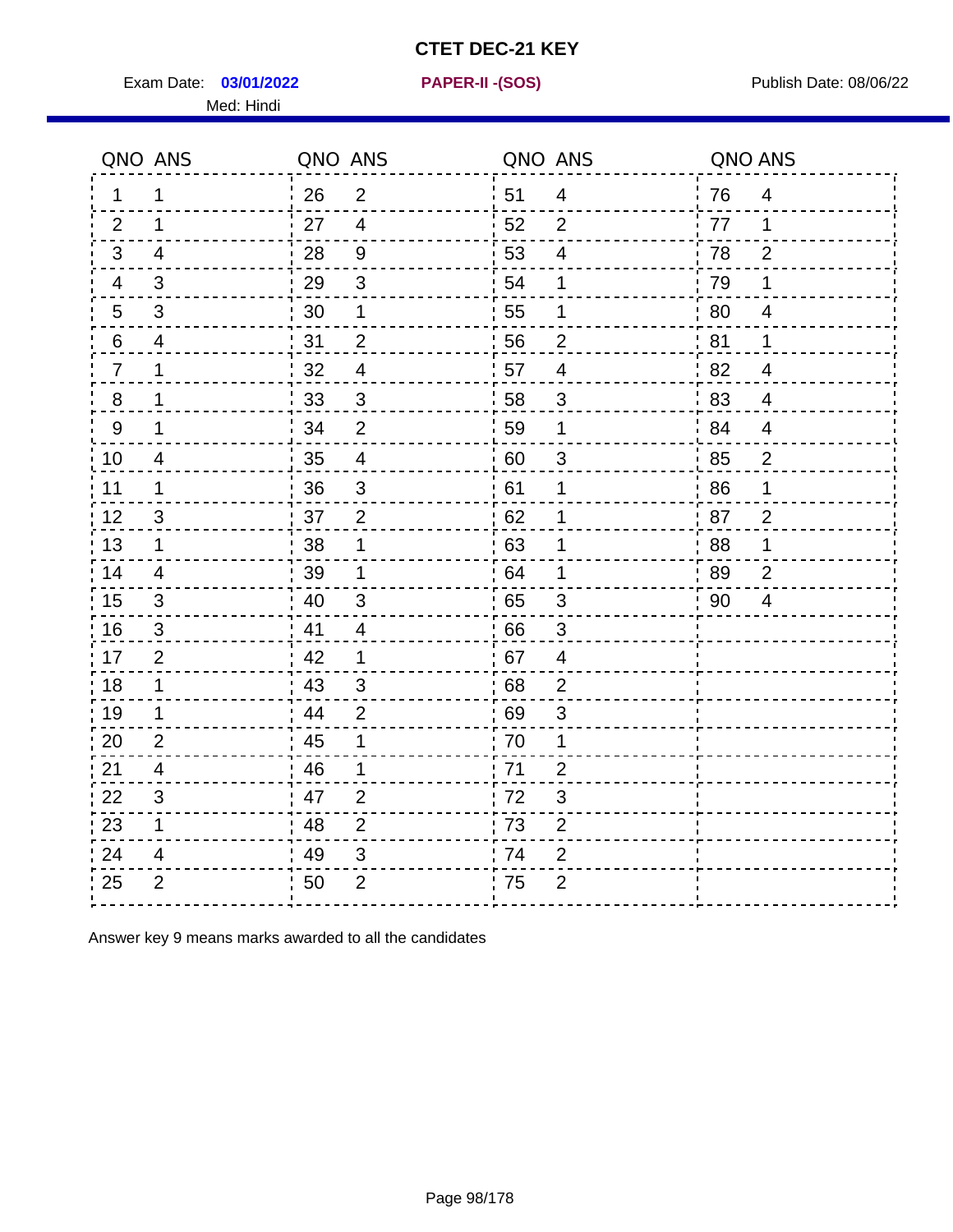# CTET DEC-21 KEY

Exam Date: **03/01/2022** **PAPER-II -(SOS)** Publish Date: 08/06/22

Med: Hindi

| QNO | ANS | QNO | ANS | QNO | ANS | QNO | ANS |
|---|---|---|---|---|---|---|---|
| 1 | 1 | 26 | 2 | 51 | 4 | 76 | 4 |
| 2 | 1 | 27 | 4 | 52 | 2 | 77 | 1 |
| 3 | 4 | 28 | 9 | 53 | 4 | 78 | 2 |
| 4 | 3 | 29 | 3 | 54 | 1 | 79 | 1 |
| 5 | 3 | 30 | 1 | 55 | 1 | 80 | 4 |
| 6 | 4 | 31 | 2 | 56 | 2 | 81 | 1 |
| 7 | 1 | 32 | 4 | 57 | 4 | 82 | 4 |
| 8 | 1 | 33 | 3 | 58 | 3 | 83 | 4 |
| 9 | 1 | 34 | 2 | 59 | 1 | 84 | 4 |
| 10 | 4 | 35 | 4 | 60 | 3 | 85 | 2 |
| 11 | 1 | 36 | 3 | 61 | 1 | 86 | 1 |
| 12 | 3 | 37 | 2 | 62 | 1 | 87 | 2 |
| 13 | 1 | 38 | 1 | 63 | 1 | 88 | 1 |
| 14 | 4 | 39 | 1 | 64 | 1 | 89 | 2 |
| 15 | 3 | 40 | 3 | 65 | 3 | 90 | 4 |
| 16 | 3 | 41 | 4 | 66 | 3 | | |
| 17 | 2 | 42 | 1 | 67 | 4 | | |
| 18 | 1 | 43 | 3 | 68 | 2 | | |
| 19 | 1 | 44 | 2 | 69 | 3 | | |
| 20 | 2 | 45 | 1 | 70 | 1 | | |
| 21 | 4 | 46 | 1 | 71 | 2 | | |
| 22 | 3 | 47 | 2 | 72 | 3 | | |
| 23 | 1 | 48 | 2 | 73 | 2 | | |
| 24 | 4 | 49 | 3 | 74 | 2 | | |
| 25 | 2 | 50 | 2 | 75 | 2 | | |

Answer key 9 means marks awarded to all the candidates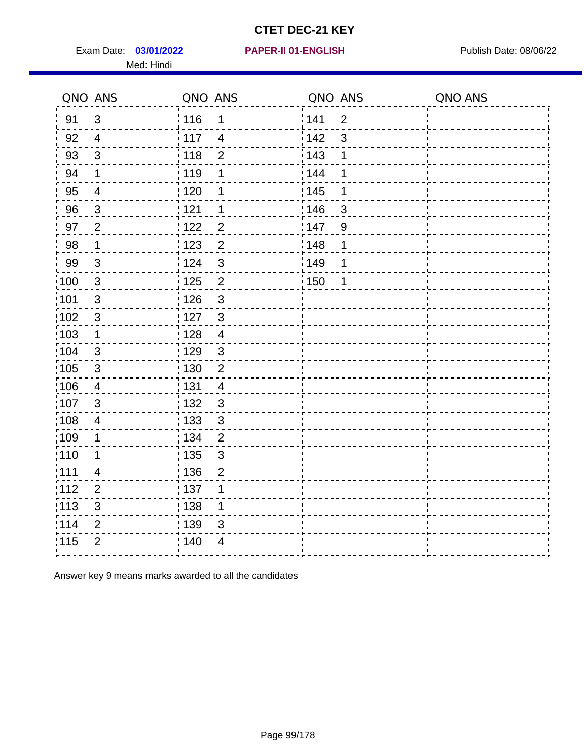# CTET DEC-21 KEY

Exam Date: **03/01/2022** **PAPER-II 01-ENGLISH** Publish Date: 08/06/22

Med: Hindi

| QNO | ANS | QNO | ANS | QNO | ANS | QNO | ANS |
|---|---|---|---|---|---|---|---|
| 91 | 3 | 116 | 1 | 141 | 2 | | |
| 92 | 4 | 117 | 4 | 142 | 3 | | |
| 93 | 3 | 118 | 2 | 143 | 1 | | |
| 94 | 1 | 119 | 1 | 144 | 1 | | |
| 95 | 4 | 120 | 1 | 145 | 1 | | |
| 96 | 3 | 121 | 1 | 146 | 3 | | |
| 97 | 2 | 122 | 2 | 147 | 9 | | |
| 98 | 1 | 123 | 2 | 148 | 1 | | |
| 99 | 3 | 124 | 3 | 149 | 1 | | |
| 100 | 3 | 125 | 2 | 150 | 1 | | |
| 101 | 3 | 126 | 3 | | | | |
| 102 | 3 | 127 | 3 | | | | |
| 103 | 1 | 128 | 4 | | | | |
| 104 | 3 | 129 | 3 | | | | |
| 105 | 3 | 130 | 2 | | | | |
| 106 | 4 | 131 | 4 | | | | |
| 107 | 3 | 132 | 3 | | | | |
| 108 | 4 | 133 | 3 | | | | |
| 109 | 1 | 134 | 2 | | | | |
| 110 | 1 | 135 | 3 | | | | |
| 111 | 4 | 136 | 2 | | | | |
| 112 | 2 | 137 | 1 | | | | |
| 113 | 3 | 138 | 1 | | | | |
| 114 | 2 | 139 | 3 | | | | |
| 115 | 2 | 140 | 4 | | | | |

Answer key 9 means marks awarded to all the candidates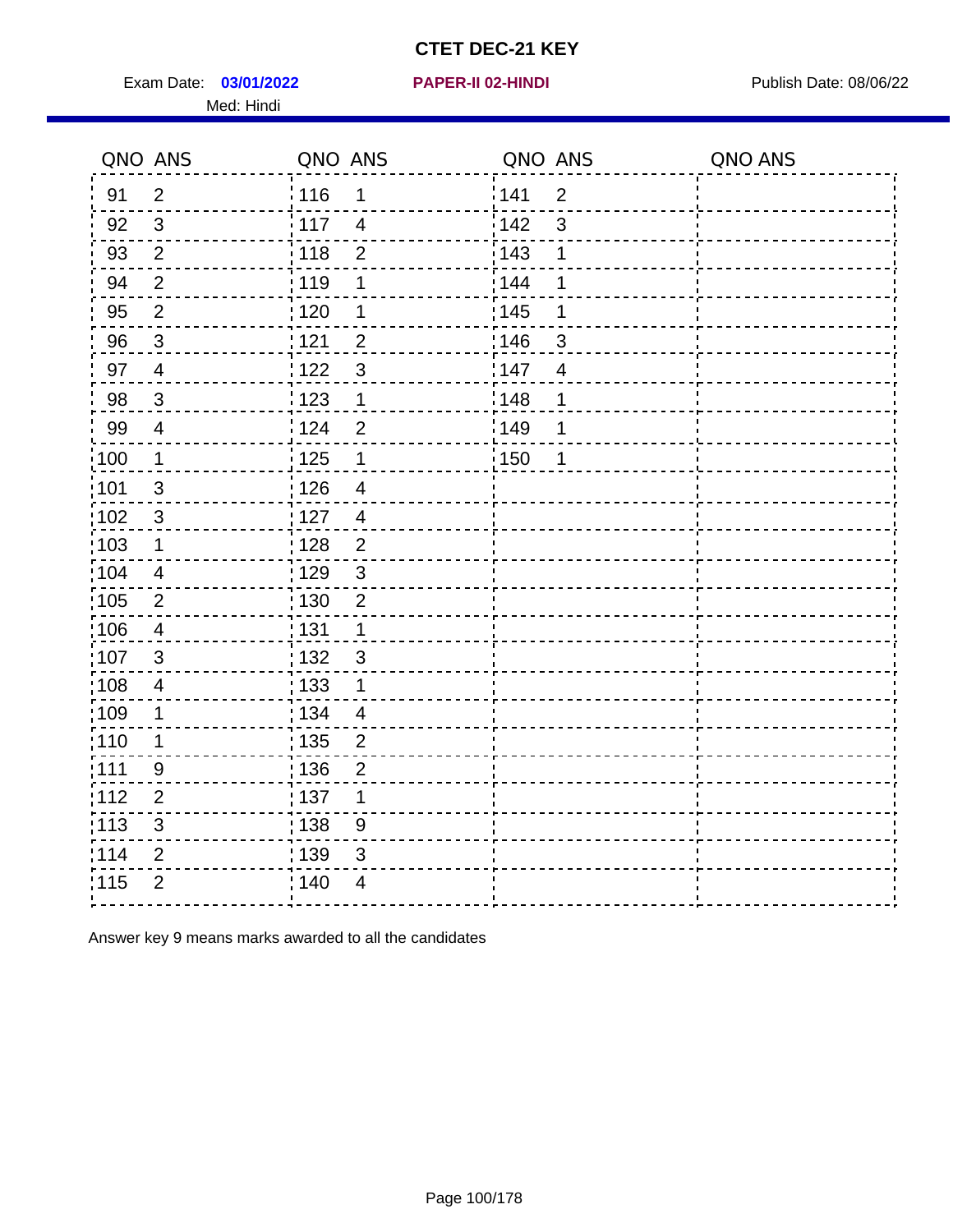# CTET DEC-21 KEY

Exam Date: **03/01/2022** **PAPER-II 02-HINDI** Publish Date: 08/06/22

Med: Hindi

| QNO | ANS | QNO | ANS | QNO | ANS | QNO | ANS |
|---|---|---|---|---|---|---|---|
| 91 | 2 | 116 | 1 | 141 | 2 | | |
| 92 | 3 | 117 | 4 | 142 | 3 | | |
| 93 | 2 | 118 | 2 | 143 | 1 | | |
| 94 | 2 | 119 | 1 | 144 | 1 | | |
| 95 | 2 | 120 | 1 | 145 | 1 | | |
| 96 | 3 | 121 | 2 | 146 | 3 | | |
| 97 | 4 | 122 | 3 | 147 | 4 | | |
| 98 | 3 | 123 | 1 | 148 | 1 | | |
| 99 | 4 | 124 | 2 | 149 | 1 | | |
| 100 | 1 | 125 | 1 | 150 | 1 | | |
| 101 | 3 | 126 | 4 | | | | |
| 102 | 3 | 127 | 4 | | | | |
| 103 | 1 | 128 | 2 | | | | |
| 104 | 4 | 129 | 3 | | | | |
| 105 | 2 | 130 | 2 | | | | |
| 106 | 4 | 131 | 1 | | | | |
| 107 | 3 | 132 | 3 | | | | |
| 108 | 4 | 133 | 1 | | | | |
| 109 | 1 | 134 | 4 | | | | |
| 110 | 1 | 135 | 2 | | | | |
| 111 | 9 | 136 | 2 | | | | |
| 112 | 2 | 137 | 1 | | | | |
| 113 | 3 | 138 | 9 | | | | |
| 114 | 2 | 139 | 3 | | | | |
| 115 | 2 | 140 | 4 | | | | |

Answer key 9 means marks awarded to all the candidates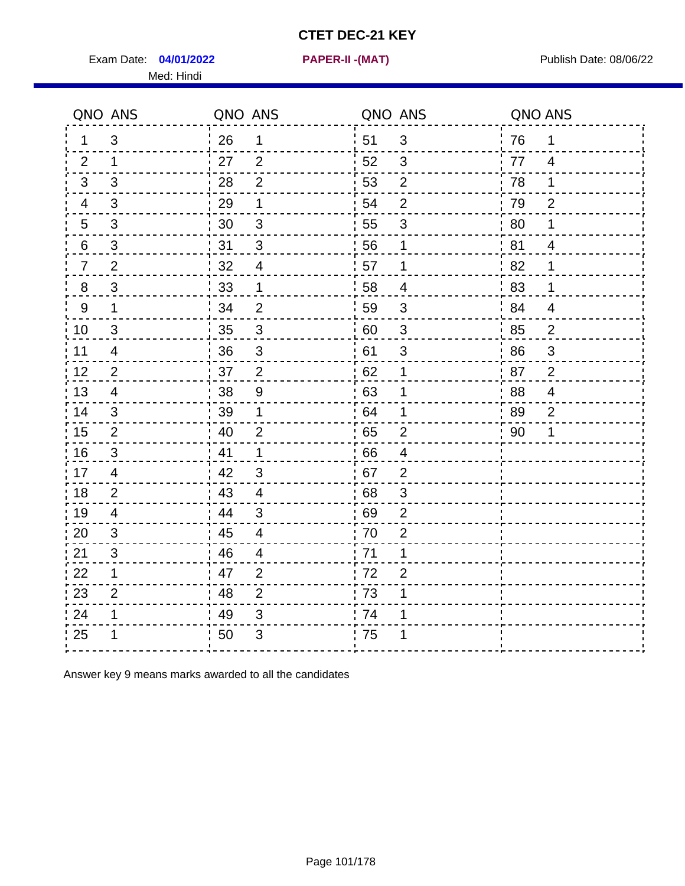# CTET DEC-21 KEY

Exam Date: **04/01/2022** **PAPER-II -(MAT)** Publish Date: 08/06/22

Med: Hindi

| QNO | ANS | QNO | ANS | QNO | ANS | QNO | ANS |
|---|---|---|---|---|---|---|---|
| 1 | 3 | 26 | 1 | 51 | 3 | 76 | 1 |
| 2 | 1 | 27 | 2 | 52 | 3 | 77 | 4 |
| 3 | 3 | 28 | 2 | 53 | 2 | 78 | 1 |
| 4 | 3 | 29 | 1 | 54 | 2 | 79 | 2 |
| 5 | 3 | 30 | 3 | 55 | 3 | 80 | 1 |
| 6 | 3 | 31 | 3 | 56 | 1 | 81 | 4 |
| 7 | 2 | 32 | 4 | 57 | 1 | 82 | 1 |
| 8 | 3 | 33 | 1 | 58 | 4 | 83 | 1 |
| 9 | 1 | 34 | 2 | 59 | 3 | 84 | 4 |
| 10 | 3 | 35 | 3 | 60 | 3 | 85 | 2 |
| 11 | 4 | 36 | 3 | 61 | 3 | 86 | 3 |
| 12 | 2 | 37 | 2 | 62 | 1 | 87 | 2 |
| 13 | 4 | 38 | 9 | 63 | 1 | 88 | 4 |
| 14 | 3 | 39 | 1 | 64 | 1 | 89 | 2 |
| 15 | 2 | 40 | 2 | 65 | 2 | 90 | 1 |
| 16 | 3 | 41 | 1 | 66 | 4 | | |
| 17 | 4 | 42 | 3 | 67 | 2 | | |
| 18 | 2 | 43 | 4 | 68 | 3 | | |
| 19 | 4 | 44 | 3 | 69 | 2 | | |
| 20 | 3 | 45 | 4 | 70 | 2 | | |
| 21 | 3 | 46 | 4 | 71 | 1 | | |
| 22 | 1 | 47 | 2 | 72 | 2 | | |
| 23 | 2 | 48 | 2 | 73 | 1 | | |
| 24 | 1 | 49 | 3 | 74 | 1 | | |
| 25 | 1 | 50 | 3 | 75 | 1 | | |

Answer key 9 means marks awarded to all the candidates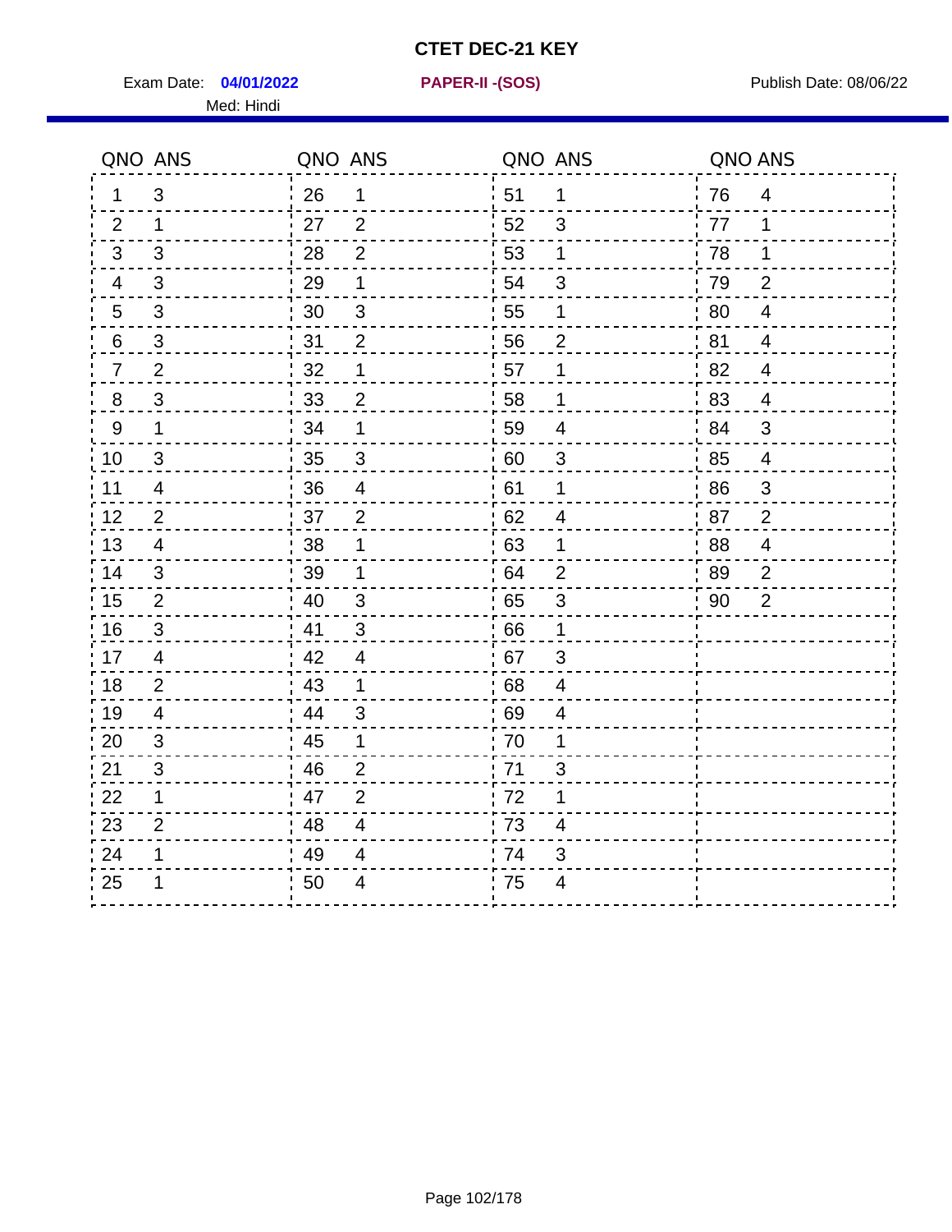# CTET DEC-21 KEY

Exam Date: **04/01/2022** | **PAPER-II -(SOS)** | Publish Date: 08/06/22

Med: Hindi

| QNO | ANS | QNO | ANS | QNO | ANS | QNO | ANS |
|---|---|---|---|---|---|---|---|
| 1 | 3 | 26 | 1 | 51 | 1 | 76 | 4 |
| 2 | 1 | 27 | 2 | 52 | 3 | 77 | 1 |
| 3 | 3 | 28 | 2 | 53 | 1 | 78 | 1 |
| 4 | 3 | 29 | 1 | 54 | 3 | 79 | 2 |
| 5 | 3 | 30 | 3 | 55 | 1 | 80 | 4 |
| 6 | 3 | 31 | 2 | 56 | 2 | 81 | 4 |
| 7 | 2 | 32 | 1 | 57 | 1 | 82 | 4 |
| 8 | 3 | 33 | 2 | 58 | 1 | 83 | 4 |
| 9 | 1 | 34 | 1 | 59 | 4 | 84 | 3 |
| 10 | 3 | 35 | 3 | 60 | 3 | 85 | 4 |
| 11 | 4 | 36 | 4 | 61 | 1 | 86 | 3 |
| 12 | 2 | 37 | 2 | 62 | 4 | 87 | 2 |
| 13 | 4 | 38 | 1 | 63 | 1 | 88 | 4 |
| 14 | 3 | 39 | 1 | 64 | 2 | 89 | 2 |
| 15 | 2 | 40 | 3 | 65 | 3 | 90 | 2 |
| 16 | 3 | 41 | 3 | 66 | 1 | | |
| 17 | 4 | 42 | 4 | 67 | 3 | | |
| 18 | 2 | 43 | 1 | 68 | 4 | | |
| 19 | 4 | 44 | 3 | 69 | 4 | | |
| 20 | 3 | 45 | 1 | 70 | 1 | | |
| 21 | 3 | 46 | 2 | 71 | 3 | | |
| 22 | 1 | 47 | 2 | 72 | 1 | | |
| 23 | 2 | 48 | 4 | 73 | 4 | | |
| 24 | 1 | 49 | 4 | 74 | 3 | | |
| 25 | 1 | 50 | 4 | 75 | 4 | | |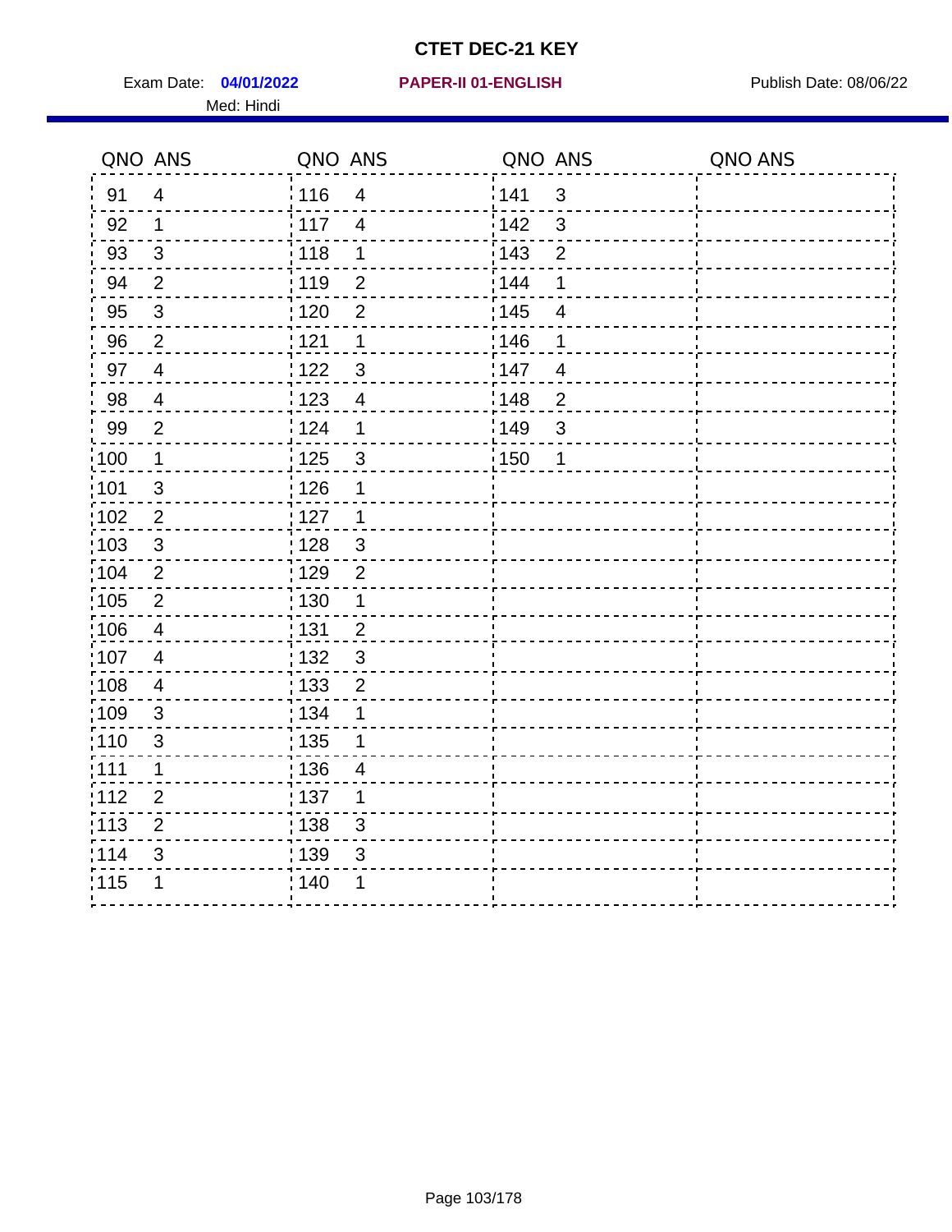# CTET DEC-21 KEY

Exam Date: **04/01/2022** **PAPER-II 01-ENGLISH** Publish Date: 08/06/22

Med: Hindi

| QNO | ANS | QNO | ANS | QNO | ANS | QNO | ANS |
|---|---|---|---|---|---|---|---|
| 91 | 4 | 116 | 4 | 141 | 3 | | |
| 92 | 1 | 117 | 4 | 142 | 3 | | |
| 93 | 3 | 118 | 1 | 143 | 2 | | |
| 94 | 2 | 119 | 2 | 144 | 1 | | |
| 95 | 3 | 120 | 2 | 145 | 4 | | |
| 96 | 2 | 121 | 1 | 146 | 1 | | |
| 97 | 4 | 122 | 3 | 147 | 4 | | |
| 98 | 4 | 123 | 4 | 148 | 2 | | |
| 99 | 2 | 124 | 1 | 149 | 3 | | |
| 100 | 1 | 125 | 3 | 150 | 1 | | |
| 101 | 3 | 126 | 1 | | | | |
| 102 | 2 | 127 | 1 | | | | |
| 103 | 3 | 128 | 3 | | | | |
| 104 | 2 | 129 | 2 | | | | |
| 105 | 2 | 130 | 1 | | | | |
| 106 | 4 | 131 | 2 | | | | |
| 107 | 4 | 132 | 3 | | | | |
| 108 | 4 | 133 | 2 | | | | |
| 109 | 3 | 134 | 1 | | | | |
| 110 | 3 | 135 | 1 | | | | |
| 111 | 1 | 136 | 4 | | | | |
| 112 | 2 | 137 | 1 | | | | |
| 113 | 2 | 138 | 3 | | | | |
| 114 | 3 | 139 | 3 | | | | |
| 115 | 1 | 140 | 1 | | | | |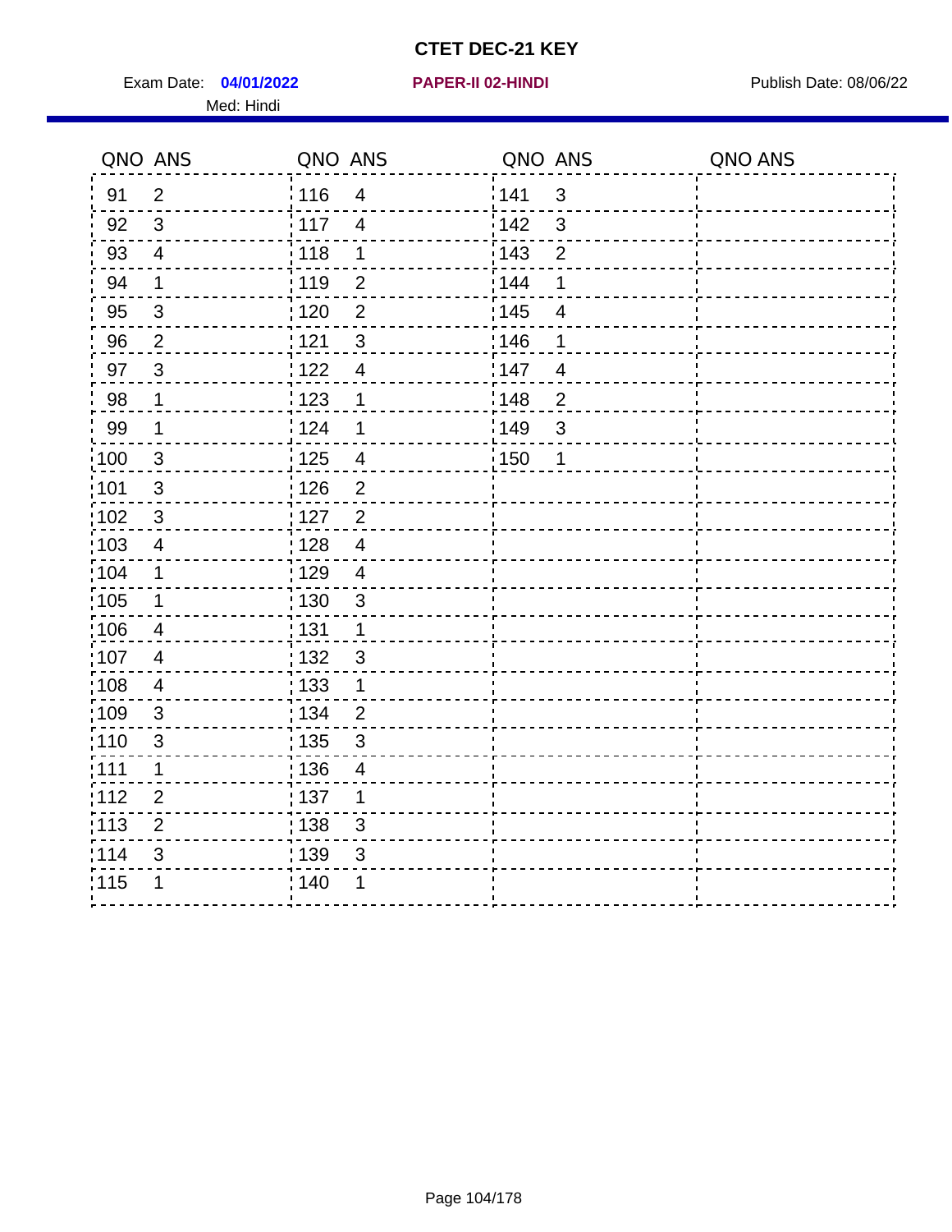# CTET DEC-21 KEY

Exam Date: **04/01/2022** **PAPER-II 02-HINDI** Publish Date: 08/06/22

Med: Hindi

| QNO | ANS | QNO | ANS | QNO | ANS | QNO | ANS |
|---|---|---|---|---|---|---|---|
| 91 | 2 | 116 | 4 | 141 | 3 | | |
| 92 | 3 | 117 | 4 | 142 | 3 | | |
| 93 | 4 | 118 | 1 | 143 | 2 | | |
| 94 | 1 | 119 | 2 | 144 | 1 | | |
| 95 | 3 | 120 | 2 | 145 | 4 | | |
| 96 | 2 | 121 | 3 | 146 | 1 | | |
| 97 | 3 | 122 | 4 | 147 | 4 | | |
| 98 | 1 | 123 | 1 | 148 | 2 | | |
| 99 | 1 | 124 | 1 | 149 | 3 | | |
| 100 | 3 | 125 | 4 | 150 | 1 | | |
| 101 | 3 | 126 | 2 | | | | |
| 102 | 3 | 127 | 2 | | | | |
| 103 | 4 | 128 | 4 | | | | |
| 104 | 1 | 129 | 4 | | | | |
| 105 | 1 | 130 | 3 | | | | |
| 106 | 4 | 131 | 1 | | | | |
| 107 | 4 | 132 | 3 | | | | |
| 108 | 4 | 133 | 1 | | | | |
| 109 | 3 | 134 | 2 | | | | |
| 110 | 3 | 135 | 3 | | | | |
| 111 | 1 | 136 | 4 | | | | |
| 112 | 2 | 137 | 1 | | | | |
| 113 | 2 | 138 | 3 | | | | |
| 114 | 3 | 139 | 3 | | | | |
| 115 | 1 | 140 | 1 | | | | |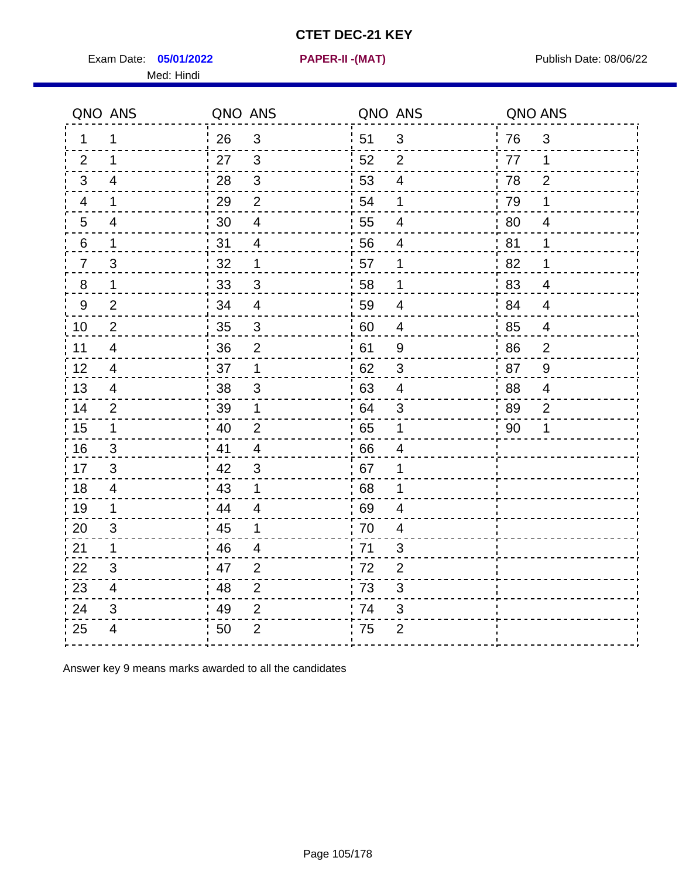# CTET DEC-21 KEY

Exam Date: **05/01/2022** **PAPER-II -(MAT)** Publish Date: 08/06/22

Med: Hindi

| QNO | ANS | QNO | ANS | QNO | ANS | QNO | ANS |
|---|---|---|---|---|---|---|---|
| 1 | 1 | 26 | 3 | 51 | 3 | 76 | 3 |
| 2 | 1 | 27 | 3 | 52 | 2 | 77 | 1 |
| 3 | 4 | 28 | 3 | 53 | 4 | 78 | 2 |
| 4 | 1 | 29 | 2 | 54 | 1 | 79 | 1 |
| 5 | 4 | 30 | 4 | 55 | 4 | 80 | 4 |
| 6 | 1 | 31 | 4 | 56 | 4 | 81 | 1 |
| 7 | 3 | 32 | 1 | 57 | 1 | 82 | 1 |
| 8 | 1 | 33 | 3 | 58 | 1 | 83 | 4 |
| 9 | 2 | 34 | 4 | 59 | 4 | 84 | 4 |
| 10 | 2 | 35 | 3 | 60 | 4 | 85 | 4 |
| 11 | 4 | 36 | 2 | 61 | 9 | 86 | 2 |
| 12 | 4 | 37 | 1 | 62 | 3 | 87 | 9 |
| 13 | 4 | 38 | 3 | 63 | 4 | 88 | 4 |
| 14 | 2 | 39 | 1 | 64 | 3 | 89 | 2 |
| 15 | 1 | 40 | 2 | 65 | 1 | 90 | 1 |
| 16 | 3 | 41 | 4 | 66 | 4 | | |
| 17 | 3 | 42 | 3 | 67 | 1 | | |
| 18 | 4 | 43 | 1 | 68 | 1 | | |
| 19 | 1 | 44 | 4 | 69 | 4 | | |
| 20 | 3 | 45 | 1 | 70 | 4 | | |
| 21 | 1 | 46 | 4 | 71 | 3 | | |
| 22 | 3 | 47 | 2 | 72 | 2 | | |
| 23 | 4 | 48 | 2 | 73 | 3 | | |
| 24 | 3 | 49 | 2 | 74 | 3 | | |
| 25 | 4 | 50 | 2 | 75 | 2 | | |

Answer key 9 means marks awarded to all the candidates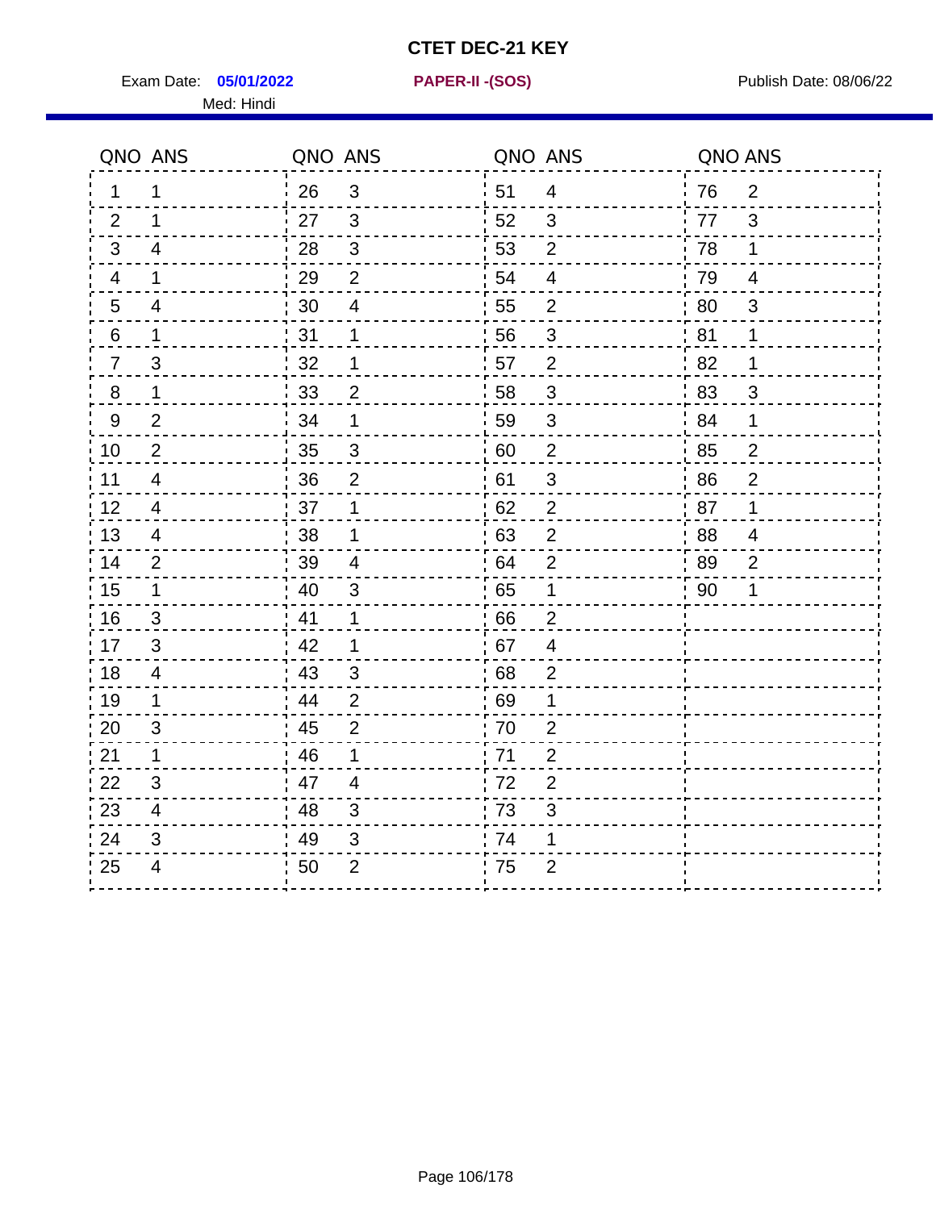# CTET DEC-21 KEY

Exam Date: **05/01/2022** | **PAPER-II -(SOS)** | Publish Date: 08/06/22

Med: Hindi

| QNO | ANS | QNO | ANS | QNO | ANS | QNO | ANS |
|---|---|---|---|---|---|---|---|
| 1 | 1 | 26 | 3 | 51 | 4 | 76 | 2 |
| 2 | 1 | 27 | 3 | 52 | 3 | 77 | 3 |
| 3 | 4 | 28 | 3 | 53 | 2 | 78 | 1 |
| 4 | 1 | 29 | 2 | 54 | 4 | 79 | 4 |
| 5 | 4 | 30 | 4 | 55 | 2 | 80 | 3 |
| 6 | 1 | 31 | 1 | 56 | 3 | 81 | 1 |
| 7 | 3 | 32 | 1 | 57 | 2 | 82 | 1 |
| 8 | 1 | 33 | 2 | 58 | 3 | 83 | 3 |
| 9 | 2 | 34 | 1 | 59 | 3 | 84 | 1 |
| 10 | 2 | 35 | 3 | 60 | 2 | 85 | 2 |
| 11 | 4 | 36 | 2 | 61 | 3 | 86 | 2 |
| 12 | 4 | 37 | 1 | 62 | 2 | 87 | 1 |
| 13 | 4 | 38 | 1 | 63 | 2 | 88 | 4 |
| 14 | 2 | 39 | 4 | 64 | 2 | 89 | 2 |
| 15 | 1 | 40 | 3 | 65 | 1 | 90 | 1 |
| 16 | 3 | 41 | 1 | 66 | 2 | | |
| 17 | 3 | 42 | 1 | 67 | 4 | | |
| 18 | 4 | 43 | 3 | 68 | 2 | | |
| 19 | 1 | 44 | 2 | 69 | 1 | | |
| 20 | 3 | 45 | 2 | 70 | 2 | | |
| 21 | 1 | 46 | 1 | 71 | 2 | | |
| 22 | 3 | 47 | 4 | 72 | 2 | | |
| 23 | 4 | 48 | 3 | 73 | 3 | | |
| 24 | 3 | 49 | 3 | 74 | 1 | | |
| 25 | 4 | 50 | 2 | 75 | 2 | | |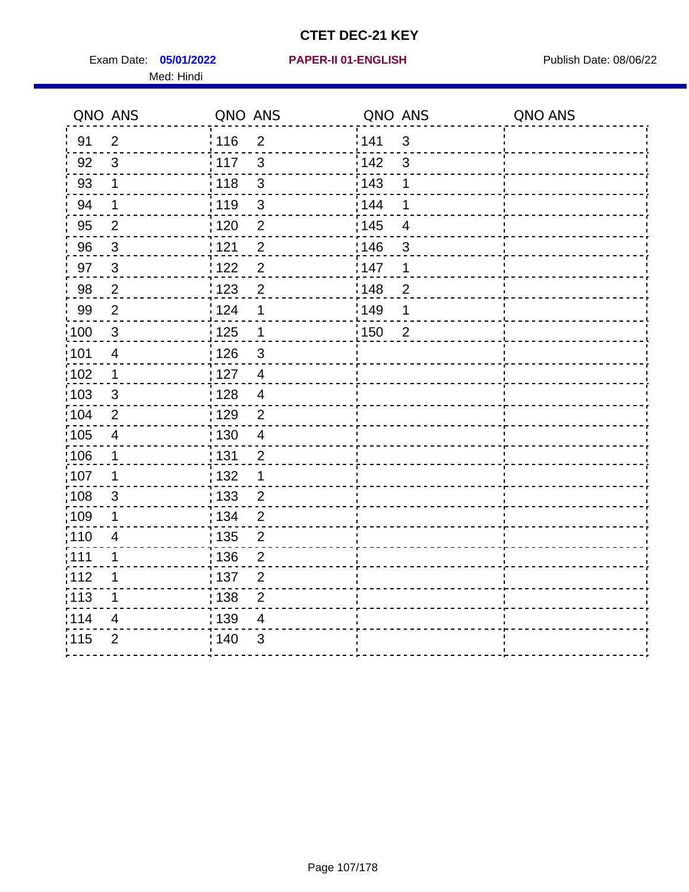# CTET DEC-21 KEY

Exam Date: **05/01/2022** **PAPER-II 01-ENGLISH** Publish Date: 08/06/22

Med: Hindi

| QNO | ANS | QNO | ANS | QNO | ANS | QNO | ANS |
|---|---|---|---|---|---|---|---|
| 91 | 2 | 116 | 2 | 141 | 3 | | |
| 92 | 3 | 117 | 3 | 142 | 3 | | |
| 93 | 1 | 118 | 3 | 143 | 1 | | |
| 94 | 1 | 119 | 3 | 144 | 1 | | |
| 95 | 2 | 120 | 2 | 145 | 4 | | |
| 96 | 3 | 121 | 2 | 146 | 3 | | |
| 97 | 3 | 122 | 2 | 147 | 1 | | |
| 98 | 2 | 123 | 2 | 148 | 2 | | |
| 99 | 2 | 124 | 1 | 149 | 1 | | |
| 100 | 3 | 125 | 1 | 150 | 2 | | |
| 101 | 4 | 126 | 3 | | | | |
| 102 | 1 | 127 | 4 | | | | |
| 103 | 3 | 128 | 4 | | | | |
| 104 | 2 | 129 | 2 | | | | |
| 105 | 4 | 130 | 4 | | | | |
| 106 | 1 | 131 | 2 | | | | |
| 107 | 1 | 132 | 1 | | | | |
| 108 | 3 | 133 | 2 | | | | |
| 109 | 1 | 134 | 2 | | | | |
| 110 | 4 | 135 | 2 | | | | |
| 111 | 1 | 136 | 2 | | | | |
| 112 | 1 | 137 | 2 | | | | |
| 113 | 1 | 138 | 2 | | | | |
| 114 | 4 | 139 | 4 | | | | |
| 115 | 2 | 140 | 3 | | | | |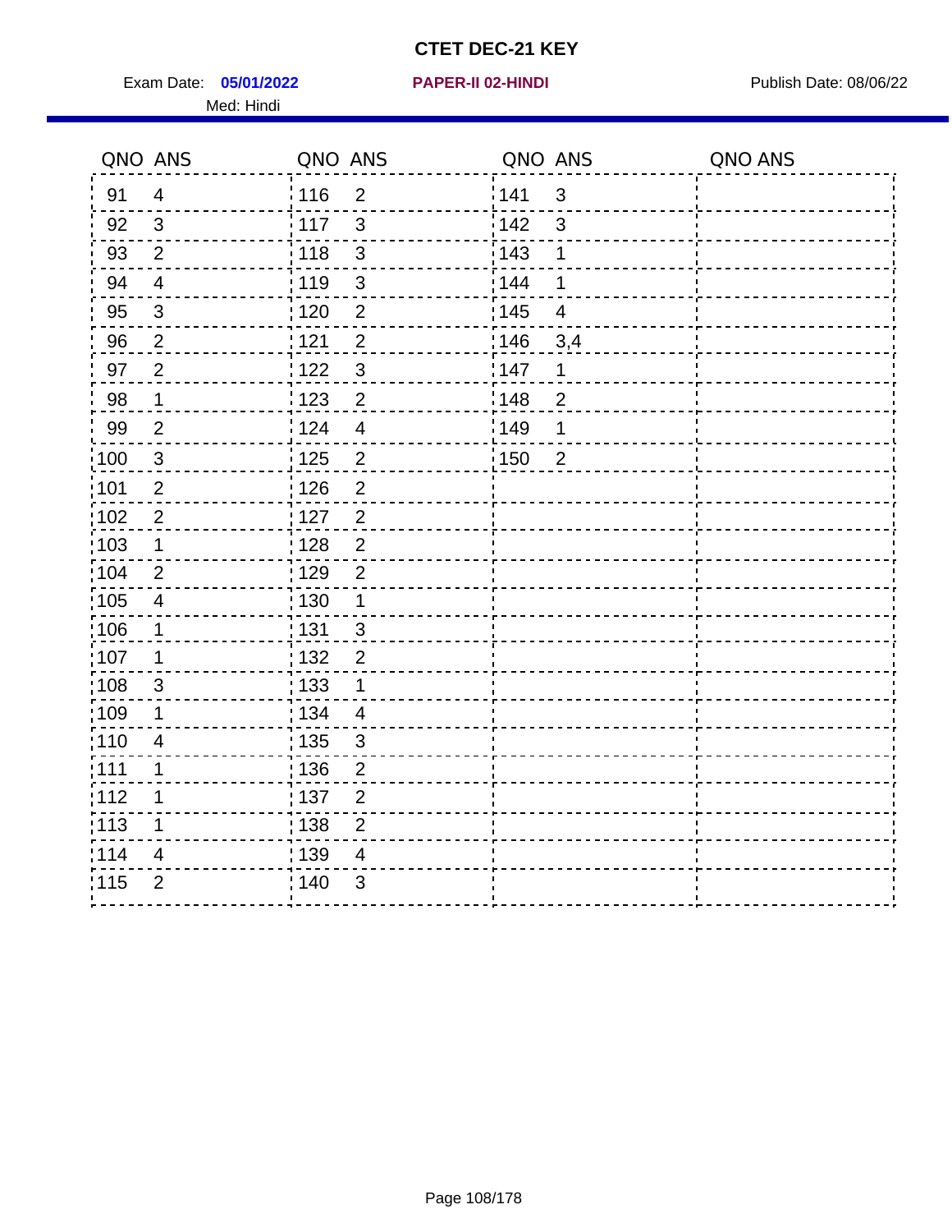# CTET DEC-21 KEY

Exam Date: **05/01/2022** **PAPER-II 02-HINDI** Publish Date: 08/06/22

Med: Hindi

| QNO | ANS | QNO | ANS | QNO | ANS | QNO | ANS |
|---|---|---|---|---|---|---|---|
| 91 | 4 | 116 | 2 | 141 | 3 | | |
| 92 | 3 | 117 | 3 | 142 | 3 | | |
| 93 | 2 | 118 | 3 | 143 | 1 | | |
| 94 | 4 | 119 | 3 | 144 | 1 | | |
| 95 | 3 | 120 | 2 | 145 | 4 | | |
| 96 | 2 | 121 | 2 | 146 | 3,4 | | |
| 97 | 2 | 122 | 3 | 147 | 1 | | |
| 98 | 1 | 123 | 2 | 148 | 2 | | |
| 99 | 2 | 124 | 4 | 149 | 1 | | |
| 100 | 3 | 125 | 2 | 150 | 2 | | |
| 101 | 2 | 126 | 2 | | | | |
| 102 | 2 | 127 | 2 | | | | |
| 103 | 1 | 128 | 2 | | | | |
| 104 | 2 | 129 | 2 | | | | |
| 105 | 4 | 130 | 1 | | | | |
| 106 | 1 | 131 | 3 | | | | |
| 107 | 1 | 132 | 2 | | | | |
| 108 | 3 | 133 | 1 | | | | |
| 109 | 1 | 134 | 4 | | | | |
| 110 | 4 | 135 | 3 | | | | |
| 111 | 1 | 136 | 2 | | | | |
| 112 | 1 | 137 | 2 | | | | |
| 113 | 1 | 138 | 2 | | | | |
| 114 | 4 | 139 | 4 | | | | |
| 115 | 2 | 140 | 3 | | | | |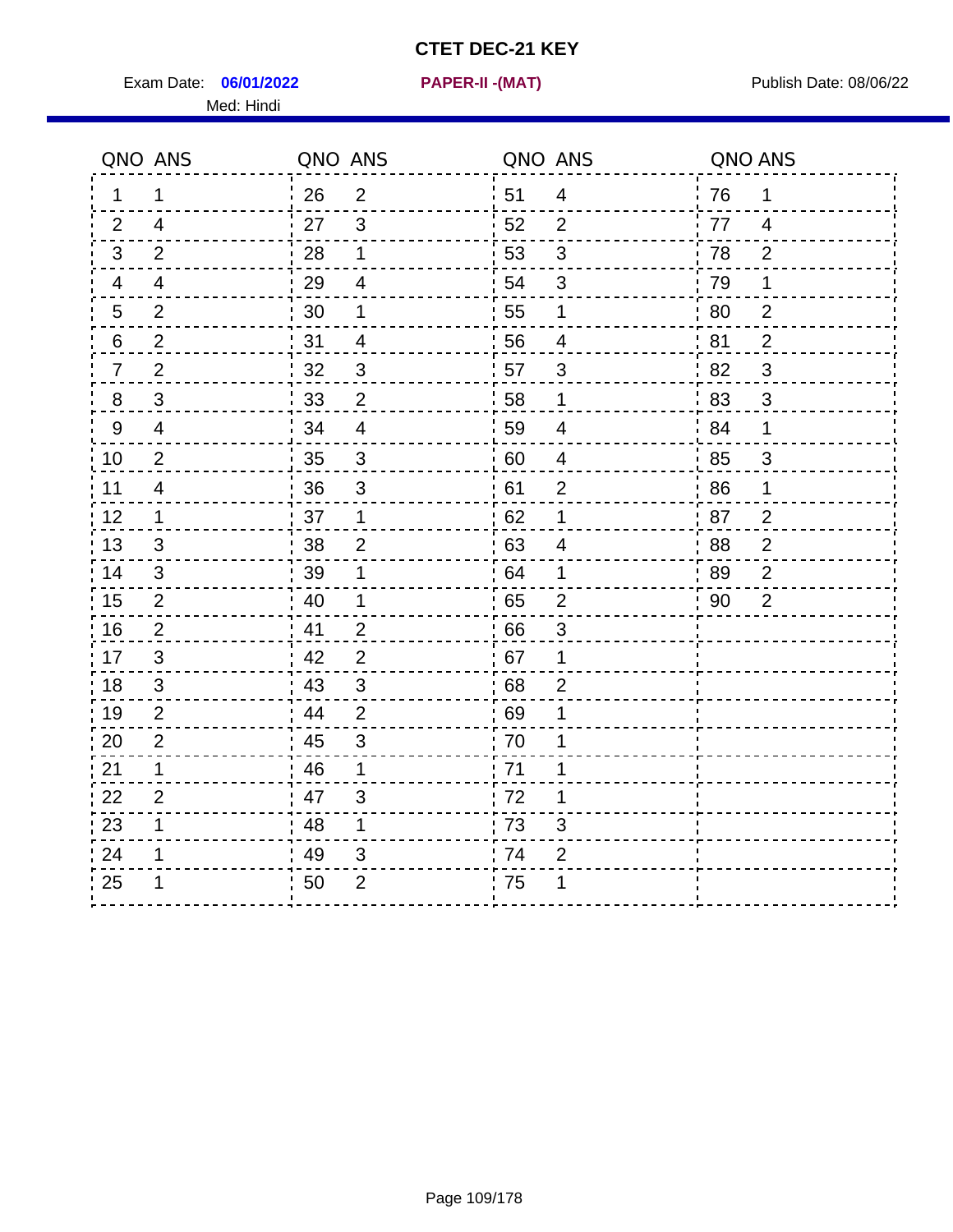# CTET DEC-21 KEY

Exam Date: **06/01/2022** **PAPER-II -(MAT)** Publish Date: 08/06/22

Med: Hindi

| QNO | ANS | QNO | ANS | QNO | ANS | QNO | ANS |
|---|---|---|---|---|---|---|---|
| 1 | 1 | 26 | 2 | 51 | 4 | 76 | 1 |
| 2 | 4 | 27 | 3 | 52 | 2 | 77 | 4 |
| 3 | 2 | 28 | 1 | 53 | 3 | 78 | 2 |
| 4 | 4 | 29 | 4 | 54 | 3 | 79 | 1 |
| 5 | 2 | 30 | 1 | 55 | 1 | 80 | 2 |
| 6 | 2 | 31 | 4 | 56 | 4 | 81 | 2 |
| 7 | 2 | 32 | 3 | 57 | 3 | 82 | 3 |
| 8 | 3 | 33 | 2 | 58 | 1 | 83 | 3 |
| 9 | 4 | 34 | 4 | 59 | 4 | 84 | 1 |
| 10 | 2 | 35 | 3 | 60 | 4 | 85 | 3 |
| 11 | 4 | 36 | 3 | 61 | 2 | 86 | 1 |
| 12 | 1 | 37 | 1 | 62 | 1 | 87 | 2 |
| 13 | 3 | 38 | 2 | 63 | 4 | 88 | 2 |
| 14 | 3 | 39 | 1 | 64 | 1 | 89 | 2 |
| 15 | 2 | 40 | 1 | 65 | 2 | 90 | 2 |
| 16 | 2 | 41 | 2 | 66 | 3 | | |
| 17 | 3 | 42 | 2 | 67 | 1 | | |
| 18 | 3 | 43 | 3 | 68 | 2 | | |
| 19 | 2 | 44 | 2 | 69 | 1 | | |
| 20 | 2 | 45 | 3 | 70 | 1 | | |
| 21 | 1 | 46 | 1 | 71 | 1 | | |
| 22 | 2 | 47 | 3 | 72 | 1 | | |
| 23 | 1 | 48 | 1 | 73 | 3 | | |
| 24 | 1 | 49 | 3 | 74 | 2 | | |
| 25 | 1 | 50 | 2 | 75 | 1 | | |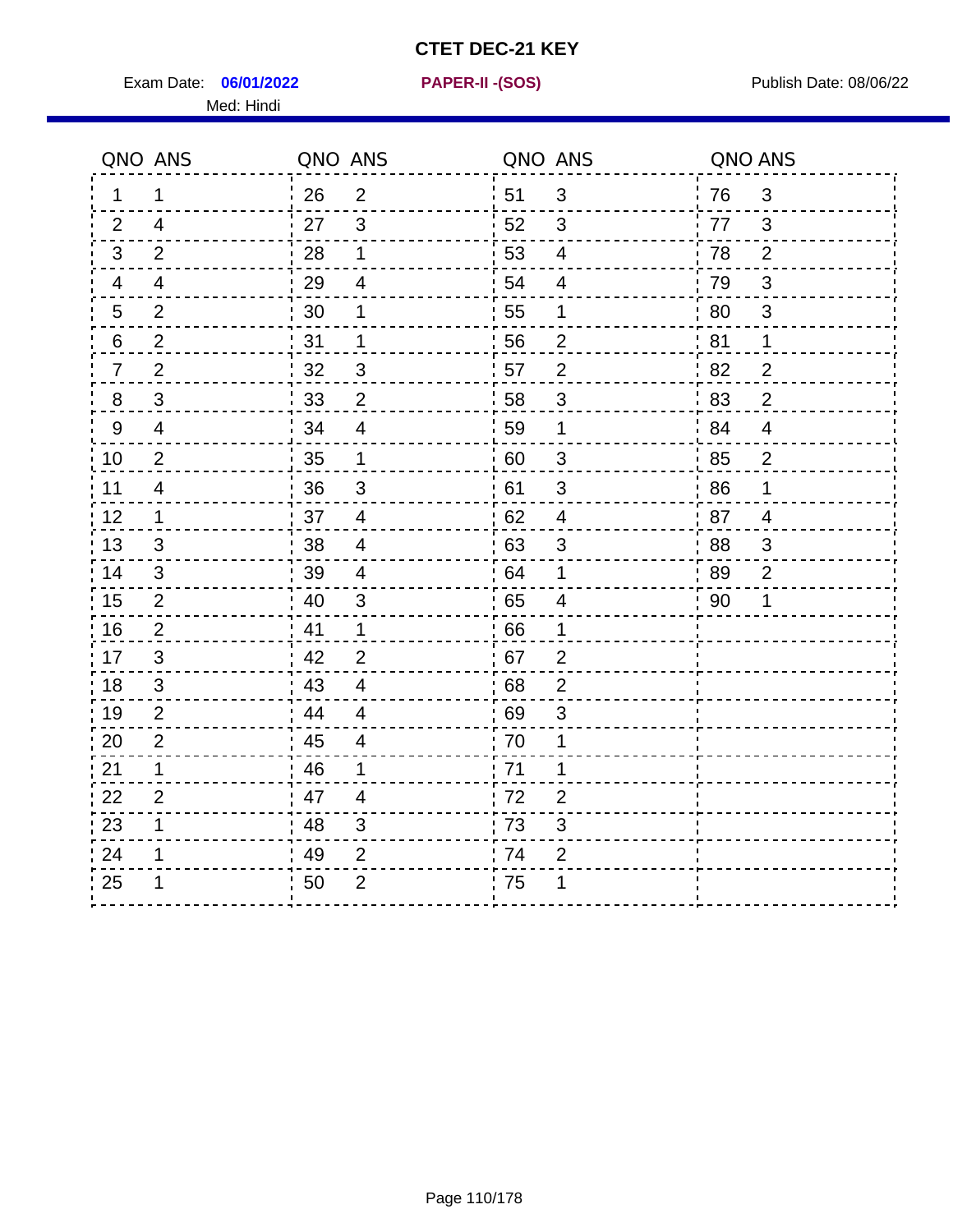# CTET DEC-21 KEY

Exam Date: **06/01/2022** **PAPER-II -(SOS)** Publish Date: 08/06/22

Med: Hindi

| QNO | ANS | QNO | ANS | QNO | ANS | QNO | ANS |
|---|---|---|---|---|---|---|---|
| 1 | 1 | 26 | 2 | 51 | 3 | 76 | 3 |
| 2 | 4 | 27 | 3 | 52 | 3 | 77 | 3 |
| 3 | 2 | 28 | 1 | 53 | 4 | 78 | 2 |
| 4 | 4 | 29 | 4 | 54 | 4 | 79 | 3 |
| 5 | 2 | 30 | 1 | 55 | 1 | 80 | 3 |
| 6 | 2 | 31 | 1 | 56 | 2 | 81 | 1 |
| 7 | 2 | 32 | 3 | 57 | 2 | 82 | 2 |
| 8 | 3 | 33 | 2 | 58 | 3 | 83 | 2 |
| 9 | 4 | 34 | 4 | 59 | 1 | 84 | 4 |
| 10 | 2 | 35 | 1 | 60 | 3 | 85 | 2 |
| 11 | 4 | 36 | 3 | 61 | 3 | 86 | 1 |
| 12 | 1 | 37 | 4 | 62 | 4 | 87 | 4 |
| 13 | 3 | 38 | 4 | 63 | 3 | 88 | 3 |
| 14 | 3 | 39 | 4 | 64 | 1 | 89 | 2 |
| 15 | 2 | 40 | 3 | 65 | 4 | 90 | 1 |
| 16 | 2 | 41 | 1 | 66 | 1 | | |
| 17 | 3 | 42 | 2 | 67 | 2 | | |
| 18 | 3 | 43 | 4 | 68 | 2 | | |
| 19 | 2 | 44 | 4 | 69 | 3 | | |
| 20 | 2 | 45 | 4 | 70 | 1 | | |
| 21 | 1 | 46 | 1 | 71 | 1 | | |
| 22 | 2 | 47 | 4 | 72 | 2 | | |
| 23 | 1 | 48 | 3 | 73 | 3 | | |
| 24 | 1 | 49 | 2 | 74 | 2 | | |
| 25 | 1 | 50 | 2 | 75 | 1 | | |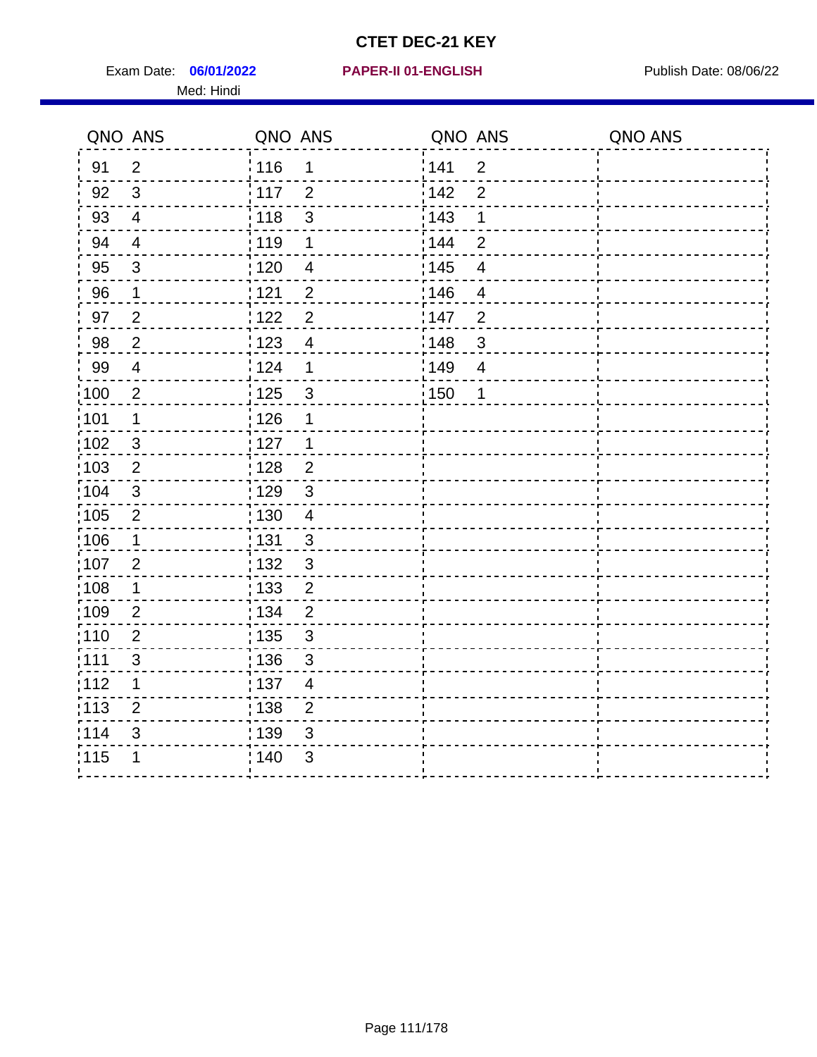# CTET DEC-21 KEY

Exam Date: **06/01/2022** **PAPER-II 01-ENGLISH** Publish Date: 08/06/22

Med: Hindi

| QNO | ANS | QNO | ANS | QNO | ANS | QNO | ANS |
|---|---|---|---|---|---|---|---|
| 91 | 2 | 116 | 1 | 141 | 2 | | |
| 92 | 3 | 117 | 2 | 142 | 2 | | |
| 93 | 4 | 118 | 3 | 143 | 1 | | |
| 94 | 4 | 119 | 1 | 144 | 2 | | |
| 95 | 3 | 120 | 4 | 145 | 4 | | |
| 96 | 1 | 121 | 2 | 146 | 4 | | |
| 97 | 2 | 122 | 2 | 147 | 2 | | |
| 98 | 2 | 123 | 4 | 148 | 3 | | |
| 99 | 4 | 124 | 1 | 149 | 4 | | |
| 100 | 2 | 125 | 3 | 150 | 1 | | |
| 101 | 1 | 126 | 1 | | | | |
| 102 | 3 | 127 | 1 | | | | |
| 103 | 2 | 128 | 2 | | | | |
| 104 | 3 | 129 | 3 | | | | |
| 105 | 2 | 130 | 4 | | | | |
| 106 | 1 | 131 | 3 | | | | |
| 107 | 2 | 132 | 3 | | | | |
| 108 | 1 | 133 | 2 | | | | |
| 109 | 2 | 134 | 2 | | | | |
| 110 | 2 | 135 | 3 | | | | |
| 111 | 3 | 136 | 3 | | | | |
| 112 | 1 | 137 | 4 | | | | |
| 113 | 2 | 138 | 2 | | | | |
| 114 | 3 | 139 | 3 | | | | |
| 115 | 1 | 140 | 3 | | | | |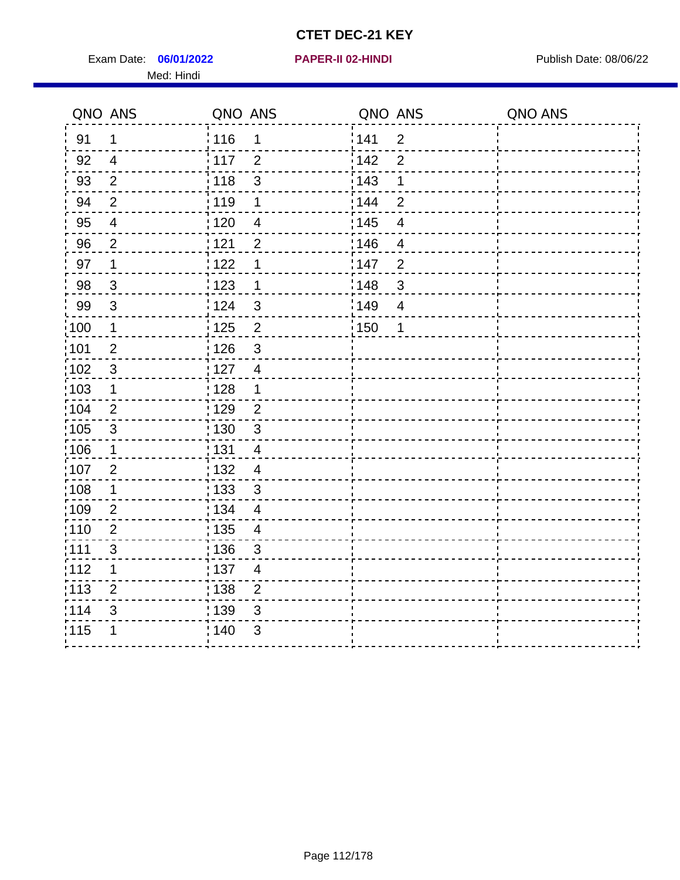# CTET DEC-21 KEY

Exam Date: **06/01/2022** **PAPER-II 02-HINDI** Publish Date: 08/06/22

Med: Hindi

| QNO | ANS | QNO | ANS | QNO | ANS | QNO | ANS |
|---|---|---|---|---|---|---|---|
| 91 | 1 | 116 | 1 | 141 | 2 | | |
| 92 | 4 | 117 | 2 | 142 | 2 | | |
| 93 | 2 | 118 | 3 | 143 | 1 | | |
| 94 | 2 | 119 | 1 | 144 | 2 | | |
| 95 | 4 | 120 | 4 | 145 | 4 | | |
| 96 | 2 | 121 | 2 | 146 | 4 | | |
| 97 | 1 | 122 | 1 | 147 | 2 | | |
| 98 | 3 | 123 | 1 | 148 | 3 | | |
| 99 | 3 | 124 | 3 | 149 | 4 | | |
| 100 | 1 | 125 | 2 | 150 | 1 | | |
| 101 | 2 | 126 | 3 | | | | |
| 102 | 3 | 127 | 4 | | | | |
| 103 | 1 | 128 | 1 | | | | |
| 104 | 2 | 129 | 2 | | | | |
| 105 | 3 | 130 | 3 | | | | |
| 106 | 1 | 131 | 4 | | | | |
| 107 | 2 | 132 | 4 | | | | |
| 108 | 1 | 133 | 3 | | | | |
| 109 | 2 | 134 | 4 | | | | |
| 110 | 2 | 135 | 4 | | | | |
| 111 | 3 | 136 | 3 | | | | |
| 112 | 1 | 137 | 4 | | | | |
| 113 | 2 | 138 | 2 | | | | |
| 114 | 3 | 139 | 3 | | | | |
| 115 | 1 | 140 | 3 | | | | |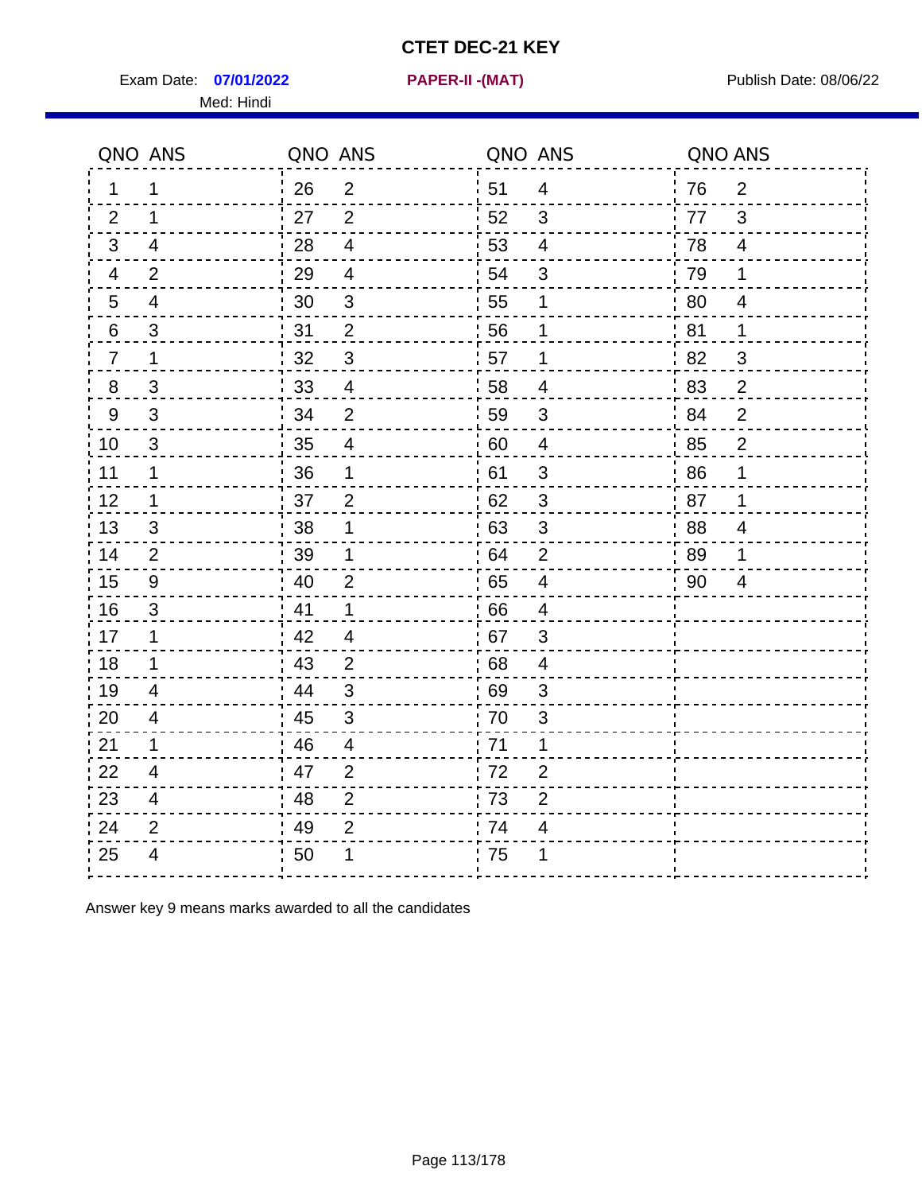# CTET DEC-21 KEY

Exam Date: **07/01/2022** **PAPER-II -(MAT)** Publish Date: 08/06/22

Med: Hindi

| QNO | ANS | QNO | ANS | QNO | ANS | QNO | ANS |
|---|---|---|---|---|---|---|---|
| 1 | 1 | 26 | 2 | 51 | 4 | 76 | 2 |
| 2 | 1 | 27 | 2 | 52 | 3 | 77 | 3 |
| 3 | 4 | 28 | 4 | 53 | 4 | 78 | 4 |
| 4 | 2 | 29 | 4 | 54 | 3 | 79 | 1 |
| 5 | 4 | 30 | 3 | 55 | 1 | 80 | 4 |
| 6 | 3 | 31 | 2 | 56 | 1 | 81 | 1 |
| 7 | 1 | 32 | 3 | 57 | 1 | 82 | 3 |
| 8 | 3 | 33 | 4 | 58 | 4 | 83 | 2 |
| 9 | 3 | 34 | 2 | 59 | 3 | 84 | 2 |
| 10 | 3 | 35 | 4 | 60 | 4 | 85 | 2 |
| 11 | 1 | 36 | 1 | 61 | 3 | 86 | 1 |
| 12 | 1 | 37 | 2 | 62 | 3 | 87 | 1 |
| 13 | 3 | 38 | 1 | 63 | 3 | 88 | 4 |
| 14 | 2 | 39 | 1 | 64 | 2 | 89 | 1 |
| 15 | 9 | 40 | 2 | 65 | 4 | 90 | 4 |
| 16 | 3 | 41 | 1 | 66 | 4 | | |
| 17 | 1 | 42 | 4 | 67 | 3 | | |
| 18 | 1 | 43 | 2 | 68 | 4 | | |
| 19 | 4 | 44 | 3 | 69 | 3 | | |
| 20 | 4 | 45 | 3 | 70 | 3 | | |
| 21 | 1 | 46 | 4 | 71 | 1 | | |
| 22 | 4 | 47 | 2 | 72 | 2 | | |
| 23 | 4 | 48 | 2 | 73 | 2 | | |
| 24 | 2 | 49 | 2 | 74 | 4 | | |
| 25 | 4 | 50 | 1 | 75 | 1 | | |

Answer key 9 means marks awarded to all the candidates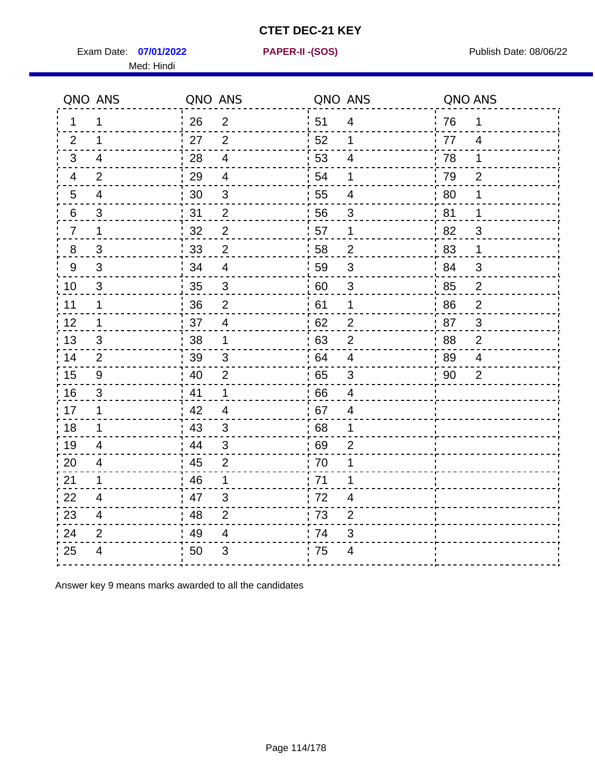# CTET DEC-21 KEY

Exam Date: **07/01/2022** **PAPER-II -(SOS)** Publish Date: 08/06/22

Med: Hindi

| QNO | ANS | QNO | ANS | QNO | ANS | QNO | ANS |
|---|---|---|---|---|---|---|---|
| 1 | 1 | 26 | 2 | 51 | 4 | 76 | 1 |
| 2 | 1 | 27 | 2 | 52 | 1 | 77 | 4 |
| 3 | 4 | 28 | 4 | 53 | 4 | 78 | 1 |
| 4 | 2 | 29 | 4 | 54 | 1 | 79 | 2 |
| 5 | 4 | 30 | 3 | 55 | 4 | 80 | 1 |
| 6 | 3 | 31 | 2 | 56 | 3 | 81 | 1 |
| 7 | 1 | 32 | 2 | 57 | 1 | 82 | 3 |
| 8 | 3 | 33 | 2 | 58 | 2 | 83 | 1 |
| 9 | 3 | 34 | 4 | 59 | 3 | 84 | 3 |
| 10 | 3 | 35 | 3 | 60 | 3 | 85 | 2 |
| 11 | 1 | 36 | 2 | 61 | 1 | 86 | 2 |
| 12 | 1 | 37 | 4 | 62 | 2 | 87 | 3 |
| 13 | 3 | 38 | 1 | 63 | 2 | 88 | 2 |
| 14 | 2 | 39 | 3 | 64 | 4 | 89 | 4 |
| 15 | 9 | 40 | 2 | 65 | 3 | 90 | 2 |
| 16 | 3 | 41 | 1 | 66 | 4 | | |
| 17 | 1 | 42 | 4 | 67 | 4 | | |
| 18 | 1 | 43 | 3 | 68 | 1 | | |
| 19 | 4 | 44 | 3 | 69 | 2 | | |
| 20 | 4 | 45 | 2 | 70 | 1 | | |
| 21 | 1 | 46 | 1 | 71 | 1 | | |
| 22 | 4 | 47 | 3 | 72 | 4 | | |
| 23 | 4 | 48 | 2 | 73 | 2 | | |
| 24 | 2 | 49 | 4 | 74 | 3 | | |
| 25 | 4 | 50 | 3 | 75 | 4 | | |

Answer key 9 means marks awarded to all the candidates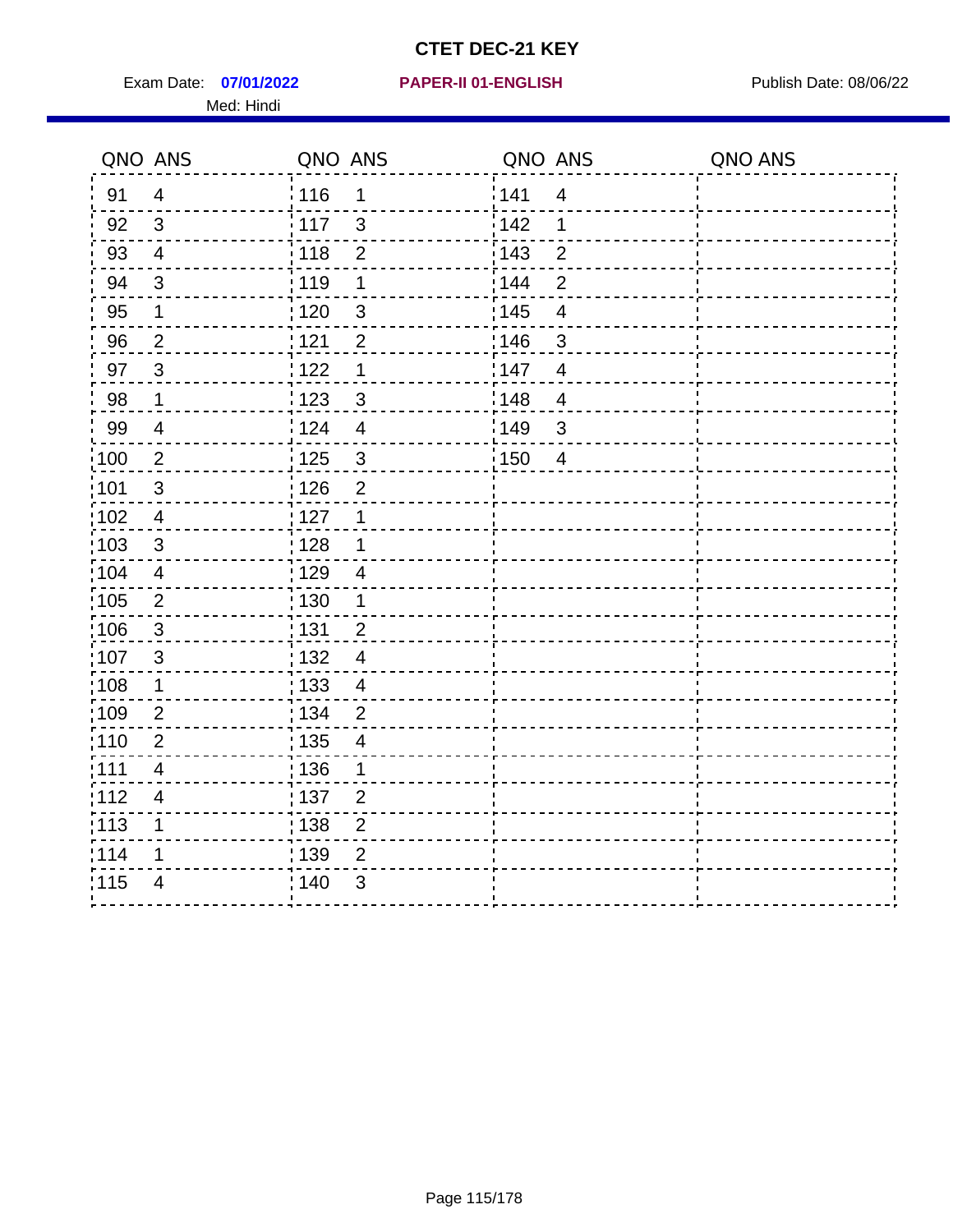# CTET DEC-21 KEY

Exam Date: **07/01/2022** **PAPER-II 01-ENGLISH** Publish Date: 08/06/22

Med: Hindi

| QNO | ANS | QNO | ANS | QNO | ANS | QNO | ANS |
|---|---|---|---|---|---|---|---|
| 91 | 4 | 116 | 1 | 141 | 4 | | |
| 92 | 3 | 117 | 3 | 142 | 1 | | |
| 93 | 4 | 118 | 2 | 143 | 2 | | |
| 94 | 3 | 119 | 1 | 144 | 2 | | |
| 95 | 1 | 120 | 3 | 145 | 4 | | |
| 96 | 2 | 121 | 2 | 146 | 3 | | |
| 97 | 3 | 122 | 1 | 147 | 4 | | |
| 98 | 1 | 123 | 3 | 148 | 4 | | |
| 99 | 4 | 124 | 4 | 149 | 3 | | |
| 100 | 2 | 125 | 3 | 150 | 4 | | |
| 101 | 3 | 126 | 2 | | | | |
| 102 | 4 | 127 | 1 | | | | |
| 103 | 3 | 128 | 1 | | | | |
| 104 | 4 | 129 | 4 | | | | |
| 105 | 2 | 130 | 1 | | | | |
| 106 | 3 | 131 | 2 | | | | |
| 107 | 3 | 132 | 4 | | | | |
| 108 | 1 | 133 | 4 | | | | |
| 109 | 2 | 134 | 2 | | | | |
| 110 | 2 | 135 | 4 | | | | |
| 111 | 4 | 136 | 1 | | | | |
| 112 | 4 | 137 | 2 | | | | |
| 113 | 1 | 138 | 2 | | | | |
| 114 | 1 | 139 | 2 | | | | |
| 115 | 4 | 140 | 3 | | | | |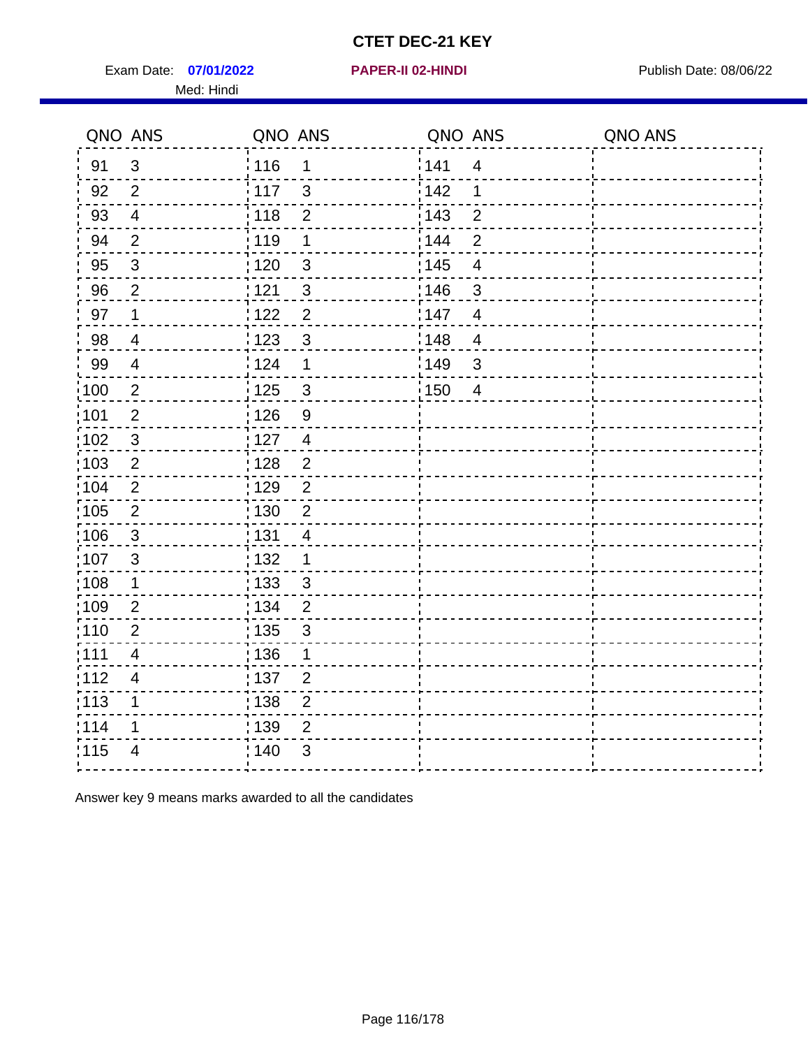# CTET DEC-21 KEY

Exam Date: **07/01/2022** | **PAPER-II 02-HINDI** | Publish Date: 08/06/22

Med: Hindi

| QNO | ANS | QNO | ANS | QNO | ANS | QNO | ANS |
|---|---|---|---|---|---|---|---|
| 91 | 3 | 116 | 1 | 141 | 4 | | |
| 92 | 2 | 117 | 3 | 142 | 1 | | |
| 93 | 4 | 118 | 2 | 143 | 2 | | |
| 94 | 2 | 119 | 1 | 144 | 2 | | |
| 95 | 3 | 120 | 3 | 145 | 4 | | |
| 96 | 2 | 121 | 3 | 146 | 3 | | |
| 97 | 1 | 122 | 2 | 147 | 4 | | |
| 98 | 4 | 123 | 3 | 148 | 4 | | |
| 99 | 4 | 124 | 1 | 149 | 3 | | |
| 100 | 2 | 125 | 3 | 150 | 4 | | |
| 101 | 2 | 126 | 9 | | | | |
| 102 | 3 | 127 | 4 | | | | |
| 103 | 2 | 128 | 2 | | | | |
| 104 | 2 | 129 | 2 | | | | |
| 105 | 2 | 130 | 2 | | | | |
| 106 | 3 | 131 | 4 | | | | |
| 107 | 3 | 132 | 1 | | | | |
| 108 | 1 | 133 | 3 | | | | |
| 109 | 2 | 134 | 2 | | | | |
| 110 | 2 | 135 | 3 | | | | |
| 111 | 4 | 136 | 1 | | | | |
| 112 | 4 | 137 | 2 | | | | |
| 113 | 1 | 138 | 2 | | | | |
| 114 | 1 | 139 | 2 | | | | |
| 115 | 4 | 140 | 3 | | | | |

Answer key 9 means marks awarded to all the candidates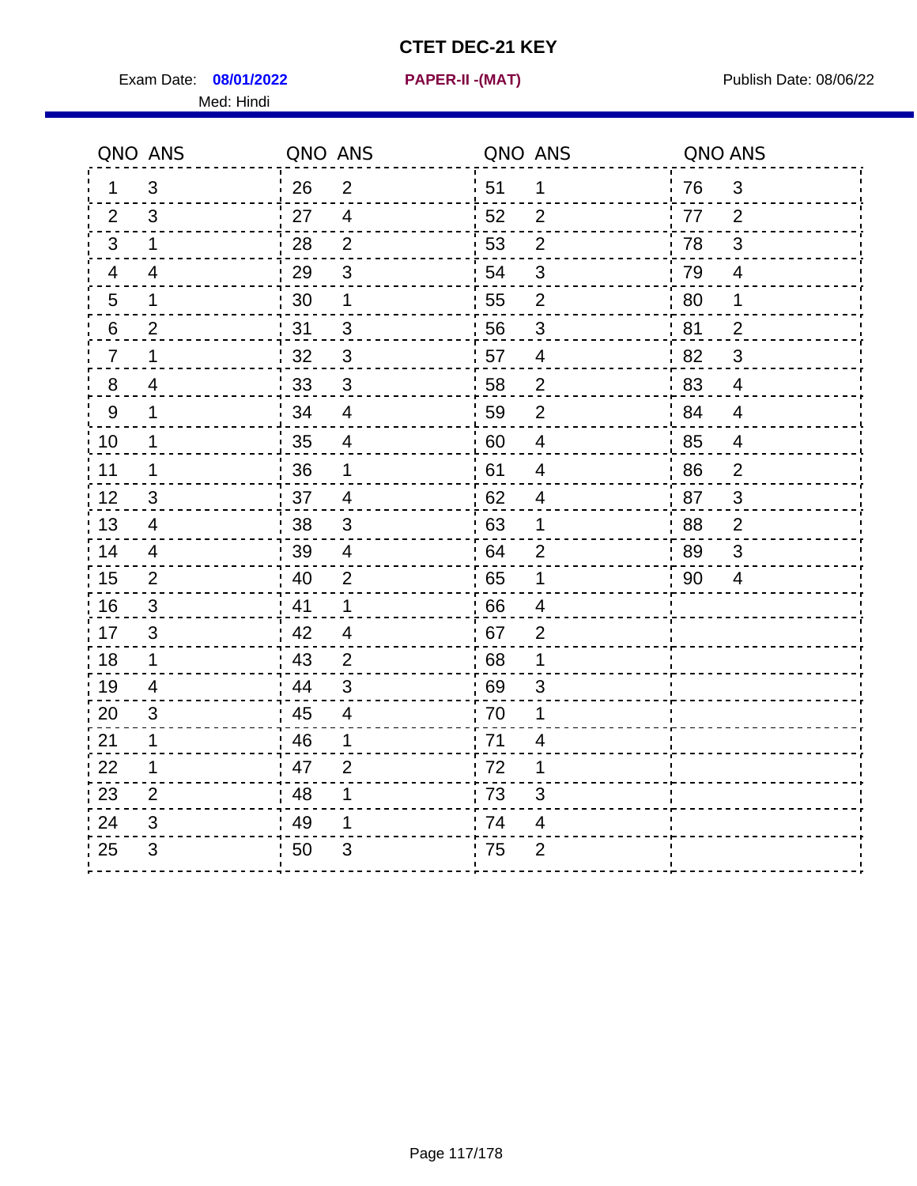# CTET DEC-21 KEY

Exam Date: **08/01/2022** **PAPER-II -(MAT)** Publish Date: 08/06/22

Med: Hindi

| QNO | ANS | QNO | ANS | QNO | ANS | QNO | ANS |
|---|---|---|---|---|---|---|---|
| 1 | 3 | 26 | 2 | 51 | 1 | 76 | 3 |
| 2 | 3 | 27 | 4 | 52 | 2 | 77 | 2 |
| 3 | 1 | 28 | 2 | 53 | 2 | 78 | 3 |
| 4 | 4 | 29 | 3 | 54 | 3 | 79 | 4 |
| 5 | 1 | 30 | 1 | 55 | 2 | 80 | 1 |
| 6 | 2 | 31 | 3 | 56 | 3 | 81 | 2 |
| 7 | 1 | 32 | 3 | 57 | 4 | 82 | 3 |
| 8 | 4 | 33 | 3 | 58 | 2 | 83 | 4 |
| 9 | 1 | 34 | 4 | 59 | 2 | 84 | 4 |
| 10 | 1 | 35 | 4 | 60 | 4 | 85 | 4 |
| 11 | 1 | 36 | 1 | 61 | 4 | 86 | 2 |
| 12 | 3 | 37 | 4 | 62 | 4 | 87 | 3 |
| 13 | 4 | 38 | 3 | 63 | 1 | 88 | 2 |
| 14 | 4 | 39 | 4 | 64 | 2 | 89 | 3 |
| 15 | 2 | 40 | 2 | 65 | 1 | 90 | 4 |
| 16 | 3 | 41 | 1 | 66 | 4 | | |
| 17 | 3 | 42 | 4 | 67 | 2 | | |
| 18 | 1 | 43 | 2 | 68 | 1 | | |
| 19 | 4 | 44 | 3 | 69 | 3 | | |
| 20 | 3 | 45 | 4 | 70 | 1 | | |
| 21 | 1 | 46 | 1 | 71 | 4 | | |
| 22 | 1 | 47 | 2 | 72 | 1 | | |
| 23 | 2 | 48 | 1 | 73 | 3 | | |
| 24 | 3 | 49 | 1 | 74 | 4 | | |
| 25 | 3 | 50 | 3 | 75 | 2 | | |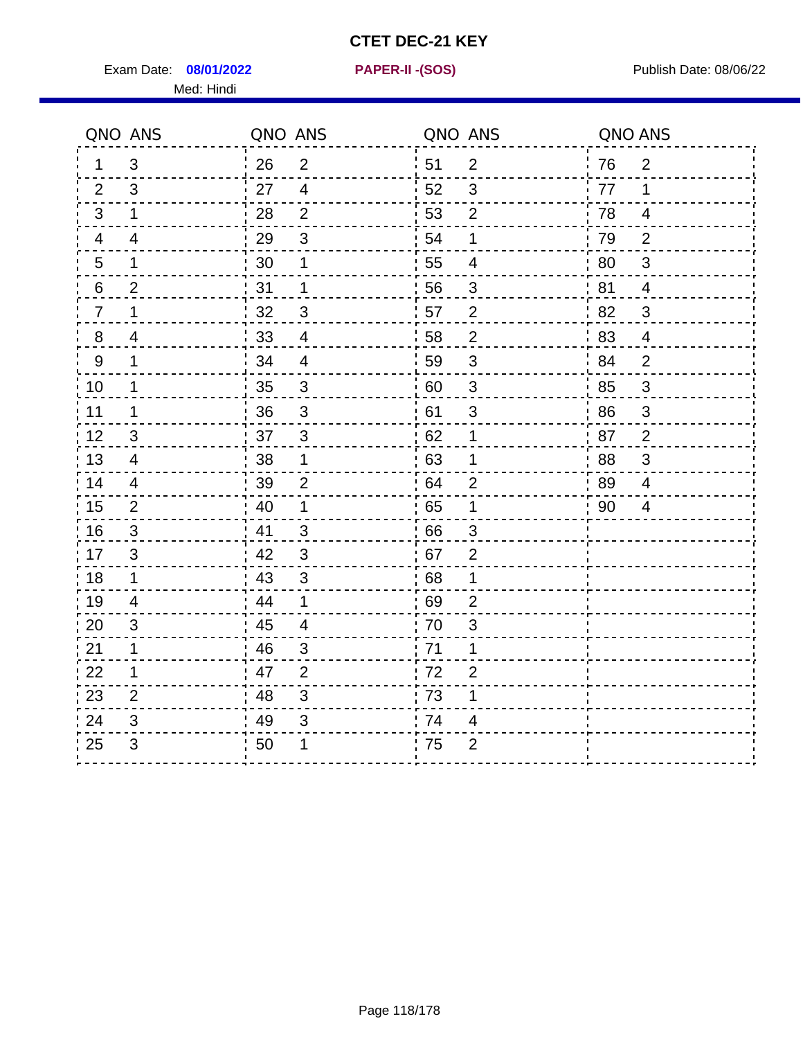# CTET DEC-21 KEY

Exam Date: **08/01/2022** **PAPER-II -(SOS)** Publish Date: 08/06/22

Med: Hindi

| QNO | ANS | QNO | ANS | QNO | ANS | QNO | ANS |
|---|---|---|---|---|---|---|---|
| 1 | 3 | 26 | 2 | 51 | 2 | 76 | 2 |
| 2 | 3 | 27 | 4 | 52 | 3 | 77 | 1 |
| 3 | 1 | 28 | 2 | 53 | 2 | 78 | 4 |
| 4 | 4 | 29 | 3 | 54 | 1 | 79 | 2 |
| 5 | 1 | 30 | 1 | 55 | 4 | 80 | 3 |
| 6 | 2 | 31 | 1 | 56 | 3 | 81 | 4 |
| 7 | 1 | 32 | 3 | 57 | 2 | 82 | 3 |
| 8 | 4 | 33 | 4 | 58 | 2 | 83 | 4 |
| 9 | 1 | 34 | 4 | 59 | 3 | 84 | 2 |
| 10 | 1 | 35 | 3 | 60 | 3 | 85 | 3 |
| 11 | 1 | 36 | 3 | 61 | 3 | 86 | 3 |
| 12 | 3 | 37 | 3 | 62 | 1 | 87 | 2 |
| 13 | 4 | 38 | 1 | 63 | 1 | 88 | 3 |
| 14 | 4 | 39 | 2 | 64 | 2 | 89 | 4 |
| 15 | 2 | 40 | 1 | 65 | 1 | 90 | 4 |
| 16 | 3 | 41 | 3 | 66 | 3 | | |
| 17 | 3 | 42 | 3 | 67 | 2 | | |
| 18 | 1 | 43 | 3 | 68 | 1 | | |
| 19 | 4 | 44 | 1 | 69 | 2 | | |
| 20 | 3 | 45 | 4 | 70 | 3 | | |
| 21 | 1 | 46 | 3 | 71 | 1 | | |
| 22 | 1 | 47 | 2 | 72 | 2 | | |
| 23 | 2 | 48 | 3 | 73 | 1 | | |
| 24 | 3 | 49 | 3 | 74 | 4 | | |
| 25 | 3 | 50 | 1 | 75 | 2 | | |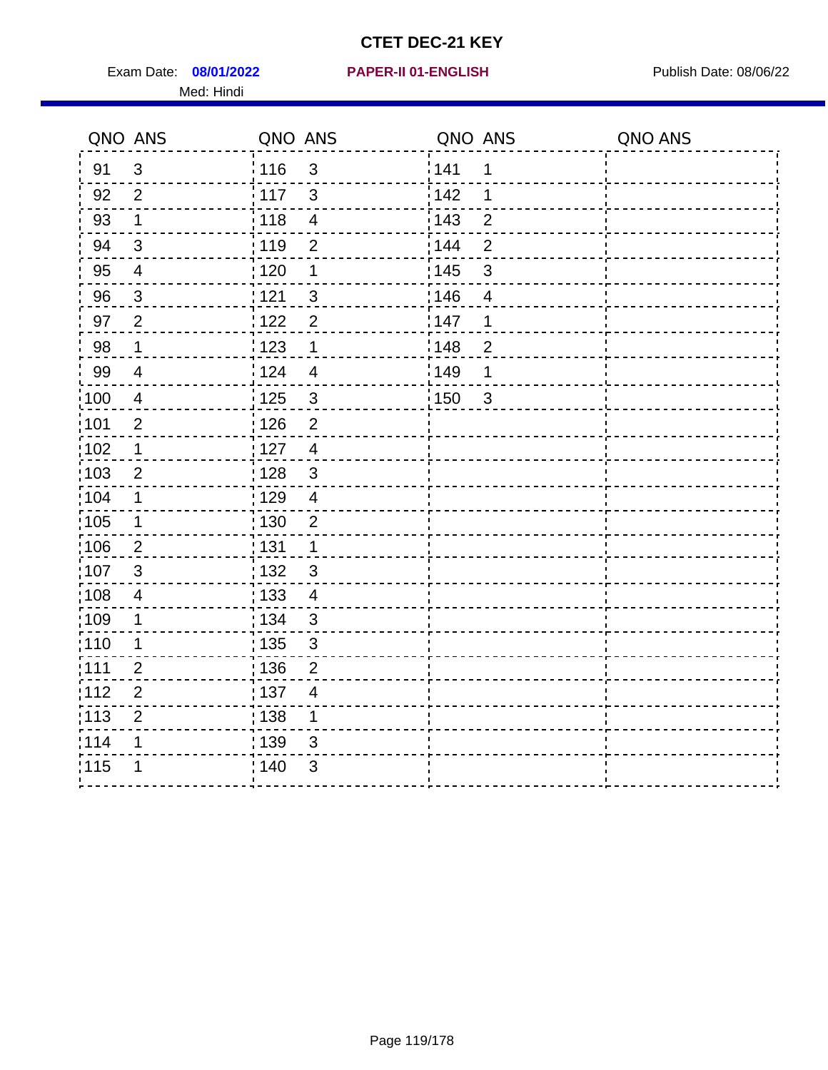# CTET DEC-21 KEY

Exam Date: **08/01/2022** **PAPER-II 01-ENGLISH** Publish Date: 08/06/22

Med: Hindi

| QNO | ANS | QNO | ANS | QNO | ANS | QNO | ANS |
|---|---|---|---|---|---|---|---|
| 91 | 3 | 116 | 3 | 141 | 1 | | |
| 92 | 2 | 117 | 3 | 142 | 1 | | |
| 93 | 1 | 118 | 4 | 143 | 2 | | |
| 94 | 3 | 119 | 2 | 144 | 2 | | |
| 95 | 4 | 120 | 1 | 145 | 3 | | |
| 96 | 3 | 121 | 3 | 146 | 4 | | |
| 97 | 2 | 122 | 2 | 147 | 1 | | |
| 98 | 1 | 123 | 1 | 148 | 2 | | |
| 99 | 4 | 124 | 4 | 149 | 1 | | |
| 100 | 4 | 125 | 3 | 150 | 3 | | |
| 101 | 2 | 126 | 2 | | | | |
| 102 | 1 | 127 | 4 | | | | |
| 103 | 2 | 128 | 3 | | | | |
| 104 | 1 | 129 | 4 | | | | |
| 105 | 1 | 130 | 2 | | | | |
| 106 | 2 | 131 | 1 | | | | |
| 107 | 3 | 132 | 3 | | | | |
| 108 | 4 | 133 | 4 | | | | |
| 109 | 1 | 134 | 3 | | | | |
| 110 | 1 | 135 | 3 | | | | |
| 111 | 2 | 136 | 2 | | | | |
| 112 | 2 | 137 | 4 | | | | |
| 113 | 2 | 138 | 1 | | | | |
| 114 | 1 | 139 | 3 | | | | |
| 115 | 1 | 140 | 3 | | | | |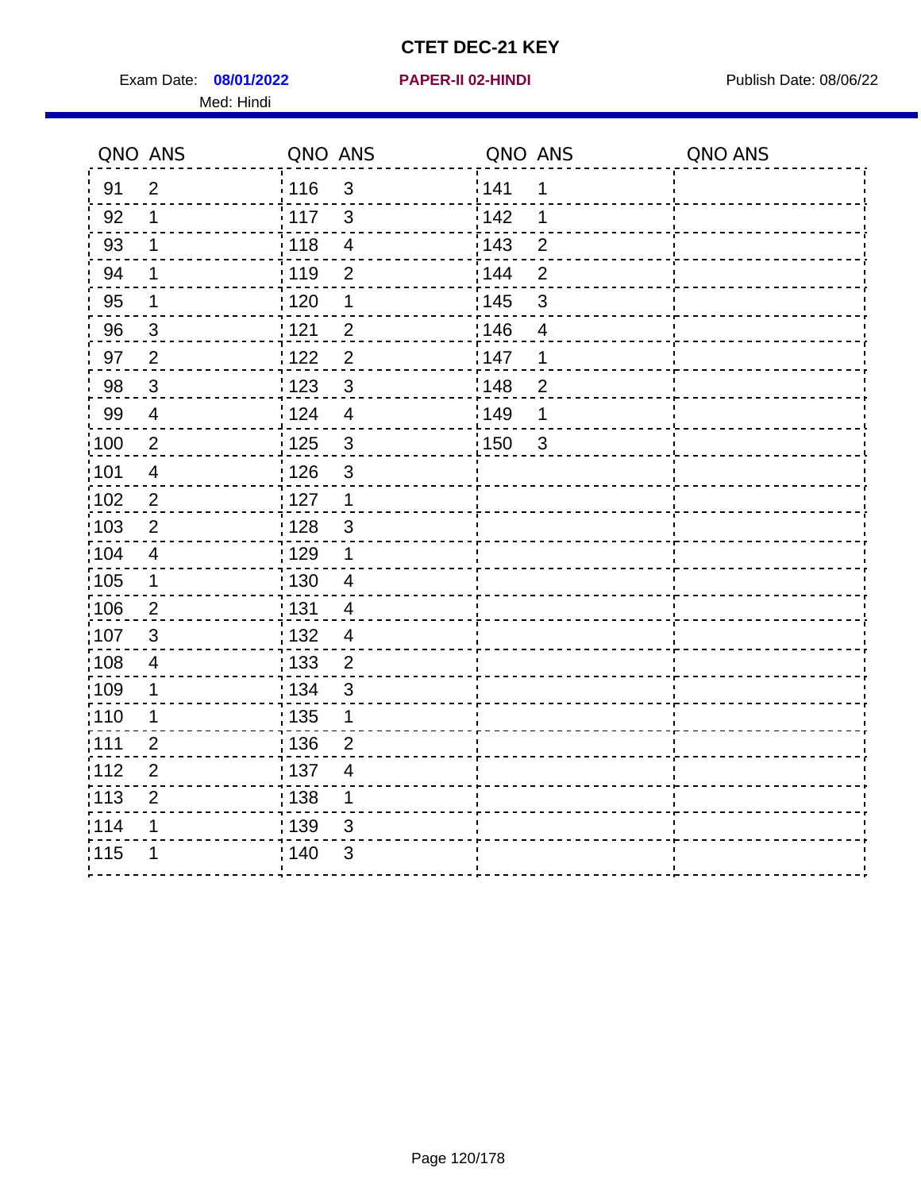# CTET DEC-21 KEY

Exam Date: **08/01/2022** **PAPER-II 02-HINDI** Publish Date: 08/06/22

Med: Hindi

| QNO | ANS | QNO | ANS | QNO | ANS | QNO | ANS |
|---|---|---|---|---|---|---|---|
| 91 | 2 | 116 | 3 | 141 | 1 | | |
| 92 | 1 | 117 | 3 | 142 | 1 | | |
| 93 | 1 | 118 | 4 | 143 | 2 | | |
| 94 | 1 | 119 | 2 | 144 | 2 | | |
| 95 | 1 | 120 | 1 | 145 | 3 | | |
| 96 | 3 | 121 | 2 | 146 | 4 | | |
| 97 | 2 | 122 | 2 | 147 | 1 | | |
| 98 | 3 | 123 | 3 | 148 | 2 | | |
| 99 | 4 | 124 | 4 | 149 | 1 | | |
| 100 | 2 | 125 | 3 | 150 | 3 | | |
| 101 | 4 | 126 | 3 | | | | |
| 102 | 2 | 127 | 1 | | | | |
| 103 | 2 | 128 | 3 | | | | |
| 104 | 4 | 129 | 1 | | | | |
| 105 | 1 | 130 | 4 | | | | |
| 106 | 2 | 131 | 4 | | | | |
| 107 | 3 | 132 | 4 | | | | |
| 108 | 4 | 133 | 2 | | | | |
| 109 | 1 | 134 | 3 | | | | |
| 110 | 1 | 135 | 1 | | | | |
| 111 | 2 | 136 | 2 | | | | |
| 112 | 2 | 137 | 4 | | | | |
| 113 | 2 | 138 | 1 | | | | |
| 114 | 1 | 139 | 3 | | | | |
| 115 | 1 | 140 | 3 | | | | |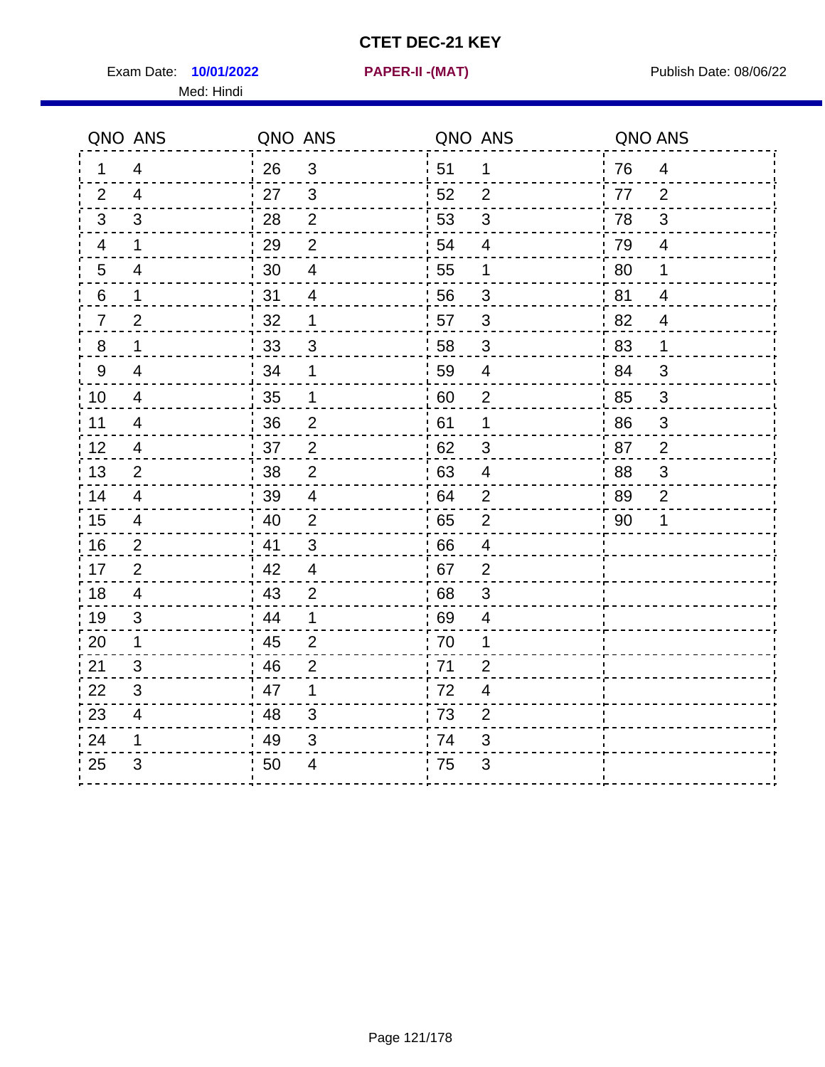# CTET DEC-21 KEY

Exam Date: **10/01/2022** **PAPER-II -(MAT)** Publish Date: 08/06/22

Med: Hindi

| QNO | ANS | QNO | ANS | QNO | ANS | QNO | ANS |
|---|---|---|---|---|---|---|---|
| 1 | 4 | 26 | 3 | 51 | 1 | 76 | 4 |
| 2 | 4 | 27 | 3 | 52 | 2 | 77 | 2 |
| 3 | 3 | 28 | 2 | 53 | 3 | 78 | 3 |
| 4 | 1 | 29 | 2 | 54 | 4 | 79 | 4 |
| 5 | 4 | 30 | 4 | 55 | 1 | 80 | 1 |
| 6 | 1 | 31 | 4 | 56 | 3 | 81 | 4 |
| 7 | 2 | 32 | 1 | 57 | 3 | 82 | 4 |
| 8 | 1 | 33 | 3 | 58 | 3 | 83 | 1 |
| 9 | 4 | 34 | 1 | 59 | 4 | 84 | 3 |
| 10 | 4 | 35 | 1 | 60 | 2 | 85 | 3 |
| 11 | 4 | 36 | 2 | 61 | 1 | 86 | 3 |
| 12 | 4 | 37 | 2 | 62 | 3 | 87 | 2 |
| 13 | 2 | 38 | 2 | 63 | 4 | 88 | 3 |
| 14 | 4 | 39 | 4 | 64 | 2 | 89 | 2 |
| 15 | 4 | 40 | 2 | 65 | 2 | 90 | 1 |
| 16 | 2 | 41 | 3 | 66 | 4 | | |
| 17 | 2 | 42 | 4 | 67 | 2 | | |
| 18 | 4 | 43 | 2 | 68 | 3 | | |
| 19 | 3 | 44 | 1 | 69 | 4 | | |
| 20 | 1 | 45 | 2 | 70 | 1 | | |
| 21 | 3 | 46 | 2 | 71 | 2 | | |
| 22 | 3 | 47 | 1 | 72 | 4 | | |
| 23 | 4 | 48 | 3 | 73 | 2 | | |
| 24 | 1 | 49 | 3 | 74 | 3 | | |
| 25 | 3 | 50 | 4 | 75 | 3 | | |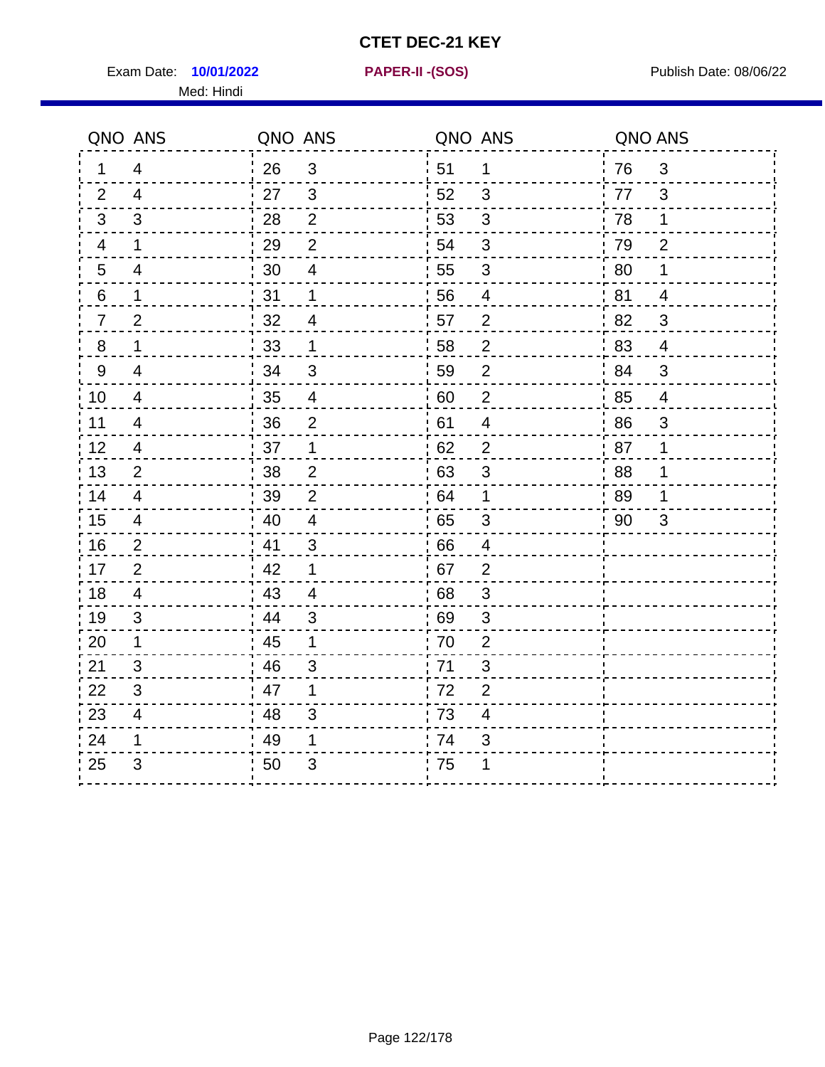# CTET DEC-21 KEY

Exam Date: **10/01/2022** **PAPER-II -(SOS)** Publish Date: 08/06/22

Med: Hindi

| QNO | ANS | QNO | ANS | QNO | ANS | QNO | ANS |
|---|---|---|---|---|---|---|---|
| 1 | 4 | 26 | 3 | 51 | 1 | 76 | 3 |
| 2 | 4 | 27 | 3 | 52 | 3 | 77 | 3 |
| 3 | 3 | 28 | 2 | 53 | 3 | 78 | 1 |
| 4 | 1 | 29 | 2 | 54 | 3 | 79 | 2 |
| 5 | 4 | 30 | 4 | 55 | 3 | 80 | 1 |
| 6 | 1 | 31 | 1 | 56 | 4 | 81 | 4 |
| 7 | 2 | 32 | 4 | 57 | 2 | 82 | 3 |
| 8 | 1 | 33 | 1 | 58 | 2 | 83 | 4 |
| 9 | 4 | 34 | 3 | 59 | 2 | 84 | 3 |
| 10 | 4 | 35 | 4 | 60 | 2 | 85 | 4 |
| 11 | 4 | 36 | 2 | 61 | 4 | 86 | 3 |
| 12 | 4 | 37 | 1 | 62 | 2 | 87 | 1 |
| 13 | 2 | 38 | 2 | 63 | 3 | 88 | 1 |
| 14 | 4 | 39 | 2 | 64 | 1 | 89 | 1 |
| 15 | 4 | 40 | 4 | 65 | 3 | 90 | 3 |
| 16 | 2 | 41 | 3 | 66 | 4 | | |
| 17 | 2 | 42 | 1 | 67 | 2 | | |
| 18 | 4 | 43 | 4 | 68 | 3 | | |
| 19 | 3 | 44 | 3 | 69 | 3 | | |
| 20 | 1 | 45 | 1 | 70 | 2 | | |
| 21 | 3 | 46 | 3 | 71 | 3 | | |
| 22 | 3 | 47 | 1 | 72 | 2 | | |
| 23 | 4 | 48 | 3 | 73 | 4 | | |
| 24 | 1 | 49 | 1 | 74 | 3 | | |
| 25 | 3 | 50 | 3 | 75 | 1 | | |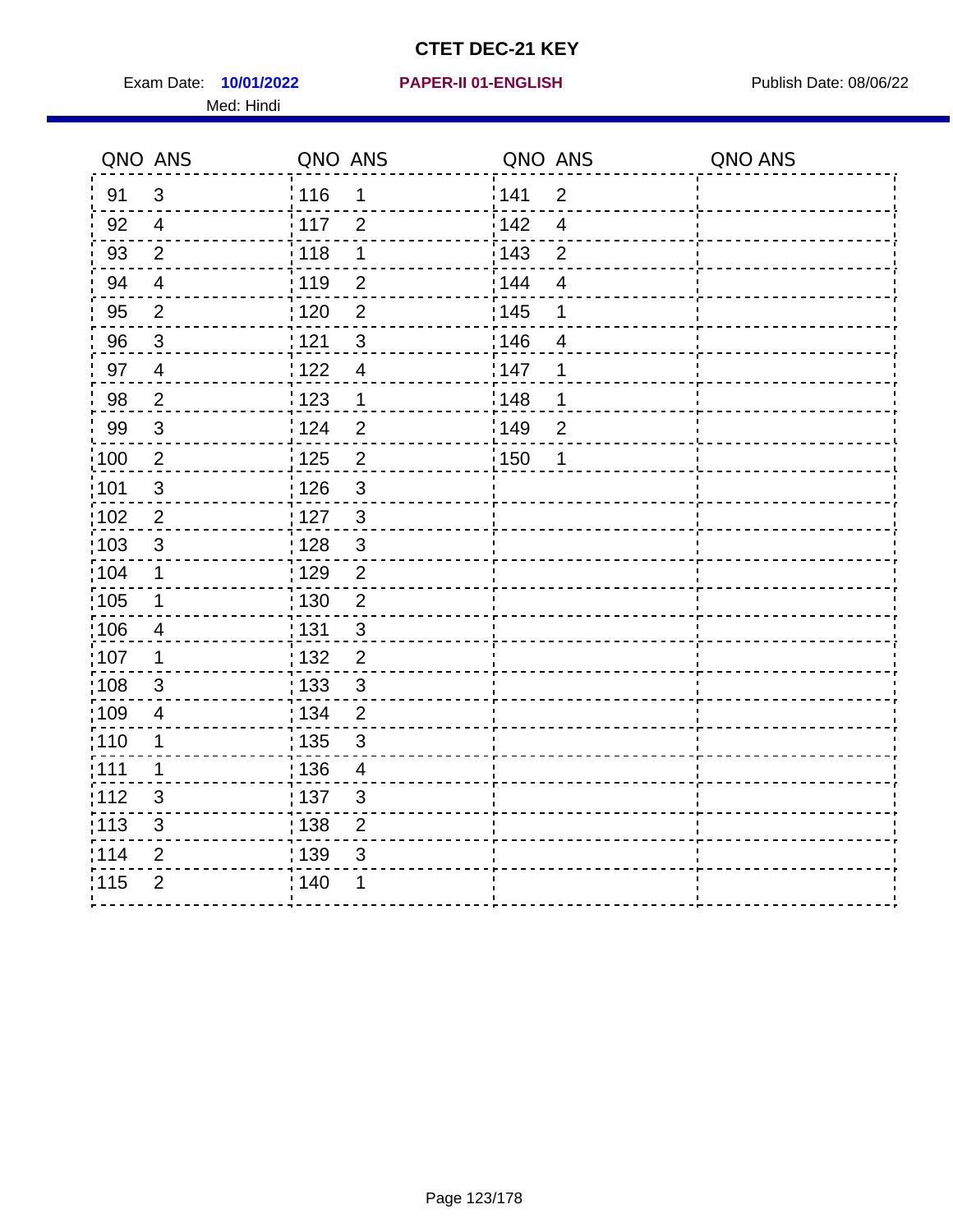# CTET DEC-21 KEY

Exam Date: **10/01/2022** **PAPER-II 01-ENGLISH** Publish Date: 08/06/22

Med: Hindi

| QNO | ANS | QNO | ANS | QNO | ANS | QNO | ANS |
|---|---|---|---|---|---|---|---|
| 91 | 3 | 116 | 1 | 141 | 2 | | |
| 92 | 4 | 117 | 2 | 142 | 4 | | |
| 93 | 2 | 118 | 1 | 143 | 2 | | |
| 94 | 4 | 119 | 2 | 144 | 4 | | |
| 95 | 2 | 120 | 2 | 145 | 1 | | |
| 96 | 3 | 121 | 3 | 146 | 4 | | |
| 97 | 4 | 122 | 4 | 147 | 1 | | |
| 98 | 2 | 123 | 1 | 148 | 1 | | |
| 99 | 3 | 124 | 2 | 149 | 2 | | |
| 100 | 2 | 125 | 2 | 150 | 1 | | |
| 101 | 3 | 126 | 3 | | | | |
| 102 | 2 | 127 | 3 | | | | |
| 103 | 3 | 128 | 3 | | | | |
| 104 | 1 | 129 | 2 | | | | |
| 105 | 1 | 130 | 2 | | | | |
| 106 | 4 | 131 | 3 | | | | |
| 107 | 1 | 132 | 2 | | | | |
| 108 | 3 | 133 | 3 | | | | |
| 109 | 4 | 134 | 2 | | | | |
| 110 | 1 | 135 | 3 | | | | |
| 111 | 1 | 136 | 4 | | | | |
| 112 | 3 | 137 | 3 | | | | |
| 113 | 3 | 138 | 2 | | | | |
| 114 | 2 | 139 | 3 | | | | |
| 115 | 2 | 140 | 1 | | | | |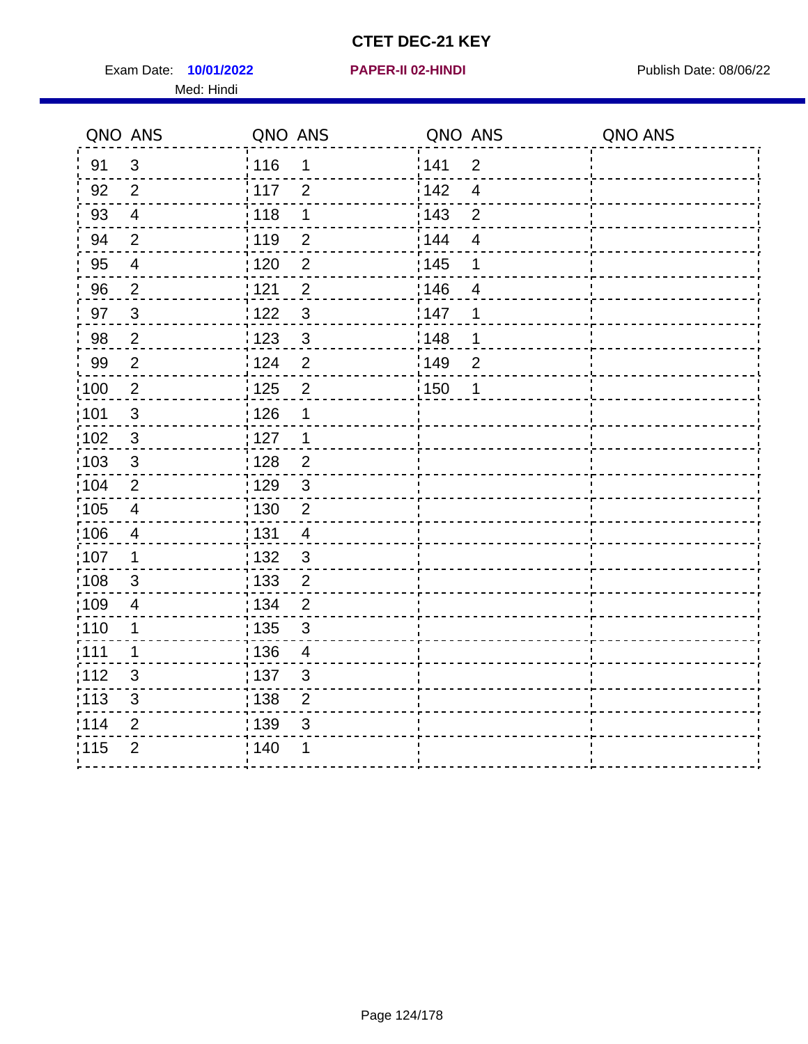# CTET DEC-21 KEY

Exam Date: **10/01/2022** **PAPER-II 02-HINDI** Publish Date: 08/06/22

Med: Hindi

| QNO | ANS | QNO | ANS | QNO | ANS | QNO | ANS |
|---|---|---|---|---|---|---|---|
| 91 | 3 | 116 | 1 | 141 | 2 | | |
| 92 | 2 | 117 | 2 | 142 | 4 | | |
| 93 | 4 | 118 | 1 | 143 | 2 | | |
| 94 | 2 | 119 | 2 | 144 | 4 | | |
| 95 | 4 | 120 | 2 | 145 | 1 | | |
| 96 | 2 | 121 | 2 | 146 | 4 | | |
| 97 | 3 | 122 | 3 | 147 | 1 | | |
| 98 | 2 | 123 | 3 | 148 | 1 | | |
| 99 | 2 | 124 | 2 | 149 | 2 | | |
| 100 | 2 | 125 | 2 | 150 | 1 | | |
| 101 | 3 | 126 | 1 | | | | |
| 102 | 3 | 127 | 1 | | | | |
| 103 | 3 | 128 | 2 | | | | |
| 104 | 2 | 129 | 3 | | | | |
| 105 | 4 | 130 | 2 | | | | |
| 106 | 4 | 131 | 4 | | | | |
| 107 | 1 | 132 | 3 | | | | |
| 108 | 3 | 133 | 2 | | | | |
| 109 | 4 | 134 | 2 | | | | |
| 110 | 1 | 135 | 3 | | | | |
| 111 | 1 | 136 | 4 | | | | |
| 112 | 3 | 137 | 3 | | | | |
| 113 | 3 | 138 | 2 | | | | |
| 114 | 2 | 139 | 3 | | | | |
| 115 | 2 | 140 | 1 | | | | |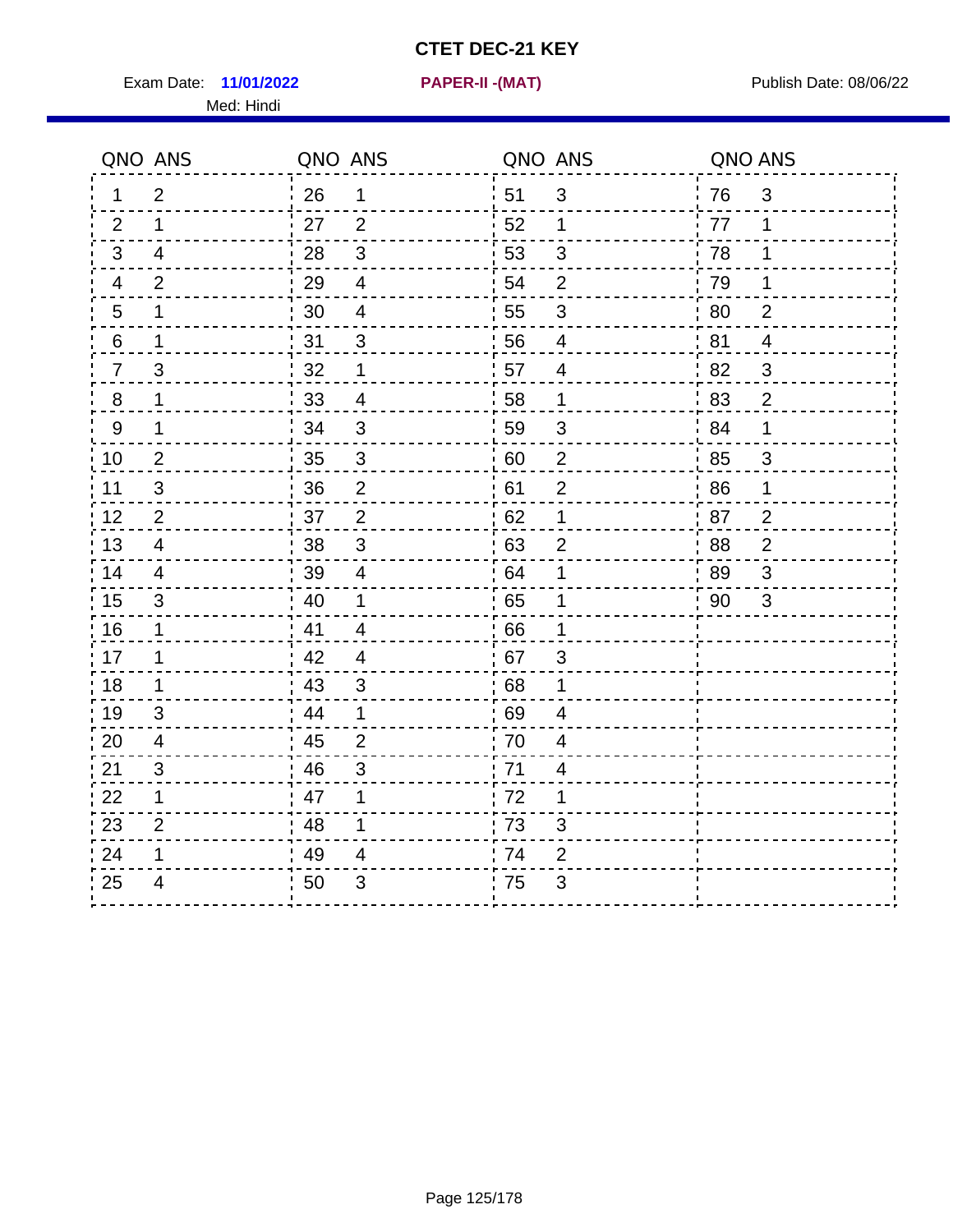# CTET DEC-21 KEY

Exam Date: **11/01/2022** **PAPER-II -(MAT)** Publish Date: 08/06/22

Med: Hindi

| QNO | ANS | QNO | ANS | QNO | ANS | QNO | ANS |
|---|---|---|---|---|---|---|---|
| 1 | 2 | 26 | 1 | 51 | 3 | 76 | 3 |
| 2 | 1 | 27 | 2 | 52 | 1 | 77 | 1 |
| 3 | 4 | 28 | 3 | 53 | 3 | 78 | 1 |
| 4 | 2 | 29 | 4 | 54 | 2 | 79 | 1 |
| 5 | 1 | 30 | 4 | 55 | 3 | 80 | 2 |
| 6 | 1 | 31 | 3 | 56 | 4 | 81 | 4 |
| 7 | 3 | 32 | 1 | 57 | 4 | 82 | 3 |
| 8 | 1 | 33 | 4 | 58 | 1 | 83 | 2 |
| 9 | 1 | 34 | 3 | 59 | 3 | 84 | 1 |
| 10 | 2 | 35 | 3 | 60 | 2 | 85 | 3 |
| 11 | 3 | 36 | 2 | 61 | 2 | 86 | 1 |
| 12 | 2 | 37 | 2 | 62 | 1 | 87 | 2 |
| 13 | 4 | 38 | 3 | 63 | 2 | 88 | 2 |
| 14 | 4 | 39 | 4 | 64 | 1 | 89 | 3 |
| 15 | 3 | 40 | 1 | 65 | 1 | 90 | 3 |
| 16 | 1 | 41 | 4 | 66 | 1 | | |
| 17 | 1 | 42 | 4 | 67 | 3 | | |
| 18 | 1 | 43 | 3 | 68 | 1 | | |
| 19 | 3 | 44 | 1 | 69 | 4 | | |
| 20 | 4 | 45 | 2 | 70 | 4 | | |
| 21 | 3 | 46 | 3 | 71 | 4 | | |
| 22 | 1 | 47 | 1 | 72 | 1 | | |
| 23 | 2 | 48 | 1 | 73 | 3 | | |
| 24 | 1 | 49 | 4 | 74 | 2 | | |
| 25 | 4 | 50 | 3 | 75 | 3 | | |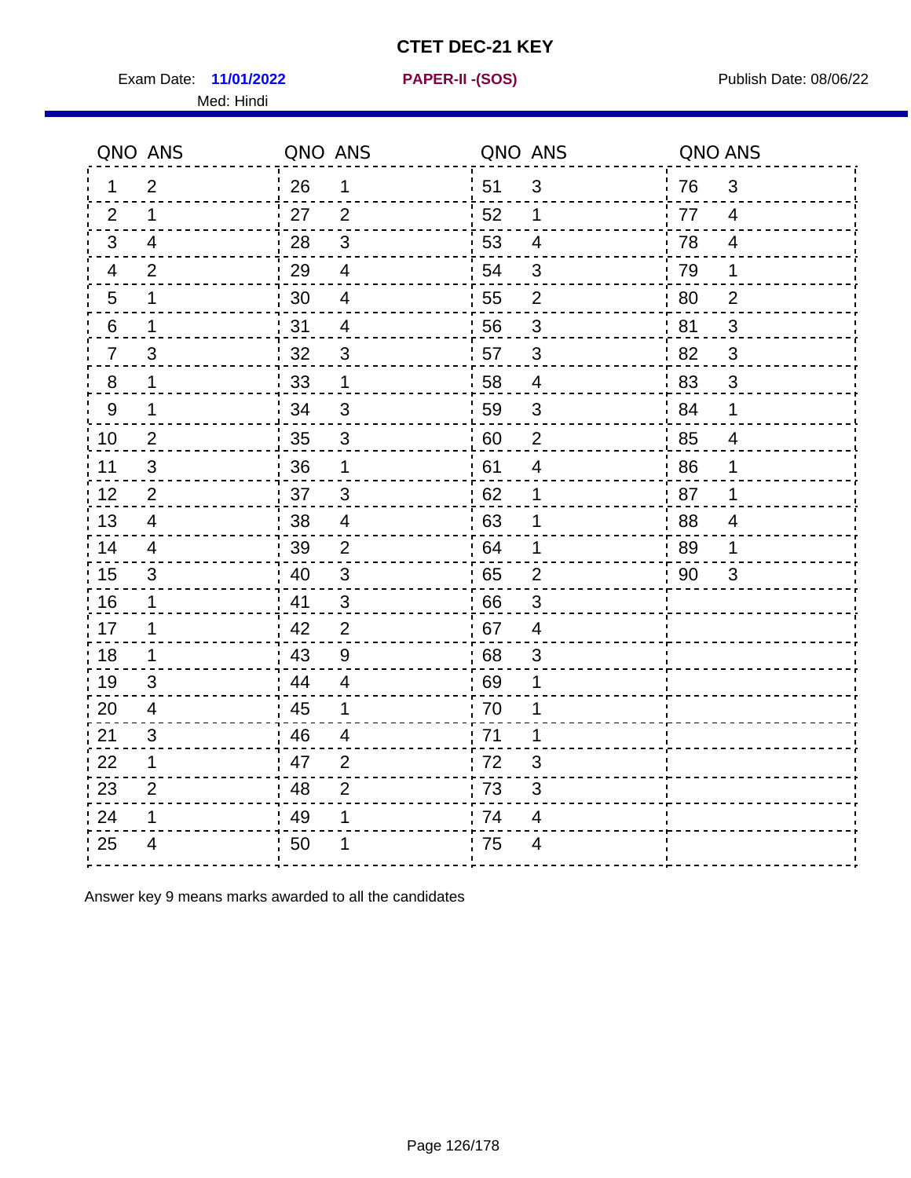# CTET DEC-21 KEY

Exam Date: **11/01/2022** **PAPER-II -(SOS)** Publish Date: 08/06/22

Med: Hindi

| QNO | ANS | QNO | ANS | QNO | ANS | QNO | ANS |
|---|---|---|---|---|---|---|---|
| 1 | 2 | 26 | 1 | 51 | 3 | 76 | 3 |
| 2 | 1 | 27 | 2 | 52 | 1 | 77 | 4 |
| 3 | 4 | 28 | 3 | 53 | 4 | 78 | 4 |
| 4 | 2 | 29 | 4 | 54 | 3 | 79 | 1 |
| 5 | 1 | 30 | 4 | 55 | 2 | 80 | 2 |
| 6 | 1 | 31 | 4 | 56 | 3 | 81 | 3 |
| 7 | 3 | 32 | 3 | 57 | 3 | 82 | 3 |
| 8 | 1 | 33 | 1 | 58 | 4 | 83 | 3 |
| 9 | 1 | 34 | 3 | 59 | 3 | 84 | 1 |
| 10 | 2 | 35 | 3 | 60 | 2 | 85 | 4 |
| 11 | 3 | 36 | 1 | 61 | 4 | 86 | 1 |
| 12 | 2 | 37 | 3 | 62 | 1 | 87 | 1 |
| 13 | 4 | 38 | 4 | 63 | 1 | 88 | 4 |
| 14 | 4 | 39 | 2 | 64 | 1 | 89 | 1 |
| 15 | 3 | 40 | 3 | 65 | 2 | 90 | 3 |
| 16 | 1 | 41 | 3 | 66 | 3 | | |
| 17 | 1 | 42 | 2 | 67 | 4 | | |
| 18 | 1 | 43 | 9 | 68 | 3 | | |
| 19 | 3 | 44 | 4 | 69 | 1 | | |
| 20 | 4 | 45 | 1 | 70 | 1 | | |
| 21 | 3 | 46 | 4 | 71 | 1 | | |
| 22 | 1 | 47 | 2 | 72 | 3 | | |
| 23 | 2 | 48 | 2 | 73 | 3 | | |
| 24 | 1 | 49 | 1 | 74 | 4 | | |
| 25 | 4 | 50 | 1 | 75 | 4 | | |

Answer key 9 means marks awarded to all the candidates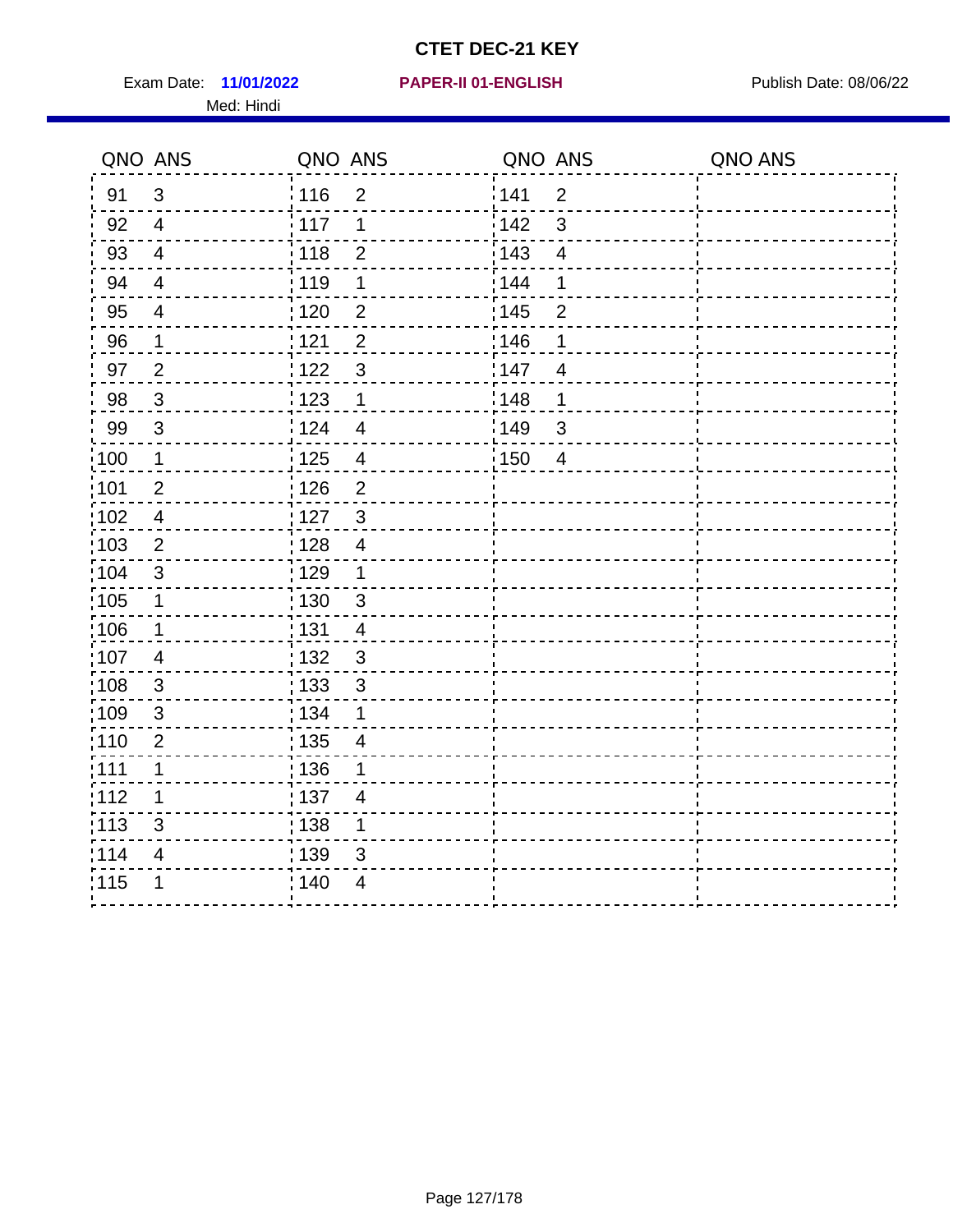# CTET DEC-21 KEY

Exam Date: **11/01/2022** **PAPER-II 01-ENGLISH** Publish Date: 08/06/22

Med: Hindi

| QNO | ANS | QNO | ANS | QNO | ANS | QNO | ANS |
|---|---|---|---|---|---|---|---|
| 91 | 3 | 116 | 2 | 141 | 2 | | |
| 92 | 4 | 117 | 1 | 142 | 3 | | |
| 93 | 4 | 118 | 2 | 143 | 4 | | |
| 94 | 4 | 119 | 1 | 144 | 1 | | |
| 95 | 4 | 120 | 2 | 145 | 2 | | |
| 96 | 1 | 121 | 2 | 146 | 1 | | |
| 97 | 2 | 122 | 3 | 147 | 4 | | |
| 98 | 3 | 123 | 1 | 148 | 1 | | |
| 99 | 3 | 124 | 4 | 149 | 3 | | |
| 100 | 1 | 125 | 4 | 150 | 4 | | |
| 101 | 2 | 126 | 2 | | | | |
| 102 | 4 | 127 | 3 | | | | |
| 103 | 2 | 128 | 4 | | | | |
| 104 | 3 | 129 | 1 | | | | |
| 105 | 1 | 130 | 3 | | | | |
| 106 | 1 | 131 | 4 | | | | |
| 107 | 4 | 132 | 3 | | | | |
| 108 | 3 | 133 | 3 | | | | |
| 109 | 3 | 134 | 1 | | | | |
| 110 | 2 | 135 | 4 | | | | |
| 111 | 1 | 136 | 1 | | | | |
| 112 | 1 | 137 | 4 | | | | |
| 113 | 3 | 138 | 1 | | | | |
| 114 | 4 | 139 | 3 | | | | |
| 115 | 1 | 140 | 4 | | | | |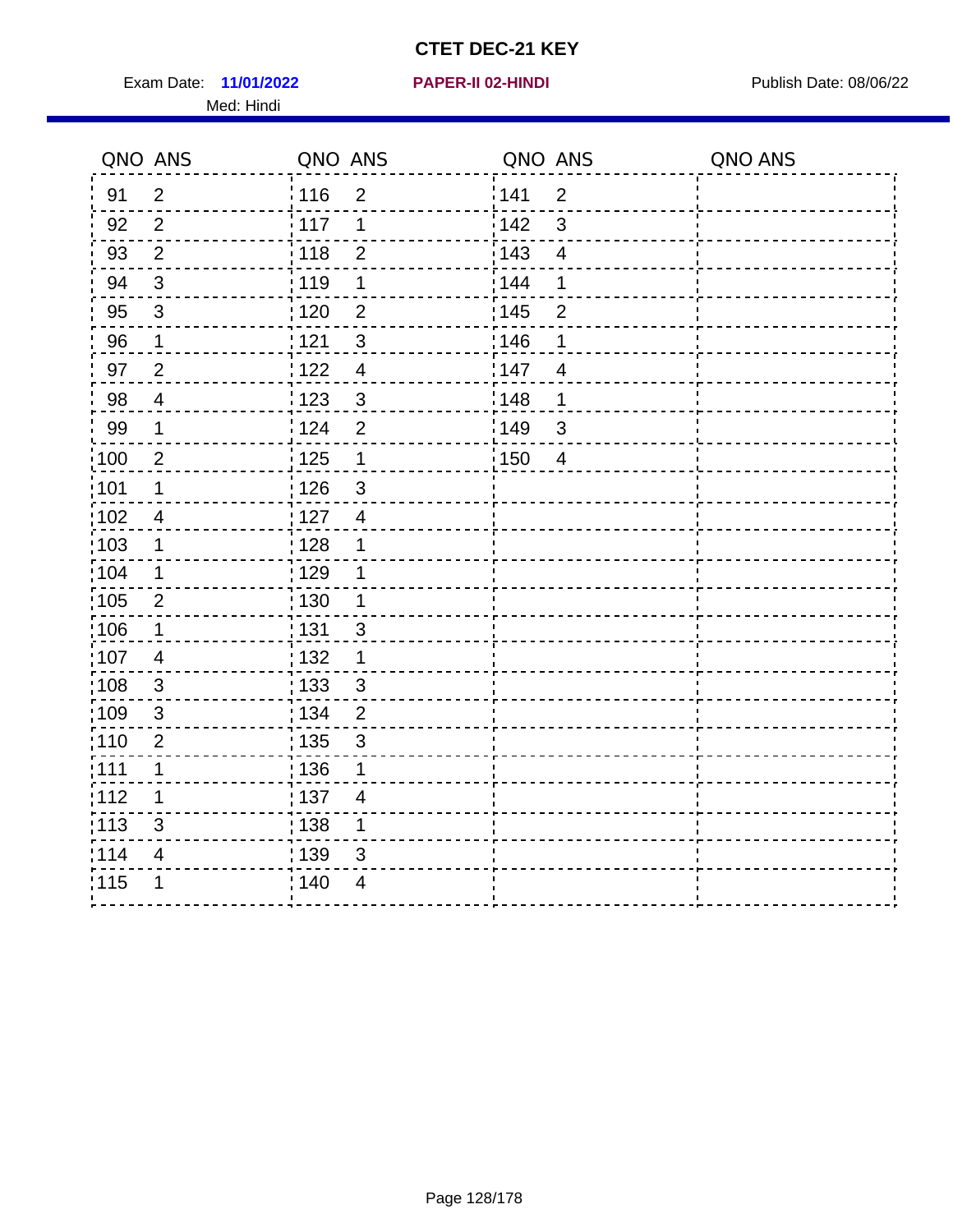# CTET DEC-21 KEY

Exam Date: **11/01/2022** **PAPER-II 02-HINDI** Publish Date: 08/06/22

Med: Hindi

| QNO | ANS | QNO | ANS | QNO | ANS | QNO | ANS |
|---|---|---|---|---|---|---|---|
| 91 | 2 | 116 | 2 | 141 | 2 | | |
| 92 | 2 | 117 | 1 | 142 | 3 | | |
| 93 | 2 | 118 | 2 | 143 | 4 | | |
| 94 | 3 | 119 | 1 | 144 | 1 | | |
| 95 | 3 | 120 | 2 | 145 | 2 | | |
| 96 | 1 | 121 | 3 | 146 | 1 | | |
| 97 | 2 | 122 | 4 | 147 | 4 | | |
| 98 | 4 | 123 | 3 | 148 | 1 | | |
| 99 | 1 | 124 | 2 | 149 | 3 | | |
| 100 | 2 | 125 | 1 | 150 | 4 | | |
| 101 | 1 | 126 | 3 | | | | |
| 102 | 4 | 127 | 4 | | | | |
| 103 | 1 | 128 | 1 | | | | |
| 104 | 1 | 129 | 1 | | | | |
| 105 | 2 | 130 | 1 | | | | |
| 106 | 1 | 131 | 3 | | | | |
| 107 | 4 | 132 | 1 | | | | |
| 108 | 3 | 133 | 3 | | | | |
| 109 | 3 | 134 | 2 | | | | |
| 110 | 2 | 135 | 3 | | | | |
| 111 | 1 | 136 | 1 | | | | |
| 112 | 1 | 137 | 4 | | | | |
| 113 | 3 | 138 | 1 | | | | |
| 114 | 4 | 139 | 3 | | | | |
| 115 | 1 | 140 | 4 | | | | |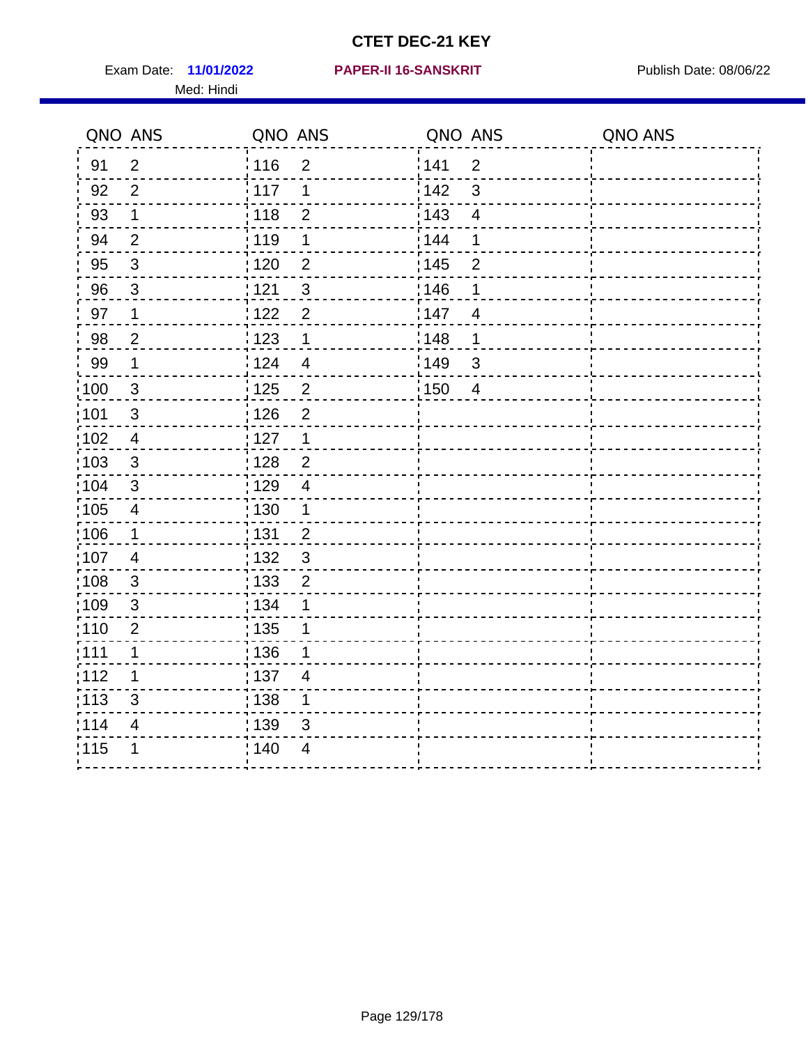# CTET DEC-21 KEY

Exam Date: **11/01/2022** **PAPER-II 16-SANSKRIT** Publish Date: 08/06/22

Med: Hindi

| QNO | ANS | QNO | ANS | QNO | ANS | QNO | ANS |
|---|---|---|---|---|---|---|---|
| 91 | 2 | 116 | 2 | 141 | 2 | | |
| 92 | 2 | 117 | 1 | 142 | 3 | | |
| 93 | 1 | 118 | 2 | 143 | 4 | | |
| 94 | 2 | 119 | 1 | 144 | 1 | | |
| 95 | 3 | 120 | 2 | 145 | 2 | | |
| 96 | 3 | 121 | 3 | 146 | 1 | | |
| 97 | 1 | 122 | 2 | 147 | 4 | | |
| 98 | 2 | 123 | 1 | 148 | 1 | | |
| 99 | 1 | 124 | 4 | 149 | 3 | | |
| 100 | 3 | 125 | 2 | 150 | 4 | | |
| 101 | 3 | 126 | 2 | | | | |
| 102 | 4 | 127 | 1 | | | | |
| 103 | 3 | 128 | 2 | | | | |
| 104 | 3 | 129 | 4 | | | | |
| 105 | 4 | 130 | 1 | | | | |
| 106 | 1 | 131 | 2 | | | | |
| 107 | 4 | 132 | 3 | | | | |
| 108 | 3 | 133 | 2 | | | | |
| 109 | 3 | 134 | 1 | | | | |
| 110 | 2 | 135 | 1 | | | | |
| 111 | 1 | 136 | 1 | | | | |
| 112 | 1 | 137 | 4 | | | | |
| 113 | 3 | 138 | 1 | | | | |
| 114 | 4 | 139 | 3 | | | | |
| 115 | 1 | 140 | 4 | | | | |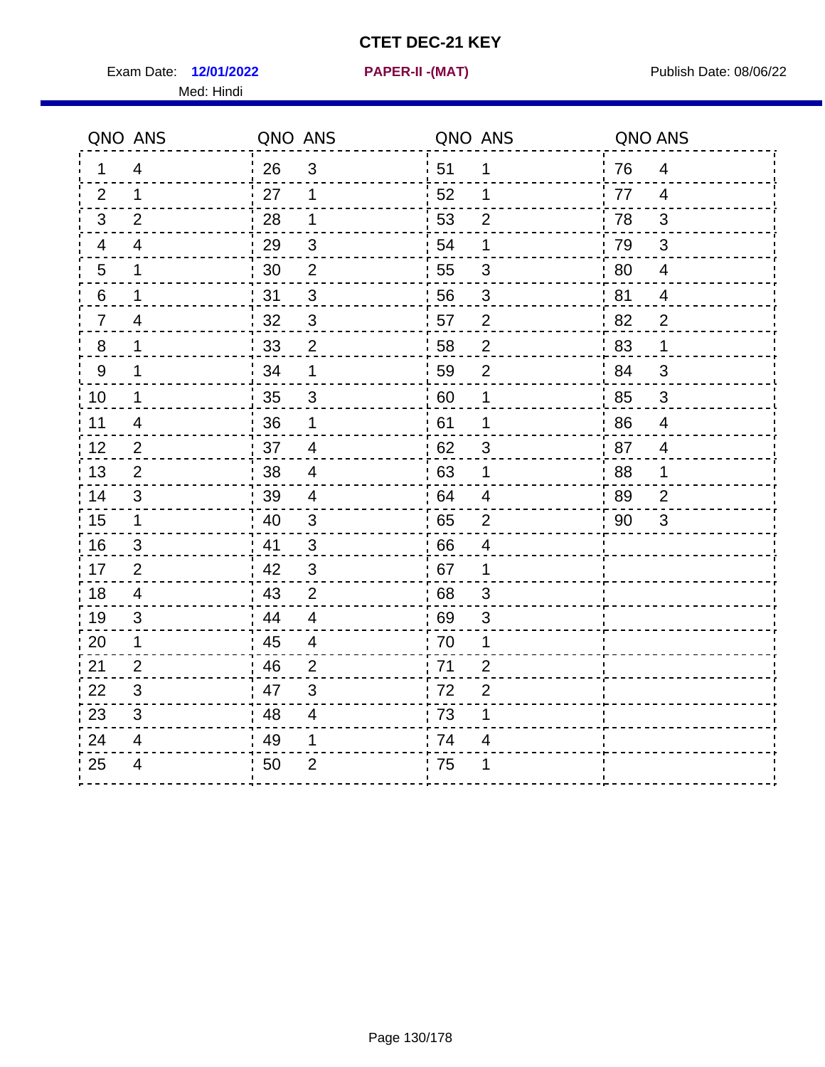# CTET DEC-21 KEY

Exam Date: **12/01/2022** **PAPER-II -(MAT)** Publish Date: 08/06/22

Med: Hindi

| QNO | ANS | QNO | ANS | QNO | ANS | QNO | ANS |
|---|---|---|---|---|---|---|---|
| 1 | 4 | 26 | 3 | 51 | 1 | 76 | 4 |
| 2 | 1 | 27 | 1 | 52 | 1 | 77 | 4 |
| 3 | 2 | 28 | 1 | 53 | 2 | 78 | 3 |
| 4 | 4 | 29 | 3 | 54 | 1 | 79 | 3 |
| 5 | 1 | 30 | 2 | 55 | 3 | 80 | 4 |
| 6 | 1 | 31 | 3 | 56 | 3 | 81 | 4 |
| 7 | 4 | 32 | 3 | 57 | 2 | 82 | 2 |
| 8 | 1 | 33 | 2 | 58 | 2 | 83 | 1 |
| 9 | 1 | 34 | 1 | 59 | 2 | 84 | 3 |
| 10 | 1 | 35 | 3 | 60 | 1 | 85 | 3 |
| 11 | 4 | 36 | 1 | 61 | 1 | 86 | 4 |
| 12 | 2 | 37 | 4 | 62 | 3 | 87 | 4 |
| 13 | 2 | 38 | 4 | 63 | 1 | 88 | 1 |
| 14 | 3 | 39 | 4 | 64 | 4 | 89 | 2 |
| 15 | 1 | 40 | 3 | 65 | 2 | 90 | 3 |
| 16 | 3 | 41 | 3 | 66 | 4 | | |
| 17 | 2 | 42 | 3 | 67 | 1 | | |
| 18 | 4 | 43 | 2 | 68 | 3 | | |
| 19 | 3 | 44 | 4 | 69 | 3 | | |
| 20 | 1 | 45 | 4 | 70 | 1 | | |
| 21 | 2 | 46 | 2 | 71 | 2 | | |
| 22 | 3 | 47 | 3 | 72 | 2 | | |
| 23 | 3 | 48 | 4 | 73 | 1 | | |
| 24 | 4 | 49 | 1 | 74 | 4 | | |
| 25 | 4 | 50 | 2 | 75 | 1 | | |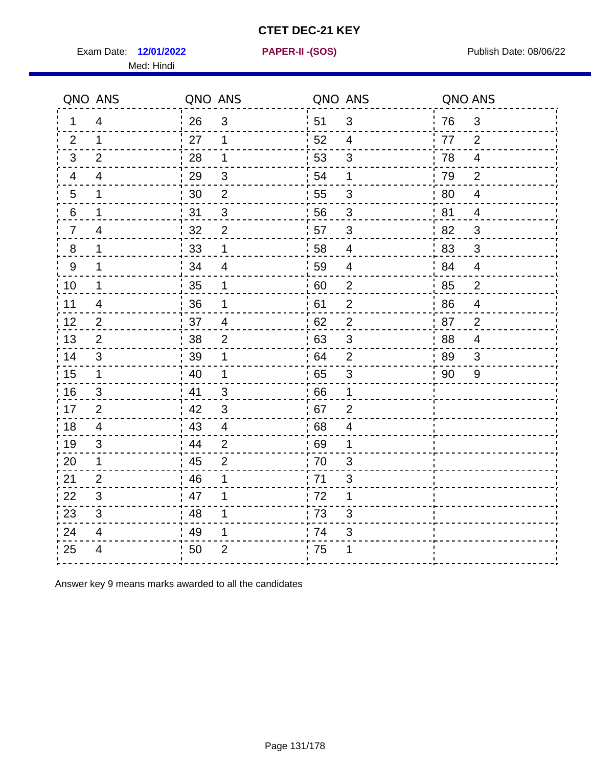# CTET DEC-21 KEY

Exam Date: **12/01/2022** **PAPER-II -(SOS)** Publish Date: 08/06/22

Med: Hindi

| QNO | ANS | QNO | ANS | QNO | ANS | QNO | ANS |
|---|---|---|---|---|---|---|---|
| 1 | 4 | 26 | 3 | 51 | 3 | 76 | 3 |
| 2 | 1 | 27 | 1 | 52 | 4 | 77 | 2 |
| 3 | 2 | 28 | 1 | 53 | 3 | 78 | 4 |
| 4 | 4 | 29 | 3 | 54 | 1 | 79 | 2 |
| 5 | 1 | 30 | 2 | 55 | 3 | 80 | 4 |
| 6 | 1 | 31 | 3 | 56 | 3 | 81 | 4 |
| 7 | 4 | 32 | 2 | 57 | 3 | 82 | 3 |
| 8 | 1 | 33 | 1 | 58 | 4 | 83 | 3 |
| 9 | 1 | 34 | 4 | 59 | 4 | 84 | 4 |
| 10 | 1 | 35 | 1 | 60 | 2 | 85 | 2 |
| 11 | 4 | 36 | 1 | 61 | 2 | 86 | 4 |
| 12 | 2 | 37 | 4 | 62 | 2 | 87 | 2 |
| 13 | 2 | 38 | 2 | 63 | 3 | 88 | 4 |
| 14 | 3 | 39 | 1 | 64 | 2 | 89 | 3 |
| 15 | 1 | 40 | 1 | 65 | 3 | 90 | 9 |
| 16 | 3 | 41 | 3 | 66 | 1 | | |
| 17 | 2 | 42 | 3 | 67 | 2 | | |
| 18 | 4 | 43 | 4 | 68 | 4 | | |
| 19 | 3 | 44 | 2 | 69 | 1 | | |
| 20 | 1 | 45 | 2 | 70 | 3 | | |
| 21 | 2 | 46 | 1 | 71 | 3 | | |
| 22 | 3 | 47 | 1 | 72 | 1 | | |
| 23 | 3 | 48 | 1 | 73 | 3 | | |
| 24 | 4 | 49 | 1 | 74 | 3 | | |
| 25 | 4 | 50 | 2 | 75 | 1 | | |

Answer key 9 means marks awarded to all the candidates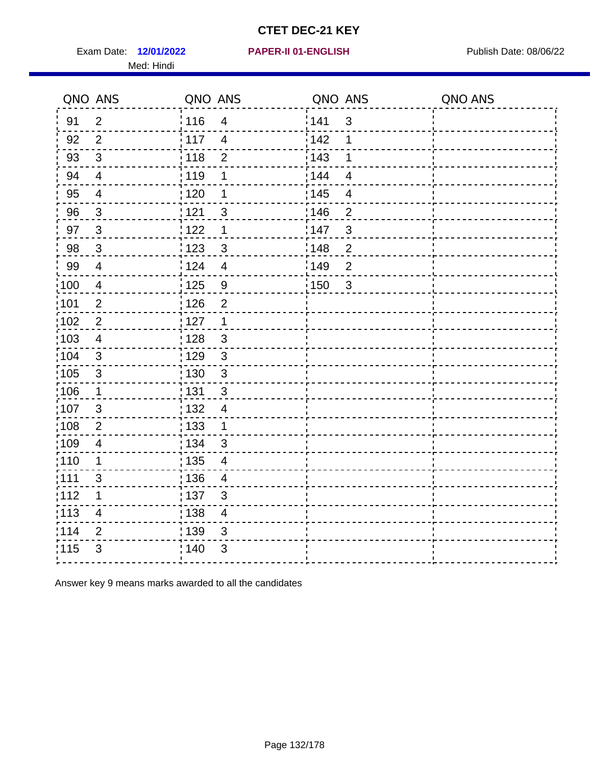# CTET DEC-21 KEY

Exam Date: **12/01/2022** **PAPER-II 01-ENGLISH** Publish Date: 08/06/22

Med: Hindi

| QNO | ANS | QNO | ANS | QNO | ANS | QNO | ANS |
|---|---|---|---|---|---|---|---|
| 91 | 2 | 116 | 4 | 141 | 3 | | |
| 92 | 2 | 117 | 4 | 142 | 1 | | |
| 93 | 3 | 118 | 2 | 143 | 1 | | |
| 94 | 4 | 119 | 1 | 144 | 4 | | |
| 95 | 4 | 120 | 1 | 145 | 4 | | |
| 96 | 3 | 121 | 3 | 146 | 2 | | |
| 97 | 3 | 122 | 1 | 147 | 3 | | |
| 98 | 3 | 123 | 3 | 148 | 2 | | |
| 99 | 4 | 124 | 4 | 149 | 2 | | |
| 100 | 4 | 125 | 9 | 150 | 3 | | |
| 101 | 2 | 126 | 2 | | | | |
| 102 | 2 | 127 | 1 | | | | |
| 103 | 4 | 128 | 3 | | | | |
| 104 | 3 | 129 | 3 | | | | |
| 105 | 3 | 130 | 3 | | | | |
| 106 | 1 | 131 | 3 | | | | |
| 107 | 3 | 132 | 4 | | | | |
| 108 | 2 | 133 | 1 | | | | |
| 109 | 4 | 134 | 3 | | | | |
| 110 | 1 | 135 | 4 | | | | |
| 111 | 3 | 136 | 4 | | | | |
| 112 | 1 | 137 | 3 | | | | |
| 113 | 4 | 138 | 4 | | | | |
| 114 | 2 | 139 | 3 | | | | |
| 115 | 3 | 140 | 3 | | | | |

Answer key 9 means marks awarded to all the candidates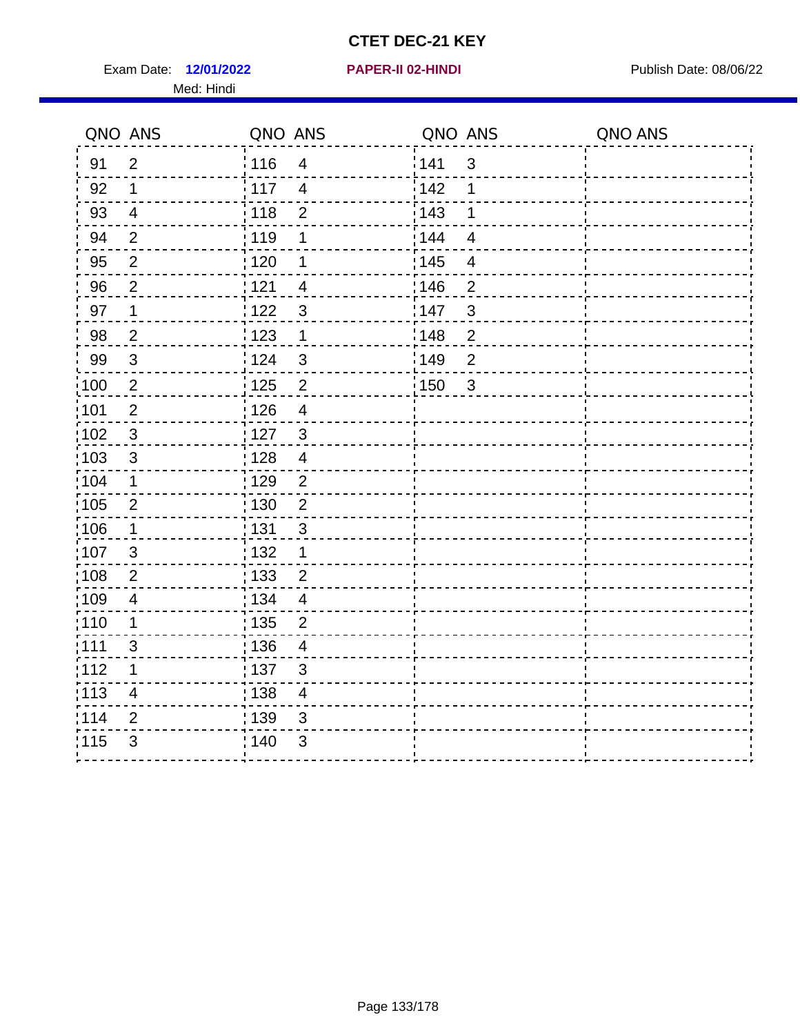# CTET DEC-21 KEY

Exam Date: **12/01/2022** **PAPER-II 02-HINDI** Publish Date: 08/06/22

Med: Hindi

| QNO | ANS | QNO | ANS | QNO | ANS | QNO | ANS |
|---|---|---|---|---|---|---|---|
| 91 | 2 | 116 | 4 | 141 | 3 | | |
| 92 | 1 | 117 | 4 | 142 | 1 | | |
| 93 | 4 | 118 | 2 | 143 | 1 | | |
| 94 | 2 | 119 | 1 | 144 | 4 | | |
| 95 | 2 | 120 | 1 | 145 | 4 | | |
| 96 | 2 | 121 | 4 | 146 | 2 | | |
| 97 | 1 | 122 | 3 | 147 | 3 | | |
| 98 | 2 | 123 | 1 | 148 | 2 | | |
| 99 | 3 | 124 | 3 | 149 | 2 | | |
| 100 | 2 | 125 | 2 | 150 | 3 | | |
| 101 | 2 | 126 | 4 | | | | |
| 102 | 3 | 127 | 3 | | | | |
| 103 | 3 | 128 | 4 | | | | |
| 104 | 1 | 129 | 2 | | | | |
| 105 | 2 | 130 | 2 | | | | |
| 106 | 1 | 131 | 3 | | | | |
| 107 | 3 | 132 | 1 | | | | |
| 108 | 2 | 133 | 2 | | | | |
| 109 | 4 | 134 | 4 | | | | |
| 110 | 1 | 135 | 2 | | | | |
| 111 | 3 | 136 | 4 | | | | |
| 112 | 1 | 137 | 3 | | | | |
| 113 | 4 | 138 | 4 | | | | |
| 114 | 2 | 139 | 3 | | | | |
| 115 | 3 | 140 | 3 | | | | |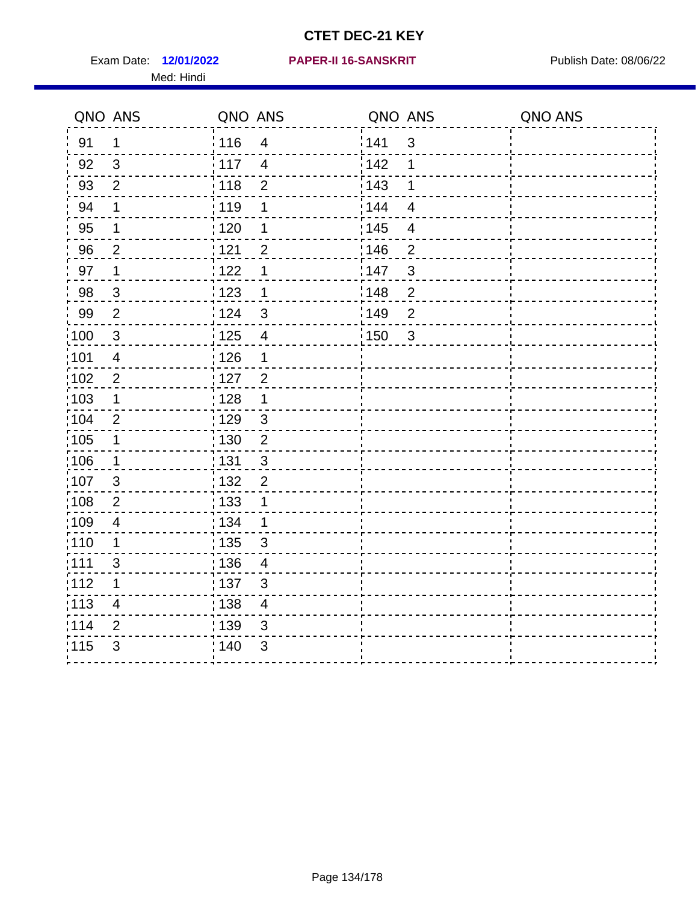# CTET DEC-21 KEY

Exam Date: **12/01/2022** **PAPER-II 16-SANSKRIT** Publish Date: 08/06/22

Med: Hindi

| QNO | ANS | QNO | ANS | QNO | ANS | QNO | ANS |
|---|---|---|---|---|---|---|---|
| 91 | 1 | 116 | 4 | 141 | 3 | | |
| 92 | 3 | 117 | 4 | 142 | 1 | | |
| 93 | 2 | 118 | 2 | 143 | 1 | | |
| 94 | 1 | 119 | 1 | 144 | 4 | | |
| 95 | 1 | 120 | 1 | 145 | 4 | | |
| 96 | 2 | 121 | 2 | 146 | 2 | | |
| 97 | 1 | 122 | 1 | 147 | 3 | | |
| 98 | 3 | 123 | 1 | 148 | 2 | | |
| 99 | 2 | 124 | 3 | 149 | 2 | | |
| 100 | 3 | 125 | 4 | 150 | 3 | | |
| 101 | 4 | 126 | 1 | | | | |
| 102 | 2 | 127 | 2 | | | | |
| 103 | 1 | 128 | 1 | | | | |
| 104 | 2 | 129 | 3 | | | | |
| 105 | 1 | 130 | 2 | | | | |
| 106 | 1 | 131 | 3 | | | | |
| 107 | 3 | 132 | 2 | | | | |
| 108 | 2 | 133 | 1 | | | | |
| 109 | 4 | 134 | 1 | | | | |
| 110 | 1 | 135 | 3 | | | | |
| 111 | 3 | 136 | 4 | | | | |
| 112 | 1 | 137 | 3 | | | | |
| 113 | 4 | 138 | 4 | | | | |
| 114 | 2 | 139 | 3 | | | | |
| 115 | 3 | 140 | 3 | | | | |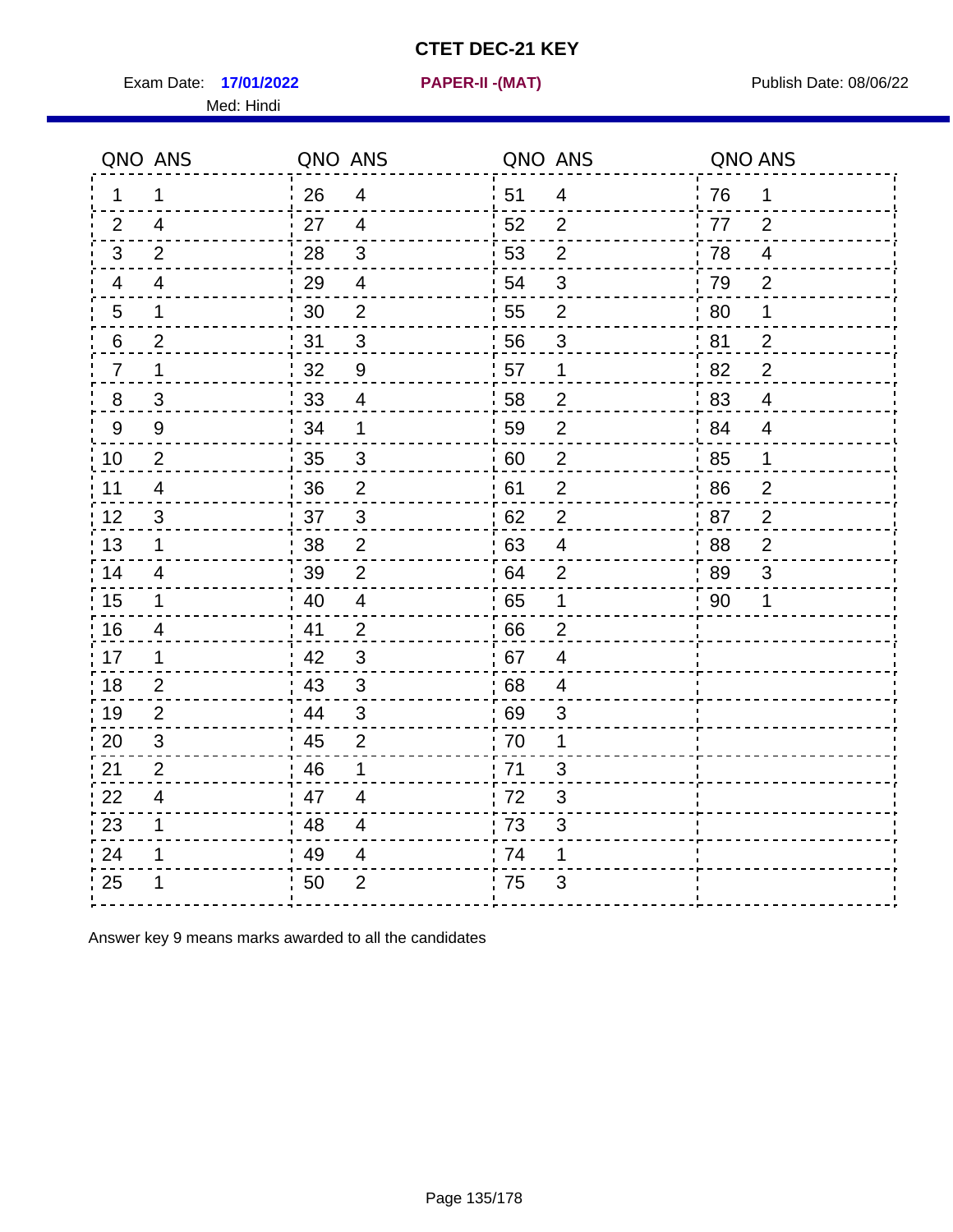# CTET DEC-21 KEY

Exam Date: **17/01/2022** **PAPER-II -(MAT)** Publish Date: 08/06/22

Med: Hindi

| QNO | ANS | QNO | ANS | QNO | ANS | QNO | ANS |
|---|---|---|---|---|---|---|---|
| 1 | 1 | 26 | 4 | 51 | 4 | 76 | 1 |
| 2 | 4 | 27 | 4 | 52 | 2 | 77 | 2 |
| 3 | 2 | 28 | 3 | 53 | 2 | 78 | 4 |
| 4 | 4 | 29 | 4 | 54 | 3 | 79 | 2 |
| 5 | 1 | 30 | 2 | 55 | 2 | 80 | 1 |
| 6 | 2 | 31 | 3 | 56 | 3 | 81 | 2 |
| 7 | 1 | 32 | 9 | 57 | 1 | 82 | 2 |
| 8 | 3 | 33 | 4 | 58 | 2 | 83 | 4 |
| 9 | 9 | 34 | 1 | 59 | 2 | 84 | 4 |
| 10 | 2 | 35 | 3 | 60 | 2 | 85 | 1 |
| 11 | 4 | 36 | 2 | 61 | 2 | 86 | 2 |
| 12 | 3 | 37 | 3 | 62 | 2 | 87 | 2 |
| 13 | 1 | 38 | 2 | 63 | 4 | 88 | 2 |
| 14 | 4 | 39 | 2 | 64 | 2 | 89 | 3 |
| 15 | 1 | 40 | 4 | 65 | 1 | 90 | 1 |
| 16 | 4 | 41 | 2 | 66 | 2 | | |
| 17 | 1 | 42 | 3 | 67 | 4 | | |
| 18 | 2 | 43 | 3 | 68 | 4 | | |
| 19 | 2 | 44 | 3 | 69 | 3 | | |
| 20 | 3 | 45 | 2 | 70 | 1 | | |
| 21 | 2 | 46 | 1 | 71 | 3 | | |
| 22 | 4 | 47 | 4 | 72 | 3 | | |
| 23 | 1 | 48 | 4 | 73 | 3 | | |
| 24 | 1 | 49 | 4 | 74 | 1 | | |
| 25 | 1 | 50 | 2 | 75 | 3 | | |

Answer key 9 means marks awarded to all the candidates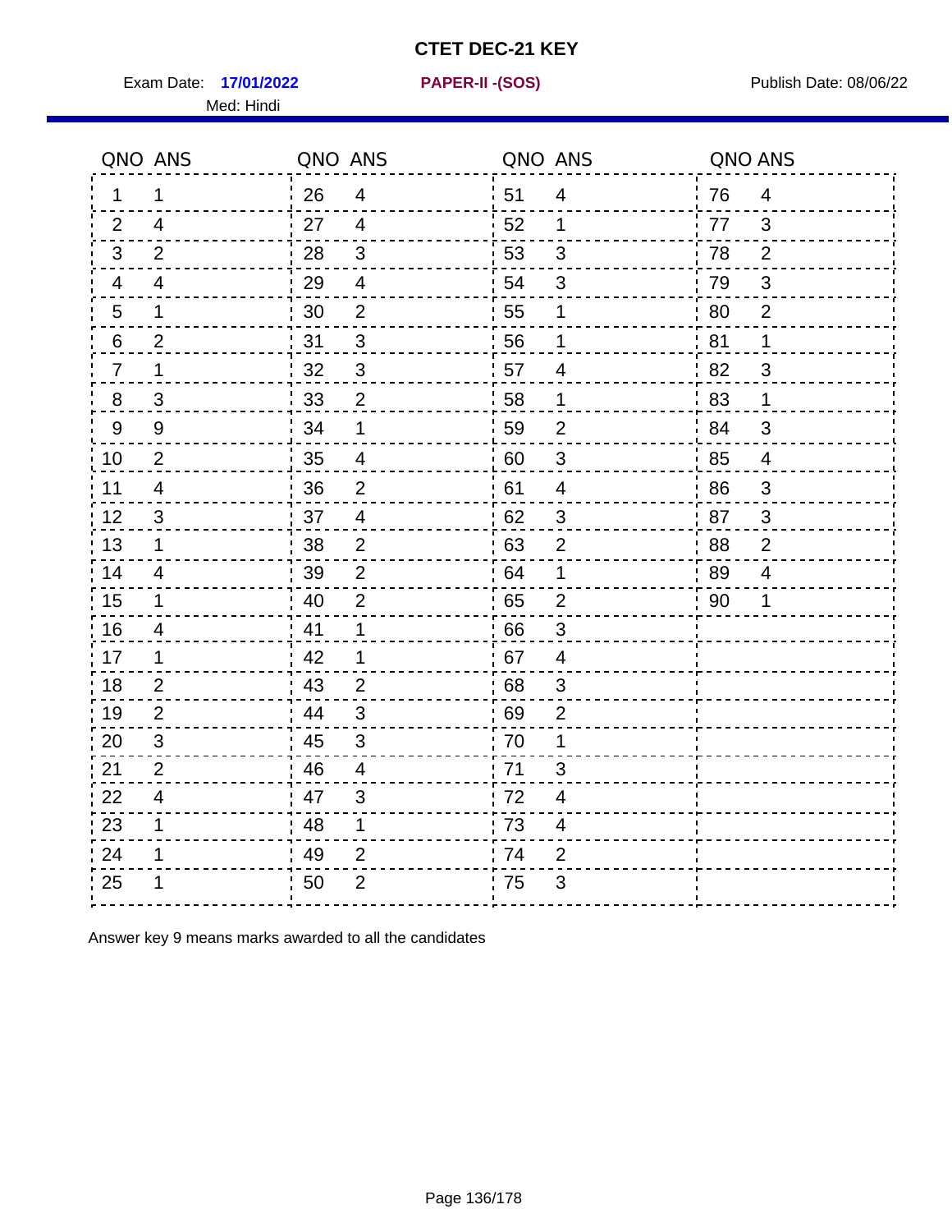# CTET DEC-21 KEY

Exam Date: **17/01/2022** **PAPER-II -(SOS)** Publish Date: 08/06/22

Med: Hindi

| QNO | ANS | QNO | ANS | QNO | ANS | QNO | ANS |
|---|---|---|---|---|---|---|---|
| 1 | 1 | 26 | 4 | 51 | 4 | 76 | 4 |
| 2 | 4 | 27 | 4 | 52 | 1 | 77 | 3 |
| 3 | 2 | 28 | 3 | 53 | 3 | 78 | 2 |
| 4 | 4 | 29 | 4 | 54 | 3 | 79 | 3 |
| 5 | 1 | 30 | 2 | 55 | 1 | 80 | 2 |
| 6 | 2 | 31 | 3 | 56 | 1 | 81 | 1 |
| 7 | 1 | 32 | 3 | 57 | 4 | 82 | 3 |
| 8 | 3 | 33 | 2 | 58 | 1 | 83 | 1 |
| 9 | 9 | 34 | 1 | 59 | 2 | 84 | 3 |
| 10 | 2 | 35 | 4 | 60 | 3 | 85 | 4 |
| 11 | 4 | 36 | 2 | 61 | 4 | 86 | 3 |
| 12 | 3 | 37 | 4 | 62 | 3 | 87 | 3 |
| 13 | 1 | 38 | 2 | 63 | 2 | 88 | 2 |
| 14 | 4 | 39 | 2 | 64 | 1 | 89 | 4 |
| 15 | 1 | 40 | 2 | 65 | 2 | 90 | 1 |
| 16 | 4 | 41 | 1 | 66 | 3 | | |
| 17 | 1 | 42 | 1 | 67 | 4 | | |
| 18 | 2 | 43 | 2 | 68 | 3 | | |
| 19 | 2 | 44 | 3 | 69 | 2 | | |
| 20 | 3 | 45 | 3 | 70 | 1 | | |
| 21 | 2 | 46 | 4 | 71 | 3 | | |
| 22 | 4 | 47 | 3 | 72 | 4 | | |
| 23 | 1 | 48 | 1 | 73 | 4 | | |
| 24 | 1 | 49 | 2 | 74 | 2 | | |
| 25 | 1 | 50 | 2 | 75 | 3 | | |

Answer key 9 means marks awarded to all the candidates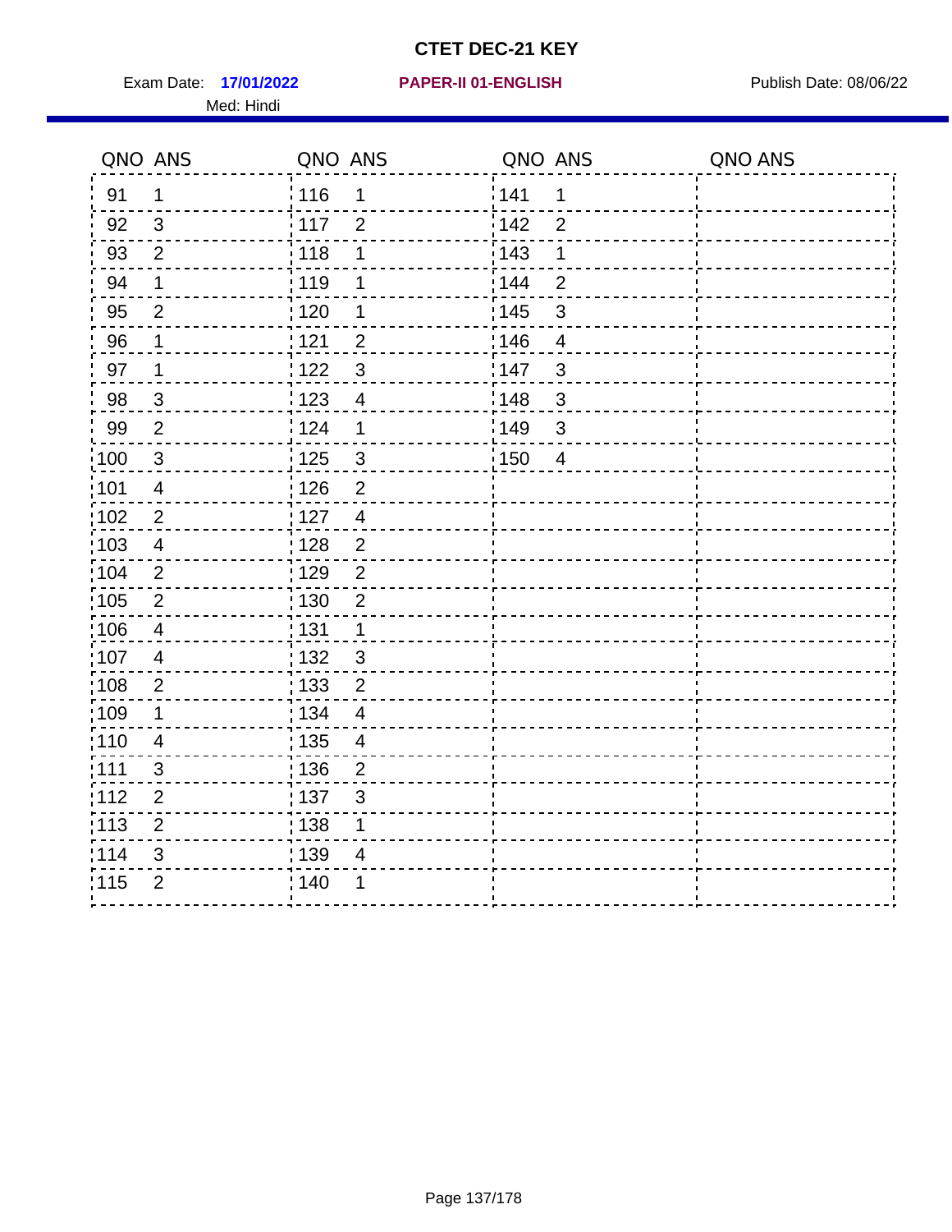# CTET DEC-21 KEY

Exam Date: **17/01/2022** **PAPER-II 01-ENGLISH** Publish Date: 08/06/22

Med: Hindi

| QNO | ANS | QNO | ANS | QNO | ANS | QNO | ANS |
|---|---|---|---|---|---|---|---|
| 91 | 1 | 116 | 1 | 141 | 1 | | |
| 92 | 3 | 117 | 2 | 142 | 2 | | |
| 93 | 2 | 118 | 1 | 143 | 1 | | |
| 94 | 1 | 119 | 1 | 144 | 2 | | |
| 95 | 2 | 120 | 1 | 145 | 3 | | |
| 96 | 1 | 121 | 2 | 146 | 4 | | |
| 97 | 1 | 122 | 3 | 147 | 3 | | |
| 98 | 3 | 123 | 4 | 148 | 3 | | |
| 99 | 2 | 124 | 1 | 149 | 3 | | |
| 100 | 3 | 125 | 3 | 150 | 4 | | |
| 101 | 4 | 126 | 2 | | | | |
| 102 | 2 | 127 | 4 | | | | |
| 103 | 4 | 128 | 2 | | | | |
| 104 | 2 | 129 | 2 | | | | |
| 105 | 2 | 130 | 2 | | | | |
| 106 | 4 | 131 | 1 | | | | |
| 107 | 4 | 132 | 3 | | | | |
| 108 | 2 | 133 | 2 | | | | |
| 109 | 1 | 134 | 4 | | | | |
| 110 | 4 | 135 | 4 | | | | |
| 111 | 3 | 136 | 2 | | | | |
| 112 | 2 | 137 | 3 | | | | |
| 113 | 2 | 138 | 1 | | | | |
| 114 | 3 | 139 | 4 | | | | |
| 115 | 2 | 140 | 1 | | | | |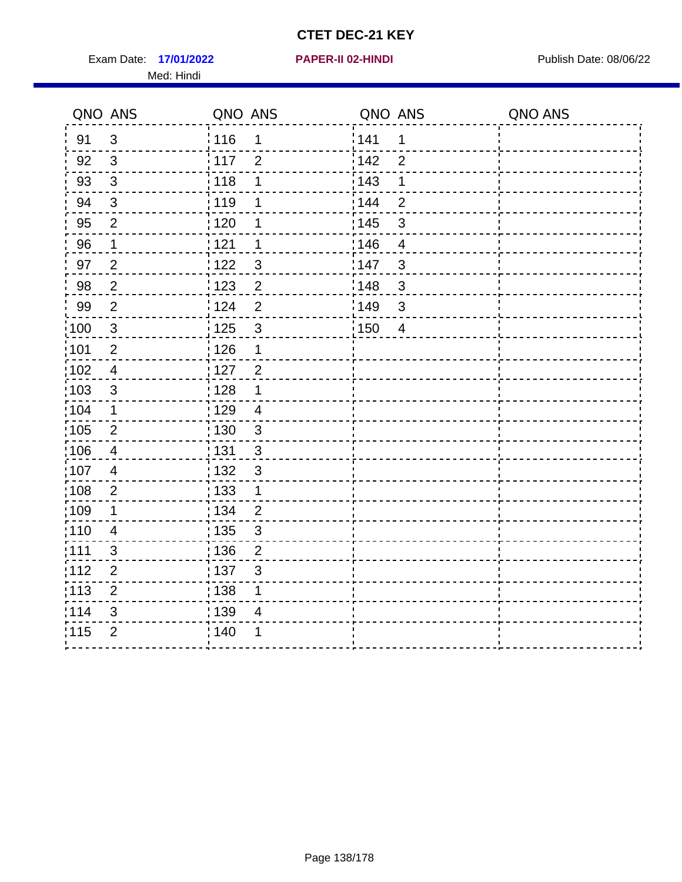# CTET DEC-21 KEY

Exam Date: **17/01/2022** **PAPER-II 02-HINDI** Publish Date: 08/06/22

Med: Hindi

| QNO | ANS | QNO | ANS | QNO | ANS | QNO | ANS |
|---|---|---|---|---|---|---|---|
| 91 | 3 | 116 | 1 | 141 | 1 | | |
| 92 | 3 | 117 | 2 | 142 | 2 | | |
| 93 | 3 | 118 | 1 | 143 | 1 | | |
| 94 | 3 | 119 | 1 | 144 | 2 | | |
| 95 | 2 | 120 | 1 | 145 | 3 | | |
| 96 | 1 | 121 | 1 | 146 | 4 | | |
| 97 | 2 | 122 | 3 | 147 | 3 | | |
| 98 | 2 | 123 | 2 | 148 | 3 | | |
| 99 | 2 | 124 | 2 | 149 | 3 | | |
| 100 | 3 | 125 | 3 | 150 | 4 | | |
| 101 | 2 | 126 | 1 | | | | |
| 102 | 4 | 127 | 2 | | | | |
| 103 | 3 | 128 | 1 | | | | |
| 104 | 1 | 129 | 4 | | | | |
| 105 | 2 | 130 | 3 | | | | |
| 106 | 4 | 131 | 3 | | | | |
| 107 | 4 | 132 | 3 | | | | |
| 108 | 2 | 133 | 1 | | | | |
| 109 | 1 | 134 | 2 | | | | |
| 110 | 4 | 135 | 3 | | | | |
| 111 | 3 | 136 | 2 | | | | |
| 112 | 2 | 137 | 3 | | | | |
| 113 | 2 | 138 | 1 | | | | |
| 114 | 3 | 139 | 4 | | | | |
| 115 | 2 | 140 | 1 | | | | |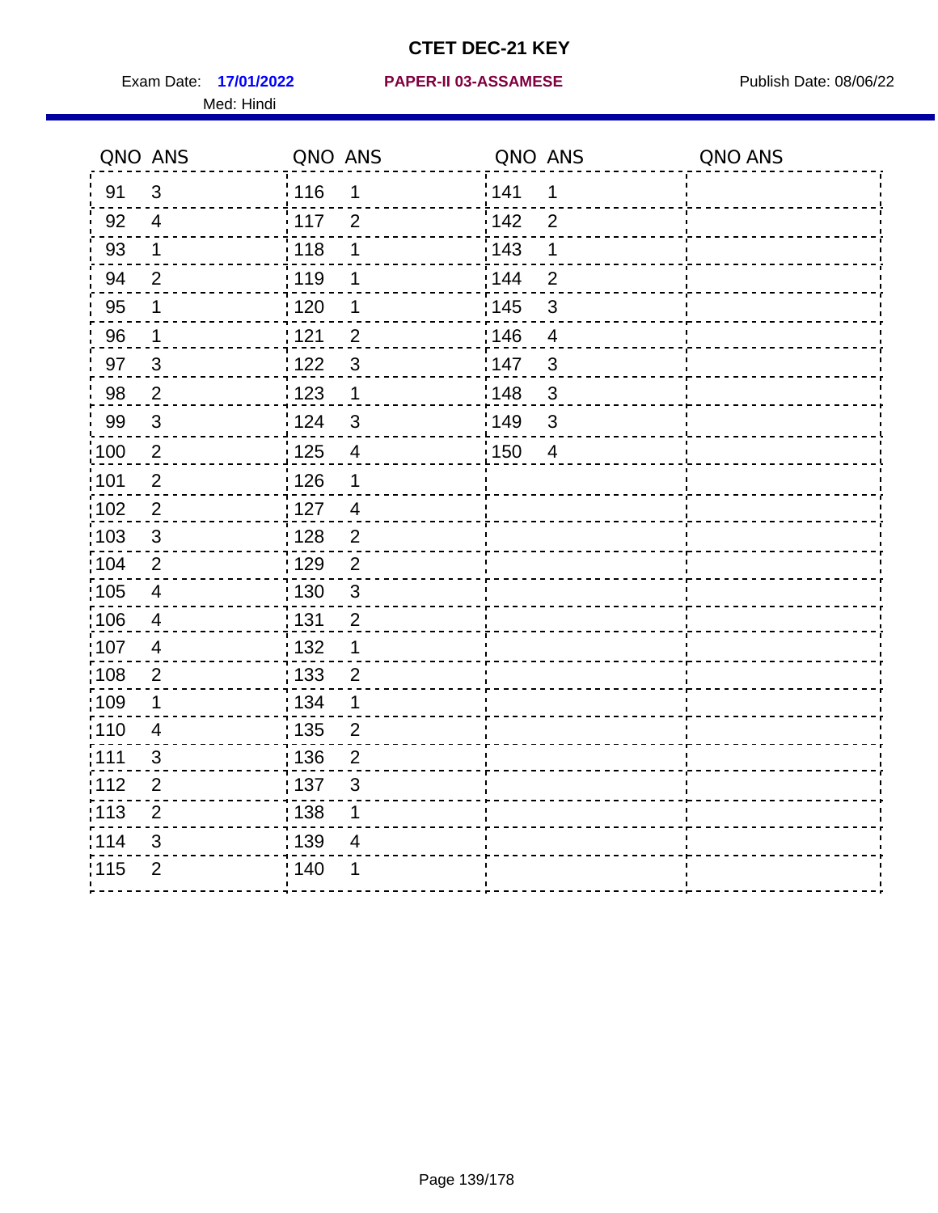# CTET DEC-21 KEY

Exam Date: **17/01/2022** **PAPER-II 03-ASSAMESE** Publish Date: 08/06/22

Med: Hindi

| QNO | ANS | QNO | ANS | QNO | ANS | QNO | ANS |
|---|---|---|---|---|---|---|---|
| 91 | 3 | 116 | 1 | 141 | 1 | | |
| 92 | 4 | 117 | 2 | 142 | 2 | | |
| 93 | 1 | 118 | 1 | 143 | 1 | | |
| 94 | 2 | 119 | 1 | 144 | 2 | | |
| 95 | 1 | 120 | 1 | 145 | 3 | | |
| 96 | 1 | 121 | 2 | 146 | 4 | | |
| 97 | 3 | 122 | 3 | 147 | 3 | | |
| 98 | 2 | 123 | 1 | 148 | 3 | | |
| 99 | 3 | 124 | 3 | 149 | 3 | | |
| 100 | 2 | 125 | 4 | 150 | 4 | | |
| 101 | 2 | 126 | 1 | | | | |
| 102 | 2 | 127 | 4 | | | | |
| 103 | 3 | 128 | 2 | | | | |
| 104 | 2 | 129 | 2 | | | | |
| 105 | 4 | 130 | 3 | | | | |
| 106 | 4 | 131 | 2 | | | | |
| 107 | 4 | 132 | 1 | | | | |
| 108 | 2 | 133 | 2 | | | | |
| 109 | 1 | 134 | 1 | | | | |
| 110 | 4 | 135 | 2 | | | | |
| 111 | 3 | 136 | 2 | | | | |
| 112 | 2 | 137 | 3 | | | | |
| 113 | 2 | 138 | 1 | | | | |
| 114 | 3 | 139 | 4 | | | | |
| 115 | 2 | 140 | 1 | | | | |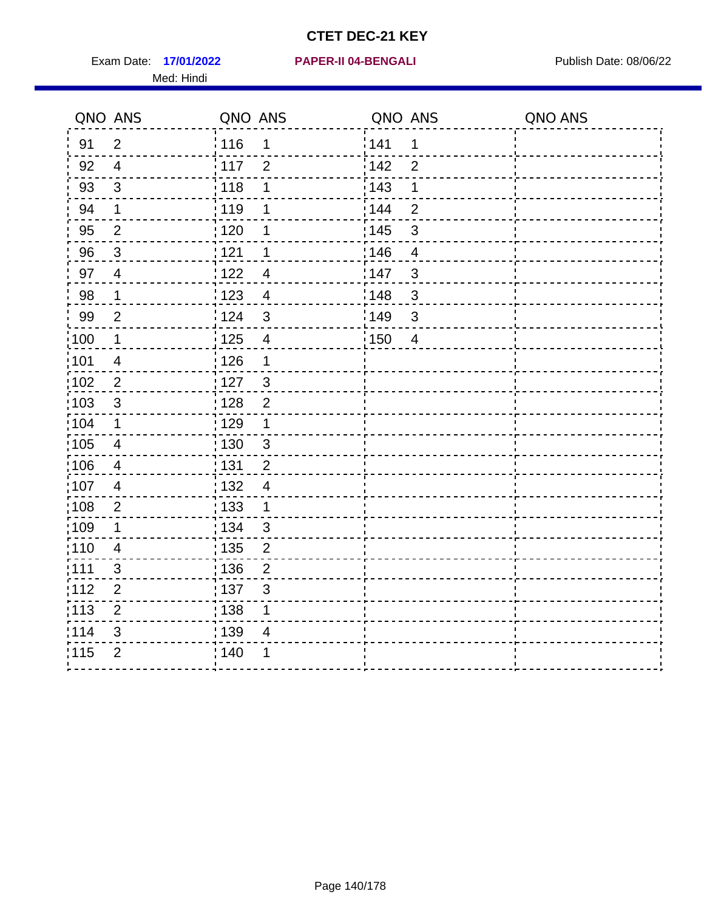# CTET DEC-21 KEY

Exam Date: **17/01/2022** **PAPER-II 04-BENGALI** Publish Date: 08/06/22

Med: Hindi

| QNO | ANS | QNO | ANS | QNO | ANS | QNO | ANS |
|---|---|---|---|---|---|---|---|
| 91 | 2 | 116 | 1 | 141 | 1 | | |
| 92 | 4 | 117 | 2 | 142 | 2 | | |
| 93 | 3 | 118 | 1 | 143 | 1 | | |
| 94 | 1 | 119 | 1 | 144 | 2 | | |
| 95 | 2 | 120 | 1 | 145 | 3 | | |
| 96 | 3 | 121 | 1 | 146 | 4 | | |
| 97 | 4 | 122 | 4 | 147 | 3 | | |
| 98 | 1 | 123 | 4 | 148 | 3 | | |
| 99 | 2 | 124 | 3 | 149 | 3 | | |
| 100 | 1 | 125 | 4 | 150 | 4 | | |
| 101 | 4 | 126 | 1 | | | | |
| 102 | 2 | 127 | 3 | | | | |
| 103 | 3 | 128 | 2 | | | | |
| 104 | 1 | 129 | 1 | | | | |
| 105 | 4 | 130 | 3 | | | | |
| 106 | 4 | 131 | 2 | | | | |
| 107 | 4 | 132 | 4 | | | | |
| 108 | 2 | 133 | 1 | | | | |
| 109 | 1 | 134 | 3 | | | | |
| 110 | 4 | 135 | 2 | | | | |
| 111 | 3 | 136 | 2 | | | | |
| 112 | 2 | 137 | 3 | | | | |
| 113 | 2 | 138 | 1 | | | | |
| 114 | 3 | 139 | 4 | | | | |
| 115 | 2 | 140 | 1 | | | | |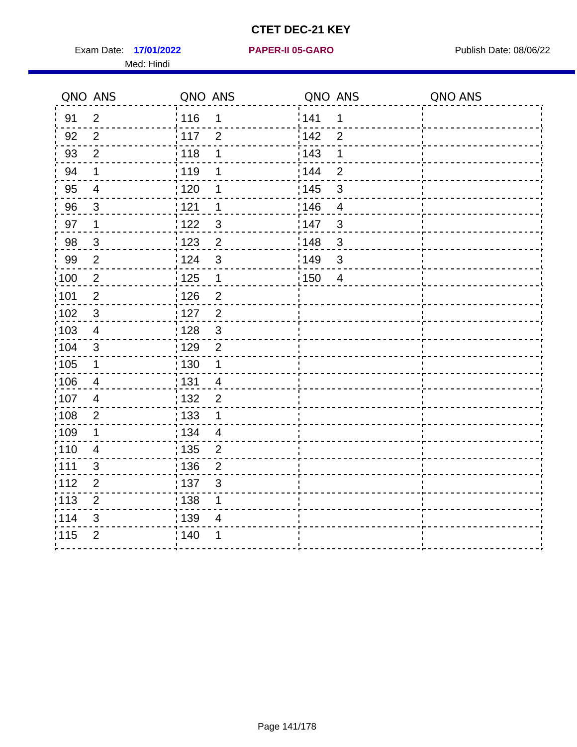# CTET DEC-21 KEY

Exam Date: **17/01/2022** **PAPER-II 05-GARO** Publish Date: 08/06/22

Med: Hindi

| QNO | ANS | QNO | ANS | QNO | ANS | QNO | ANS |
|---|---|---|---|---|---|---|---|
| 91 | 2 | 116 | 1 | 141 | 1 | | |
| 92 | 2 | 117 | 2 | 142 | 2 | | |
| 93 | 2 | 118 | 1 | 143 | 1 | | |
| 94 | 1 | 119 | 1 | 144 | 2 | | |
| 95 | 4 | 120 | 1 | 145 | 3 | | |
| 96 | 3 | 121 | 1 | 146 | 4 | | |
| 97 | 1 | 122 | 3 | 147 | 3 | | |
| 98 | 3 | 123 | 2 | 148 | 3 | | |
| 99 | 2 | 124 | 3 | 149 | 3 | | |
| 100 | 2 | 125 | 1 | 150 | 4 | | |
| 101 | 2 | 126 | 2 | | | | |
| 102 | 3 | 127 | 2 | | | | |
| 103 | 4 | 128 | 3 | | | | |
| 104 | 3 | 129 | 2 | | | | |
| 105 | 1 | 130 | 1 | | | | |
| 106 | 4 | 131 | 4 | | | | |
| 107 | 4 | 132 | 2 | | | | |
| 108 | 2 | 133 | 1 | | | | |
| 109 | 1 | 134 | 4 | | | | |
| 110 | 4 | 135 | 2 | | | | |
| 111 | 3 | 136 | 2 | | | | |
| 112 | 2 | 137 | 3 | | | | |
| 113 | 2 | 138 | 1 | | | | |
| 114 | 3 | 139 | 4 | | | | |
| 115 | 2 | 140 | 1 | | | | |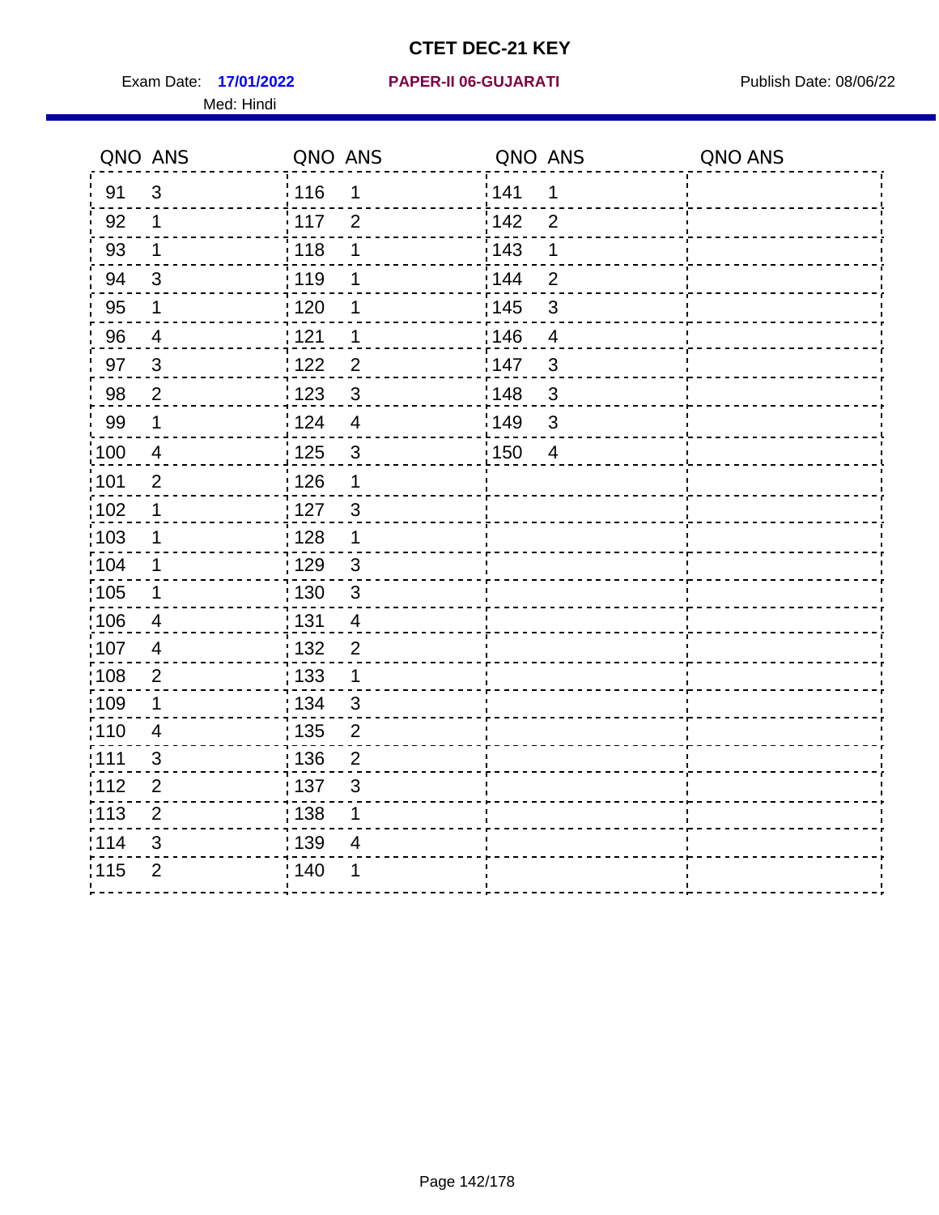# CTET DEC-21 KEY

Exam Date: **17/01/2022** **PAPER-II 06-GUJARATI** Publish Date: 08/06/22

Med: Hindi

| QNO | ANS | QNO | ANS | QNO | ANS | QNO | ANS |
|---|---|---|---|---|---|---|---|
| 91 | 3 | 116 | 1 | 141 | 1 | | |
| 92 | 1 | 117 | 2 | 142 | 2 | | |
| 93 | 1 | 118 | 1 | 143 | 1 | | |
| 94 | 3 | 119 | 1 | 144 | 2 | | |
| 95 | 1 | 120 | 1 | 145 | 3 | | |
| 96 | 4 | 121 | 1 | 146 | 4 | | |
| 97 | 3 | 122 | 2 | 147 | 3 | | |
| 98 | 2 | 123 | 3 | 148 | 3 | | |
| 99 | 1 | 124 | 4 | 149 | 3 | | |
| 100 | 4 | 125 | 3 | 150 | 4 | | |
| 101 | 2 | 126 | 1 | | | | |
| 102 | 1 | 127 | 3 | | | | |
| 103 | 1 | 128 | 1 | | | | |
| 104 | 1 | 129 | 3 | | | | |
| 105 | 1 | 130 | 3 | | | | |
| 106 | 4 | 131 | 4 | | | | |
| 107 | 4 | 132 | 2 | | | | |
| 108 | 2 | 133 | 1 | | | | |
| 109 | 1 | 134 | 3 | | | | |
| 110 | 4 | 135 | 2 | | | | |
| 111 | 3 | 136 | 2 | | | | |
| 112 | 2 | 137 | 3 | | | | |
| 113 | 2 | 138 | 1 | | | | |
| 114 | 3 | 139 | 4 | | | | |
| 115 | 2 | 140 | 1 | | | | |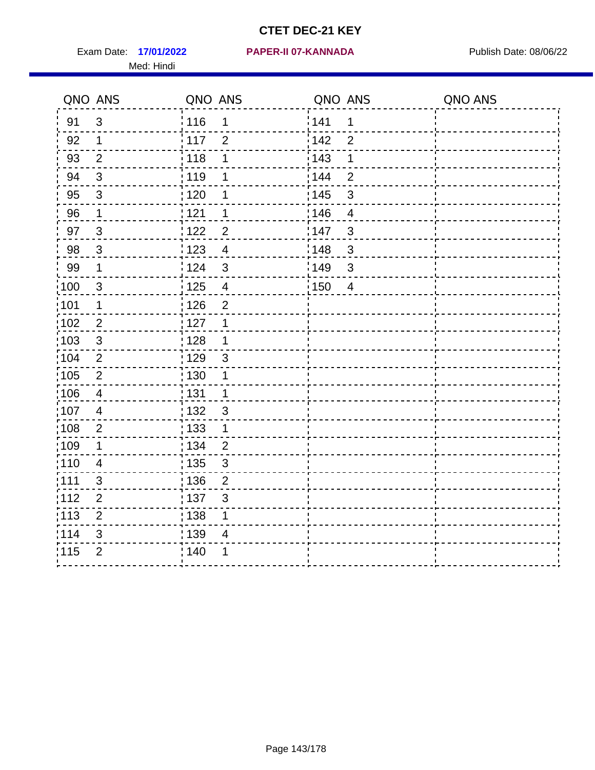# CTET DEC-21 KEY

Exam Date: **17/01/2022** **PAPER-II 07-KANNADA** Publish Date: 08/06/22

Med: Hindi

| QNO | ANS | QNO | ANS | QNO | ANS | QNO | ANS |
|---|---|---|---|---|---|---|---|
| 91 | 3 | 116 | 1 | 141 | 1 | | |
| 92 | 1 | 117 | 2 | 142 | 2 | | |
| 93 | 2 | 118 | 1 | 143 | 1 | | |
| 94 | 3 | 119 | 1 | 144 | 2 | | |
| 95 | 3 | 120 | 1 | 145 | 3 | | |
| 96 | 1 | 121 | 1 | 146 | 4 | | |
| 97 | 3 | 122 | 2 | 147 | 3 | | |
| 98 | 3 | 123 | 4 | 148 | 3 | | |
| 99 | 1 | 124 | 3 | 149 | 3 | | |
| 100 | 3 | 125 | 4 | 150 | 4 | | |
| 101 | 1 | 126 | 2 | | | | |
| 102 | 2 | 127 | 1 | | | | |
| 103 | 3 | 128 | 1 | | | | |
| 104 | 2 | 129 | 3 | | | | |
| 105 | 2 | 130 | 1 | | | | |
| 106 | 4 | 131 | 1 | | | | |
| 107 | 4 | 132 | 3 | | | | |
| 108 | 2 | 133 | 1 | | | | |
| 109 | 1 | 134 | 2 | | | | |
| 110 | 4 | 135 | 3 | | | | |
| 111 | 3 | 136 | 2 | | | | |
| 112 | 2 | 137 | 3 | | | | |
| 113 | 2 | 138 | 1 | | | | |
| 114 | 3 | 139 | 4 | | | | |
| 115 | 2 | 140 | 1 | | | | |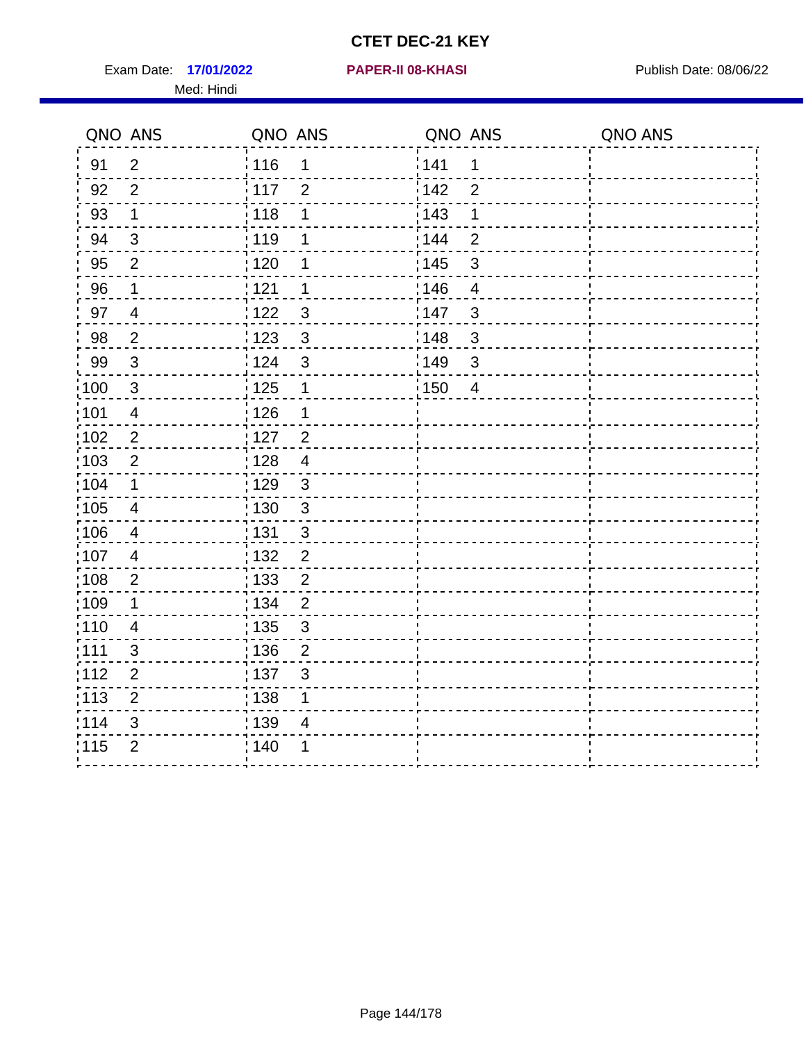# CTET DEC-21 KEY

Exam Date: **17/01/2022** **PAPER-II 08-KHASI** Publish Date: 08/06/22

Med: Hindi

| QNO | ANS | QNO | ANS | QNO | ANS | QNO | ANS |
|---|---|---|---|---|---|---|---|
| 91 | 2 | 116 | 1 | 141 | 1 | | |
| 92 | 2 | 117 | 2 | 142 | 2 | | |
| 93 | 1 | 118 | 1 | 143 | 1 | | |
| 94 | 3 | 119 | 1 | 144 | 2 | | |
| 95 | 2 | 120 | 1 | 145 | 3 | | |
| 96 | 1 | 121 | 1 | 146 | 4 | | |
| 97 | 4 | 122 | 3 | 147 | 3 | | |
| 98 | 2 | 123 | 3 | 148 | 3 | | |
| 99 | 3 | 124 | 3 | 149 | 3 | | |
| 100 | 3 | 125 | 1 | 150 | 4 | | |
| 101 | 4 | 126 | 1 | | | | |
| 102 | 2 | 127 | 2 | | | | |
| 103 | 2 | 128 | 4 | | | | |
| 104 | 1 | 129 | 3 | | | | |
| 105 | 4 | 130 | 3 | | | | |
| 106 | 4 | 131 | 3 | | | | |
| 107 | 4 | 132 | 2 | | | | |
| 108 | 2 | 133 | 2 | | | | |
| 109 | 1 | 134 | 2 | | | | |
| 110 | 4 | 135 | 3 | | | | |
| 111 | 3 | 136 | 2 | | | | |
| 112 | 2 | 137 | 3 | | | | |
| 113 | 2 | 138 | 1 | | | | |
| 114 | 3 | 139 | 4 | | | | |
| 115 | 2 | 140 | 1 | | | | |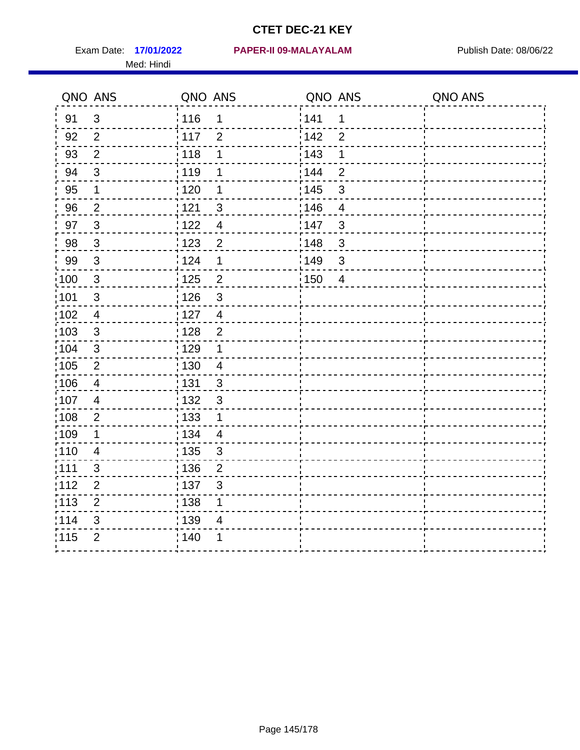# CTET DEC-21 KEY

Exam Date: **17/01/2022** **PAPER-II 09-MALAYALAM** Publish Date: 08/06/22

Med: Hindi

| QNO | ANS | QNO | ANS | QNO | ANS | QNO | ANS |
|---|---|---|---|---|---|---|---|
| 91 | 3 | 116 | 1 | 141 | 1 | | |
| 92 | 2 | 117 | 2 | 142 | 2 | | |
| 93 | 2 | 118 | 1 | 143 | 1 | | |
| 94 | 3 | 119 | 1 | 144 | 2 | | |
| 95 | 1 | 120 | 1 | 145 | 3 | | |
| 96 | 2 | 121 | 3 | 146 | 4 | | |
| 97 | 3 | 122 | 4 | 147 | 3 | | |
| 98 | 3 | 123 | 2 | 148 | 3 | | |
| 99 | 3 | 124 | 1 | 149 | 3 | | |
| 100 | 3 | 125 | 2 | 150 | 4 | | |
| 101 | 3 | 126 | 3 | | | | |
| 102 | 4 | 127 | 4 | | | | |
| 103 | 3 | 128 | 2 | | | | |
| 104 | 3 | 129 | 1 | | | | |
| 105 | 2 | 130 | 4 | | | | |
| 106 | 4 | 131 | 3 | | | | |
| 107 | 4 | 132 | 3 | | | | |
| 108 | 2 | 133 | 1 | | | | |
| 109 | 1 | 134 | 4 | | | | |
| 110 | 4 | 135 | 3 | | | | |
| 111 | 3 | 136 | 2 | | | | |
| 112 | 2 | 137 | 3 | | | | |
| 113 | 2 | 138 | 1 | | | | |
| 114 | 3 | 139 | 4 | | | | |
| 115 | 2 | 140 | 1 | | | | |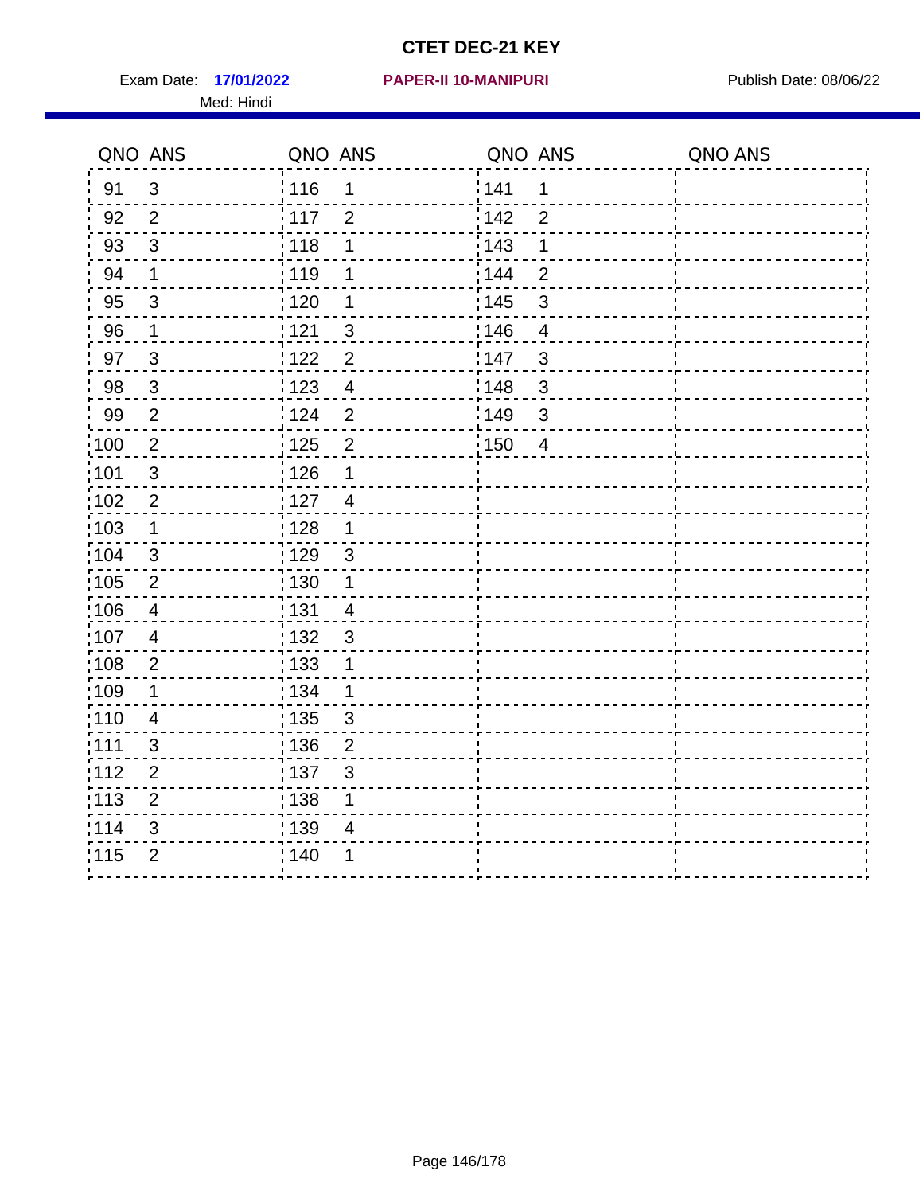# CTET DEC-21 KEY

Exam Date: **17/01/2022** **PAPER-II 10-MANIPURI** Publish Date: 08/06/22

Med: Hindi

| QNO | ANS | QNO | ANS | QNO | ANS | QNO | ANS |
|---|---|---|---|---|---|---|---|
| 91 | 3 | 116 | 1 | 141 | 1 | | |
| 92 | 2 | 117 | 2 | 142 | 2 | | |
| 93 | 3 | 118 | 1 | 143 | 1 | | |
| 94 | 1 | 119 | 1 | 144 | 2 | | |
| 95 | 3 | 120 | 1 | 145 | 3 | | |
| 96 | 1 | 121 | 3 | 146 | 4 | | |
| 97 | 3 | 122 | 2 | 147 | 3 | | |
| 98 | 3 | 123 | 4 | 148 | 3 | | |
| 99 | 2 | 124 | 2 | 149 | 3 | | |
| 100 | 2 | 125 | 2 | 150 | 4 | | |
| 101 | 3 | 126 | 1 | | | | |
| 102 | 2 | 127 | 4 | | | | |
| 103 | 1 | 128 | 1 | | | | |
| 104 | 3 | 129 | 3 | | | | |
| 105 | 2 | 130 | 1 | | | | |
| 106 | 4 | 131 | 4 | | | | |
| 107 | 4 | 132 | 3 | | | | |
| 108 | 2 | 133 | 1 | | | | |
| 109 | 1 | 134 | 1 | | | | |
| 110 | 4 | 135 | 3 | | | | |
| 111 | 3 | 136 | 2 | | | | |
| 112 | 2 | 137 | 3 | | | | |
| 113 | 2 | 138 | 1 | | | | |
| 114 | 3 | 139 | 4 | | | | |
| 115 | 2 | 140 | 1 | | | | |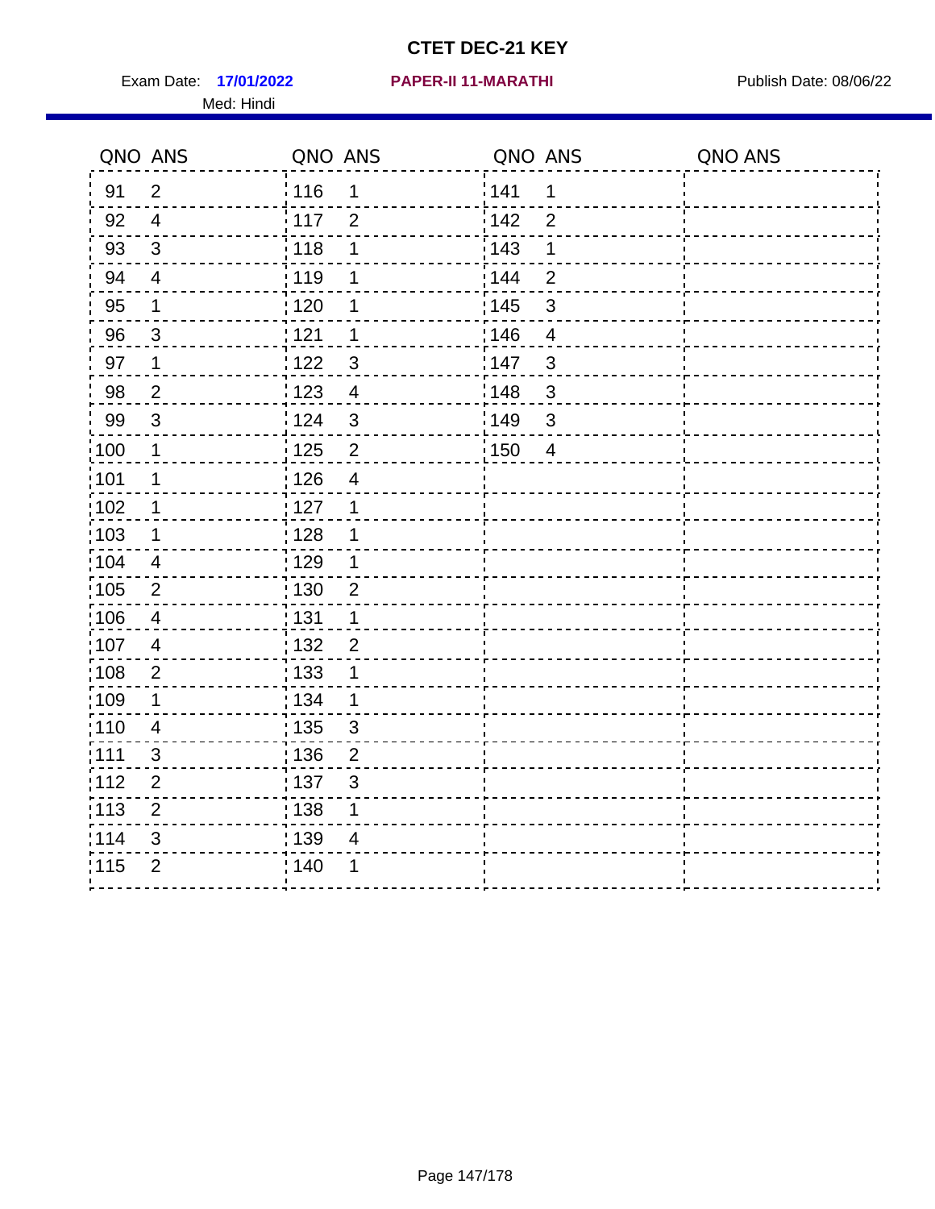# CTET DEC-21 KEY

Exam Date: **17/01/2022** **PAPER-II 11-MARATHI** Publish Date: 08/06/22

Med: Hindi

| QNO | ANS | QNO | ANS | QNO | ANS | QNO | ANS |
|---|---|---|---|---|---|---|---|
| 91 | 2 | 116 | 1 | 141 | 1 | | |
| 92 | 4 | 117 | 2 | 142 | 2 | | |
| 93 | 3 | 118 | 1 | 143 | 1 | | |
| 94 | 4 | 119 | 1 | 144 | 2 | | |
| 95 | 1 | 120 | 1 | 145 | 3 | | |
| 96 | 3 | 121 | 1 | 146 | 4 | | |
| 97 | 1 | 122 | 3 | 147 | 3 | | |
| 98 | 2 | 123 | 4 | 148 | 3 | | |
| 99 | 3 | 124 | 3 | 149 | 3 | | |
| 100 | 1 | 125 | 2 | 150 | 4 | | |
| 101 | 1 | 126 | 4 | | | | |
| 102 | 1 | 127 | 1 | | | | |
| 103 | 1 | 128 | 1 | | | | |
| 104 | 4 | 129 | 1 | | | | |
| 105 | 2 | 130 | 2 | | | | |
| 106 | 4 | 131 | 1 | | | | |
| 107 | 4 | 132 | 2 | | | | |
| 108 | 2 | 133 | 1 | | | | |
| 109 | 1 | 134 | 1 | | | | |
| 110 | 4 | 135 | 3 | | | | |
| 111 | 3 | 136 | 2 | | | | |
| 112 | 2 | 137 | 3 | | | | |
| 113 | 2 | 138 | 1 | | | | |
| 114 | 3 | 139 | 4 | | | | |
| 115 | 2 | 140 | 1 | | | | |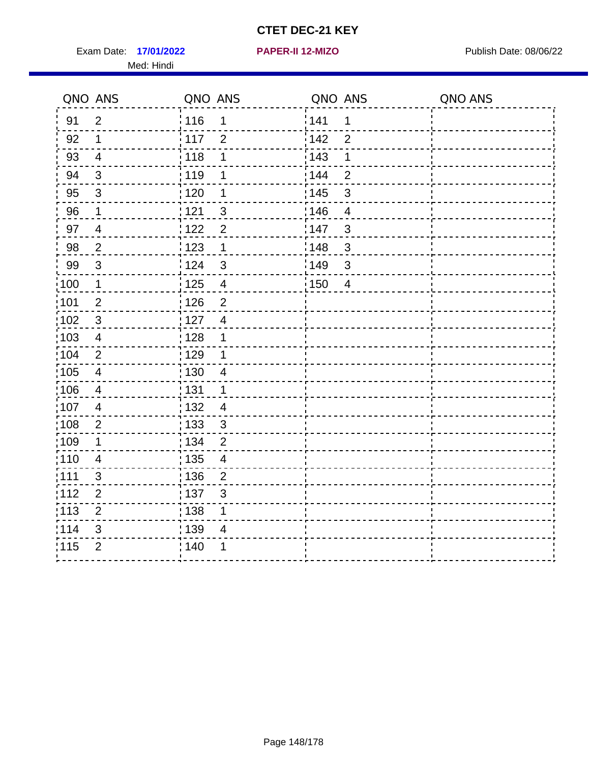# CTET DEC-21 KEY

Exam Date: **17/01/2022** **PAPER-II 12-MIZO** Publish Date: 08/06/22

Med: Hindi

| QNO | ANS | QNO | ANS | QNO | ANS | QNO | ANS |
|---|---|---|---|---|---|---|---|
| 91 | 2 | 116 | 1 | 141 | 1 | | |
| 92 | 1 | 117 | 2 | 142 | 2 | | |
| 93 | 4 | 118 | 1 | 143 | 1 | | |
| 94 | 3 | 119 | 1 | 144 | 2 | | |
| 95 | 3 | 120 | 1 | 145 | 3 | | |
| 96 | 1 | 121 | 3 | 146 | 4 | | |
| 97 | 4 | 122 | 2 | 147 | 3 | | |
| 98 | 2 | 123 | 1 | 148 | 3 | | |
| 99 | 3 | 124 | 3 | 149 | 3 | | |
| 100 | 1 | 125 | 4 | 150 | 4 | | |
| 101 | 2 | 126 | 2 | | | | |
| 102 | 3 | 127 | 4 | | | | |
| 103 | 4 | 128 | 1 | | | | |
| 104 | 2 | 129 | 1 | | | | |
| 105 | 4 | 130 | 4 | | | | |
| 106 | 4 | 131 | 1 | | | | |
| 107 | 4 | 132 | 4 | | | | |
| 108 | 2 | 133 | 3 | | | | |
| 109 | 1 | 134 | 2 | | | | |
| 110 | 4 | 135 | 4 | | | | |
| 111 | 3 | 136 | 2 | | | | |
| 112 | 2 | 137 | 3 | | | | |
| 113 | 2 | 138 | 1 | | | | |
| 114 | 3 | 139 | 4 | | | | |
| 115 | 2 | 140 | 1 | | | | |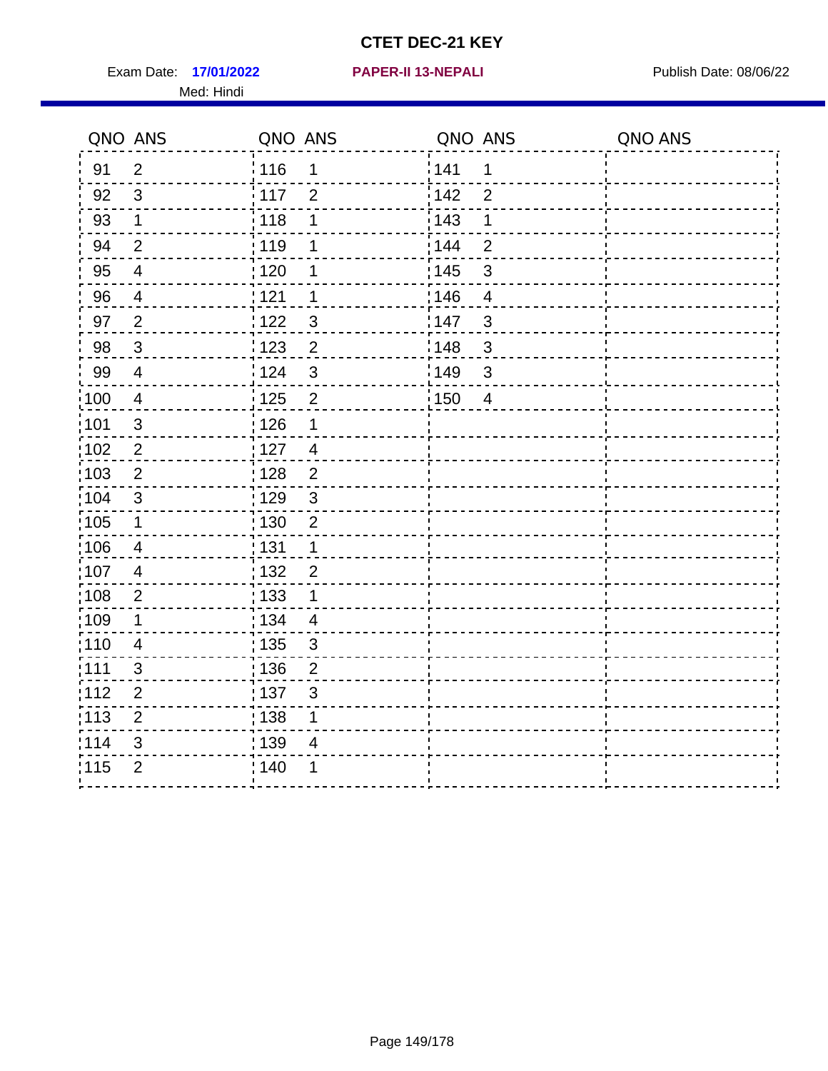# CTET DEC-21 KEY

Exam Date: **17/01/2022** **PAPER-II 13-NEPALI** Publish Date: 08/06/22

Med: Hindi

| QNO | ANS | QNO | ANS | QNO | ANS | QNO | ANS |
|---|---|---|---|---|---|---|---|
| 91 | 2 | 116 | 1 | 141 | 1 | | |
| 92 | 3 | 117 | 2 | 142 | 2 | | |
| 93 | 1 | 118 | 1 | 143 | 1 | | |
| 94 | 2 | 119 | 1 | 144 | 2 | | |
| 95 | 4 | 120 | 1 | 145 | 3 | | |
| 96 | 4 | 121 | 1 | 146 | 4 | | |
| 97 | 2 | 122 | 3 | 147 | 3 | | |
| 98 | 3 | 123 | 2 | 148 | 3 | | |
| 99 | 4 | 124 | 3 | 149 | 3 | | |
| 100 | 4 | 125 | 2 | 150 | 4 | | |
| 101 | 3 | 126 | 1 | | | | |
| 102 | 2 | 127 | 4 | | | | |
| 103 | 2 | 128 | 2 | | | | |
| 104 | 3 | 129 | 3 | | | | |
| 105 | 1 | 130 | 2 | | | | |
| 106 | 4 | 131 | 1 | | | | |
| 107 | 4 | 132 | 2 | | | | |
| 108 | 2 | 133 | 1 | | | | |
| 109 | 1 | 134 | 4 | | | | |
| 110 | 4 | 135 | 3 | | | | |
| 111 | 3 | 136 | 2 | | | | |
| 112 | 2 | 137 | 3 | | | | |
| 113 | 2 | 138 | 1 | | | | |
| 114 | 3 | 139 | 4 | | | | |
| 115 | 2 | 140 | 1 | | | | |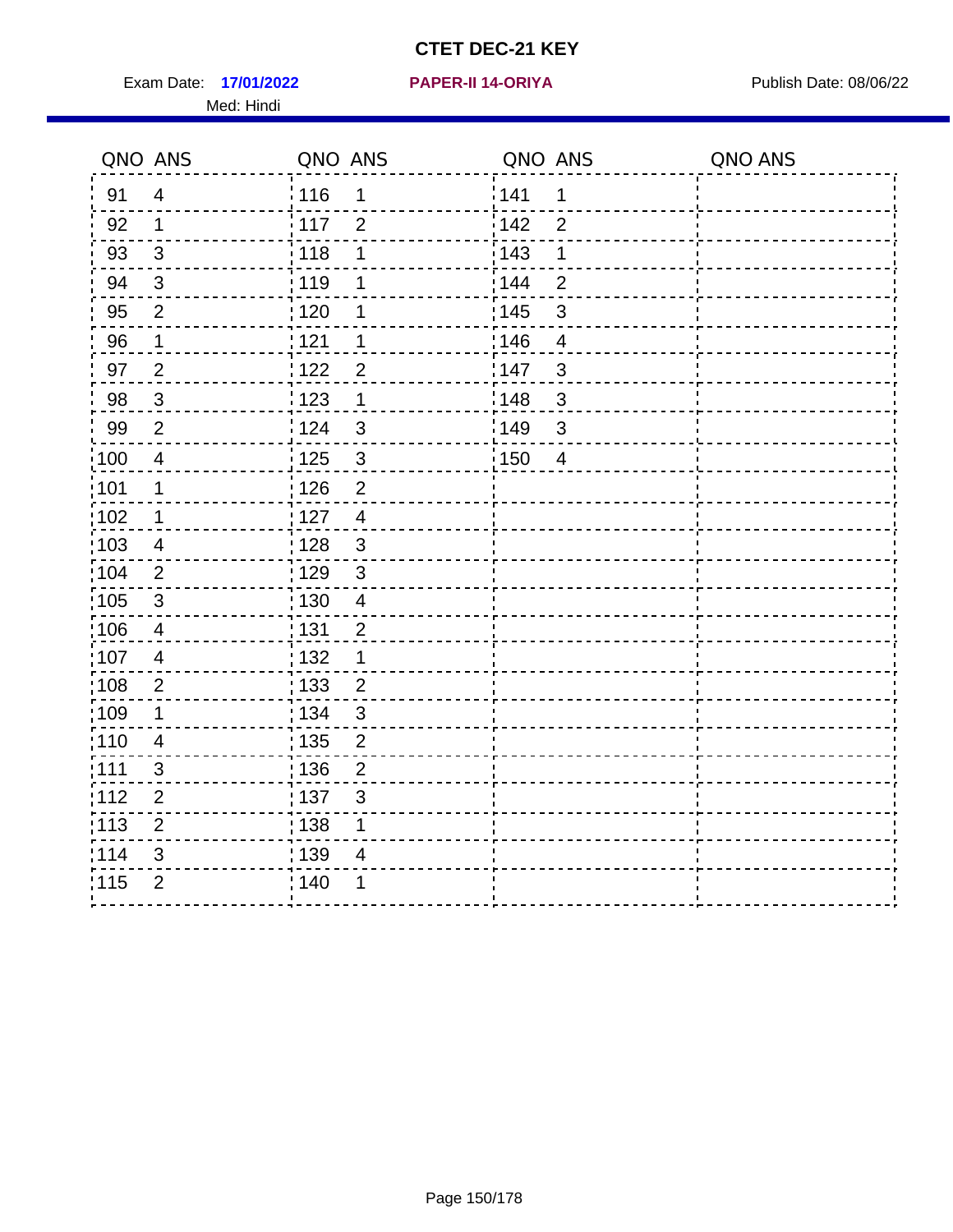# CTET DEC-21 KEY

Exam Date: **17/01/2022** **PAPER-II 14-ORIYA** Publish Date: 08/06/22

Med: Hindi

| QNO | ANS | QNO | ANS | QNO | ANS | QNO | ANS |
|---|---|---|---|---|---|---|---|
| 91 | 4 | 116 | 1 | 141 | 1 | | |
| 92 | 1 | 117 | 2 | 142 | 2 | | |
| 93 | 3 | 118 | 1 | 143 | 1 | | |
| 94 | 3 | 119 | 1 | 144 | 2 | | |
| 95 | 2 | 120 | 1 | 145 | 3 | | |
| 96 | 1 | 121 | 1 | 146 | 4 | | |
| 97 | 2 | 122 | 2 | 147 | 3 | | |
| 98 | 3 | 123 | 1 | 148 | 3 | | |
| 99 | 2 | 124 | 3 | 149 | 3 | | |
| 100 | 4 | 125 | 3 | 150 | 4 | | |
| 101 | 1 | 126 | 2 | | | | |
| 102 | 1 | 127 | 4 | | | | |
| 103 | 4 | 128 | 3 | | | | |
| 104 | 2 | 129 | 3 | | | | |
| 105 | 3 | 130 | 4 | | | | |
| 106 | 4 | 131 | 2 | | | | |
| 107 | 4 | 132 | 1 | | | | |
| 108 | 2 | 133 | 2 | | | | |
| 109 | 1 | 134 | 3 | | | | |
| 110 | 4 | 135 | 2 | | | | |
| 111 | 3 | 136 | 2 | | | | |
| 112 | 2 | 137 | 3 | | | | |
| 113 | 2 | 138 | 1 | | | | |
| 114 | 3 | 139 | 4 | | | | |
| 115 | 2 | 140 | 1 | | | | |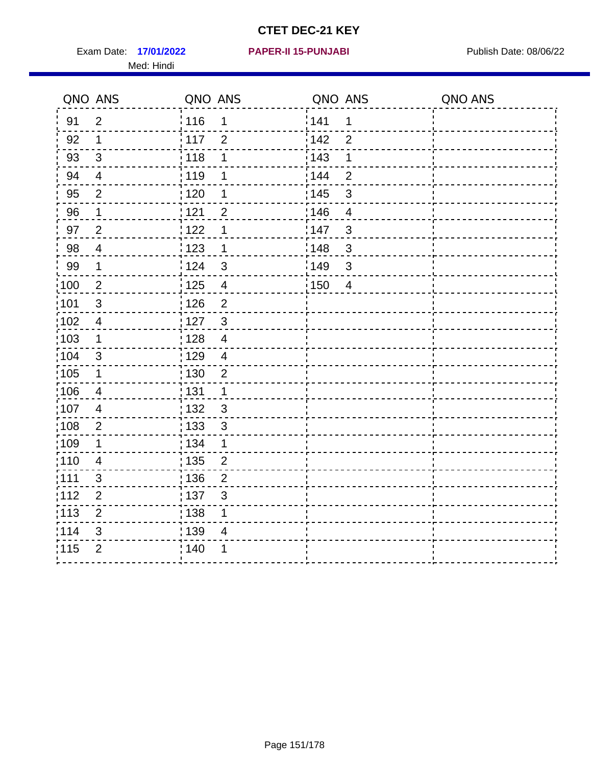# CTET DEC-21 KEY

Exam Date: **17/01/2022** **PAPER-II 15-PUNJABI** Publish Date: 08/06/22

Med: Hindi

| QNO | ANS | QNO | ANS | QNO | ANS | QNO | ANS |
|---|---|---|---|---|---|---|---|
| 91 | 2 | 116 | 1 | 141 | 1 | | |
| 92 | 1 | 117 | 2 | 142 | 2 | | |
| 93 | 3 | 118 | 1 | 143 | 1 | | |
| 94 | 4 | 119 | 1 | 144 | 2 | | |
| 95 | 2 | 120 | 1 | 145 | 3 | | |
| 96 | 1 | 121 | 2 | 146 | 4 | | |
| 97 | 2 | 122 | 1 | 147 | 3 | | |
| 98 | 4 | 123 | 1 | 148 | 3 | | |
| 99 | 1 | 124 | 3 | 149 | 3 | | |
| 100 | 2 | 125 | 4 | 150 | 4 | | |
| 101 | 3 | 126 | 2 | | | | |
| 102 | 4 | 127 | 3 | | | | |
| 103 | 1 | 128 | 4 | | | | |
| 104 | 3 | 129 | 4 | | | | |
| 105 | 1 | 130 | 2 | | | | |
| 106 | 4 | 131 | 1 | | | | |
| 107 | 4 | 132 | 3 | | | | |
| 108 | 2 | 133 | 3 | | | | |
| 109 | 1 | 134 | 1 | | | | |
| 110 | 4 | 135 | 2 | | | | |
| 111 | 3 | 136 | 2 | | | | |
| 112 | 2 | 137 | 3 | | | | |
| 113 | 2 | 138 | 1 | | | | |
| 114 | 3 | 139 | 4 | | | | |
| 115 | 2 | 140 | 1 | | | | |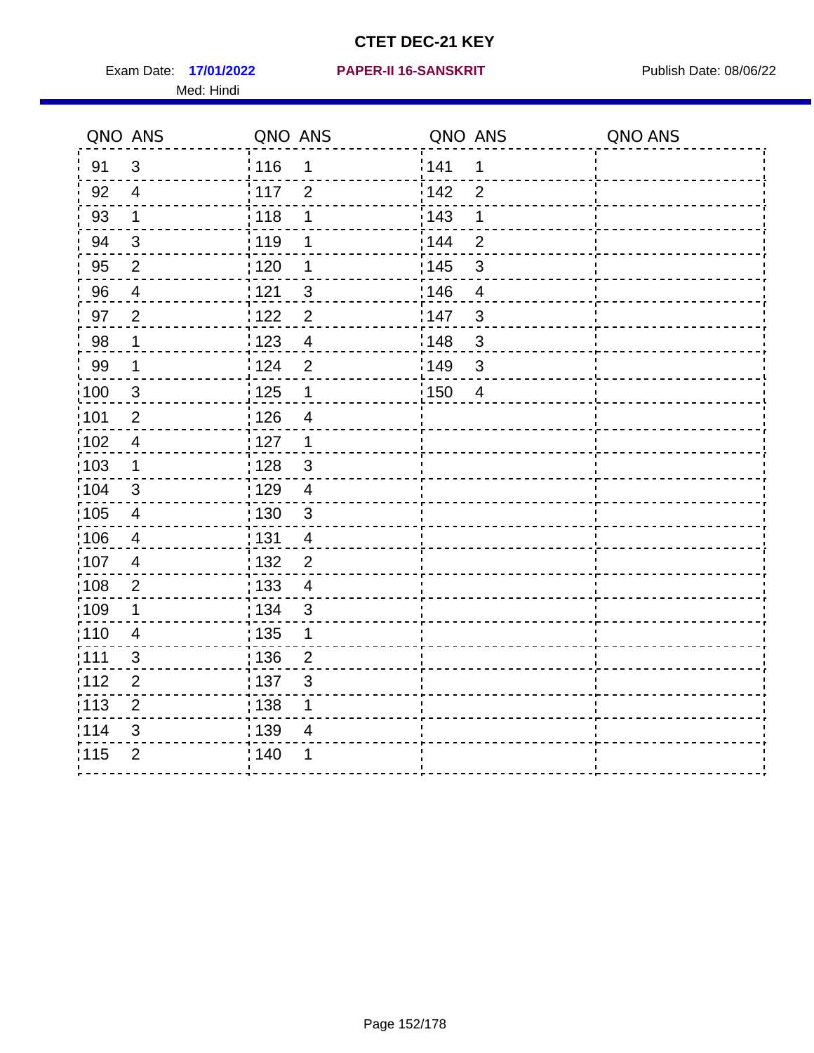# CTET DEC-21 KEY

Exam Date: **17/01/2022** **PAPER-II 16-SANSKRIT** Publish Date: 08/06/22

Med: Hindi

| QNO | ANS | QNO | ANS | QNO | ANS | QNO | ANS |
|---|---|---|---|---|---|---|---|
| 91 | 3 | 116 | 1 | 141 | 1 | | |
| 92 | 4 | 117 | 2 | 142 | 2 | | |
| 93 | 1 | 118 | 1 | 143 | 1 | | |
| 94 | 3 | 119 | 1 | 144 | 2 | | |
| 95 | 2 | 120 | 1 | 145 | 3 | | |
| 96 | 4 | 121 | 3 | 146 | 4 | | |
| 97 | 2 | 122 | 2 | 147 | 3 | | |
| 98 | 1 | 123 | 4 | 148 | 3 | | |
| 99 | 1 | 124 | 2 | 149 | 3 | | |
| 100 | 3 | 125 | 1 | 150 | 4 | | |
| 101 | 2 | 126 | 4 | | | | |
| 102 | 4 | 127 | 1 | | | | |
| 103 | 1 | 128 | 3 | | | | |
| 104 | 3 | 129 | 4 | | | | |
| 105 | 4 | 130 | 3 | | | | |
| 106 | 4 | 131 | 4 | | | | |
| 107 | 4 | 132 | 2 | | | | |
| 108 | 2 | 133 | 4 | | | | |
| 109 | 1 | 134 | 3 | | | | |
| 110 | 4 | 135 | 1 | | | | |
| 111 | 3 | 136 | 2 | | | | |
| 112 | 2 | 137 | 3 | | | | |
| 113 | 2 | 138 | 1 | | | | |
| 114 | 3 | 139 | 4 | | | | |
| 115 | 2 | 140 | 1 | | | | |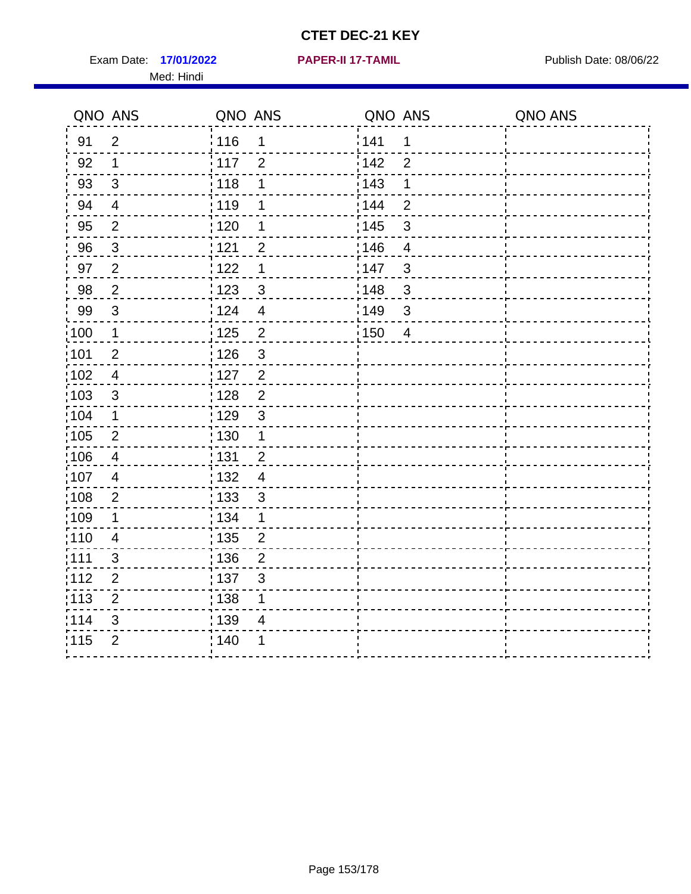# CTET DEC-21 KEY

Exam Date: **17/01/2022** **PAPER-II 17-TAMIL** Publish Date: 08/06/22

Med: Hindi

| QNO | ANS | QNO | ANS | QNO | ANS | QNO | ANS |
|---|---|---|---|---|---|---|---|
| 91 | 2 | 116 | 1 | 141 | 1 | | |
| 92 | 1 | 117 | 2 | 142 | 2 | | |
| 93 | 3 | 118 | 1 | 143 | 1 | | |
| 94 | 4 | 119 | 1 | 144 | 2 | | |
| 95 | 2 | 120 | 1 | 145 | 3 | | |
| 96 | 3 | 121 | 2 | 146 | 4 | | |
| 97 | 2 | 122 | 1 | 147 | 3 | | |
| 98 | 2 | 123 | 3 | 148 | 3 | | |
| 99 | 3 | 124 | 4 | 149 | 3 | | |
| 100 | 1 | 125 | 2 | 150 | 4 | | |
| 101 | 2 | 126 | 3 | | | | |
| 102 | 4 | 127 | 2 | | | | |
| 103 | 3 | 128 | 2 | | | | |
| 104 | 1 | 129 | 3 | | | | |
| 105 | 2 | 130 | 1 | | | | |
| 106 | 4 | 131 | 2 | | | | |
| 107 | 4 | 132 | 4 | | | | |
| 108 | 2 | 133 | 3 | | | | |
| 109 | 1 | 134 | 1 | | | | |
| 110 | 4 | 135 | 2 | | | | |
| 111 | 3 | 136 | 2 | | | | |
| 112 | 2 | 137 | 3 | | | | |
| 113 | 2 | 138 | 1 | | | | |
| 114 | 3 | 139 | 4 | | | | |
| 115 | 2 | 140 | 1 | | | | |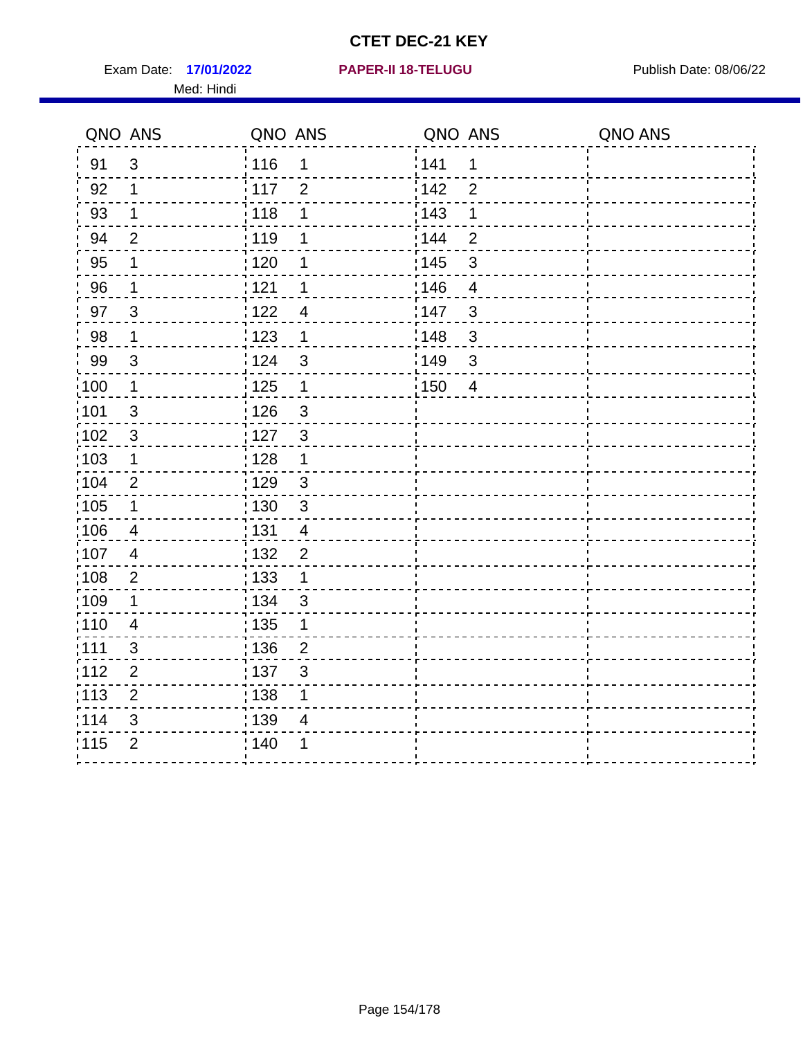# CTET DEC-21 KEY

Exam Date: **17/01/2022** **PAPER-II 18-TELUGU** Publish Date: 08/06/22

Med: Hindi

| QNO | ANS | QNO | ANS | QNO | ANS | QNO | ANS |
|---|---|---|---|---|---|---|---|
| 91 | 3 | 116 | 1 | 141 | 1 | | |
| 92 | 1 | 117 | 2 | 142 | 2 | | |
| 93 | 1 | 118 | 1 | 143 | 1 | | |
| 94 | 2 | 119 | 1 | 144 | 2 | | |
| 95 | 1 | 120 | 1 | 145 | 3 | | |
| 96 | 1 | 121 | 1 | 146 | 4 | | |
| 97 | 3 | 122 | 4 | 147 | 3 | | |
| 98 | 1 | 123 | 1 | 148 | 3 | | |
| 99 | 3 | 124 | 3 | 149 | 3 | | |
| 100 | 1 | 125 | 1 | 150 | 4 | | |
| 101 | 3 | 126 | 3 | | | | |
| 102 | 3 | 127 | 3 | | | | |
| 103 | 1 | 128 | 1 | | | | |
| 104 | 2 | 129 | 3 | | | | |
| 105 | 1 | 130 | 3 | | | | |
| 106 | 4 | 131 | 4 | | | | |
| 107 | 4 | 132 | 2 | | | | |
| 108 | 2 | 133 | 1 | | | | |
| 109 | 1 | 134 | 3 | | | | |
| 110 | 4 | 135 | 1 | | | | |
| 111 | 3 | 136 | 2 | | | | |
| 112 | 2 | 137 | 3 | | | | |
| 113 | 2 | 138 | 1 | | | | |
| 114 | 3 | 139 | 4 | | | | |
| 115 | 2 | 140 | 1 | | | | |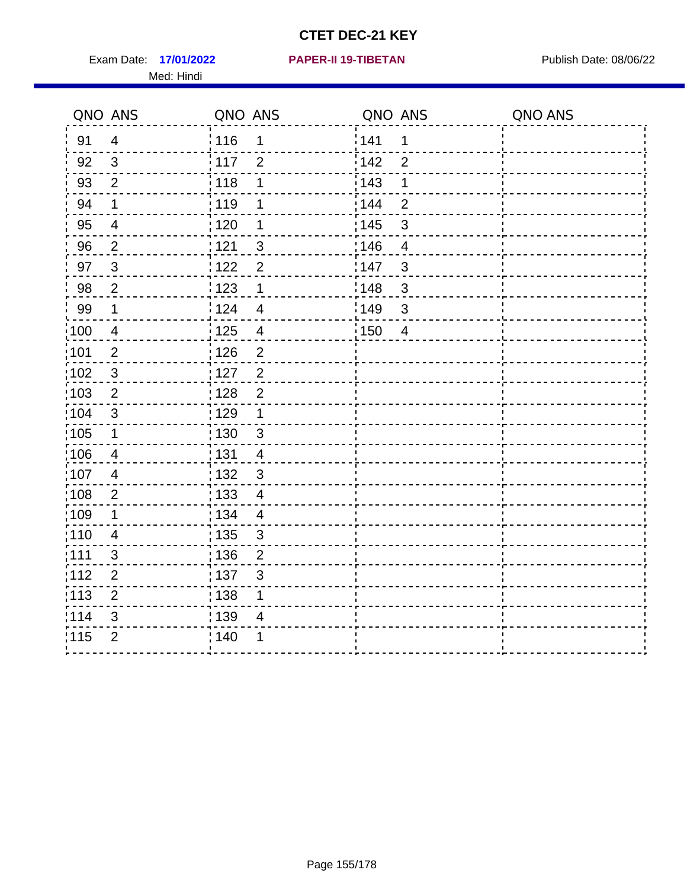# CTET DEC-21 KEY

Exam Date: **17/01/2022** **PAPER-II 19-TIBETAN** Publish Date: 08/06/22

Med: Hindi

| QNO | ANS | QNO | ANS | QNO | ANS | QNO | ANS |
|---|---|---|---|---|---|---|---|
| 91 | 4 | 116 | 1 | 141 | 1 | | |
| 92 | 3 | 117 | 2 | 142 | 2 | | |
| 93 | 2 | 118 | 1 | 143 | 1 | | |
| 94 | 1 | 119 | 1 | 144 | 2 | | |
| 95 | 4 | 120 | 1 | 145 | 3 | | |
| 96 | 2 | 121 | 3 | 146 | 4 | | |
| 97 | 3 | 122 | 2 | 147 | 3 | | |
| 98 | 2 | 123 | 1 | 148 | 3 | | |
| 99 | 1 | 124 | 4 | 149 | 3 | | |
| 100 | 4 | 125 | 4 | 150 | 4 | | |
| 101 | 2 | 126 | 2 | | | | |
| 102 | 3 | 127 | 2 | | | | |
| 103 | 2 | 128 | 2 | | | | |
| 104 | 3 | 129 | 1 | | | | |
| 105 | 1 | 130 | 3 | | | | |
| 106 | 4 | 131 | 4 | | | | |
| 107 | 4 | 132 | 3 | | | | |
| 108 | 2 | 133 | 4 | | | | |
| 109 | 1 | 134 | 4 | | | | |
| 110 | 4 | 135 | 3 | | | | |
| 111 | 3 | 136 | 2 | | | | |
| 112 | 2 | 137 | 3 | | | | |
| 113 | 2 | 138 | 1 | | | | |
| 114 | 3 | 139 | 4 | | | | |
| 115 | 2 | 140 | 1 | | | | |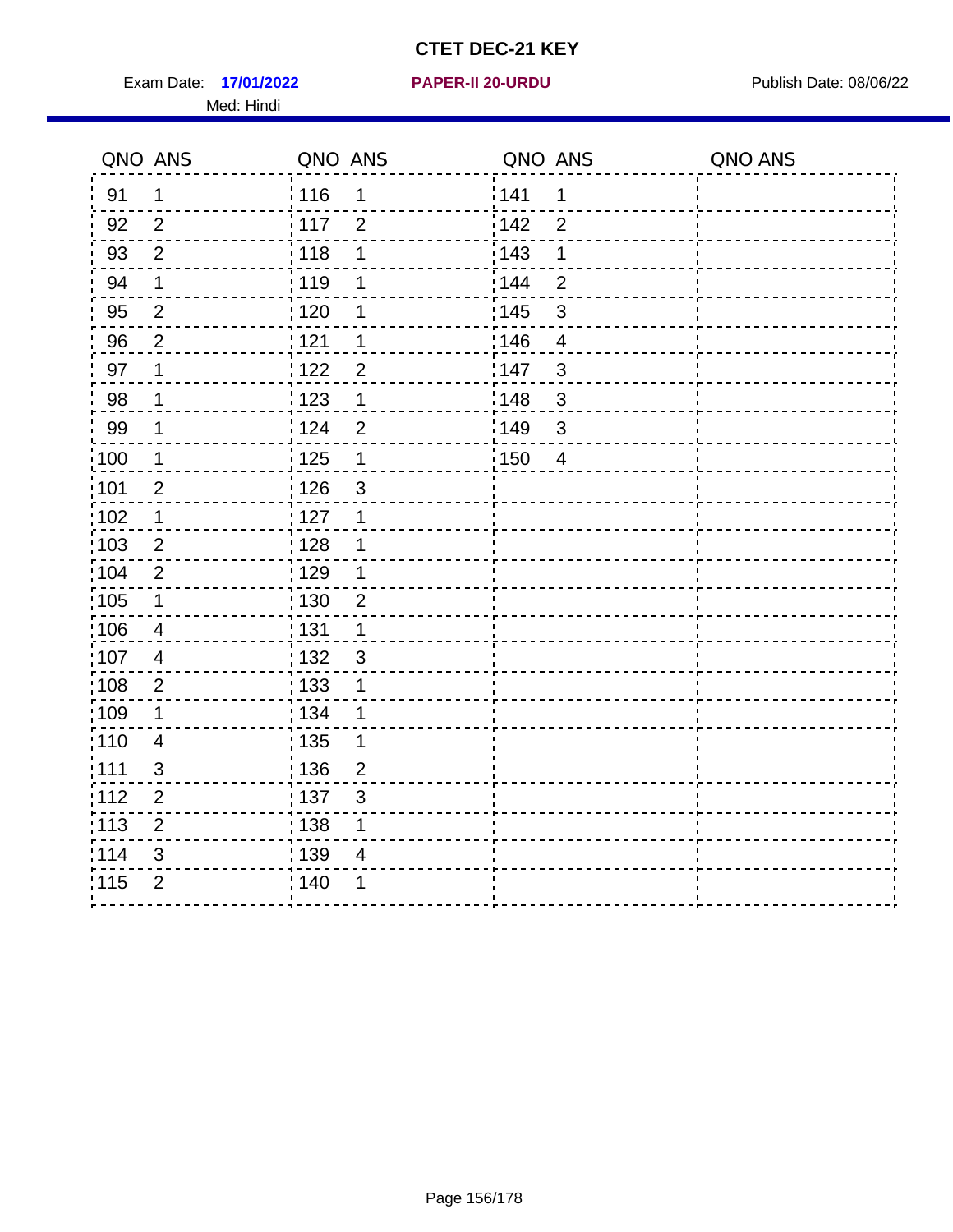# CTET DEC-21 KEY

Exam Date: **17/01/2022** **PAPER-II 20-URDU** Publish Date: 08/06/22

Med: Hindi

| QNO | ANS | QNO | ANS | QNO | ANS | QNO | ANS |
|---|---|---|---|---|---|---|---|
| 91 | 1 | 116 | 1 | 141 | 1 | | |
| 92 | 2 | 117 | 2 | 142 | 2 | | |
| 93 | 2 | 118 | 1 | 143 | 1 | | |
| 94 | 1 | 119 | 1 | 144 | 2 | | |
| 95 | 2 | 120 | 1 | 145 | 3 | | |
| 96 | 2 | 121 | 1 | 146 | 4 | | |
| 97 | 1 | 122 | 2 | 147 | 3 | | |
| 98 | 1 | 123 | 1 | 148 | 3 | | |
| 99 | 1 | 124 | 2 | 149 | 3 | | |
| 100 | 1 | 125 | 1 | 150 | 4 | | |
| 101 | 2 | 126 | 3 | | | | |
| 102 | 1 | 127 | 1 | | | | |
| 103 | 2 | 128 | 1 | | | | |
| 104 | 2 | 129 | 1 | | | | |
| 105 | 1 | 130 | 2 | | | | |
| 106 | 4 | 131 | 1 | | | | |
| 107 | 4 | 132 | 3 | | | | |
| 108 | 2 | 133 | 1 | | | | |
| 109 | 1 | 134 | 1 | | | | |
| 110 | 4 | 135 | 1 | | | | |
| 111 | 3 | 136 | 2 | | | | |
| 112 | 2 | 137 | 3 | | | | |
| 113 | 2 | 138 | 1 | | | | |
| 114 | 3 | 139 | 4 | | | | |
| 115 | 2 | 140 | 1 | | | | |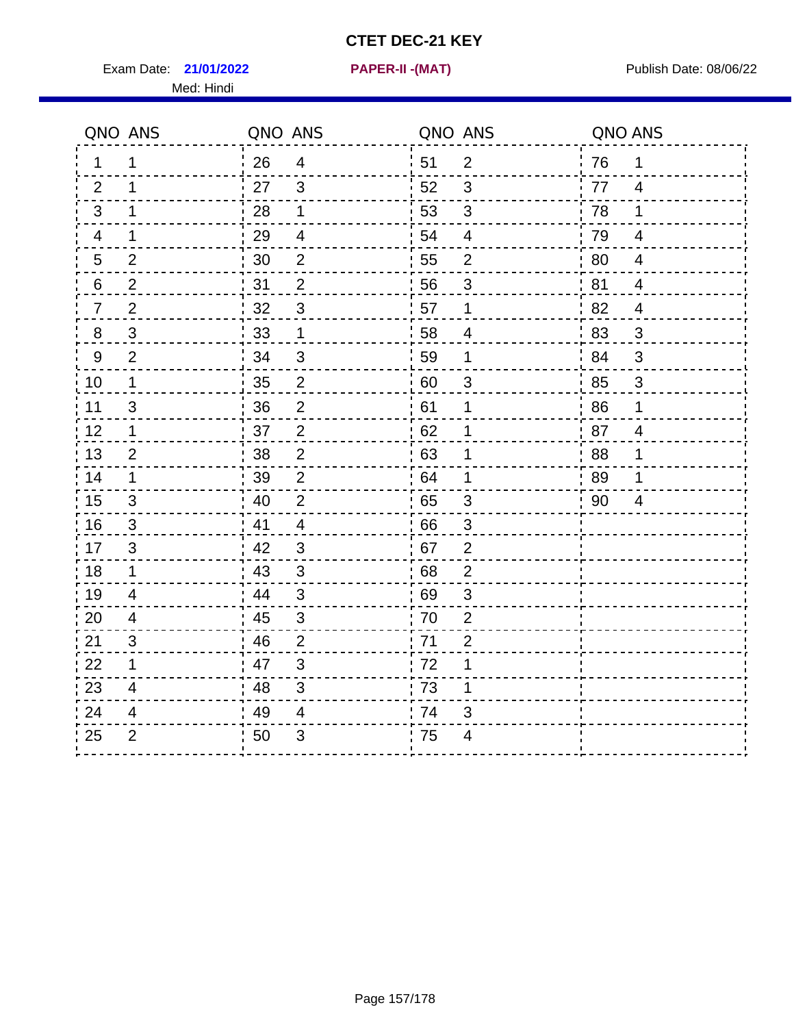# CTET DEC-21 KEY

Exam Date: **21/01/2022** **PAPER-II -(MAT)** Publish Date: 08/06/22

Med: Hindi

| QNO | ANS | QNO | ANS | QNO | ANS | QNO | ANS |
|---|---|---|---|---|---|---|---|
| 1 | 1 | 26 | 4 | 51 | 2 | 76 | 1 |
| 2 | 1 | 27 | 3 | 52 | 3 | 77 | 4 |
| 3 | 1 | 28 | 1 | 53 | 3 | 78 | 1 |
| 4 | 1 | 29 | 4 | 54 | 4 | 79 | 4 |
| 5 | 2 | 30 | 2 | 55 | 2 | 80 | 4 |
| 6 | 2 | 31 | 2 | 56 | 3 | 81 | 4 |
| 7 | 2 | 32 | 3 | 57 | 1 | 82 | 4 |
| 8 | 3 | 33 | 1 | 58 | 4 | 83 | 3 |
| 9 | 2 | 34 | 3 | 59 | 1 | 84 | 3 |
| 10 | 1 | 35 | 2 | 60 | 3 | 85 | 3 |
| 11 | 3 | 36 | 2 | 61 | 1 | 86 | 1 |
| 12 | 1 | 37 | 2 | 62 | 1 | 87 | 4 |
| 13 | 2 | 38 | 2 | 63 | 1 | 88 | 1 |
| 14 | 1 | 39 | 2 | 64 | 1 | 89 | 1 |
| 15 | 3 | 40 | 2 | 65 | 3 | 90 | 4 |
| 16 | 3 | 41 | 4 | 66 | 3 | | |
| 17 | 3 | 42 | 3 | 67 | 2 | | |
| 18 | 1 | 43 | 3 | 68 | 2 | | |
| 19 | 4 | 44 | 3 | 69 | 3 | | |
| 20 | 4 | 45 | 3 | 70 | 2 | | |
| 21 | 3 | 46 | 2 | 71 | 2 | | |
| 22 | 1 | 47 | 3 | 72 | 1 | | |
| 23 | 4 | 48 | 3 | 73 | 1 | | |
| 24 | 4 | 49 | 4 | 74 | 3 | | |
| 25 | 2 | 50 | 3 | 75 | 4 | | |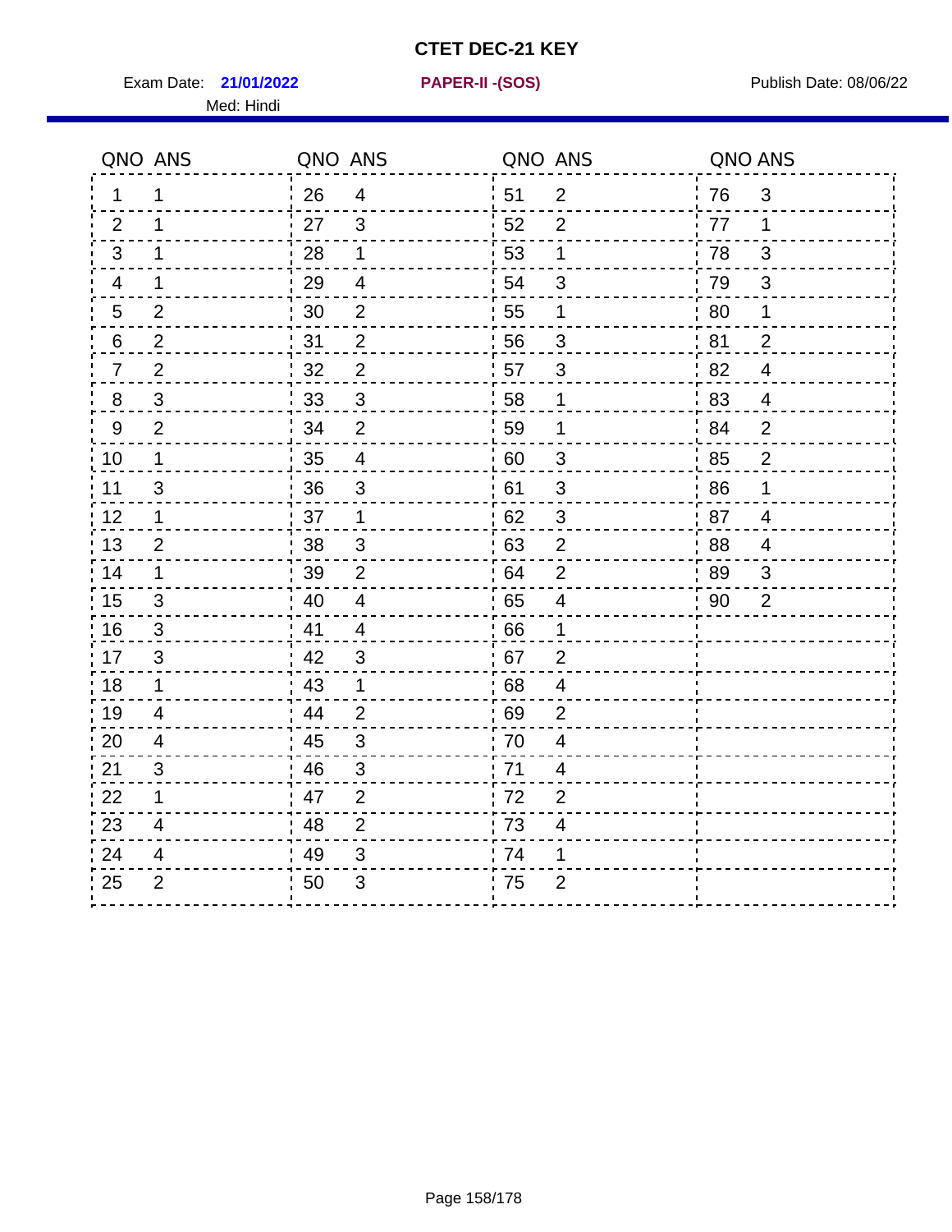# CTET DEC-21 KEY

Exam Date: **21/01/2022** **PAPER-II -(SOS)** Publish Date: 08/06/22

Med: Hindi

| QNO | ANS | QNO | ANS | QNO | ANS | QNO | ANS |
|---|---|---|---|---|---|---|---|
| 1 | 1 | 26 | 4 | 51 | 2 | 76 | 3 |
| 2 | 1 | 27 | 3 | 52 | 2 | 77 | 1 |
| 3 | 1 | 28 | 1 | 53 | 1 | 78 | 3 |
| 4 | 1 | 29 | 4 | 54 | 3 | 79 | 3 |
| 5 | 2 | 30 | 2 | 55 | 1 | 80 | 1 |
| 6 | 2 | 31 | 2 | 56 | 3 | 81 | 2 |
| 7 | 2 | 32 | 2 | 57 | 3 | 82 | 4 |
| 8 | 3 | 33 | 3 | 58 | 1 | 83 | 4 |
| 9 | 2 | 34 | 2 | 59 | 1 | 84 | 2 |
| 10 | 1 | 35 | 4 | 60 | 3 | 85 | 2 |
| 11 | 3 | 36 | 3 | 61 | 3 | 86 | 1 |
| 12 | 1 | 37 | 1 | 62 | 3 | 87 | 4 |
| 13 | 2 | 38 | 3 | 63 | 2 | 88 | 4 |
| 14 | 1 | 39 | 2 | 64 | 2 | 89 | 3 |
| 15 | 3 | 40 | 4 | 65 | 4 | 90 | 2 |
| 16 | 3 | 41 | 4 | 66 | 1 | | |
| 17 | 3 | 42 | 3 | 67 | 2 | | |
| 18 | 1 | 43 | 1 | 68 | 4 | | |
| 19 | 4 | 44 | 2 | 69 | 2 | | |
| 20 | 4 | 45 | 3 | 70 | 4 | | |
| 21 | 3 | 46 | 3 | 71 | 4 | | |
| 22 | 1 | 47 | 2 | 72 | 2 | | |
| 23 | 4 | 48 | 2 | 73 | 4 | | |
| 24 | 4 | 49 | 3 | 74 | 1 | | |
| 25 | 2 | 50 | 3 | 75 | 2 | | |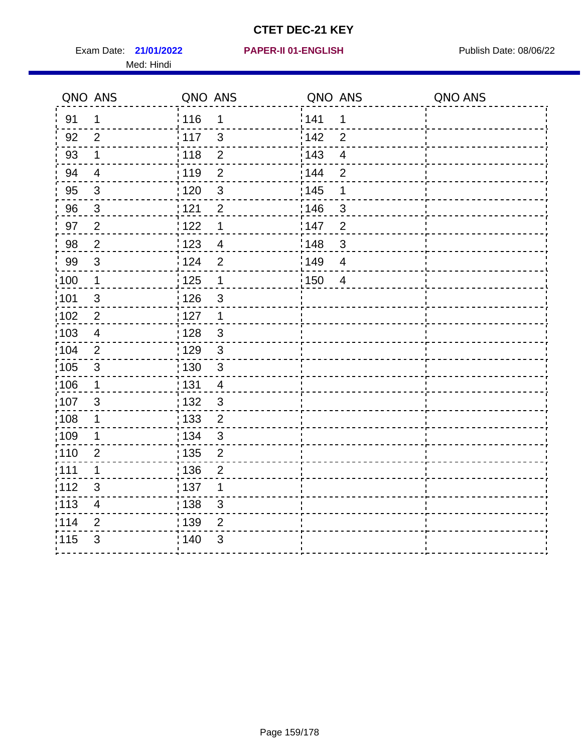# CTET DEC-21 KEY

Exam Date: **21/01/2022** **PAPER-II 01-ENGLISH** Publish Date: 08/06/22

Med: Hindi

| QNO | ANS | QNO | ANS | QNO | ANS | QNO | ANS |
|---|---|---|---|---|---|---|---|
| 91 | 1 | 116 | 1 | 141 | 1 | | |
| 92 | 2 | 117 | 3 | 142 | 2 | | |
| 93 | 1 | 118 | 2 | 143 | 4 | | |
| 94 | 4 | 119 | 2 | 144 | 2 | | |
| 95 | 3 | 120 | 3 | 145 | 1 | | |
| 96 | 3 | 121 | 2 | 146 | 3 | | |
| 97 | 2 | 122 | 1 | 147 | 2 | | |
| 98 | 2 | 123 | 4 | 148 | 3 | | |
| 99 | 3 | 124 | 2 | 149 | 4 | | |
| 100 | 1 | 125 | 1 | 150 | 4 | | |
| 101 | 3 | 126 | 3 | | | | |
| 102 | 2 | 127 | 1 | | | | |
| 103 | 4 | 128 | 3 | | | | |
| 104 | 2 | 129 | 3 | | | | |
| 105 | 3 | 130 | 3 | | | | |
| 106 | 1 | 131 | 4 | | | | |
| 107 | 3 | 132 | 3 | | | | |
| 108 | 1 | 133 | 2 | | | | |
| 109 | 1 | 134 | 3 | | | | |
| 110 | 2 | 135 | 2 | | | | |
| 111 | 1 | 136 | 2 | | | | |
| 112 | 3 | 137 | 1 | | | | |
| 113 | 4 | 138 | 3 | | | | |
| 114 | 2 | 139 | 2 | | | | |
| 115 | 3 | 140 | 3 | | | | |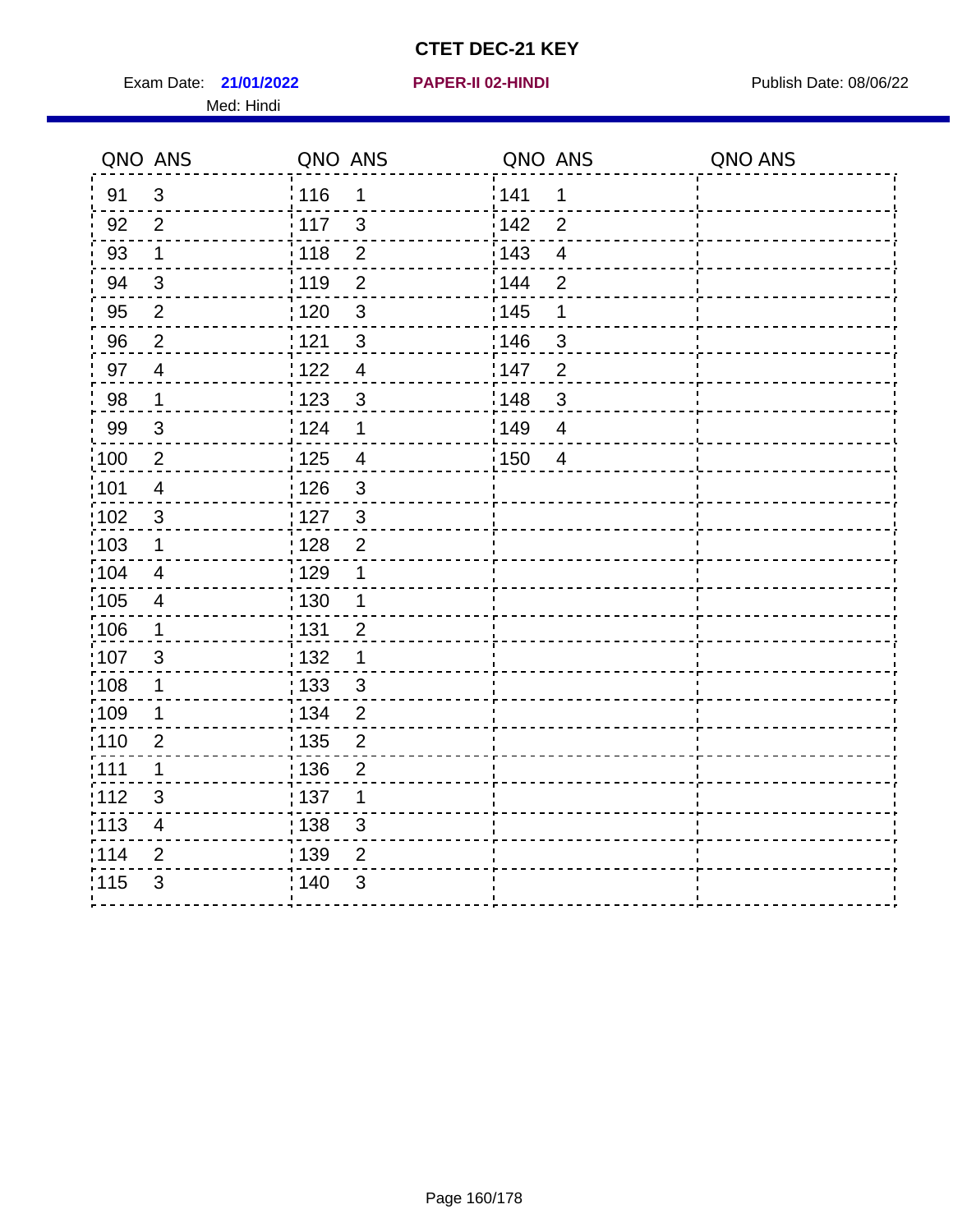# CTET DEC-21 KEY

Exam Date: **21/01/2022** **PAPER-II 02-HINDI** Publish Date: 08/06/22

Med: Hindi

| QNO | ANS | QNO | ANS | QNO | ANS | QNO | ANS |
|---|---|---|---|---|---|---|---|
| 91 | 3 | 116 | 1 | 141 | 1 | | |
| 92 | 2 | 117 | 3 | 142 | 2 | | |
| 93 | 1 | 118 | 2 | 143 | 4 | | |
| 94 | 3 | 119 | 2 | 144 | 2 | | |
| 95 | 2 | 120 | 3 | 145 | 1 | | |
| 96 | 2 | 121 | 3 | 146 | 3 | | |
| 97 | 4 | 122 | 4 | 147 | 2 | | |
| 98 | 1 | 123 | 3 | 148 | 3 | | |
| 99 | 3 | 124 | 1 | 149 | 4 | | |
| 100 | 2 | 125 | 4 | 150 | 4 | | |
| 101 | 4 | 126 | 3 | | | | |
| 102 | 3 | 127 | 3 | | | | |
| 103 | 1 | 128 | 2 | | | | |
| 104 | 4 | 129 | 1 | | | | |
| 105 | 4 | 130 | 1 | | | | |
| 106 | 1 | 131 | 2 | | | | |
| 107 | 3 | 132 | 1 | | | | |
| 108 | 1 | 133 | 3 | | | | |
| 109 | 1 | 134 | 2 | | | | |
| 110 | 2 | 135 | 2 | | | | |
| 111 | 1 | 136 | 2 | | | | |
| 112 | 3 | 137 | 1 | | | | |
| 113 | 4 | 138 | 3 | | | | |
| 114 | 2 | 139 | 2 | | | | |
| 115 | 3 | 140 | 3 | | | | |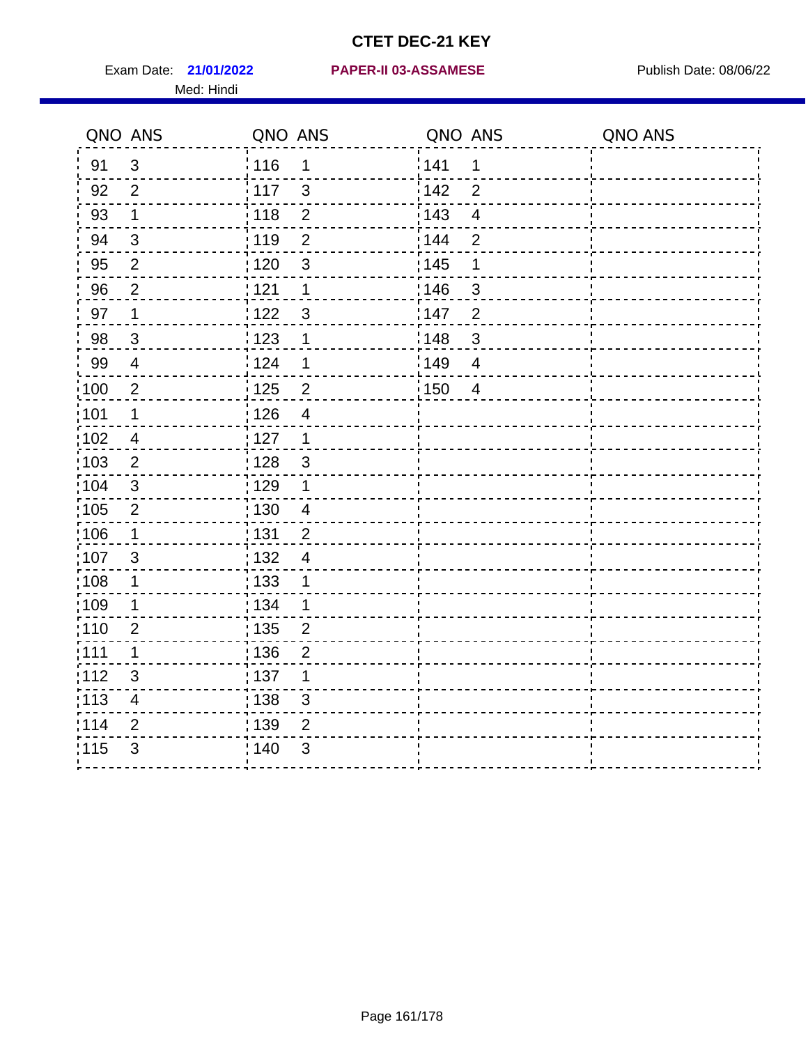# CTET DEC-21 KEY

Exam Date: **21/01/2022** **PAPER-II 03-ASSAMESE** Publish Date: 08/06/22

Med: Hindi

| QNO | ANS | QNO | ANS | QNO | ANS | QNO | ANS |
|---|---|---|---|---|---|---|---|
| 91 | 3 | 116 | 1 | 141 | 1 | | |
| 92 | 2 | 117 | 3 | 142 | 2 | | |
| 93 | 1 | 118 | 2 | 143 | 4 | | |
| 94 | 3 | 119 | 2 | 144 | 2 | | |
| 95 | 2 | 120 | 3 | 145 | 1 | | |
| 96 | 2 | 121 | 1 | 146 | 3 | | |
| 97 | 1 | 122 | 3 | 147 | 2 | | |
| 98 | 3 | 123 | 1 | 148 | 3 | | |
| 99 | 4 | 124 | 1 | 149 | 4 | | |
| 100 | 2 | 125 | 2 | 150 | 4 | | |
| 101 | 1 | 126 | 4 | | | | |
| 102 | 4 | 127 | 1 | | | | |
| 103 | 2 | 128 | 3 | | | | |
| 104 | 3 | 129 | 1 | | | | |
| 105 | 2 | 130 | 4 | | | | |
| 106 | 1 | 131 | 2 | | | | |
| 107 | 3 | 132 | 4 | | | | |
| 108 | 1 | 133 | 1 | | | | |
| 109 | 1 | 134 | 1 | | | | |
| 110 | 2 | 135 | 2 | | | | |
| 111 | 1 | 136 | 2 | | | | |
| 112 | 3 | 137 | 1 | | | | |
| 113 | 4 | 138 | 3 | | | | |
| 114 | 2 | 139 | 2 | | | | |
| 115 | 3 | 140 | 3 | | | | |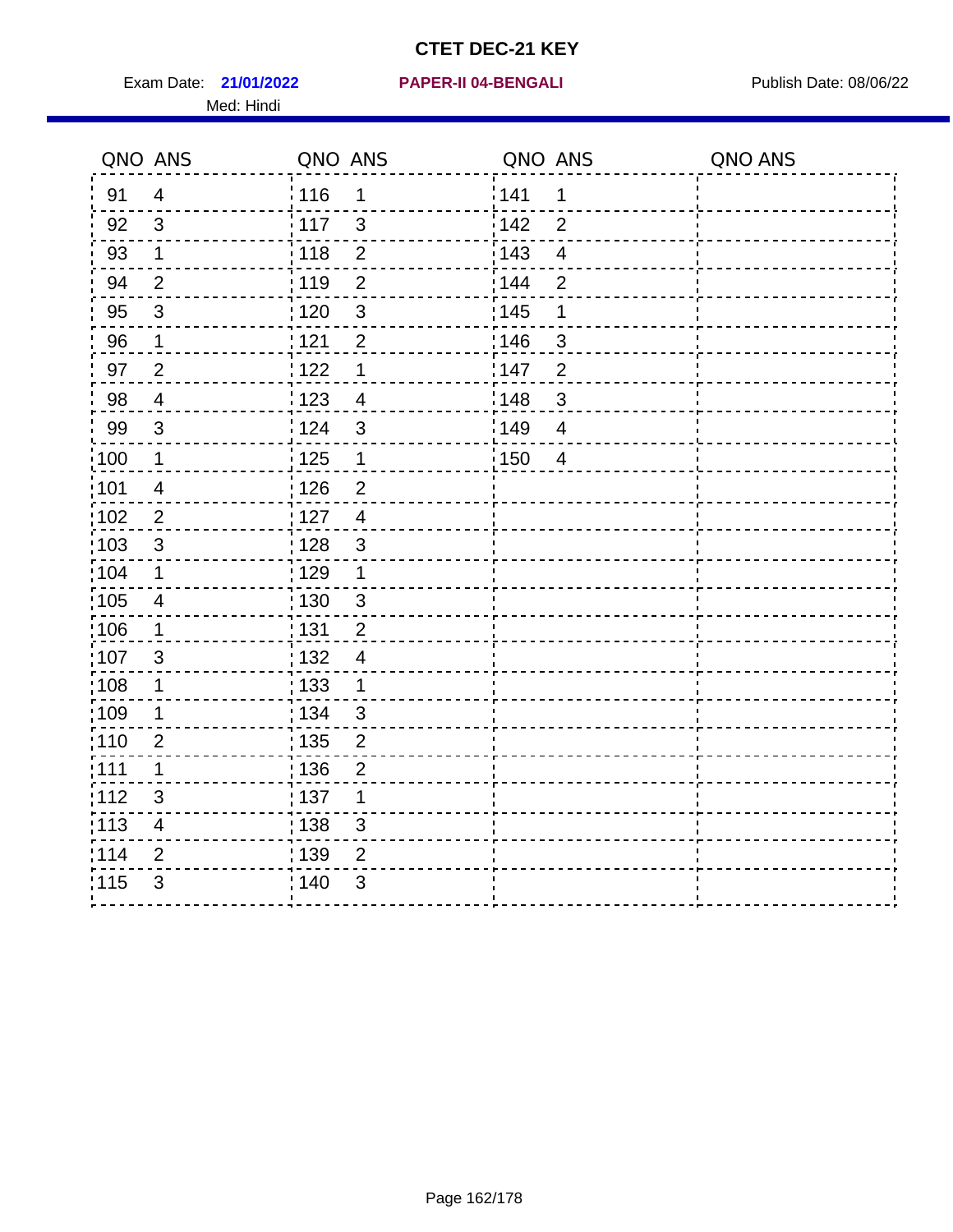# CTET DEC-21 KEY

Exam Date: **21/01/2022** **PAPER-II 04-BENGALI** Publish Date: 08/06/22

Med: Hindi

| QNO | ANS | QNO | ANS | QNO | ANS | QNO | ANS |
|---|---|---|---|---|---|---|---|
| 91 | 4 | 116 | 1 | 141 | 1 | | |
| 92 | 3 | 117 | 3 | 142 | 2 | | |
| 93 | 1 | 118 | 2 | 143 | 4 | | |
| 94 | 2 | 119 | 2 | 144 | 2 | | |
| 95 | 3 | 120 | 3 | 145 | 1 | | |
| 96 | 1 | 121 | 2 | 146 | 3 | | |
| 97 | 2 | 122 | 1 | 147 | 2 | | |
| 98 | 4 | 123 | 4 | 148 | 3 | | |
| 99 | 3 | 124 | 3 | 149 | 4 | | |
| 100 | 1 | 125 | 1 | 150 | 4 | | |
| 101 | 4 | 126 | 2 | | | | |
| 102 | 2 | 127 | 4 | | | | |
| 103 | 3 | 128 | 3 | | | | |
| 104 | 1 | 129 | 1 | | | | |
| 105 | 4 | 130 | 3 | | | | |
| 106 | 1 | 131 | 2 | | | | |
| 107 | 3 | 132 | 4 | | | | |
| 108 | 1 | 133 | 1 | | | | |
| 109 | 1 | 134 | 3 | | | | |
| 110 | 2 | 135 | 2 | | | | |
| 111 | 1 | 136 | 2 | | | | |
| 112 | 3 | 137 | 1 | | | | |
| 113 | 4 | 138 | 3 | | | | |
| 114 | 2 | 139 | 2 | | | | |
| 115 | 3 | 140 | 3 | | | | |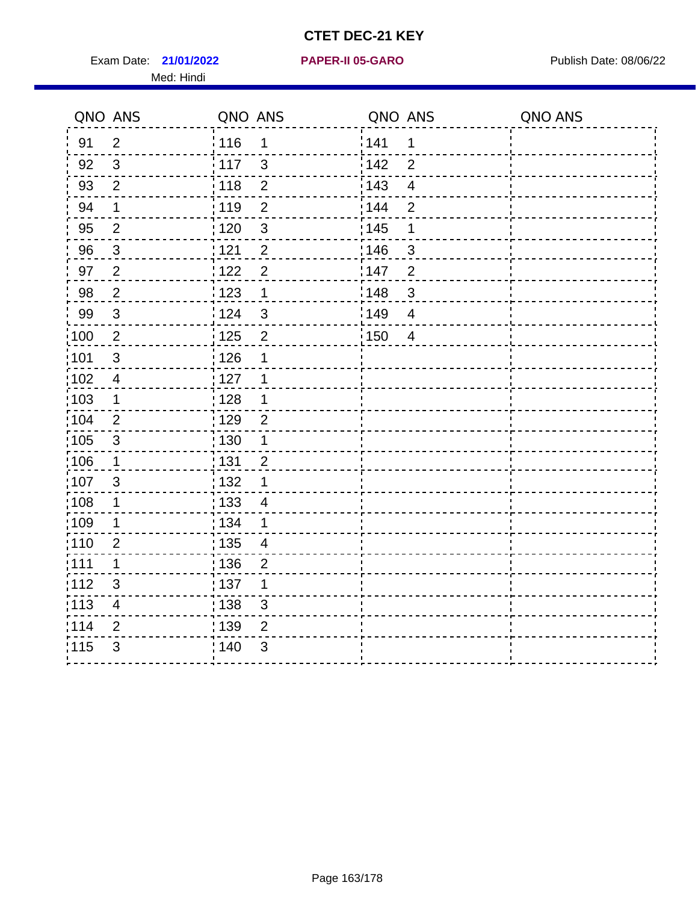# CTET DEC-21 KEY

Exam Date: **21/01/2022** **PAPER-II 05-GARO** Publish Date: 08/06/22

Med: Hindi

| QNO | ANS | QNO | ANS | QNO | ANS | QNO | ANS |
|---|---|---|---|---|---|---|---|
| 91 | 2 | 116 | 1 | 141 | 1 | | |
| 92 | 3 | 117 | 3 | 142 | 2 | | |
| 93 | 2 | 118 | 2 | 143 | 4 | | |
| 94 | 1 | 119 | 2 | 144 | 2 | | |
| 95 | 2 | 120 | 3 | 145 | 1 | | |
| 96 | 3 | 121 | 2 | 146 | 3 | | |
| 97 | 2 | 122 | 2 | 147 | 2 | | |
| 98 | 2 | 123 | 1 | 148 | 3 | | |
| 99 | 3 | 124 | 3 | 149 | 4 | | |
| 100 | 2 | 125 | 2 | 150 | 4 | | |
| 101 | 3 | 126 | 1 | | | | |
| 102 | 4 | 127 | 1 | | | | |
| 103 | 1 | 128 | 1 | | | | |
| 104 | 2 | 129 | 2 | | | | |
| 105 | 3 | 130 | 1 | | | | |
| 106 | 1 | 131 | 2 | | | | |
| 107 | 3 | 132 | 1 | | | | |
| 108 | 1 | 133 | 4 | | | | |
| 109 | 1 | 134 | 1 | | | | |
| 110 | 2 | 135 | 4 | | | | |
| 111 | 1 | 136 | 2 | | | | |
| 112 | 3 | 137 | 1 | | | | |
| 113 | 4 | 138 | 3 | | | | |
| 114 | 2 | 139 | 2 | | | | |
| 115 | 3 | 140 | 3 | | | | |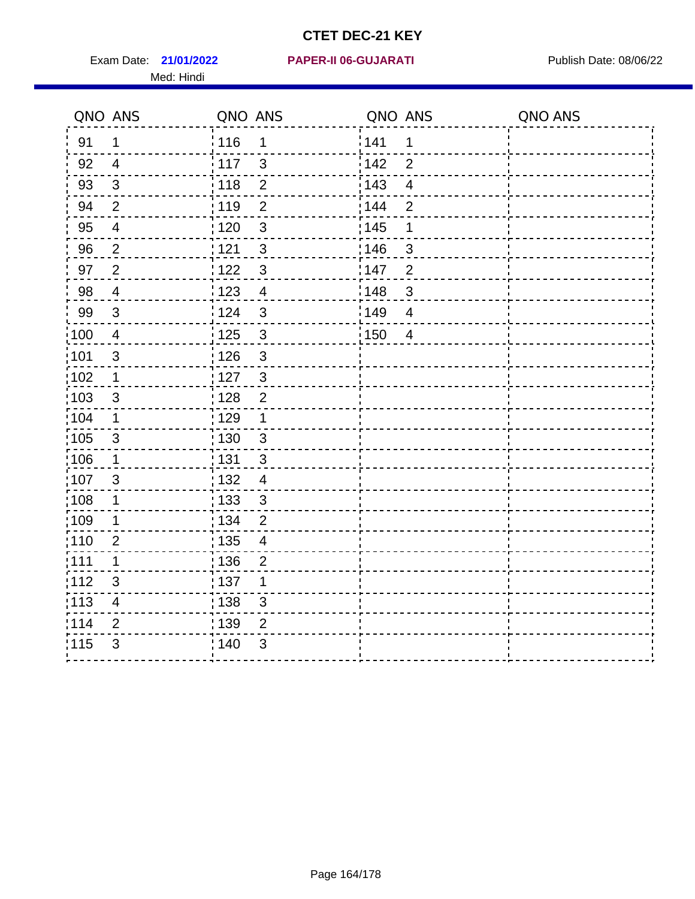# CTET DEC-21 KEY

Exam Date: **21/01/2022** **PAPER-II 06-GUJARATI** Publish Date: 08/06/22

Med: Hindi

| QNO | ANS | QNO | ANS | QNO | ANS | QNO | ANS |
|---|---|---|---|---|---|---|---|
| 91 | 1 | 116 | 1 | 141 | 1 | | |
| 92 | 4 | 117 | 3 | 142 | 2 | | |
| 93 | 3 | 118 | 2 | 143 | 4 | | |
| 94 | 2 | 119 | 2 | 144 | 2 | | |
| 95 | 4 | 120 | 3 | 145 | 1 | | |
| 96 | 2 | 121 | 3 | 146 | 3 | | |
| 97 | 2 | 122 | 3 | 147 | 2 | | |
| 98 | 4 | 123 | 4 | 148 | 3 | | |
| 99 | 3 | 124 | 3 | 149 | 4 | | |
| 100 | 4 | 125 | 3 | 150 | 4 | | |
| 101 | 3 | 126 | 3 | | | | |
| 102 | 1 | 127 | 3 | | | | |
| 103 | 3 | 128 | 2 | | | | |
| 104 | 1 | 129 | 1 | | | | |
| 105 | 3 | 130 | 3 | | | | |
| 106 | 1 | 131 | 3 | | | | |
| 107 | 3 | 132 | 4 | | | | |
| 108 | 1 | 133 | 3 | | | | |
| 109 | 1 | 134 | 2 | | | | |
| 110 | 2 | 135 | 4 | | | | |
| 111 | 1 | 136 | 2 | | | | |
| 112 | 3 | 137 | 1 | | | | |
| 113 | 4 | 138 | 3 | | | | |
| 114 | 2 | 139 | 2 | | | | |
| 115 | 3 | 140 | 3 | | | | |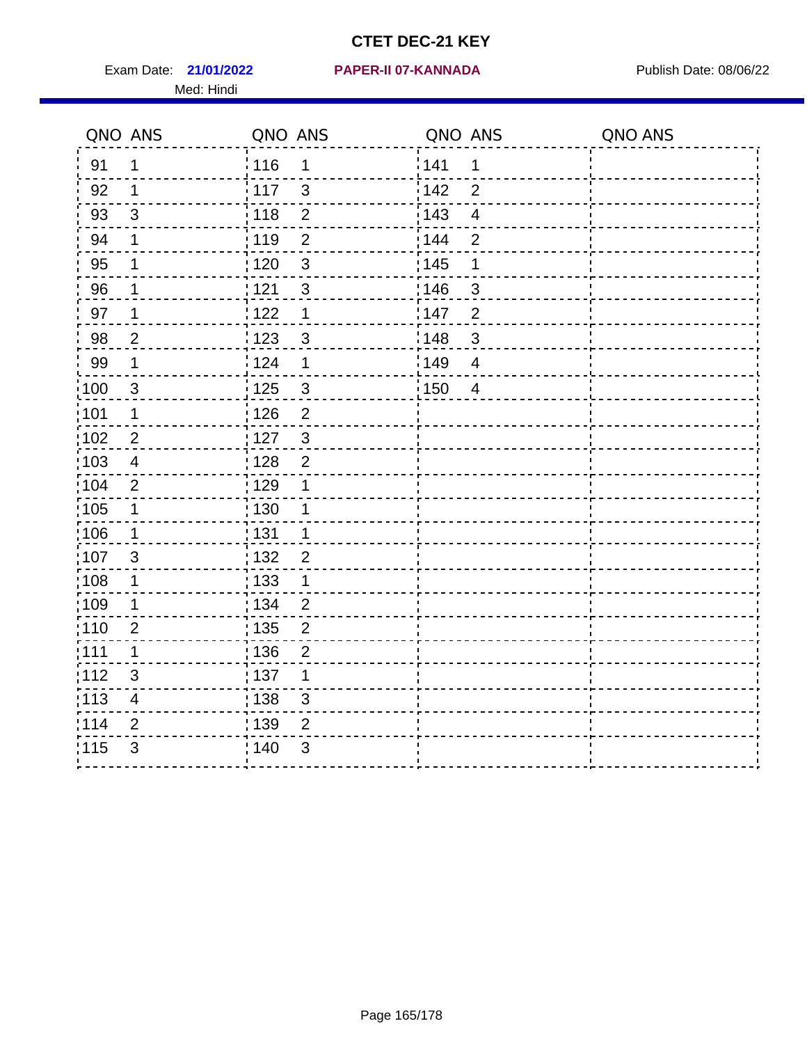# CTET DEC-21 KEY

Exam Date: **21/01/2022** **PAPER-II 07-KANNADA** Publish Date: 08/06/22

Med: Hindi

| QNO | ANS | QNO | ANS | QNO | ANS | QNO | ANS |
|---|---|---|---|---|---|---|---|
| 91 | 1 | 116 | 1 | 141 | 1 | | |
| 92 | 1 | 117 | 3 | 142 | 2 | | |
| 93 | 3 | 118 | 2 | 143 | 4 | | |
| 94 | 1 | 119 | 2 | 144 | 2 | | |
| 95 | 1 | 120 | 3 | 145 | 1 | | |
| 96 | 1 | 121 | 3 | 146 | 3 | | |
| 97 | 1 | 122 | 1 | 147 | 2 | | |
| 98 | 2 | 123 | 3 | 148 | 3 | | |
| 99 | 1 | 124 | 1 | 149 | 4 | | |
| 100 | 3 | 125 | 3 | 150 | 4 | | |
| 101 | 1 | 126 | 2 | | | | |
| 102 | 2 | 127 | 3 | | | | |
| 103 | 4 | 128 | 2 | | | | |
| 104 | 2 | 129 | 1 | | | | |
| 105 | 1 | 130 | 1 | | | | |
| 106 | 1 | 131 | 1 | | | | |
| 107 | 3 | 132 | 2 | | | | |
| 108 | 1 | 133 | 1 | | | | |
| 109 | 1 | 134 | 2 | | | | |
| 110 | 2 | 135 | 2 | | | | |
| 111 | 1 | 136 | 2 | | | | |
| 112 | 3 | 137 | 1 | | | | |
| 113 | 4 | 138 | 3 | | | | |
| 114 | 2 | 139 | 2 | | | | |
| 115 | 3 | 140 | 3 | | | | |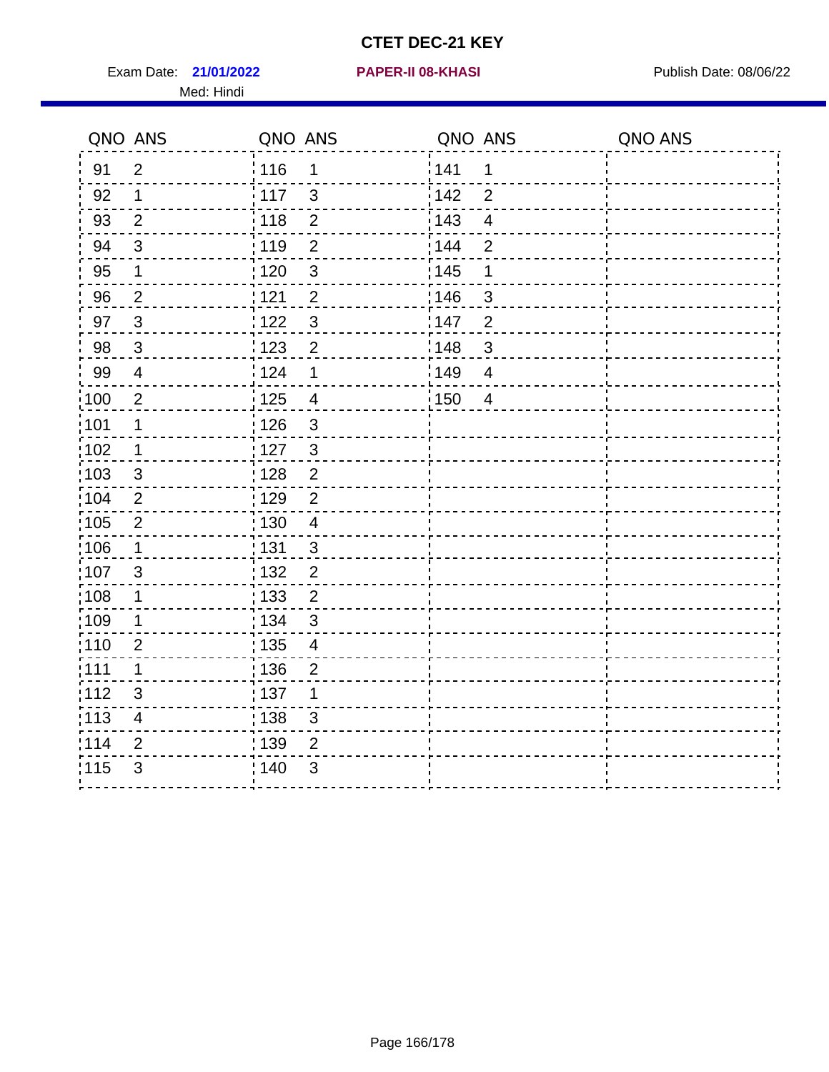# CTET DEC-21 KEY

Exam Date: **21/01/2022** **PAPER-II 08-KHASI** Publish Date: 08/06/22

Med: Hindi

| QNO | ANS | QNO | ANS | QNO | ANS | QNO | ANS |
|---|---|---|---|---|---|---|---|
| 91 | 2 | 116 | 1 | 141 | 1 | | |
| 92 | 1 | 117 | 3 | 142 | 2 | | |
| 93 | 2 | 118 | 2 | 143 | 4 | | |
| 94 | 3 | 119 | 2 | 144 | 2 | | |
| 95 | 1 | 120 | 3 | 145 | 1 | | |
| 96 | 2 | 121 | 2 | 146 | 3 | | |
| 97 | 3 | 122 | 3 | 147 | 2 | | |
| 98 | 3 | 123 | 2 | 148 | 3 | | |
| 99 | 4 | 124 | 1 | 149 | 4 | | |
| 100 | 2 | 125 | 4 | 150 | 4 | | |
| 101 | 1 | 126 | 3 | | | | |
| 102 | 1 | 127 | 3 | | | | |
| 103 | 3 | 128 | 2 | | | | |
| 104 | 2 | 129 | 2 | | | | |
| 105 | 2 | 130 | 4 | | | | |
| 106 | 1 | 131 | 3 | | | | |
| 107 | 3 | 132 | 2 | | | | |
| 108 | 1 | 133 | 2 | | | | |
| 109 | 1 | 134 | 3 | | | | |
| 110 | 2 | 135 | 4 | | | | |
| 111 | 1 | 136 | 2 | | | | |
| 112 | 3 | 137 | 1 | | | | |
| 113 | 4 | 138 | 3 | | | | |
| 114 | 2 | 139 | 2 | | | | |
| 115 | 3 | 140 | 3 | | | | |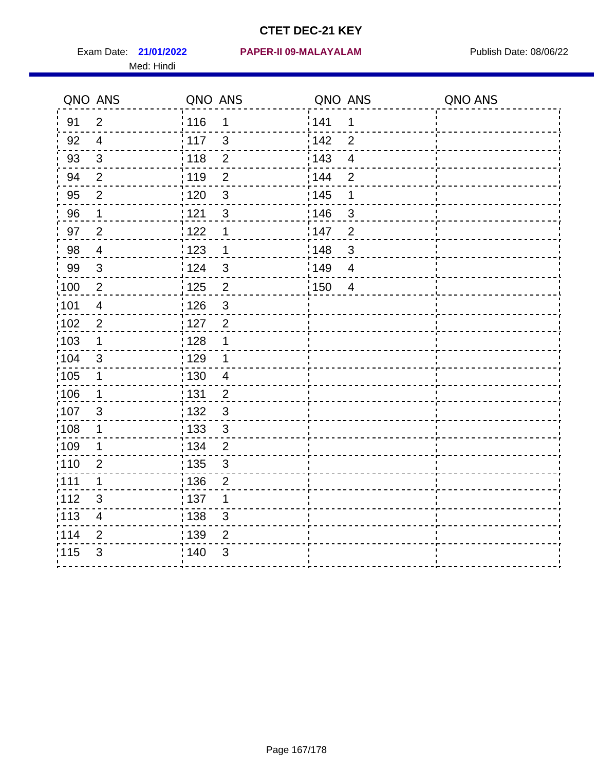# CTET DEC-21 KEY

Exam Date: **21/01/2022** **PAPER-II 09-MALAYALAM** Publish Date: 08/06/22

Med: Hindi

| QNO | ANS | QNO | ANS | QNO | ANS | QNO | ANS |
|---|---|---|---|---|---|---|---|
| 91 | 2 | 116 | 1 | 141 | 1 | | |
| 92 | 4 | 117 | 3 | 142 | 2 | | |
| 93 | 3 | 118 | 2 | 143 | 4 | | |
| 94 | 2 | 119 | 2 | 144 | 2 | | |
| 95 | 2 | 120 | 3 | 145 | 1 | | |
| 96 | 1 | 121 | 3 | 146 | 3 | | |
| 97 | 2 | 122 | 1 | 147 | 2 | | |
| 98 | 4 | 123 | 1 | 148 | 3 | | |
| 99 | 3 | 124 | 3 | 149 | 4 | | |
| 100 | 2 | 125 | 2 | 150 | 4 | | |
| 101 | 4 | 126 | 3 | | | | |
| 102 | 2 | 127 | 2 | | | | |
| 103 | 1 | 128 | 1 | | | | |
| 104 | 3 | 129 | 1 | | | | |
| 105 | 1 | 130 | 4 | | | | |
| 106 | 1 | 131 | 2 | | | | |
| 107 | 3 | 132 | 3 | | | | |
| 108 | 1 | 133 | 3 | | | | |
| 109 | 1 | 134 | 2 | | | | |
| 110 | 2 | 135 | 3 | | | | |
| 111 | 1 | 136 | 2 | | | | |
| 112 | 3 | 137 | 1 | | | | |
| 113 | 4 | 138 | 3 | | | | |
| 114 | 2 | 139 | 2 | | | | |
| 115 | 3 | 140 | 3 | | | | |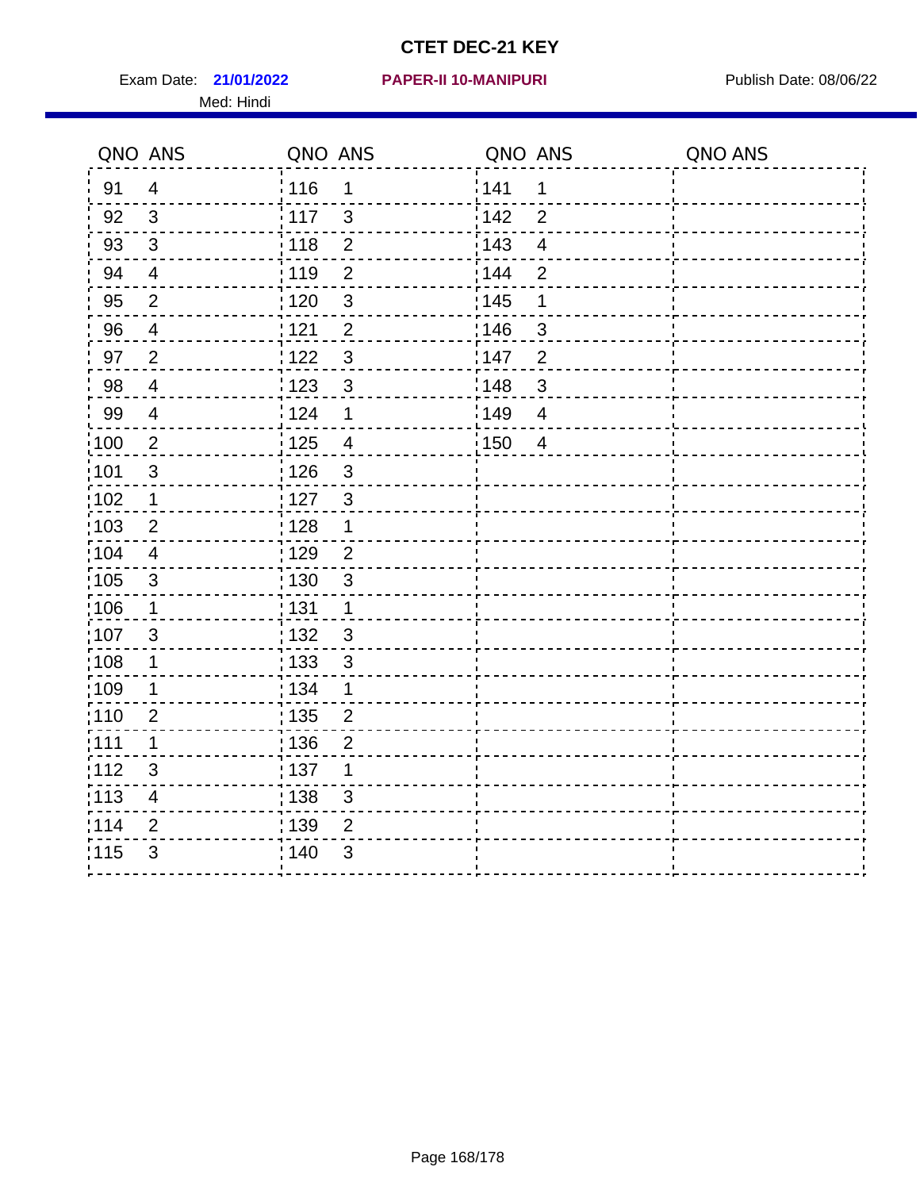# CTET DEC-21 KEY

Exam Date: **21/01/2022** **PAPER-II 10-MANIPURI** Publish Date: 08/06/22

Med: Hindi

| QNO | ANS | QNO | ANS | QNO | ANS | QNO | ANS |
|---|---|---|---|---|---|---|---|
| 91 | 4 | 116 | 1 | 141 | 1 | | |
| 92 | 3 | 117 | 3 | 142 | 2 | | |
| 93 | 3 | 118 | 2 | 143 | 4 | | |
| 94 | 4 | 119 | 2 | 144 | 2 | | |
| 95 | 2 | 120 | 3 | 145 | 1 | | |
| 96 | 4 | 121 | 2 | 146 | 3 | | |
| 97 | 2 | 122 | 3 | 147 | 2 | | |
| 98 | 4 | 123 | 3 | 148 | 3 | | |
| 99 | 4 | 124 | 1 | 149 | 4 | | |
| 100 | 2 | 125 | 4 | 150 | 4 | | |
| 101 | 3 | 126 | 3 | | | | |
| 102 | 1 | 127 | 3 | | | | |
| 103 | 2 | 128 | 1 | | | | |
| 104 | 4 | 129 | 2 | | | | |
| 105 | 3 | 130 | 3 | | | | |
| 106 | 1 | 131 | 1 | | | | |
| 107 | 3 | 132 | 3 | | | | |
| 108 | 1 | 133 | 3 | | | | |
| 109 | 1 | 134 | 1 | | | | |
| 110 | 2 | 135 | 2 | | | | |
| 111 | 1 | 136 | 2 | | | | |
| 112 | 3 | 137 | 1 | | | | |
| 113 | 4 | 138 | 3 | | | | |
| 114 | 2 | 139 | 2 | | | | |
| 115 | 3 | 140 | 3 | | | | |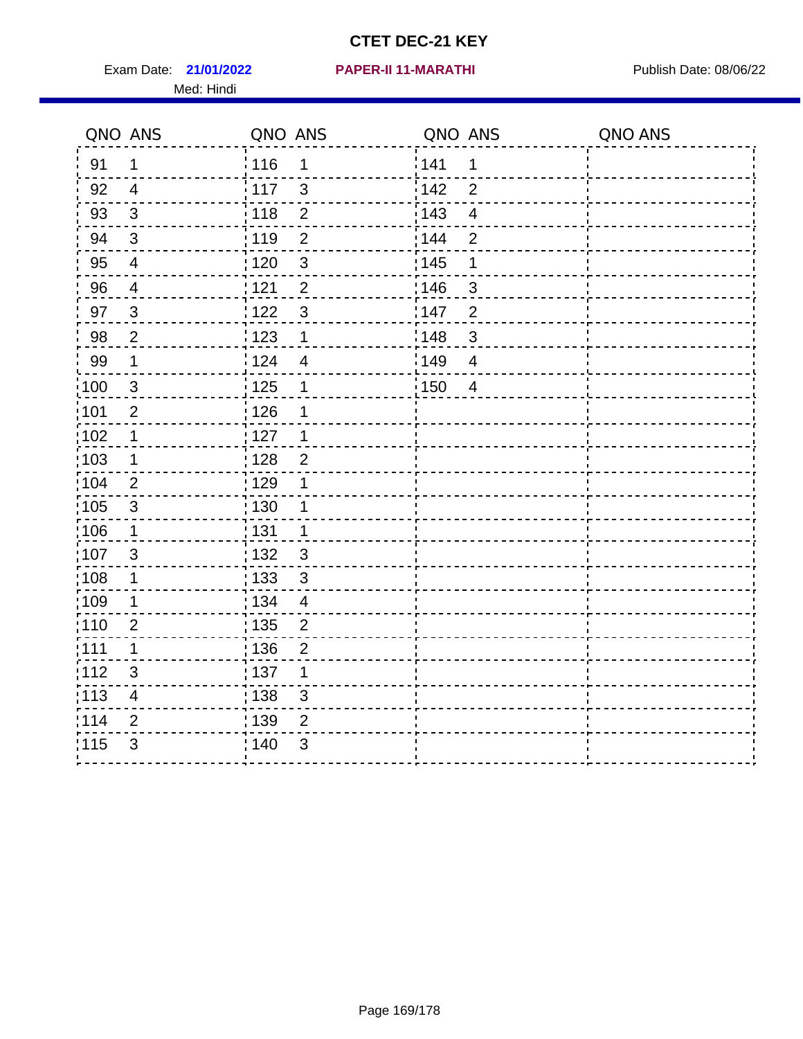# CTET DEC-21 KEY

Exam Date: **21/01/2022** **PAPER-II 11-MARATHI** Publish Date: 08/06/22

Med: Hindi

| QNO | ANS | QNO | ANS | QNO | ANS | QNO | ANS |
|---|---|---|---|---|---|---|---|
| 91 | 1 | 116 | 1 | 141 | 1 | | |
| 92 | 4 | 117 | 3 | 142 | 2 | | |
| 93 | 3 | 118 | 2 | 143 | 4 | | |
| 94 | 3 | 119 | 2 | 144 | 2 | | |
| 95 | 4 | 120 | 3 | 145 | 1 | | |
| 96 | 4 | 121 | 2 | 146 | 3 | | |
| 97 | 3 | 122 | 3 | 147 | 2 | | |
| 98 | 2 | 123 | 1 | 148 | 3 | | |
| 99 | 1 | 124 | 4 | 149 | 4 | | |
| 100 | 3 | 125 | 1 | 150 | 4 | | |
| 101 | 2 | 126 | 1 | | | | |
| 102 | 1 | 127 | 1 | | | | |
| 103 | 1 | 128 | 2 | | | | |
| 104 | 2 | 129 | 1 | | | | |
| 105 | 3 | 130 | 1 | | | | |
| 106 | 1 | 131 | 1 | | | | |
| 107 | 3 | 132 | 3 | | | | |
| 108 | 1 | 133 | 3 | | | | |
| 109 | 1 | 134 | 4 | | | | |
| 110 | 2 | 135 | 2 | | | | |
| 111 | 1 | 136 | 2 | | | | |
| 112 | 3 | 137 | 1 | | | | |
| 113 | 4 | 138 | 3 | | | | |
| 114 | 2 | 139 | 2 | | | | |
| 115 | 3 | 140 | 3 | | | | |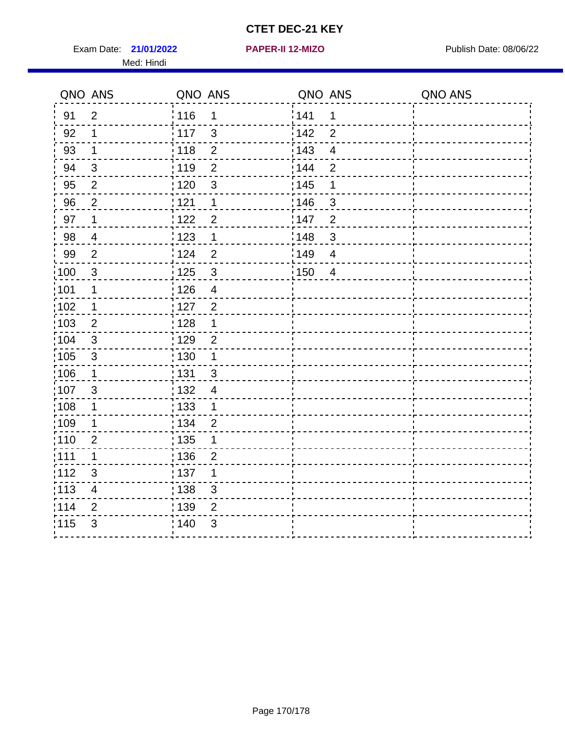# CTET DEC-21 KEY

Exam Date: **21/01/2022** **PAPER-II 12-MIZO** Publish Date: 08/06/22

Med: Hindi

| QNO | ANS | QNO | ANS | QNO | ANS | QNO | ANS |
|---|---|---|---|---|---|---|---|
| 91 | 2 | 116 | 1 | 141 | 1 | | |
| 92 | 1 | 117 | 3 | 142 | 2 | | |
| 93 | 1 | 118 | 2 | 143 | 4 | | |
| 94 | 3 | 119 | 2 | 144 | 2 | | |
| 95 | 2 | 120 | 3 | 145 | 1 | | |
| 96 | 2 | 121 | 1 | 146 | 3 | | |
| 97 | 1 | 122 | 2 | 147 | 2 | | |
| 98 | 4 | 123 | 1 | 148 | 3 | | |
| 99 | 2 | 124 | 2 | 149 | 4 | | |
| 100 | 3 | 125 | 3 | 150 | 4 | | |
| 101 | 1 | 126 | 4 | | | | |
| 102 | 1 | 127 | 2 | | | | |
| 103 | 2 | 128 | 1 | | | | |
| 104 | 3 | 129 | 2 | | | | |
| 105 | 3 | 130 | 1 | | | | |
| 106 | 1 | 131 | 3 | | | | |
| 107 | 3 | 132 | 4 | | | | |
| 108 | 1 | 133 | 1 | | | | |
| 109 | 1 | 134 | 2 | | | | |
| 110 | 2 | 135 | 1 | | | | |
| 111 | 1 | 136 | 2 | | | | |
| 112 | 3 | 137 | 1 | | | | |
| 113 | 4 | 138 | 3 | | | | |
| 114 | 2 | 139 | 2 | | | | |
| 115 | 3 | 140 | 3 | | | | |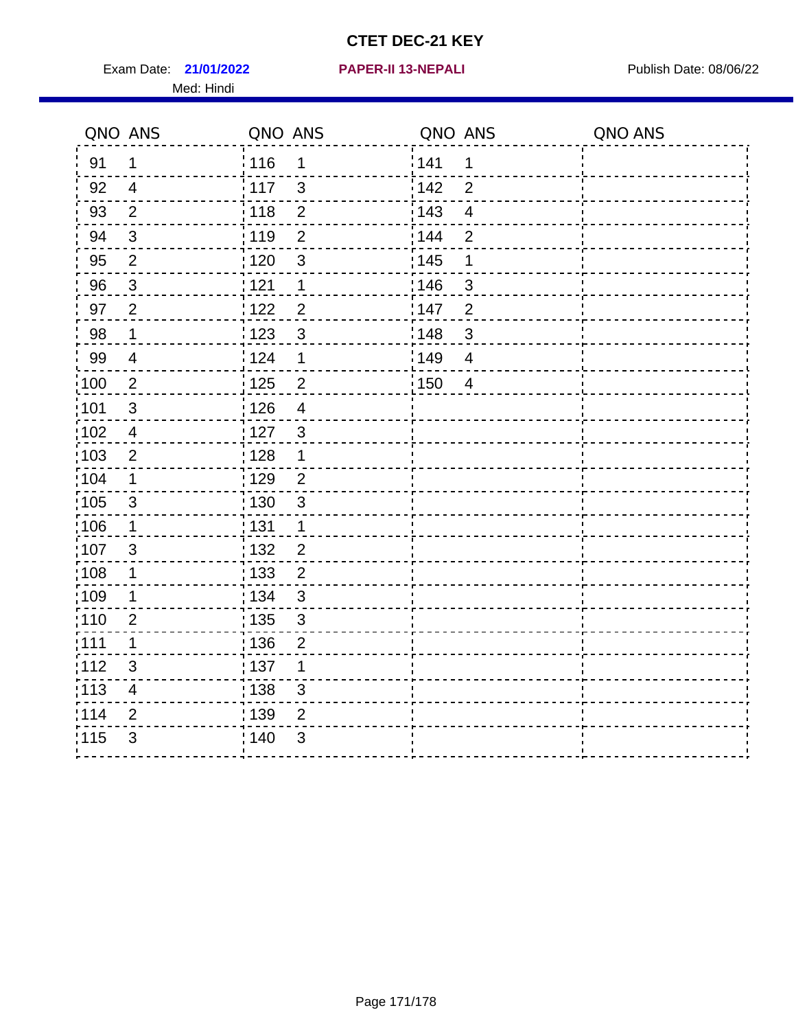# CTET DEC-21 KEY

Exam Date: **21/01/2022** **PAPER-II 13-NEPALI** Publish Date: 08/06/22

Med: Hindi

| QNO | ANS | QNO | ANS | QNO | ANS | QNO | ANS |
|---|---|---|---|---|---|---|---|
| 91 | 1 | 116 | 1 | 141 | 1 | | |
| 92 | 4 | 117 | 3 | 142 | 2 | | |
| 93 | 2 | 118 | 2 | 143 | 4 | | |
| 94 | 3 | 119 | 2 | 144 | 2 | | |
| 95 | 2 | 120 | 3 | 145 | 1 | | |
| 96 | 3 | 121 | 1 | 146 | 3 | | |
| 97 | 2 | 122 | 2 | 147 | 2 | | |
| 98 | 1 | 123 | 3 | 148 | 3 | | |
| 99 | 4 | 124 | 1 | 149 | 4 | | |
| 100 | 2 | 125 | 2 | 150 | 4 | | |
| 101 | 3 | 126 | 4 | | | | |
| 102 | 4 | 127 | 3 | | | | |
| 103 | 2 | 128 | 1 | | | | |
| 104 | 1 | 129 | 2 | | | | |
| 105 | 3 | 130 | 3 | | | | |
| 106 | 1 | 131 | 1 | | | | |
| 107 | 3 | 132 | 2 | | | | |
| 108 | 1 | 133 | 2 | | | | |
| 109 | 1 | 134 | 3 | | | | |
| 110 | 2 | 135 | 3 | | | | |
| 111 | 1 | 136 | 2 | | | | |
| 112 | 3 | 137 | 1 | | | | |
| 113 | 4 | 138 | 3 | | | | |
| 114 | 2 | 139 | 2 | | | | |
| 115 | 3 | 140 | 3 | | | | |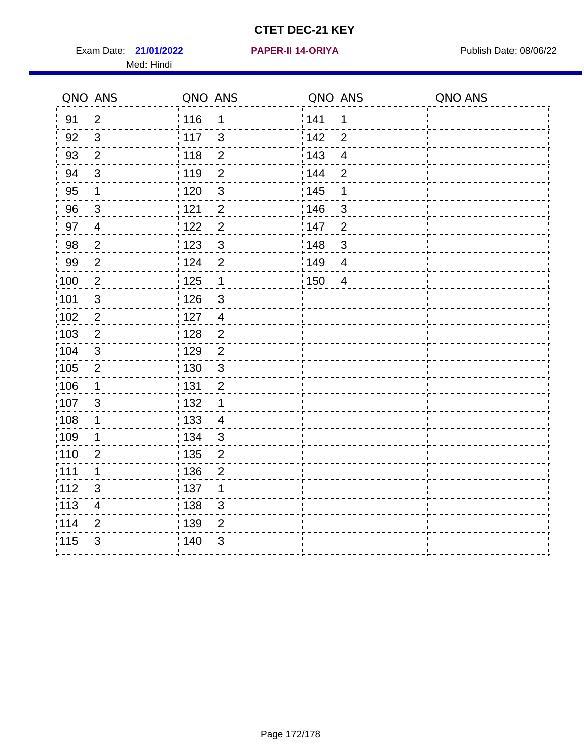# CTET DEC-21 KEY

Exam Date: **21/01/2022** **PAPER-II 14-ORIYA** Publish Date: 08/06/22

Med: Hindi

| QNO | ANS | QNO | ANS | QNO | ANS | QNO | ANS |
|---|---|---|---|---|---|---|---|
| 91 | 2 | 116 | 1 | 141 | 1 | | |
| 92 | 3 | 117 | 3 | 142 | 2 | | |
| 93 | 2 | 118 | 2 | 143 | 4 | | |
| 94 | 3 | 119 | 2 | 144 | 2 | | |
| 95 | 1 | 120 | 3 | 145 | 1 | | |
| 96 | 3 | 121 | 2 | 146 | 3 | | |
| 97 | 4 | 122 | 2 | 147 | 2 | | |
| 98 | 2 | 123 | 3 | 148 | 3 | | |
| 99 | 2 | 124 | 2 | 149 | 4 | | |
| 100 | 2 | 125 | 1 | 150 | 4 | | |
| 101 | 3 | 126 | 3 | | | | |
| 102 | 2 | 127 | 4 | | | | |
| 103 | 2 | 128 | 2 | | | | |
| 104 | 3 | 129 | 2 | | | | |
| 105 | 2 | 130 | 3 | | | | |
| 106 | 1 | 131 | 2 | | | | |
| 107 | 3 | 132 | 1 | | | | |
| 108 | 1 | 133 | 4 | | | | |
| 109 | 1 | 134 | 3 | | | | |
| 110 | 2 | 135 | 2 | | | | |
| 111 | 1 | 136 | 2 | | | | |
| 112 | 3 | 137 | 1 | | | | |
| 113 | 4 | 138 | 3 | | | | |
| 114 | 2 | 139 | 2 | | | | |
| 115 | 3 | 140 | 3 | | | | |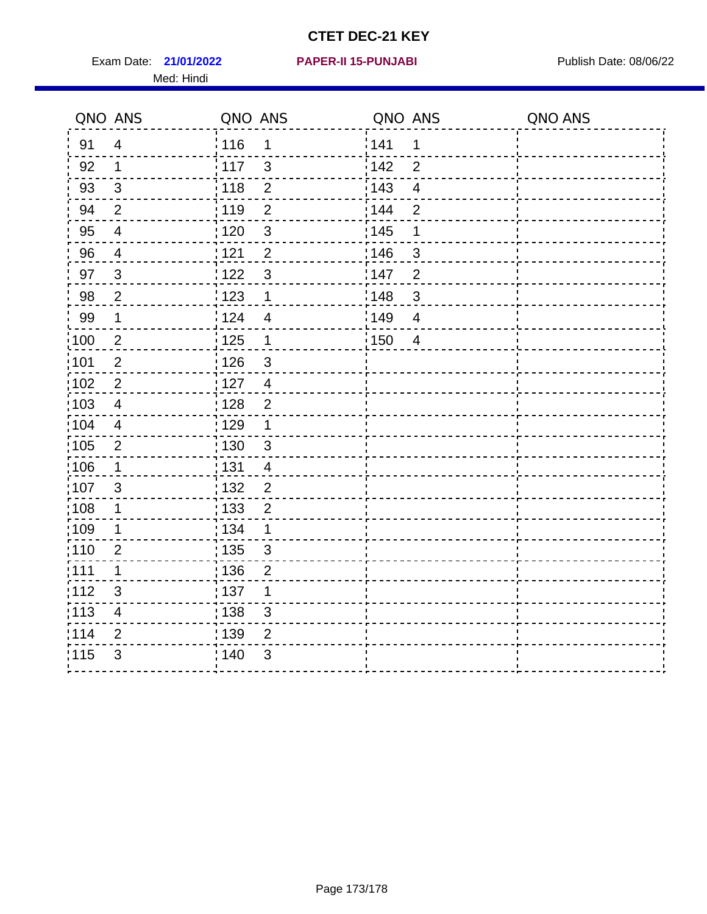# CTET DEC-21 KEY

Exam Date: **21/01/2022** **PAPER-II 15-PUNJABI** Publish Date: 08/06/22

Med: Hindi

| QNO | ANS | QNO | ANS | QNO | ANS | QNO | ANS |
|---|---|---|---|---|---|---|---|
| 91 | 4 | 116 | 1 | 141 | 1 | | |
| 92 | 1 | 117 | 3 | 142 | 2 | | |
| 93 | 3 | 118 | 2 | 143 | 4 | | |
| 94 | 2 | 119 | 2 | 144 | 2 | | |
| 95 | 4 | 120 | 3 | 145 | 1 | | |
| 96 | 4 | 121 | 2 | 146 | 3 | | |
| 97 | 3 | 122 | 3 | 147 | 2 | | |
| 98 | 2 | 123 | 1 | 148 | 3 | | |
| 99 | 1 | 124 | 4 | 149 | 4 | | |
| 100 | 2 | 125 | 1 | 150 | 4 | | |
| 101 | 2 | 126 | 3 | | | | |
| 102 | 2 | 127 | 4 | | | | |
| 103 | 4 | 128 | 2 | | | | |
| 104 | 4 | 129 | 1 | | | | |
| 105 | 2 | 130 | 3 | | | | |
| 106 | 1 | 131 | 4 | | | | |
| 107 | 3 | 132 | 2 | | | | |
| 108 | 1 | 133 | 2 | | | | |
| 109 | 1 | 134 | 1 | | | | |
| 110 | 2 | 135 | 3 | | | | |
| 111 | 1 | 136 | 2 | | | | |
| 112 | 3 | 137 | 1 | | | | |
| 113 | 4 | 138 | 3 | | | | |
| 114 | 2 | 139 | 2 | | | | |
| 115 | 3 | 140 | 3 | | | | |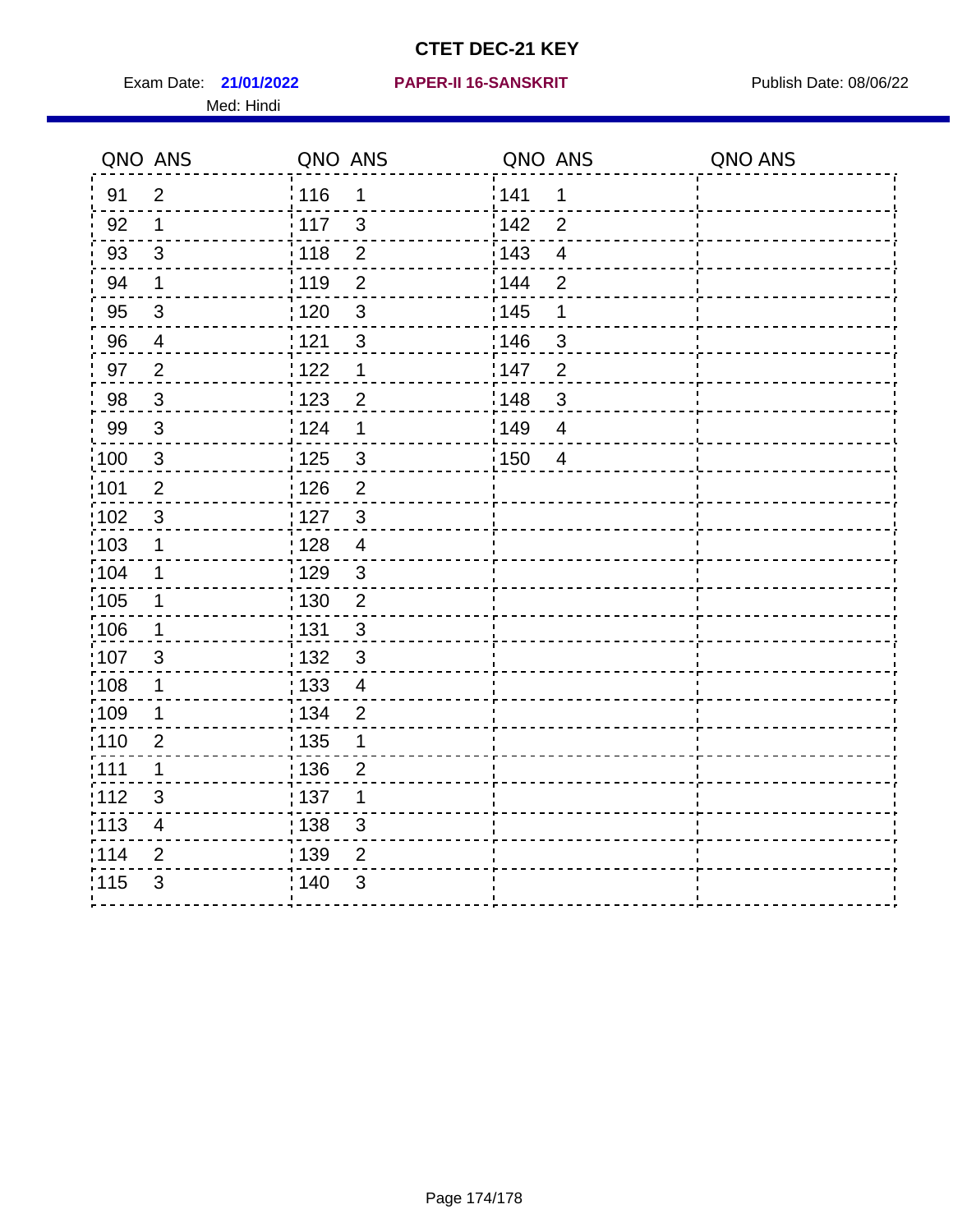# CTET DEC-21 KEY

Exam Date: **21/01/2022** **PAPER-II 16-SANSKRIT** Publish Date: 08/06/22

Med: Hindi

| QNO | ANS | QNO | ANS | QNO | ANS | QNO | ANS |
|---|---|---|---|---|---|---|---|
| 91 | 2 | 116 | 1 | 141 | 1 | | |
| 92 | 1 | 117 | 3 | 142 | 2 | | |
| 93 | 3 | 118 | 2 | 143 | 4 | | |
| 94 | 1 | 119 | 2 | 144 | 2 | | |
| 95 | 3 | 120 | 3 | 145 | 1 | | |
| 96 | 4 | 121 | 3 | 146 | 3 | | |
| 97 | 2 | 122 | 1 | 147 | 2 | | |
| 98 | 3 | 123 | 2 | 148 | 3 | | |
| 99 | 3 | 124 | 1 | 149 | 4 | | |
| 100 | 3 | 125 | 3 | 150 | 4 | | |
| 101 | 2 | 126 | 2 | | | | |
| 102 | 3 | 127 | 3 | | | | |
| 103 | 1 | 128 | 4 | | | | |
| 104 | 1 | 129 | 3 | | | | |
| 105 | 1 | 130 | 2 | | | | |
| 106 | 1 | 131 | 3 | | | | |
| 107 | 3 | 132 | 3 | | | | |
| 108 | 1 | 133 | 4 | | | | |
| 109 | 1 | 134 | 2 | | | | |
| 110 | 2 | 135 | 1 | | | | |
| 111 | 1 | 136 | 2 | | | | |
| 112 | 3 | 137 | 1 | | | | |
| 113 | 4 | 138 | 3 | | | | |
| 114 | 2 | 139 | 2 | | | | |
| 115 | 3 | 140 | 3 | | | | |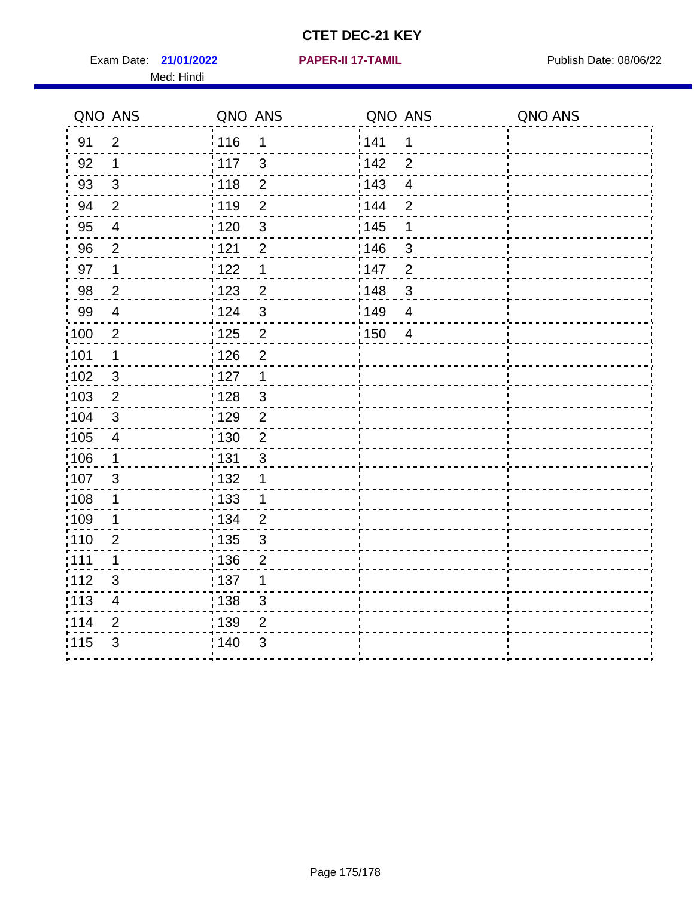# CTET DEC-21 KEY

Exam Date: **21/01/2022** **PAPER-II 17-TAMIL** Publish Date: 08/06/22

Med: Hindi

| QNO | ANS | QNO | ANS | QNO | ANS | QNO | ANS |
|---|---|---|---|---|---|---|---|
| 91 | 2 | 116 | 1 | 141 | 1 | | |
| 92 | 1 | 117 | 3 | 142 | 2 | | |
| 93 | 3 | 118 | 2 | 143 | 4 | | |
| 94 | 2 | 119 | 2 | 144 | 2 | | |
| 95 | 4 | 120 | 3 | 145 | 1 | | |
| 96 | 2 | 121 | 2 | 146 | 3 | | |
| 97 | 1 | 122 | 1 | 147 | 2 | | |
| 98 | 2 | 123 | 2 | 148 | 3 | | |
| 99 | 4 | 124 | 3 | 149 | 4 | | |
| 100 | 2 | 125 | 2 | 150 | 4 | | |
| 101 | 1 | 126 | 2 | | | | |
| 102 | 3 | 127 | 1 | | | | |
| 103 | 2 | 128 | 3 | | | | |
| 104 | 3 | 129 | 2 | | | | |
| 105 | 4 | 130 | 2 | | | | |
| 106 | 1 | 131 | 3 | | | | |
| 107 | 3 | 132 | 1 | | | | |
| 108 | 1 | 133 | 1 | | | | |
| 109 | 1 | 134 | 2 | | | | |
| 110 | 2 | 135 | 3 | | | | |
| 111 | 1 | 136 | 2 | | | | |
| 112 | 3 | 137 | 1 | | | | |
| 113 | 4 | 138 | 3 | | | | |
| 114 | 2 | 139 | 2 | | | | |
| 115 | 3 | 140 | 3 | | | | |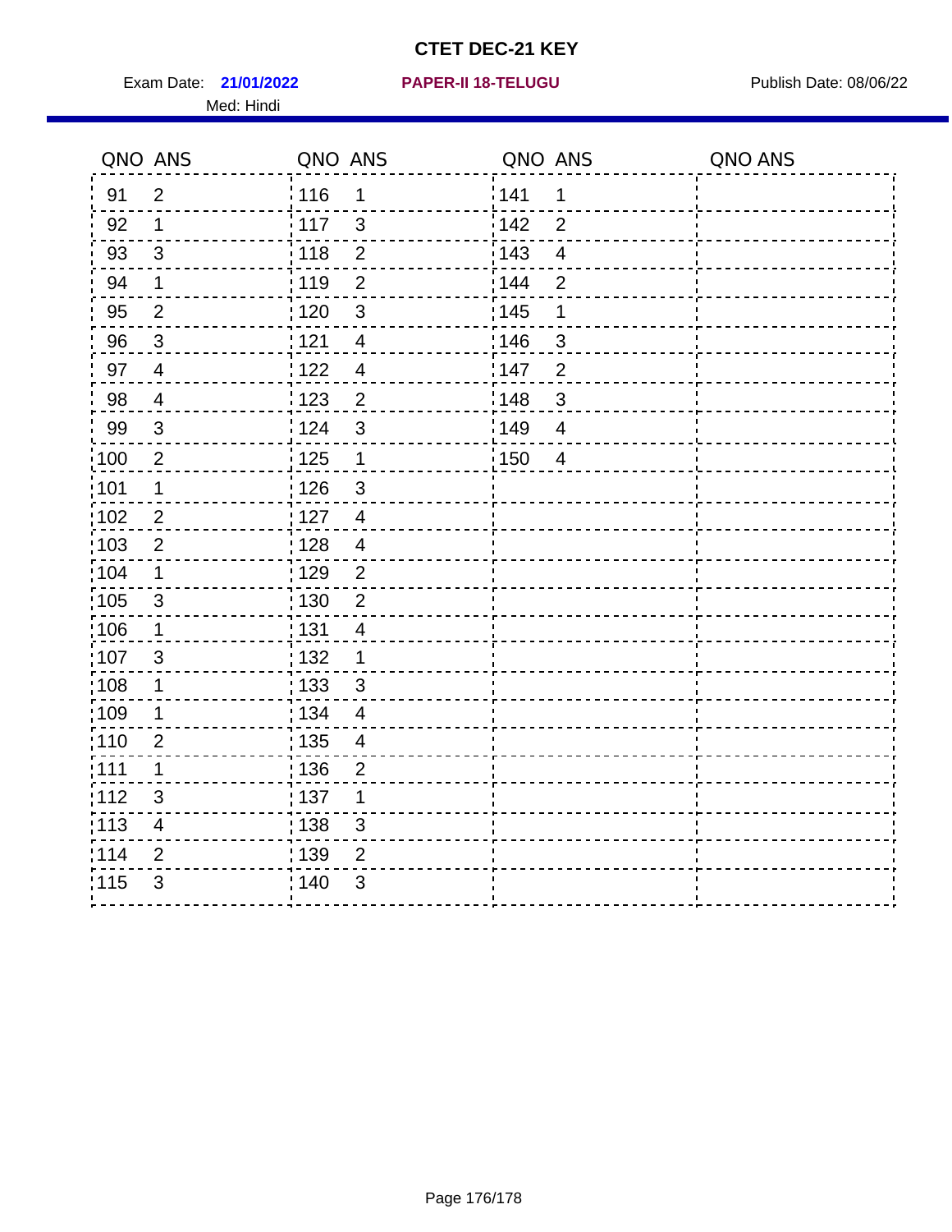# CTET DEC-21 KEY

Exam Date: **21/01/2022** **PAPER-II 18-TELUGU** Publish Date: 08/06/22

Med: Hindi

| QNO | ANS | QNO | ANS | QNO | ANS | QNO | ANS |
|---|---|---|---|---|---|---|---|
| 91 | 2 | 116 | 1 | 141 | 1 | | |
| 92 | 1 | 117 | 3 | 142 | 2 | | |
| 93 | 3 | 118 | 2 | 143 | 4 | | |
| 94 | 1 | 119 | 2 | 144 | 2 | | |
| 95 | 2 | 120 | 3 | 145 | 1 | | |
| 96 | 3 | 121 | 4 | 146 | 3 | | |
| 97 | 4 | 122 | 4 | 147 | 2 | | |
| 98 | 4 | 123 | 2 | 148 | 3 | | |
| 99 | 3 | 124 | 3 | 149 | 4 | | |
| 100 | 2 | 125 | 1 | 150 | 4 | | |
| 101 | 1 | 126 | 3 | | | | |
| 102 | 2 | 127 | 4 | | | | |
| 103 | 2 | 128 | 4 | | | | |
| 104 | 1 | 129 | 2 | | | | |
| 105 | 3 | 130 | 2 | | | | |
| 106 | 1 | 131 | 4 | | | | |
| 107 | 3 | 132 | 1 | | | | |
| 108 | 1 | 133 | 3 | | | | |
| 109 | 1 | 134 | 4 | | | | |
| 110 | 2 | 135 | 4 | | | | |
| 111 | 1 | 136 | 2 | | | | |
| 112 | 3 | 137 | 1 | | | | |
| 113 | 4 | 138 | 3 | | | | |
| 114 | 2 | 139 | 2 | | | | |
| 115 | 3 | 140 | 3 | | | | |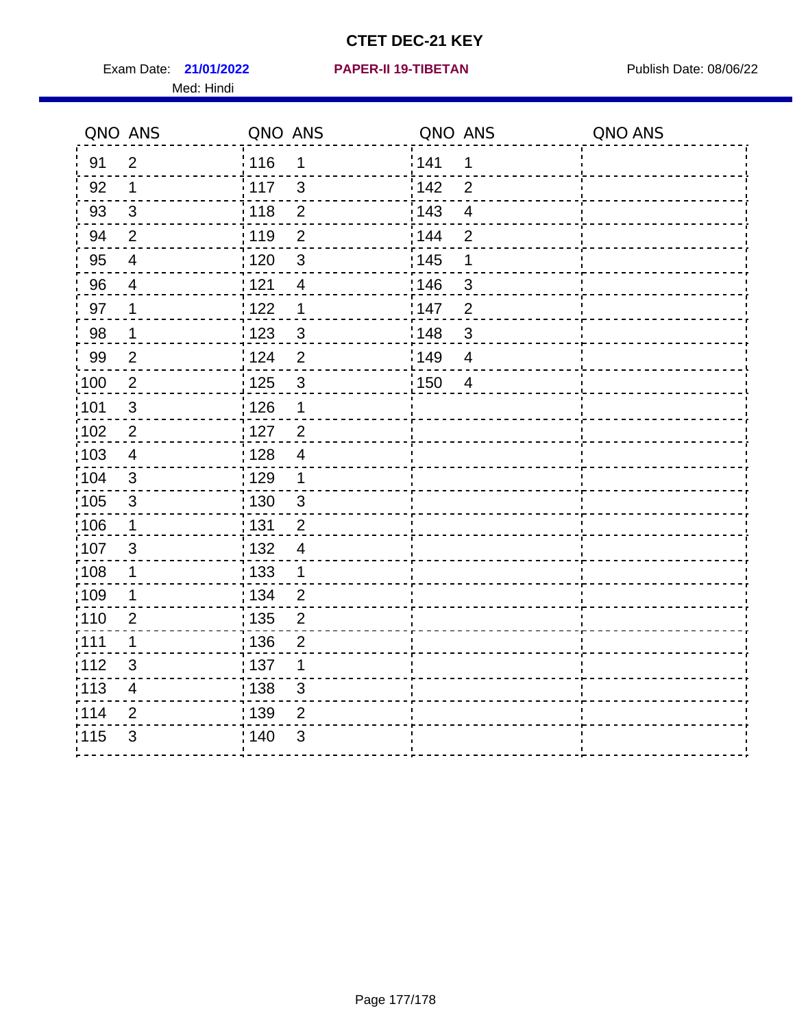# CTET DEC-21 KEY

Exam Date: **21/01/2022** **PAPER-II 19-TIBETAN** Publish Date: 08/06/22

Med: Hindi

| QNO | ANS | QNO | ANS | QNO | ANS | QNO | ANS |
|---|---|---|---|---|---|---|---|
| 91 | 2 | 116 | 1 | 141 | 1 | | |
| 92 | 1 | 117 | 3 | 142 | 2 | | |
| 93 | 3 | 118 | 2 | 143 | 4 | | |
| 94 | 2 | 119 | 2 | 144 | 2 | | |
| 95 | 4 | 120 | 3 | 145 | 1 | | |
| 96 | 4 | 121 | 4 | 146 | 3 | | |
| 97 | 1 | 122 | 1 | 147 | 2 | | |
| 98 | 1 | 123 | 3 | 148 | 3 | | |
| 99 | 2 | 124 | 2 | 149 | 4 | | |
| 100 | 2 | 125 | 3 | 150 | 4 | | |
| 101 | 3 | 126 | 1 | | | | |
| 102 | 2 | 127 | 2 | | | | |
| 103 | 4 | 128 | 4 | | | | |
| 104 | 3 | 129 | 1 | | | | |
| 105 | 3 | 130 | 3 | | | | |
| 106 | 1 | 131 | 2 | | | | |
| 107 | 3 | 132 | 4 | | | | |
| 108 | 1 | 133 | 1 | | | | |
| 109 | 1 | 134 | 2 | | | | |
| 110 | 2 | 135 | 2 | | | | |
| 111 | 1 | 136 | 2 | | | | |
| 112 | 3 | 137 | 1 | | | | |
| 113 | 4 | 138 | 3 | | | | |
| 114 | 2 | 139 | 2 | | | | |
| 115 | 3 | 140 | 3 | | | | |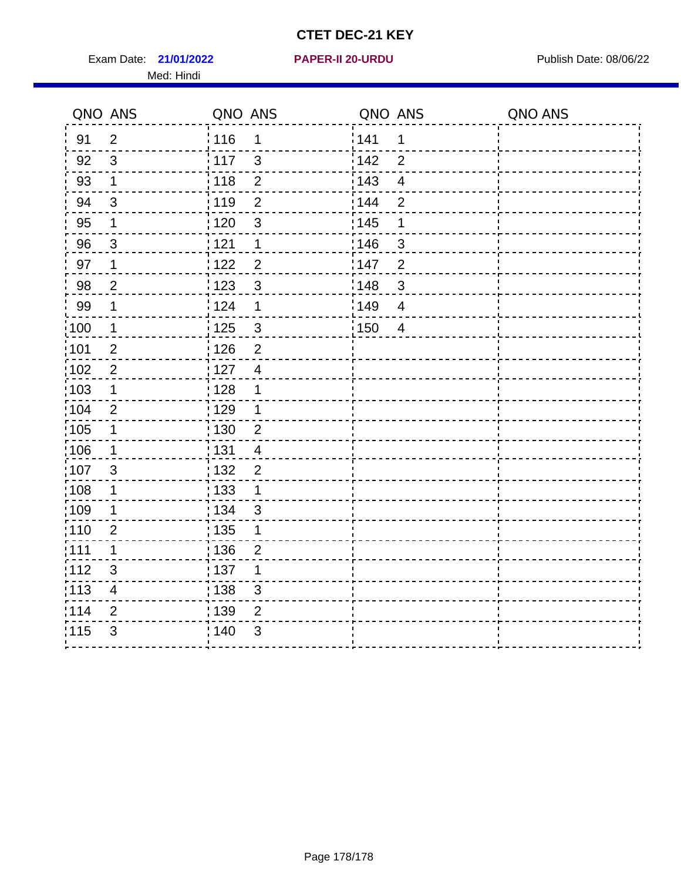# CTET DEC-21 KEY

Exam Date: **21/01/2022** **PAPER-II 20-URDU** Publish Date: 08/06/22

Med: Hindi

| QNO | ANS | QNO | ANS | QNO | ANS | QNO | ANS |
|---|---|---|---|---|---|---|---|
| 91 | 2 | 116 | 1 | 141 | 1 | | |
| 92 | 3 | 117 | 3 | 142 | 2 | | |
| 93 | 1 | 118 | 2 | 143 | 4 | | |
| 94 | 3 | 119 | 2 | 144 | 2 | | |
| 95 | 1 | 120 | 3 | 145 | 1 | | |
| 96 | 3 | 121 | 1 | 146 | 3 | | |
| 97 | 1 | 122 | 2 | 147 | 2 | | |
| 98 | 2 | 123 | 3 | 148 | 3 | | |
| 99 | 1 | 124 | 1 | 149 | 4 | | |
| 100 | 1 | 125 | 3 | 150 | 4 | | |
| 101 | 2 | 126 | 2 | | | | |
| 102 | 2 | 127 | 4 | | | | |
| 103 | 1 | 128 | 1 | | | | |
| 104 | 2 | 129 | 1 | | | | |
| 105 | 1 | 130 | 2 | | | | |
| 106 | 1 | 131 | 4 | | | | |
| 107 | 3 | 132 | 2 | | | | |
| 108 | 1 | 133 | 1 | | | | |
| 109 | 1 | 134 | 3 | | | | |
| 110 | 2 | 135 | 1 | | | | |
| 111 | 1 | 136 | 2 | | | | |
| 112 | 3 | 137 | 1 | | | | |
| 113 | 4 | 138 | 3 | | | | |
| 114 | 2 | 139 | 2 | | | | |
| 115 | 3 | 140 | 3 | | | | |